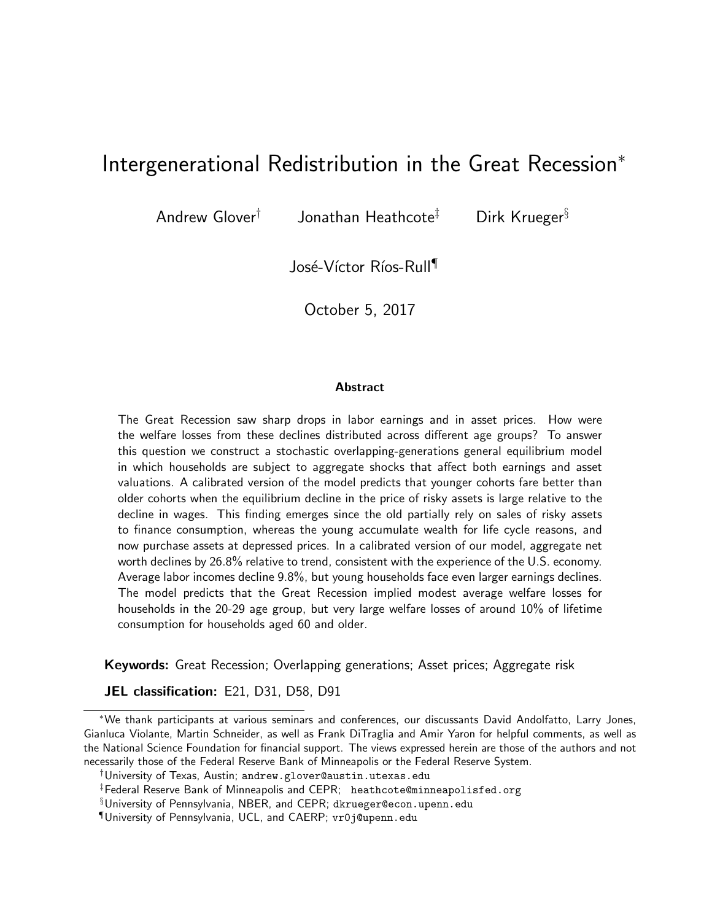# Intergenerational Redistribution in the Great Recession*

Andrew Glover[†] Jonathan Heathcote[‡] Dirk Krueger[§]

José-Víctor Ríos-Rull[¶]

October 5, 2017

**Abstract**

The Great Recession saw sharp drops in labor earnings and in asset prices. How were the welfare losses from these declines distributed across different age groups? To answer this question we construct a stochastic overlapping-generations general equilibrium model in which households are subject to aggregate shocks that affect both earnings and asset valuations. A calibrated version of the model predicts that younger cohorts fare better than older cohorts when the equilibrium decline in the price of risky assets is large relative to the decline in wages. This finding emerges since the old partially rely on sales of risky assets to finance consumption, whereas the young accumulate wealth for life cycle reasons, and now purchase assets at depressed prices. In a calibrated version of our model, aggregate net worth declines by 26.8% relative to trend, consistent with the experience of the U.S. economy. Average labor incomes decline 9.8%, but young households face even larger earnings declines. The model predicts that the Great Recession implied modest average welfare losses for households in the 20-29 age group, but very large welfare losses of around 10% of lifetime consumption for households aged 60 and older.

**Keywords:** Great Recession; Overlapping generations; Asset prices; Aggregate risk

**JEL classification:** E21, D31, D58, D91

---

*We thank participants at various seminars and conferences, our discussants David Andolfatto, Larry Jones, Gianluca Violante, Martin Schneider, as well as Frank DiTraglia and Amir Yaron for helpful comments, as well as the National Science Foundation for financial support. The views expressed herein are those of the authors and not necessarily those of the Federal Reserve Bank of Minneapolis or the Federal Reserve System.

[†]University of Texas, Austin; andrew.glover@austin.utexas.edu

[‡]Federal Reserve Bank of Minneapolis and CEPR; heathcote@minneapolisfed.org

[§]University of Pennsylvania, NBER, and CEPR; dkrueger@econ.upenn.edu

[¶]University of Pennsylvania, UCL, and CAERP; vr0j@upenn.edu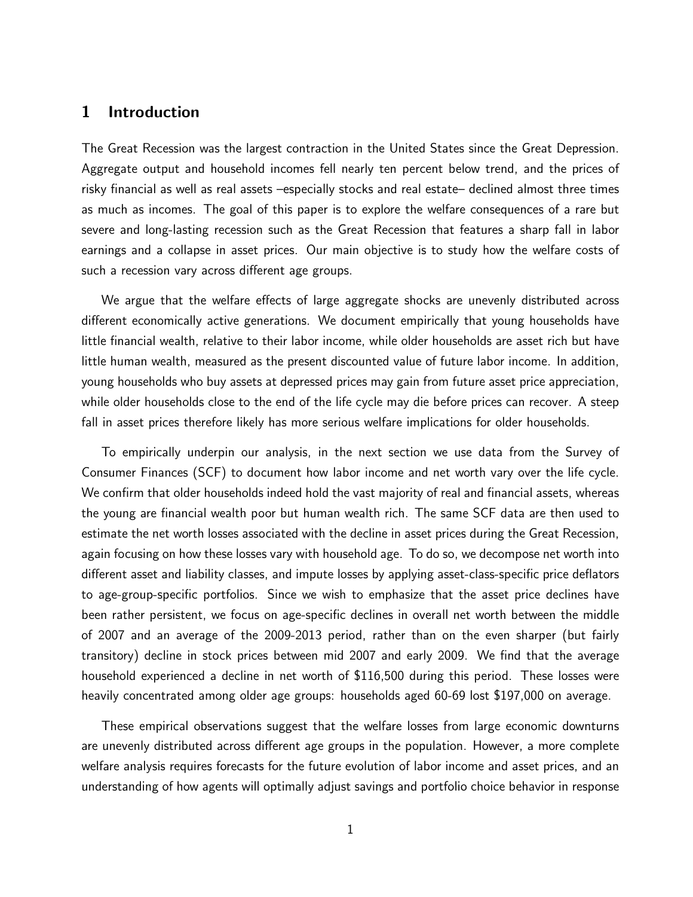# 1 Introduction

The Great Recession was the largest contraction in the United States since the Great Depression. Aggregate output and household incomes fell nearly ten percent below trend, and the prices of risky financial as well as real assets –especially stocks and real estate– declined almost three times as much as incomes. The goal of this paper is to explore the welfare consequences of a rare but severe and long-lasting recession such as the Great Recession that features a sharp fall in labor earnings and a collapse in asset prices. Our main objective is to study how the welfare costs of such a recession vary across different age groups.

We argue that the welfare effects of large aggregate shocks are unevenly distributed across different economically active generations. We document empirically that young households have little financial wealth, relative to their labor income, while older households are asset rich but have little human wealth, measured as the present discounted value of future labor income. In addition, young households who buy assets at depressed prices may gain from future asset price appreciation, while older households close to the end of the life cycle may die before prices can recover. A steep fall in asset prices therefore likely has more serious welfare implications for older households.

To empirically underpin our analysis, in the next section we use data from the Survey of Consumer Finances (SCF) to document how labor income and net worth vary over the life cycle. We confirm that older households indeed hold the vast majority of real and financial assets, whereas the young are financial wealth poor but human wealth rich. The same SCF data are then used to estimate the net worth losses associated with the decline in asset prices during the Great Recession, again focusing on how these losses vary with household age. To do so, we decompose net worth into different asset and liability classes, and impute losses by applying asset-class-specific price deflators to age-group-specific portfolios. Since we wish to emphasize that the asset price declines have been rather persistent, we focus on age-specific declines in overall net worth between the middle of 2007 and an average of the 2009-2013 period, rather than on the even sharper (but fairly transitory) decline in stock prices between mid 2007 and early 2009. We find that the average household experienced a decline in net worth of $116,500 during this period. These losses were heavily concentrated among older age groups: households aged 60-69 lost $197,000 on average.

These empirical observations suggest that the welfare losses from large economic downturns are unevenly distributed across different age groups in the population. However, a more complete welfare analysis requires forecasts for the future evolution of labor income and asset prices, and an understanding of how agents will optimally adjust savings and portfolio choice behavior in response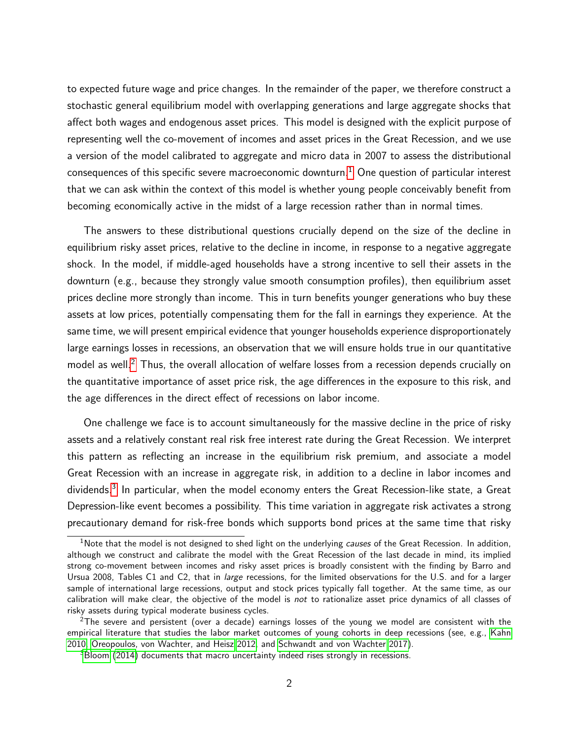to expected future wage and price changes. In the remainder of the paper, we therefore construct a stochastic general equilibrium model with overlapping generations and large aggregate shocks that affect both wages and endogenous asset prices. This model is designed with the explicit purpose of representing well the co-movement of incomes and asset prices in the Great Recession, and we use a version of the model calibrated to aggregate and micro data in 2007 to assess the distributional consequences of this specific severe macroeconomic downturn.[1] One question of particular interest that we can ask within the context of this model is whether young people conceivably benefit from becoming economically active in the midst of a large recession rather than in normal times.

The answers to these distributional questions crucially depend on the size of the decline in equilibrium risky asset prices, relative to the decline in income, in response to a negative aggregate shock. In the model, if middle-aged households have a strong incentive to sell their assets in the downturn (e.g., because they strongly value smooth consumption profiles), then equilibrium asset prices decline more strongly than income. This in turn benefits younger generations who buy these assets at low prices, potentially compensating them for the fall in earnings they experience. At the same time, we will present empirical evidence that younger households experience disproportionately large earnings losses in recessions, an observation that we will ensure holds true in our quantitative model as well.[2] Thus, the overall allocation of welfare losses from a recession depends crucially on the quantitative importance of asset price risk, the age differences in the exposure to this risk, and the age differences in the direct effect of recessions on labor income.

One challenge we face is to account simultaneously for the massive decline in the price of risky assets and a relatively constant real risk free interest rate during the Great Recession. We interpret this pattern as reflecting an increase in the equilibrium risk premium, and associate a model Great Recession with an increase in aggregate risk, in addition to a decline in labor incomes and dividends.[3] In particular, when the model economy enters the Great Recession-like state, a Great Depression-like event becomes a possibility. This time variation in aggregate risk activates a strong precautionary demand for risk-free bonds which supports bond prices at the same time that risky

[1] Note that the model is not designed to shed light on the underlying *causes* of the Great Recession. In addition, although we construct and calibrate the model with the Great Recession of the last decade in mind, its implied strong co-movement between incomes and risky asset prices is broadly consistent with the finding by Barro and Ursua 2008, Tables C1 and C2, that in *large* recessions, for the limited observations for the U.S. and for a larger sample of international large recessions, output and stock prices typically fall together. At the same time, as our calibration will make clear, the objective of the model is *not* to rationalize asset price dynamics of all classes of risky assets during typical moderate business cycles.

[2] The severe and persistent (over a decade) earnings losses of the young we model are consistent with the empirical literature that studies the labor market outcomes of young cohorts in deep recessions (see, e.g., Kahn 2010, Oreopoulos, von Wachter, and Heisz 2012, and Schwandt and von Wachter 2017).

[3] Bloom (2014) documents that macro uncertainty indeed rises strongly in recessions.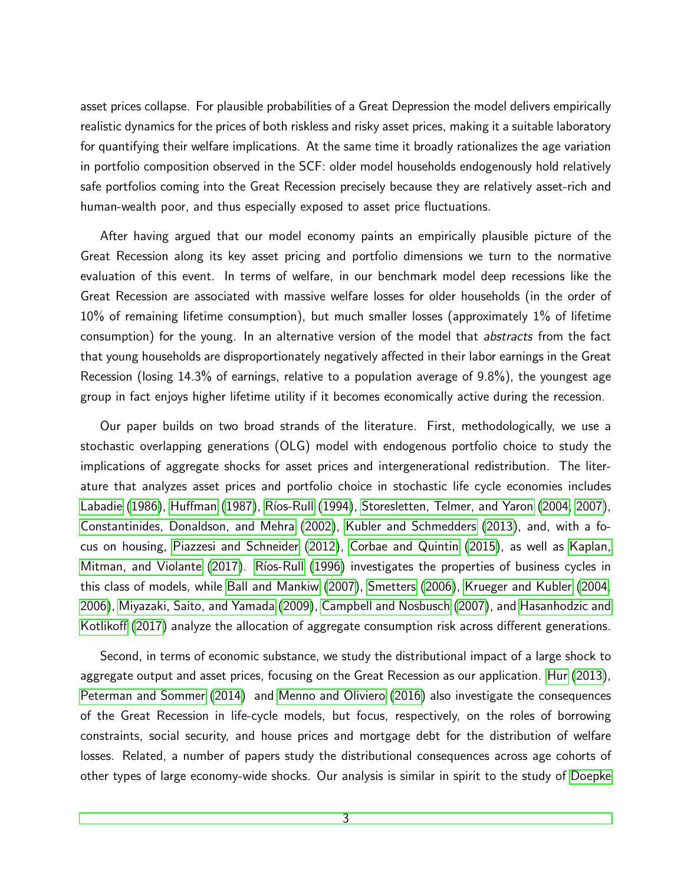asset prices collapse. For plausible probabilities of a Great Depression the model delivers empirically realistic dynamics for the prices of both riskless and risky asset prices, making it a suitable laboratory for quantifying their welfare implications. At the same time it broadly rationalizes the age variation in portfolio composition observed in the SCF: older model households endogenously hold relatively safe portfolios coming into the Great Recession precisely because they are relatively asset-rich and human-wealth poor, and thus especially exposed to asset price fluctuations.

After having argued that our model economy paints an empirically plausible picture of the Great Recession along its key asset pricing and portfolio dimensions we turn to the normative evaluation of this event. In terms of welfare, in our benchmark model deep recessions like the Great Recession are associated with massive welfare losses for older households (in the order of 10% of remaining lifetime consumption), but much smaller losses (approximately 1% of lifetime consumption) for the young. In an alternative version of the model that *abstracts* from the fact that young households are disproportionately negatively affected in their labor earnings in the Great Recession (losing 14.3% of earnings, relative to a population average of 9.8%), the youngest age group in fact enjoys higher lifetime utility if it becomes economically active during the recession.

Our paper builds on two broad strands of the literature. First, methodologically, we use a stochastic overlapping generations (OLG) model with endogenous portfolio choice to study the implications of aggregate shocks for asset prices and intergenerational redistribution. The literature that analyzes asset prices and portfolio choice in stochastic life cycle economies includes Labadie (1986), Huffman (1987), Ríos-Rull (1994), Storesletten, Telmer, and Yaron (2004, 2007), Constantinides, Donaldson, and Mehra (2002), Kubler and Schmedders (2013), and, with a focus on housing, Piazzesi and Schneider (2012), Corbae and Quintin (2015), as well as Kaplan, Mitman, and Violante (2017). Ríos-Rull (1996) investigates the properties of business cycles in this class of models, while Ball and Mankiw (2007), Smetters (2006), Krueger and Kubler (2004, 2006), Miyazaki, Saito, and Yamada (2009), Campbell and Nosbusch (2007), and Hasanhodzic and Kotlikoff (2017) analyze the allocation of aggregate consumption risk across different generations.

Second, in terms of economic substance, we study the distributional impact of a large shock to aggregate output and asset prices, focusing on the Great Recession as our application. Hur (2013), Peterman and Sommer (2014) and Menno and Oliviero (2016) also investigate the consequences of the Great Recession in life-cycle models, but focus, respectively, on the roles of borrowing constraints, social security, and house prices and mortgage debt for the distribution of welfare losses. Related, a number of papers study the distributional consequences across age cohorts of other types of large economy-wide shocks. Our analysis is similar in spirit to the study of Doepke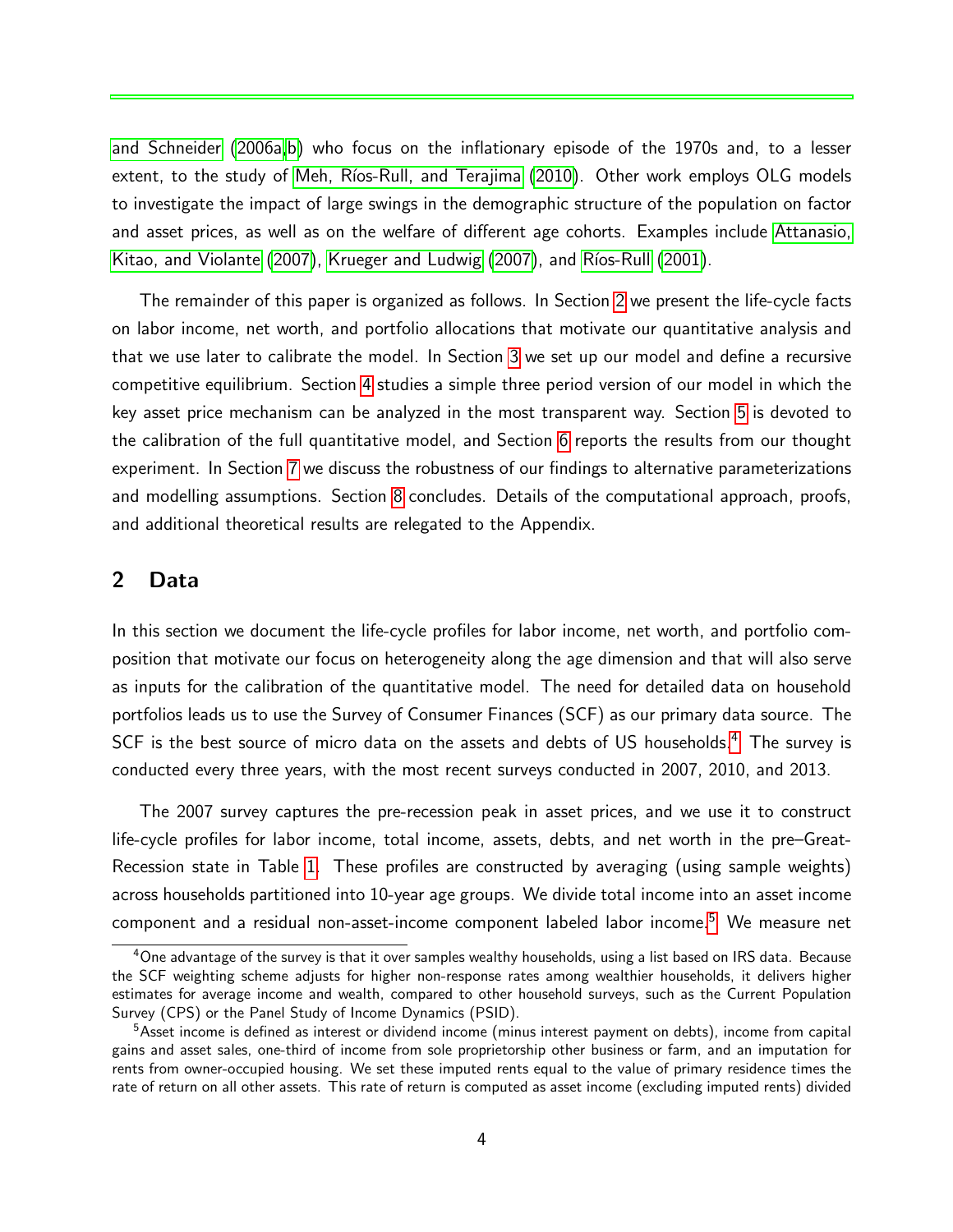and Schneider (2006a,b) who focus on the inflationary episode of the 1970s and, to a lesser extent, to the study of Meh, Ríos-Rull, and Terajima (2010). Other work employs OLG models to investigate the impact of large swings in the demographic structure of the population on factor and asset prices, as well as on the welfare of different age cohorts. Examples include Attanasio, Kitao, and Violante (2007), Krueger and Ludwig (2007), and Ríos-Rull (2001).

The remainder of this paper is organized as follows. In Section 2 we present the life-cycle facts on labor income, net worth, and portfolio allocations that motivate our quantitative analysis and that we use later to calibrate the model. In Section 3 we set up our model and define a recursive competitive equilibrium. Section 4 studies a simple three period version of our model in which the key asset price mechanism can be analyzed in the most transparent way. Section 5 is devoted to the calibration of the full quantitative model, and Section 6 reports the results from our thought experiment. In Section 7 we discuss the robustness of our findings to alternative parameterizations and modelling assumptions. Section 8 concludes. Details of the computational approach, proofs, and additional theoretical results are relegated to the Appendix.

## 2 Data

In this section we document the life-cycle profiles for labor income, net worth, and portfolio composition that motivate our focus on heterogeneity along the age dimension and that will also serve as inputs for the calibration of the quantitative model. The need for detailed data on household portfolios leads us to use the Survey of Consumer Finances (SCF) as our primary data source. The SCF is the best source of micro data on the assets and debts of US households.[4] The survey is conducted every three years, with the most recent surveys conducted in 2007, 2010, and 2013.

The 2007 survey captures the pre-recession peak in asset prices, and we use it to construct life-cycle profiles for labor income, total income, assets, debts, and net worth in the pre–Great-Recession state in Table 1. These profiles are constructed by averaging (using sample weights) across households partitioned into 10-year age groups. We divide total income into an asset income component and a residual non-asset-income component labeled labor income.[5] We measure net

[4]One advantage of the survey is that it over samples wealthy households, using a list based on IRS data. Because the SCF weighting scheme adjusts for higher non-response rates among wealthier households, it delivers higher estimates for average income and wealth, compared to other household surveys, such as the Current Population Survey (CPS) or the Panel Study of Income Dynamics (PSID).

[5]Asset income is defined as interest or dividend income (minus interest payment on debts), income from capital gains and asset sales, one-third of income from sole proprietorship other business or farm, and an imputation for rents from owner-occupied housing. We set these imputed rents equal to the value of primary residence times the rate of return on all other assets. This rate of return is computed as asset income (excluding imputed rents) divided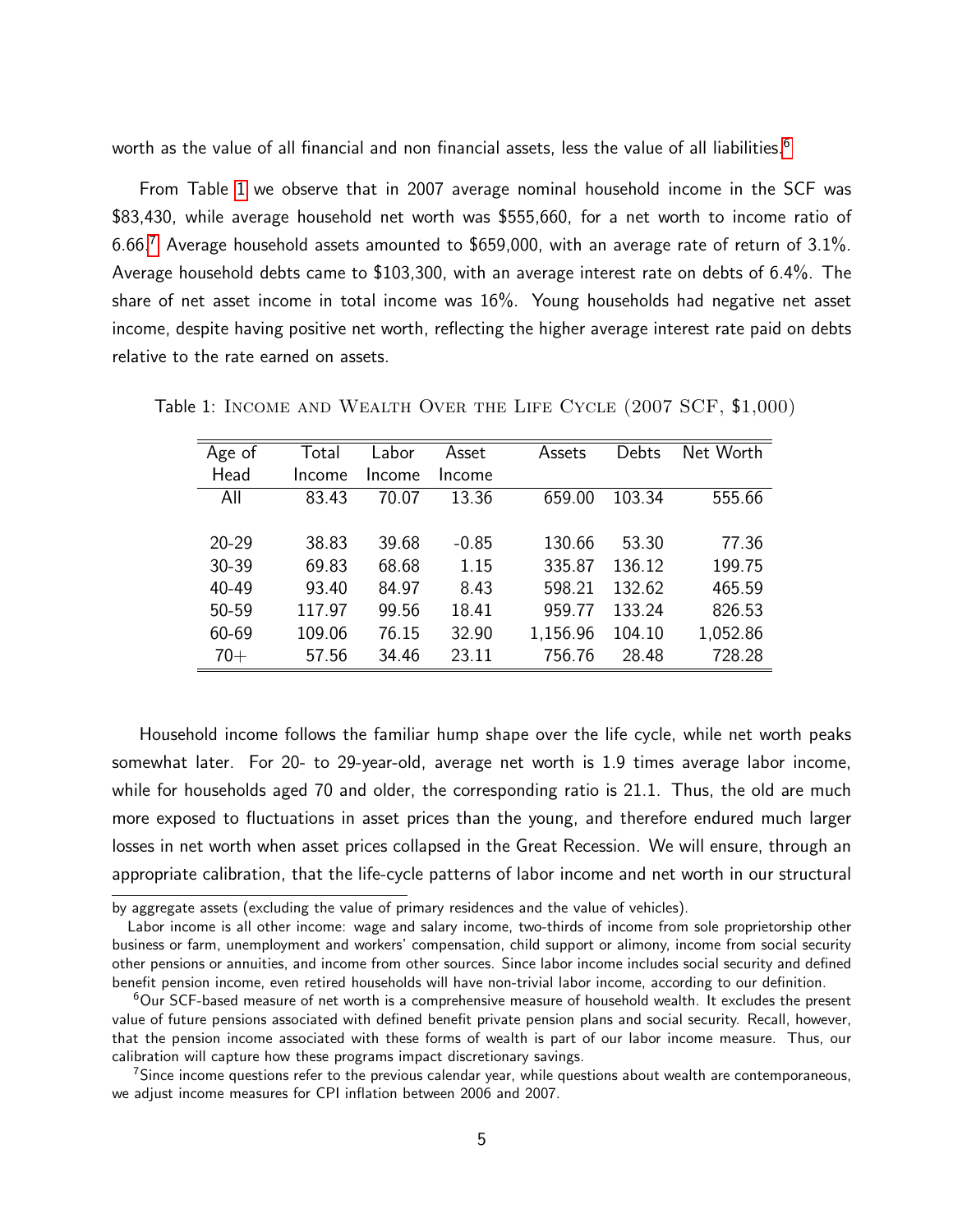worth as the value of all financial and non financial assets, less the value of all liabilities.[6]

From Table 1 we observe that in 2007 average nominal household income in the SCF was $83,430, while average household net worth was $555,660, for a net worth to income ratio of 6.66.[7] Average household assets amounted to $659,000, with an average rate of return of 3.1%. Average household debts came to $103,300, with an average interest rate on debts of 6.4%. The share of net asset income in total income was 16%. Young households had negative net asset income, despite having positive net worth, reflecting the higher average interest rate paid on debts relative to the rate earned on assets.

Table 1: Income and Wealth Over the Life Cycle (2007 SCF, $1,000)

| Age of Head | Total Income | Labor Income | Asset Income | Assets | Debts | Net Worth |
|---|---|---|---|---|---|---|
| All | 83.43 | 70.07 | 13.36 | 659.00 | 103.34 | 555.66 |
| | | | | | | |
| 20-29 | 38.83 | 39.68 | -0.85 | 130.66 | 53.30 | 77.36 |
| 30-39 | 69.83 | 68.68 | 1.15 | 335.87 | 136.12 | 199.75 |
| 40-49 | 93.40 | 84.97 | 8.43 | 598.21 | 132.62 | 465.59 |
| 50-59 | 117.97 | 99.56 | 18.41 | 959.77 | 133.24 | 826.53 |
| 60-69 | 109.06 | 76.15 | 32.90 | 1,156.96 | 104.10 | 1,052.86 |
| 70+ | 57.56 | 34.46 | 23.11 | 756.76 | 28.48 | 728.28 |

Household income follows the familiar hump shape over the life cycle, while net worth peaks somewhat later. For 20- to 29-year-old, average net worth is 1.9 times average labor income, while for households aged 70 and older, the corresponding ratio is 21.1. Thus, the old are much more exposed to fluctuations in asset prices than the young, and therefore endured much larger losses in net worth when asset prices collapsed in the Great Recession. We will ensure, through an appropriate calibration, that the life-cycle patterns of labor income and net worth in our structural

by aggregate assets (excluding the value of primary residences and the value of vehicles).

Labor income is all other income: wage and salary income, two-thirds of income from sole proprietorship other business or farm, unemployment and workers' compensation, child support or alimony, income from social security other pensions or annuities, and income from other sources. Since labor income includes social security and defined benefit pension income, even retired households will have non-trivial labor income, according to our definition.

[6]Our SCF-based measure of net worth is a comprehensive measure of household wealth. It excludes the present value of future pensions associated with defined benefit private pension plans and social security. Recall, however, that the pension income associated with these forms of wealth is part of our labor income measure. Thus, our calibration will capture how these programs impact discretionary savings.

[7]Since income questions refer to the previous calendar year, while questions about wealth are contemporaneous, we adjust income measures for CPI inflation between 2006 and 2007.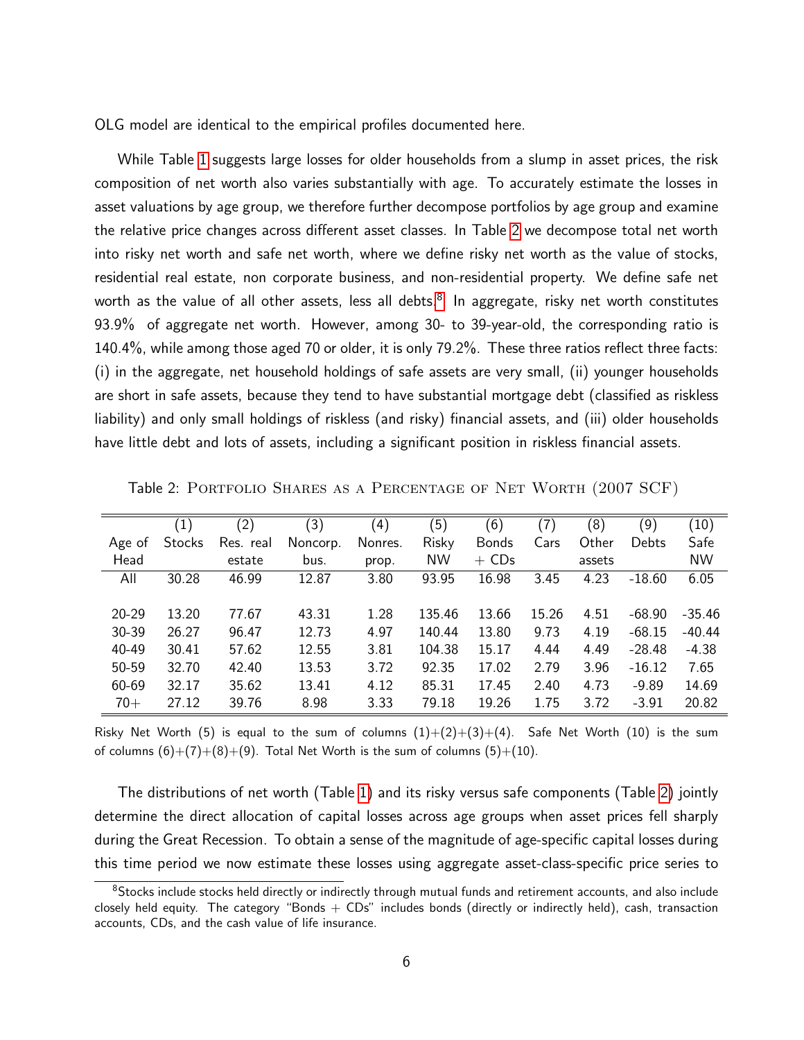OLG model are identical to the empirical profiles documented here.

While Table 1 suggests large losses for older households from a slump in asset prices, the risk composition of net worth also varies substantially with age. To accurately estimate the losses in asset valuations by age group, we therefore further decompose portfolios by age group and examine the relative price changes across different asset classes. In Table 2 we decompose total net worth into risky net worth and safe net worth, where we define risky net worth as the value of stocks, residential real estate, non corporate business, and non-residential property. We define safe net worth as the value of all other assets, less all debts.[8] In aggregate, risky net worth constitutes 93.9% of aggregate net worth. However, among 30- to 39-year-old, the corresponding ratio is 140.4%, while among those aged 70 or older, it is only 79.2%. These three ratios reflect three facts: (i) in the aggregate, net household holdings of safe assets are very small, (ii) younger households are short in safe assets, because they tend to have substantial mortgage debt (classified as riskless liability) and only small holdings of riskless (and risky) financial assets, and (iii) older households have little debt and lots of assets, including a significant position in riskless financial assets.

Table 2: Portfolio Shares as a Percentage of Net Worth (2007 SCF)

| Age of Head | (1) Stocks | (2) Res. real estate | (3) Noncorp. bus. | (4) Nonres. prop. | (5) Risky NW | (6) Bonds + CDs | (7) Cars | (8) Other assets | (9) Debts | (10) Safe NW |
|---|---|---|---|---|---|---|---|---|---|---|
| All | 30.28 | 46.99 | 12.87 | 3.80 | 93.95 | 16.98 | 3.45 | 4.23 | -18.60 | 6.05 |
| 20-29 | 13.20 | 77.67 | 43.31 | 1.28 | 135.46 | 13.66 | 15.26 | 4.51 | -68.90 | -35.46 |
| 30-39 | 26.27 | 96.47 | 12.73 | 4.97 | 140.44 | 13.80 | 9.73 | 4.19 | -68.15 | -40.44 |
| 40-49 | 30.41 | 57.62 | 12.55 | 3.81 | 104.38 | 15.17 | 4.44 | 4.49 | -28.48 | -4.38 |
| 50-59 | 32.70 | 42.40 | 13.53 | 3.72 | 92.35 | 17.02 | 2.79 | 3.96 | -16.12 | 7.65 |
| 60-69 | 32.17 | 35.62 | 13.41 | 4.12 | 85.31 | 17.45 | 2.40 | 4.73 | -9.89 | 14.69 |
| 70+ | 27.12 | 39.76 | 8.98 | 3.33 | 79.18 | 19.26 | 1.75 | 3.72 | -3.91 | 20.82 |

Risky Net Worth (5) is equal to the sum of columns (1)+(2)+(3)+(4). Safe Net Worth (10) is the sum of columns (6)+(7)+(8)+(9). Total Net Worth is the sum of columns (5)+(10).

The distributions of net worth (Table 1) and its risky versus safe components (Table 2) jointly determine the direct allocation of capital losses across age groups when asset prices fell sharply during the Great Recession. To obtain a sense of the magnitude of age-specific capital losses during this time period we now estimate these losses using aggregate asset-class-specific price series to

[8] Stocks include stocks held directly or indirectly through mutual funds and retirement accounts, and also include closely held equity. The category "Bonds + CDs" includes bonds (directly or indirectly held), cash, transaction accounts, CDs, and the cash value of life insurance.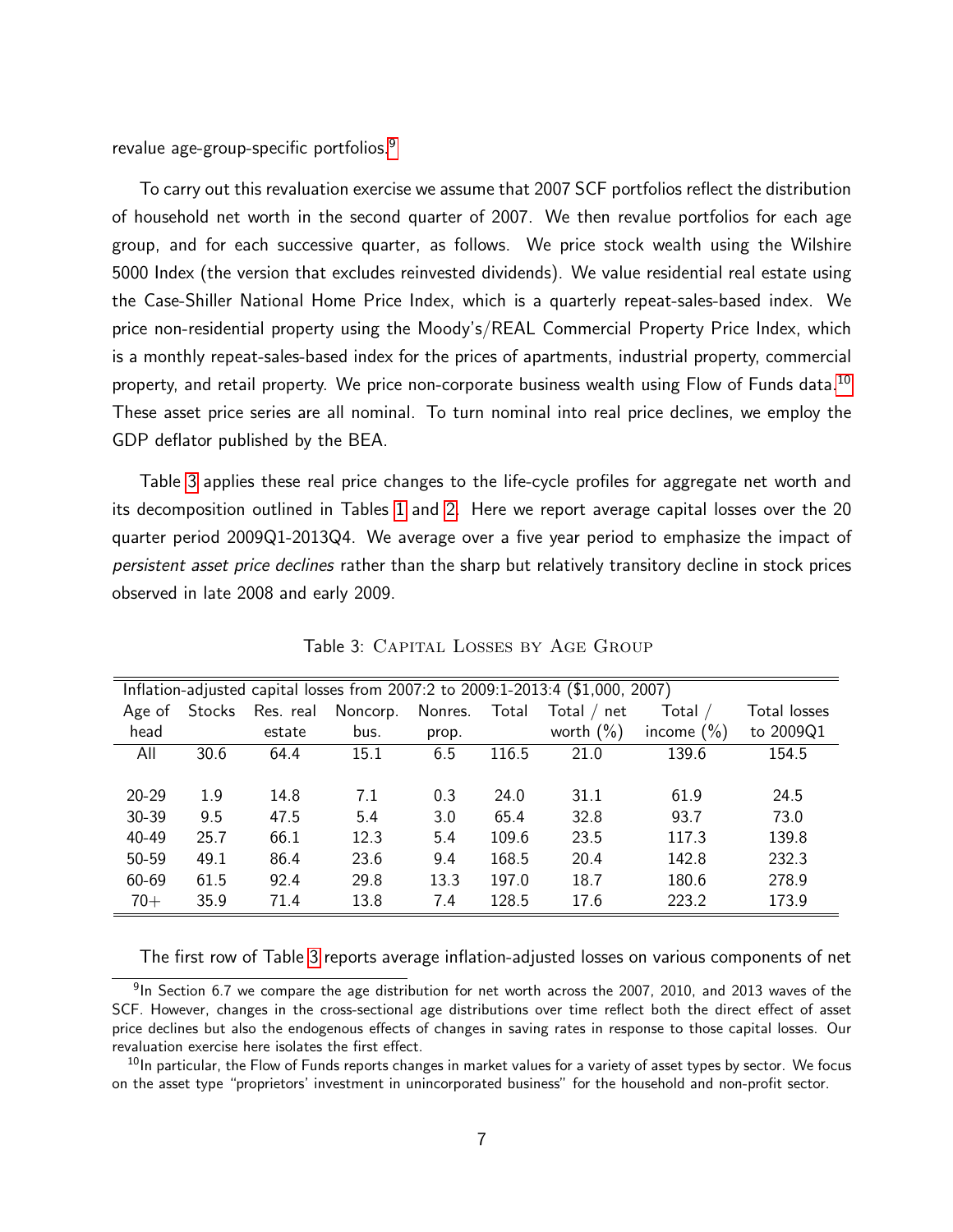revalue age-group-specific portfolios.[9]

To carry out this revaluation exercise we assume that 2007 SCF portfolios reflect the distribution of household net worth in the second quarter of 2007. We then revalue portfolios for each age group, and for each successive quarter, as follows. We price stock wealth using the Wilshire 5000 Index (the version that excludes reinvested dividends). We value residential real estate using the Case-Shiller National Home Price Index, which is a quarterly repeat-sales-based index. We price non-residential property using the Moody's/REAL Commercial Property Price Index, which is a monthly repeat-sales-based index for the prices of apartments, industrial property, commercial property, and retail property. We price non-corporate business wealth using Flow of Funds data.[10] These asset price series are all nominal. To turn nominal into real price declines, we employ the GDP deflator published by the BEA.

Table 3 applies these real price changes to the life-cycle profiles for aggregate net worth and its decomposition outlined in Tables 1 and 2. Here we report average capital losses over the 20 quarter period 2009Q1-2013Q4. We average over a five year period to emphasize the impact of *persistent asset price declines* rather than the sharp but relatively transitory decline in stock prices observed in late 2008 and early 2009.

Table 3: Capital Losses by Age Group

| Inflation-adjusted capital losses from 2007:2 to 2009:1-2013:4 ($1,000, 2007) | | | | | | | | |
|---|---|---|---|---|---|---|---|---|
| Age of head | Stocks | Res. real estate | Noncorp. bus. | Nonres. prop. | Total | Total / net worth (%) | Total / income (%) | Total losses to 2009Q1 |
| All | 30.6 | 64.4 | 15.1 | 6.5 | 116.5 | 21.0 | 139.6 | 154.5 |
| 20-29 | 1.9 | 14.8 | 7.1 | 0.3 | 24.0 | 31.1 | 61.9 | 24.5 |
| 30-39 | 9.5 | 47.5 | 5.4 | 3.0 | 65.4 | 32.8 | 93.7 | 73.0 |
| 40-49 | 25.7 | 66.1 | 12.3 | 5.4 | 109.6 | 23.5 | 117.3 | 139.8 |
| 50-59 | 49.1 | 86.4 | 23.6 | 9.4 | 168.5 | 20.4 | 142.8 | 232.3 |
| 60-69 | 61.5 | 92.4 | 29.8 | 13.3 | 197.0 | 18.7 | 180.6 | 278.9 |
| 70+ | 35.9 | 71.4 | 13.8 | 7.4 | 128.5 | 17.6 | 223.2 | 173.9 |

The first row of Table 3 reports average inflation-adjusted losses on various components of net

[9] In Section 6.7 we compare the age distribution for net worth across the 2007, 2010, and 2013 waves of the SCF. However, changes in the cross-sectional age distributions over time reflect both the direct effect of asset price declines but also the endogenous effects of changes in saving rates in response to those capital losses. Our revaluation exercise here isolates the first effect.

[10] In particular, the Flow of Funds reports changes in market values for a variety of asset types by sector. We focus on the asset type "proprietors' investment in unincorporated business" for the household and non-profit sector.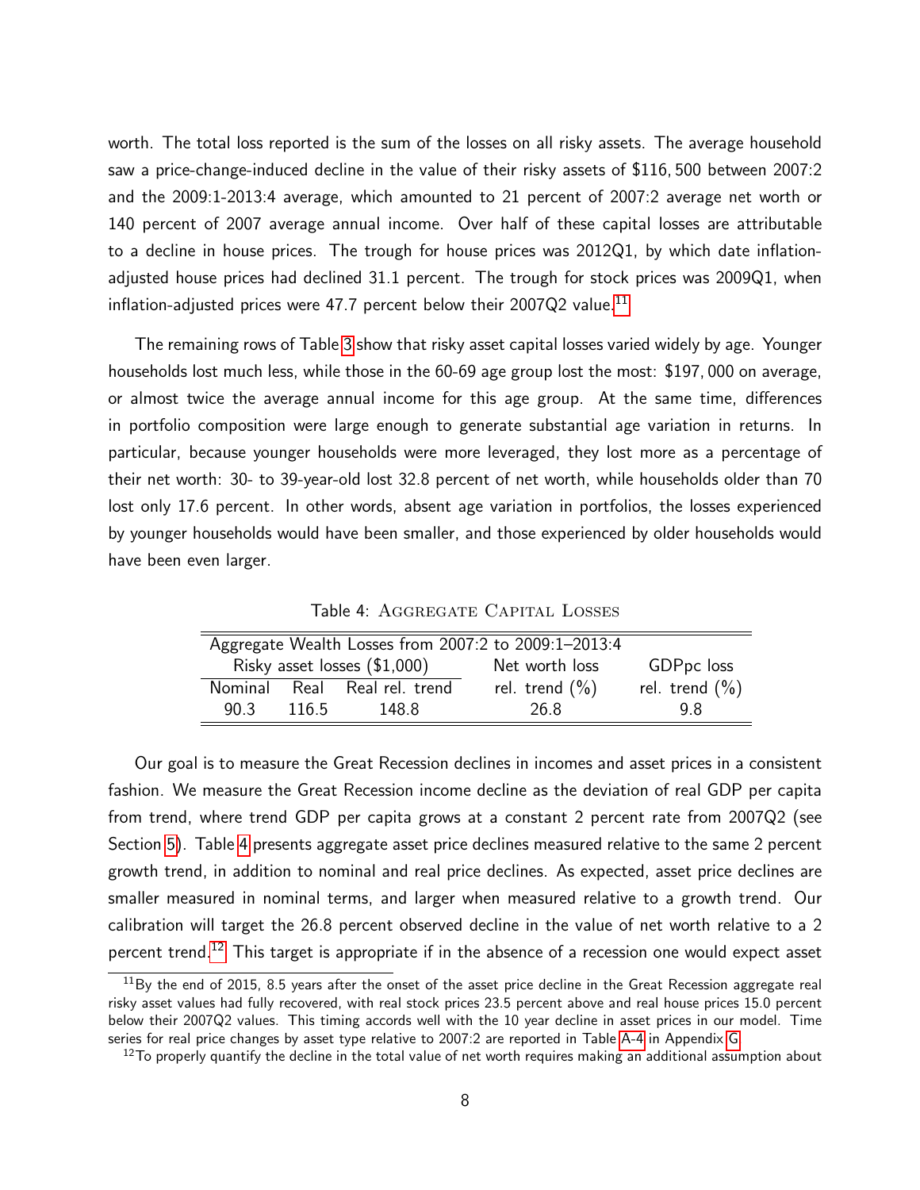worth. The total loss reported is the sum of the losses on all risky assets. The average household saw a price-change-induced decline in the value of their risky assets of \$116,500 between 2007:2 and the 2009:1-2013:4 average, which amounted to 21 percent of 2007:2 average net worth or 140 percent of 2007 average annual income. Over half of these capital losses are attributable to a decline in house prices. The trough for house prices was 2012Q1, by which date inflation-adjusted house prices had declined 31.1 percent. The trough for stock prices was 2009Q1, when inflation-adjusted prices were 47.7 percent below their 2007Q2 value.[11]

The remaining rows of Table 3 show that risky asset capital losses varied widely by age. Younger households lost much less, while those in the 60-69 age group lost the most: \$197,000 on average, or almost twice the average annual income for this age group. At the same time, differences in portfolio composition were large enough to generate substantial age variation in returns. In particular, because younger households were more leveraged, they lost more as a percentage of their net worth: 30- to 39-year-old lost 32.8 percent of net worth, while households older than 70 lost only 17.6 percent. In other words, absent age variation in portfolios, the losses experienced by younger households would have been smaller, and those experienced by older households would have been even larger.

Table 4: Aggregate Capital Losses

| Aggregate Wealth Losses from 2007:2 to 2009:1–2013:4 | | | | |
|---|---|---|---|---|
| Risky asset losses (\$1,000) | | | Net worth loss | GDPpc loss |
| Nominal | Real | Real rel. trend | rel. trend (%) | rel. trend (%) |
| 90.3 | 116.5 | 148.8 | 26.8 | 9.8 |

Our goal is to measure the Great Recession declines in incomes and asset prices in a consistent fashion. We measure the Great Recession income decline as the deviation of real GDP per capita from trend, where trend GDP per capita grows at a constant 2 percent rate from 2007Q2 (see Section 5). Table 4 presents aggregate asset price declines measured relative to the same 2 percent growth trend, in addition to nominal and real price declines. As expected, asset price declines are smaller measured in nominal terms, and larger when measured relative to a growth trend. Our calibration will target the 26.8 percent observed decline in the value of net worth relative to a 2 percent trend.[12] This target is appropriate if in the absence of a recession one would expect asset

[11] By the end of 2015, 8.5 years after the onset of the asset price decline in the Great Recession aggregate real risky asset values had fully recovered, with real stock prices 23.5 percent above and real house prices 15.0 percent below their 2007Q2 values. This timing accords well with the 10 year decline in asset prices in our model. Time series for real price changes by asset type relative to 2007:2 are reported in Table A-4 in Appendix G.

[12] To properly quantify the decline in the total value of net worth requires making an additional assumption about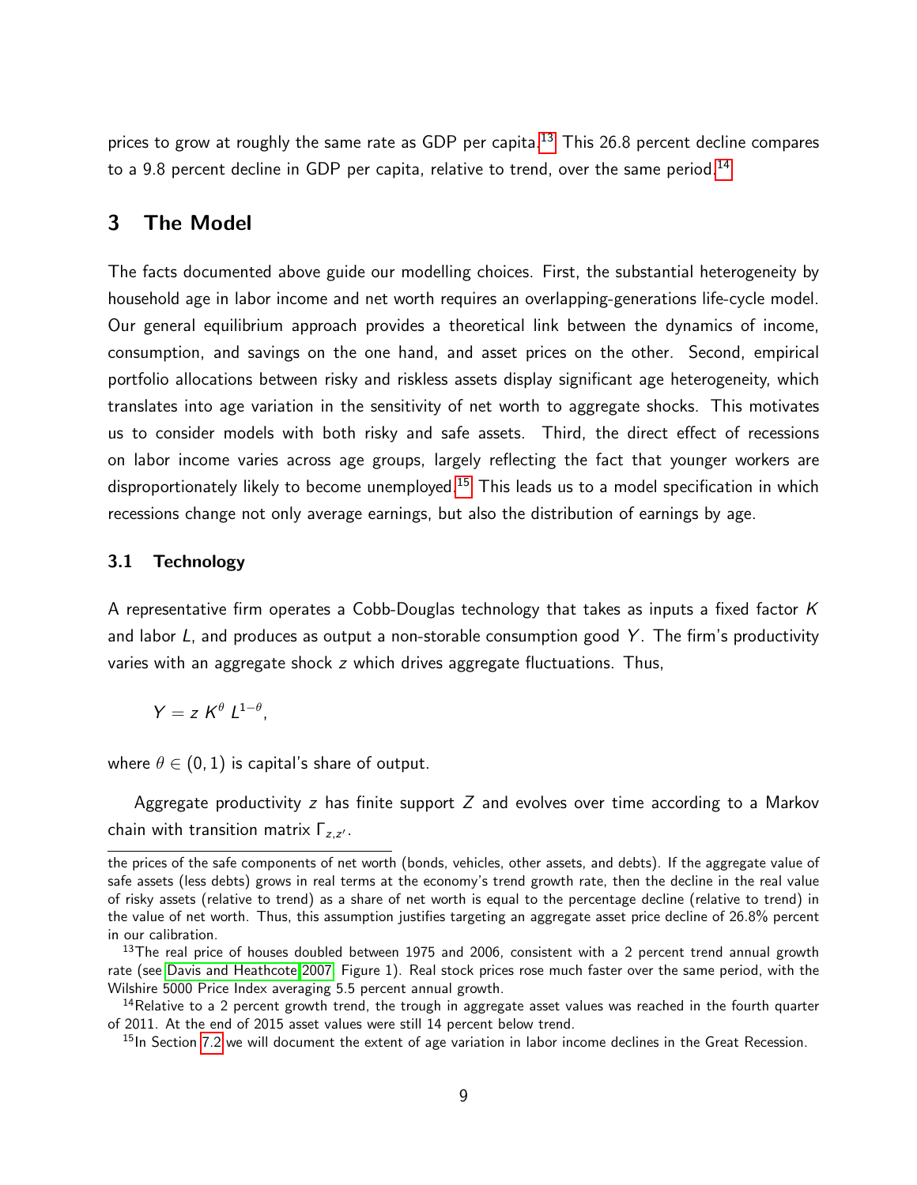prices to grow at roughly the same rate as GDP per capita.[13] This 26.8 percent decline compares to a 9.8 percent decline in GDP per capita, relative to trend, over the same period.[14]

# 3 The Model

The facts documented above guide our modelling choices. First, the substantial heterogeneity by household age in labor income and net worth requires an overlapping-generations life-cycle model. Our general equilibrium approach provides a theoretical link between the dynamics of income, consumption, and savings on the one hand, and asset prices on the other. Second, empirical portfolio allocations between risky and riskless assets display significant age heterogeneity, which translates into age variation in the sensitivity of net worth to aggregate shocks. This motivates us to consider models with both risky and safe assets. Third, the direct effect of recessions on labor income varies across age groups, largely reflecting the fact that younger workers are disproportionately likely to become unemployed.[15] This leads us to a model specification in which recessions change not only average earnings, but also the distribution of earnings by age.

## 3.1 Technology

A representative firm operates a Cobb-Douglas technology that takes as inputs a fixed factor $K$ and labor $L$, and produces as output a non-storable consumption good $Y$. The firm's productivity varies with an aggregate shock $z$ which drives aggregate fluctuations. Thus,

$$Y = z\, K^{\theta}\, L^{1-\theta},$$

where $\theta \in (0, 1)$ is capital's share of output.

Aggregate productivity $z$ has finite support $Z$ and evolves over time according to a Markov chain with transition matrix $\Gamma_{z,z'}$.

---

the prices of the safe components of net worth (bonds, vehicles, other assets, and debts). If the aggregate value of safe assets (less debts) grows in real terms at the economy's trend growth rate, then the decline in the real value of risky assets (relative to trend) as a share of net worth is equal to the percentage decline (relative to trend) in the value of net worth. Thus, this assumption justifies targeting an aggregate asset price decline of 26.8% percent in our calibration.

[13]The real price of houses doubled between 1975 and 2006, consistent with a 2 percent trend annual growth rate (see Davis and Heathcote 2007, Figure 1). Real stock prices rose much faster over the same period, with the Wilshire 5000 Price Index averaging 5.5 percent annual growth.

[14]Relative to a 2 percent growth trend, the trough in aggregate asset values was reached in the fourth quarter of 2011. At the end of 2015 asset values were still 14 percent below trend.

[15]In Section 7.2 we will document the extent of age variation in labor income declines in the Great Recession.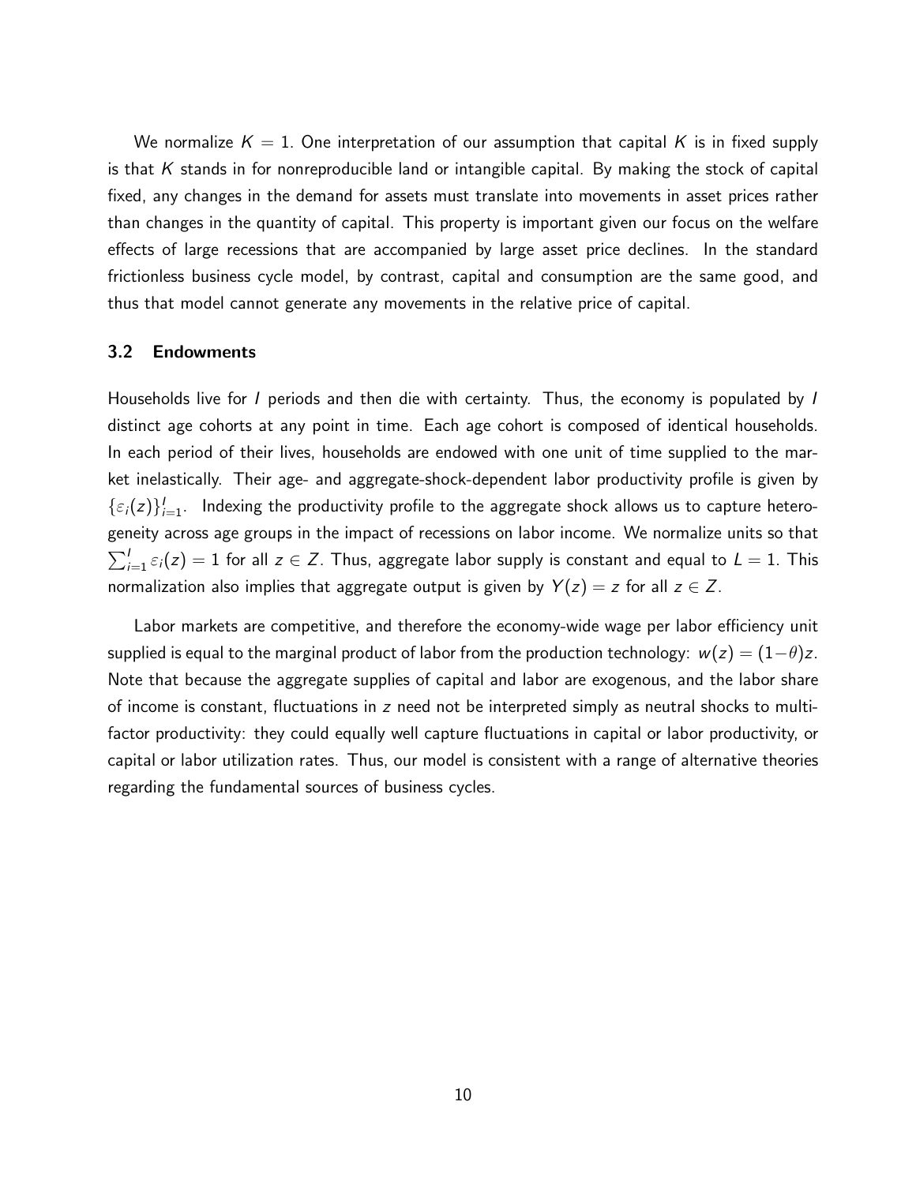We normalize $K = 1$. One interpretation of our assumption that capital $K$ is in fixed supply is that $K$ stands in for nonreproducible land or intangible capital. By making the stock of capital fixed, any changes in the demand for assets must translate into movements in asset prices rather than changes in the quantity of capital. This property is important given our focus on the welfare effects of large recessions that are accompanied by large asset price declines. In the standard frictionless business cycle model, by contrast, capital and consumption are the same good, and thus that model cannot generate any movements in the relative price of capital.

### 3.2 Endowments

Households live for $I$ periods and then die with certainty. Thus, the economy is populated by $I$ distinct age cohorts at any point in time. Each age cohort is composed of identical households. In each period of their lives, households are endowed with one unit of time supplied to the market inelastically. Their age- and aggregate-shock-dependent labor productivity profile is given by $\{\varepsilon_i(z)\}_{i=1}^{I}$. Indexing the productivity profile to the aggregate shock allows us to capture heterogeneity across age groups in the impact of recessions on labor income. We normalize units so that $\sum_{i=1}^{I} \varepsilon_i(z) = 1$ for all $z \in Z$. Thus, aggregate labor supply is constant and equal to $L = 1$. This normalization also implies that aggregate output is given by $Y(z) = z$ for all $z \in Z$.

Labor markets are competitive, and therefore the economy-wide wage per labor efficiency unit supplied is equal to the marginal product of labor from the production technology: $w(z) = (1-\theta)z$. Note that because the aggregate supplies of capital and labor are exogenous, and the labor share of income is constant, fluctuations in $z$ need not be interpreted simply as neutral shocks to multifactor productivity: they could equally well capture fluctuations in capital or labor productivity, or capital or labor utilization rates. Thus, our model is consistent with a range of alternative theories regarding the fundamental sources of business cycles.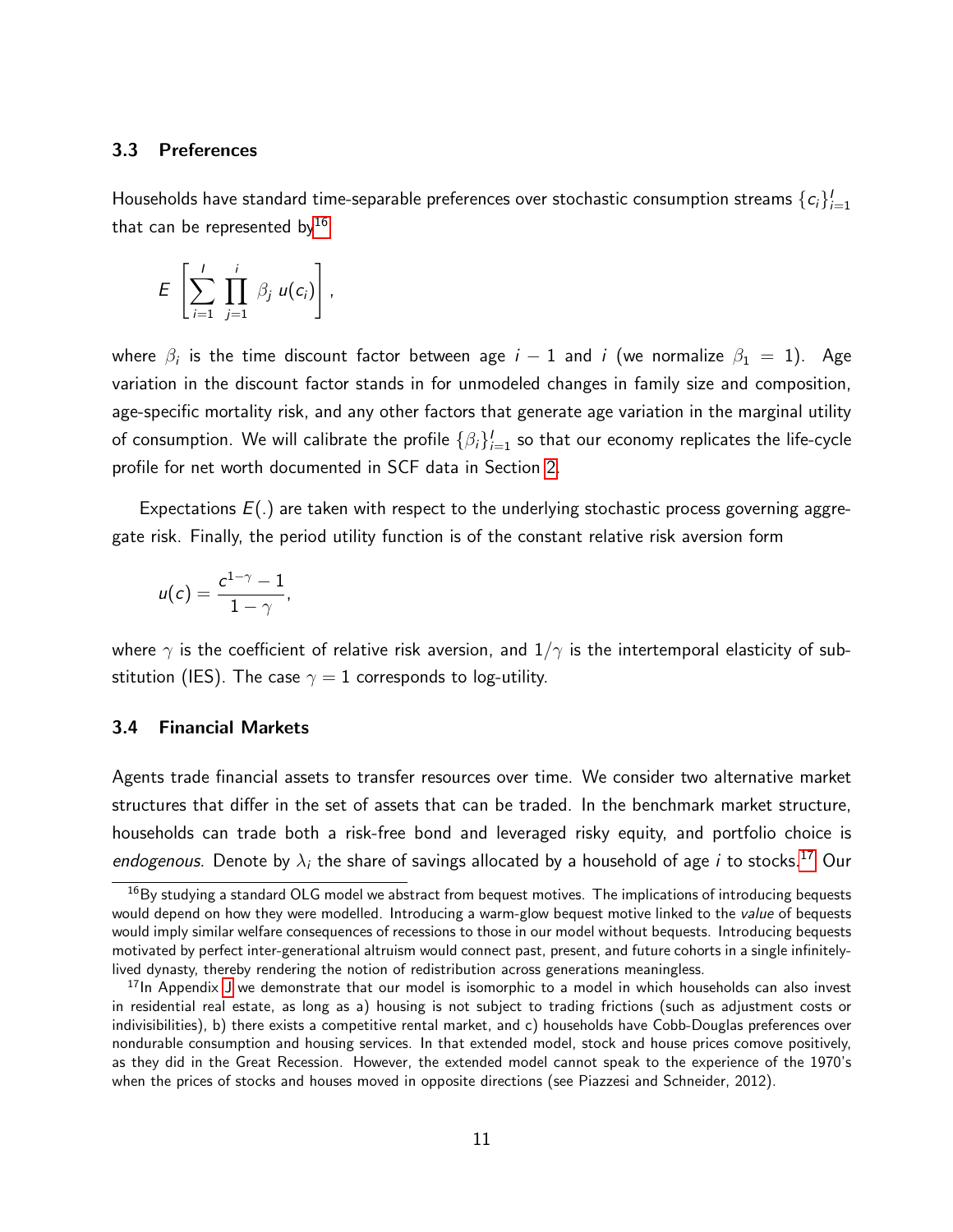### 3.3 Preferences

Households have standard time-separable preferences over stochastic consumption streams $\{c_i\}_{i=1}^{I}$ that can be represented by[16]

$$E\left[\sum_{i=1}^{I}\prod_{j=1}^{i}\beta_j\, u(c_i)\right],$$

where $\beta_i$ is the time discount factor between age $i-1$ and $i$ (we normalize $\beta_1 = 1$). Age variation in the discount factor stands in for unmodeled changes in family size and composition, age-specific mortality risk, and any other factors that generate age variation in the marginal utility of consumption. We will calibrate the profile $\{\beta_i\}_{i=1}^{I}$ so that our economy replicates the life-cycle profile for net worth documented in SCF data in Section 2.

Expectations $E(.)$ are taken with respect to the underlying stochastic process governing aggregate risk. Finally, the period utility function is of the constant relative risk aversion form

$$u(c) = \frac{c^{1-\gamma}-1}{1-\gamma},$$

where $\gamma$ is the coefficient of relative risk aversion, and $1/\gamma$ is the intertemporal elasticity of substitution (IES). The case $\gamma = 1$ corresponds to log-utility.

### 3.4 Financial Markets

Agents trade financial assets to transfer resources over time. We consider two alternative market structures that differ in the set of assets that can be traded. In the benchmark market structure, households can trade both a risk-free bond and leveraged risky equity, and portfolio choice is *endogenous*. Denote by $\lambda_i$ the share of savings allocated by a household of age $i$ to stocks.[17] Our

[16] By studying a standard OLG model we abstract from bequest motives. The implications of introducing bequests would depend on how they were modelled. Introducing a warm-glow bequest motive linked to the *value* of bequests would imply similar welfare consequences of recessions to those in our model without bequests. Introducing bequests motivated by perfect inter-generational altruism would connect past, present, and future cohorts in a single infinitely-lived dynasty, thereby rendering the notion of redistribution across generations meaningless.

[17] In Appendix J we demonstrate that our model is isomorphic to a model in which households can also invest in residential real estate, as long as a) housing is not subject to trading frictions (such as adjustment costs or indivisibilities), b) there exists a competitive rental market, and c) households have Cobb-Douglas preferences over nondurable consumption and housing services. In that extended model, stock and house prices comove positively, as they did in the Great Recession. However, the extended model cannot speak to the experience of the 1970's when the prices of stocks and houses moved in opposite directions (see Piazzesi and Schneider, 2012).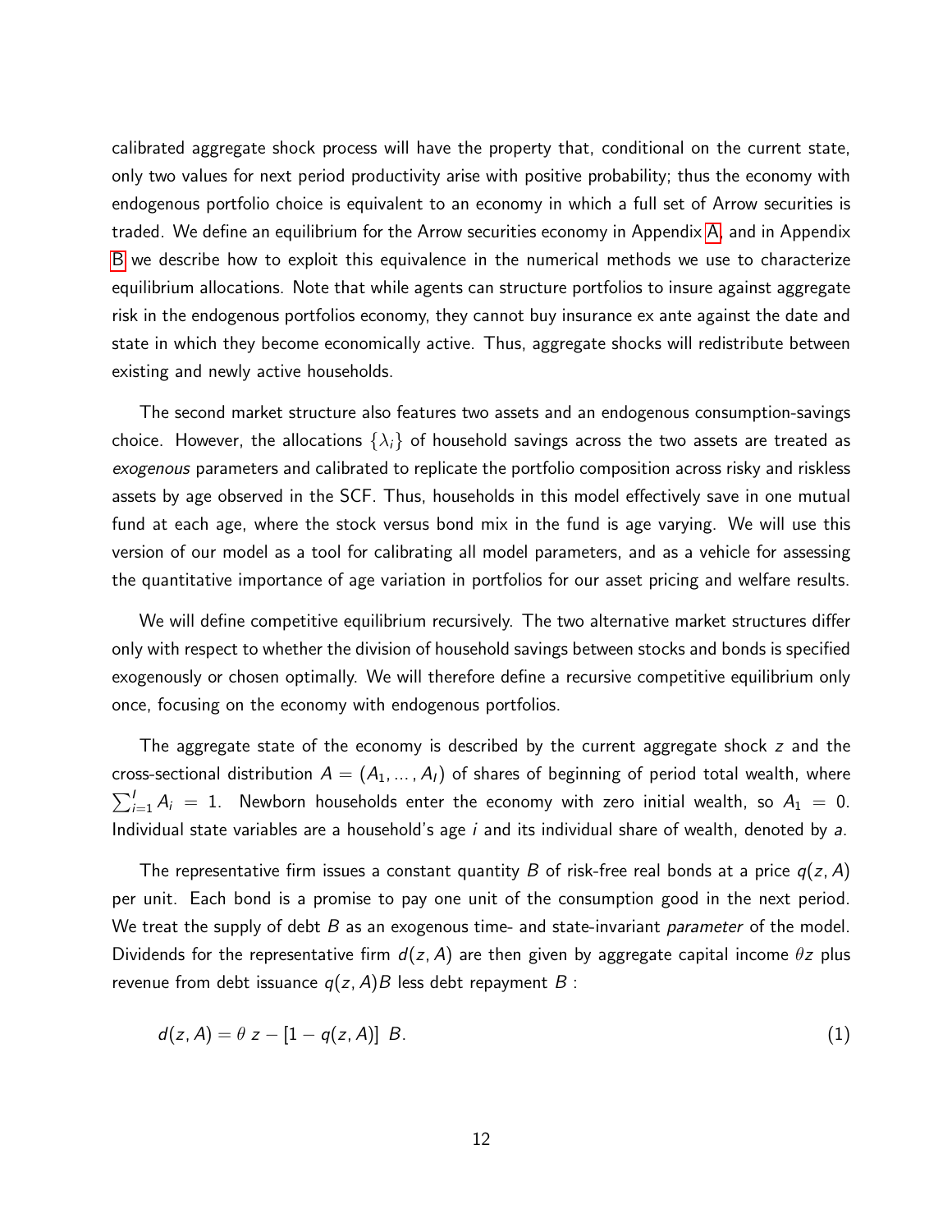calibrated aggregate shock process will have the property that, conditional on the current state, only two values for next period productivity arise with positive probability; thus the economy with endogenous portfolio choice is equivalent to an economy in which a full set of Arrow securities is traded. We define an equilibrium for the Arrow securities economy in Appendix A, and in Appendix B we describe how to exploit this equivalence in the numerical methods we use to characterize equilibrium allocations. Note that while agents can structure portfolios to insure against aggregate risk in the endogenous portfolios economy, they cannot buy insurance ex ante against the date and state in which they become economically active. Thus, aggregate shocks will redistribute between existing and newly active households.

The second market structure also features two assets and an endogenous consumption-savings choice. However, the allocations $\{\lambda_i\}$ of household savings across the two assets are treated as *exogenous* parameters and calibrated to replicate the portfolio composition across risky and riskless assets by age observed in the SCF. Thus, households in this model effectively save in one mutual fund at each age, where the stock versus bond mix in the fund is age varying. We will use this version of our model as a tool for calibrating all model parameters, and as a vehicle for assessing the quantitative importance of age variation in portfolios for our asset pricing and welfare results.

We will define competitive equilibrium recursively. The two alternative market structures differ only with respect to whether the division of household savings between stocks and bonds is specified exogenously or chosen optimally. We will therefore define a recursive competitive equilibrium only once, focusing on the economy with endogenous portfolios.

The aggregate state of the economy is described by the current aggregate shock $z$ and the cross-sectional distribution $A = (A_1, \ldots, A_I)$ of shares of beginning of period total wealth, where $\sum_{i=1}^{I} A_i = 1$. Newborn households enter the economy with zero initial wealth, so $A_1 = 0$. Individual state variables are a household's age $i$ and its individual share of wealth, denoted by $a$.

The representative firm issues a constant quantity $B$ of risk-free real bonds at a price $q(z, A)$ per unit. Each bond is a promise to pay one unit of the consumption good in the next period. We treat the supply of debt $B$ as an exogenous time- and state-invariant *parameter* of the model. Dividends for the representative firm $d(z, A)$ are then given by aggregate capital income $\theta z$ plus revenue from debt issuance $q(z, A)B$ less debt repayment $B$ :

$$d(z, A) = \theta \, z - [1 - q(z, A)] \; B. \tag{1}$$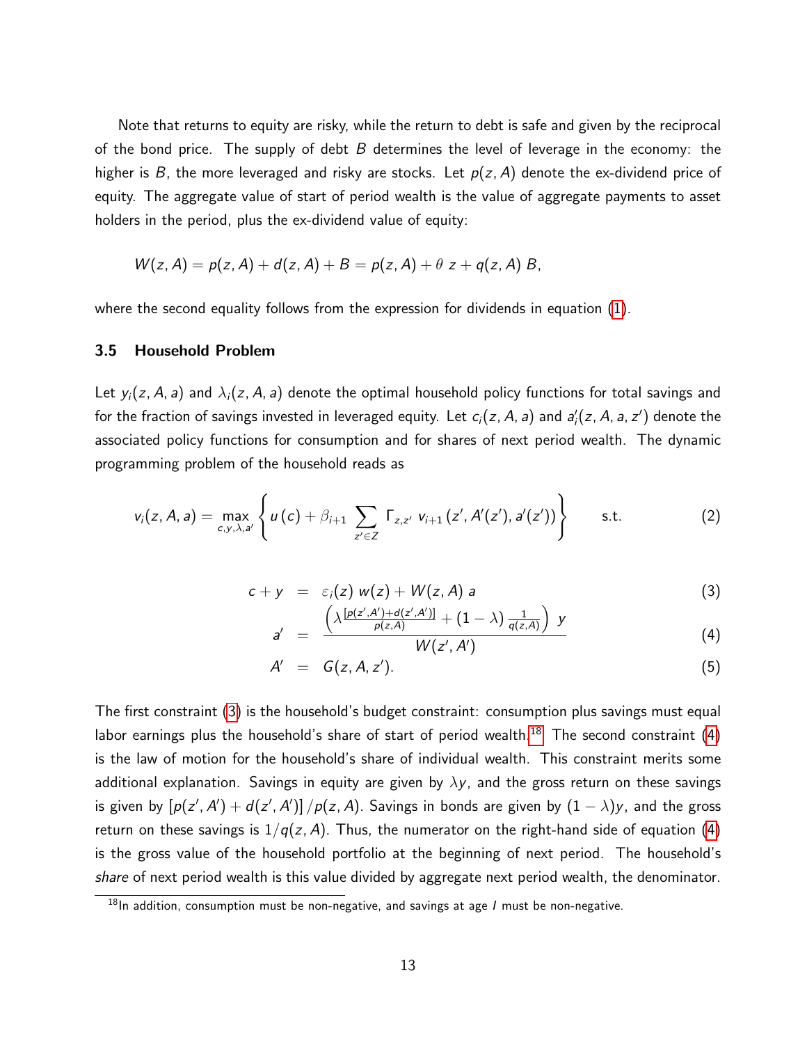Note that returns to equity are risky, while the return to debt is safe and given by the reciprocal of the bond price. The supply of debt $B$ determines the level of leverage in the economy: the higher is $B$, the more leveraged and risky are stocks. Let $p(z, A)$ denote the ex-dividend price of equity. The aggregate value of start of period wealth is the value of aggregate payments to asset holders in the period, plus the ex-dividend value of equity:

$$W(z, A) = p(z, A) + d(z, A) + B = p(z, A) + \theta\ z + q(z, A)\ B,$$

where the second equality follows from the expression for dividends in equation (1).

### 3.5 Household Problem

Let $y_i(z, A, a)$ and $\lambda_i(z, A, a)$ denote the optimal household policy functions for total savings and for the fraction of savings invested in leveraged equity. Let $c_i(z, A, a)$ and $a_i'(z, A, a, z')$ denote the associated policy functions for consumption and for shares of next period wealth. The dynamic programming problem of the household reads as

$$v_i(z, A, a) = \max_{c, y, \lambda, a'} \left\{ u\left(c\right) + \beta_{i+1} \sum_{z' \in Z} \Gamma_{z,z'}\ v_{i+1}\left(z', A'(z'), a'(z')\right) \right\} \qquad \text{s.t.} \tag{2}$$

$$c + y = \varepsilon_i(z)\ w(z) + W(z, A)\ a \tag{3}$$

$$a' = \frac{\left( \lambda \frac{[p(z', A') + d(z', A')]}{p(z, A)} + (1 - \lambda)\ \frac{1}{q(z, A)} \right)\ y}{W(z', A')} \tag{4}$$

$$A' = G(z, A, z'). \tag{5}$$

The first constraint (3) is the household's budget constraint: consumption plus savings must equal labor earnings plus the household's share of start of period wealth.[18] The second constraint (4) is the law of motion for the household's share of individual wealth. This constraint merits some additional explanation. Savings in equity are given by $\lambda y$, and the gross return on these savings is given by $[p(z', A') + d(z', A')]/p(z, A)$. Savings in bonds are given by $(1 - \lambda)y$, and the gross return on these savings is $1/q(z, A)$. Thus, the numerator on the right-hand side of equation (4) is the gross value of the household portfolio at the beginning of next period. The household's *share* of next period wealth is this value divided by aggregate next period wealth, the denominator.

[18] In addition, consumption must be non-negative, and savings at age $I$ must be non-negative.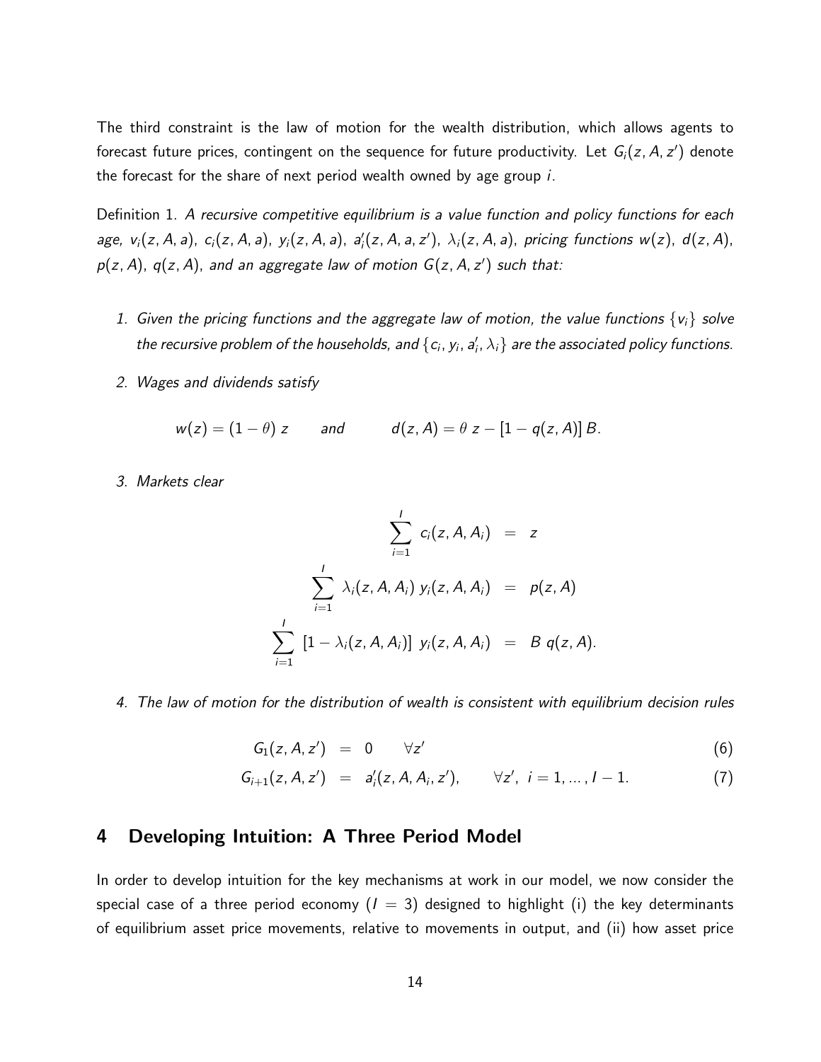The third constraint is the law of motion for the wealth distribution, which allows agents to forecast future prices, contingent on the sequence for future productivity. Let $G_i(z, A, z')$ denote the forecast for the share of next period wealth owned by age group $i$.

Definition 1. *A recursive competitive equilibrium is a value function and policy functions for each age, $v_i(z, A, a)$, $c_i(z, A, a)$, $y_i(z, A, a)$, $a_i'(z, A, a, z')$, $\lambda_i(z, A, a)$, pricing functions $w(z)$, $d(z, A)$, $p(z, A)$, $q(z, A)$, and an aggregate law of motion $G(z, A, z')$ such that:*

1. *Given the pricing functions and the aggregate law of motion, the value functions $\{v_i\}$ solve the recursive problem of the households, and $\{c_i, y_i, a_i', \lambda_i\}$ are the associated policy functions.*

2. *Wages and dividends satisfy*

$$w(z) = (1 - \theta)\, z \qquad \text{and} \qquad d(z, A) = \theta\, z - [1 - q(z, A)]\, B.$$

3. *Markets clear*

$$\begin{aligned}
\sum_{i=1}^{I} c_i(z, A, A_i) &= z \\
\sum_{i=1}^{I} \lambda_i(z, A, A_i)\, y_i(z, A, A_i) &= p(z, A) \\
\sum_{i=1}^{I} [1 - \lambda_i(z, A, A_i)]\, y_i(z, A, A_i) &= B\, q(z, A).
\end{aligned}$$

4. *The law of motion for the distribution of wealth is consistent with equilibrium decision rules*

$$G_1(z, A, z') = 0 \qquad \forall z' \tag{6}$$

$$G_{i+1}(z, A, z') = a_i'(z, A, A_i, z'), \qquad \forall z',\ i = 1, \dots, I - 1. \tag{7}$$

## 4 Developing Intuition: A Three Period Model

In order to develop intuition for the key mechanisms at work in our model, we now consider the special case of a three period economy ($I = 3$) designed to highlight (i) the key determinants of equilibrium asset price movements, relative to movements in output, and (ii) how asset price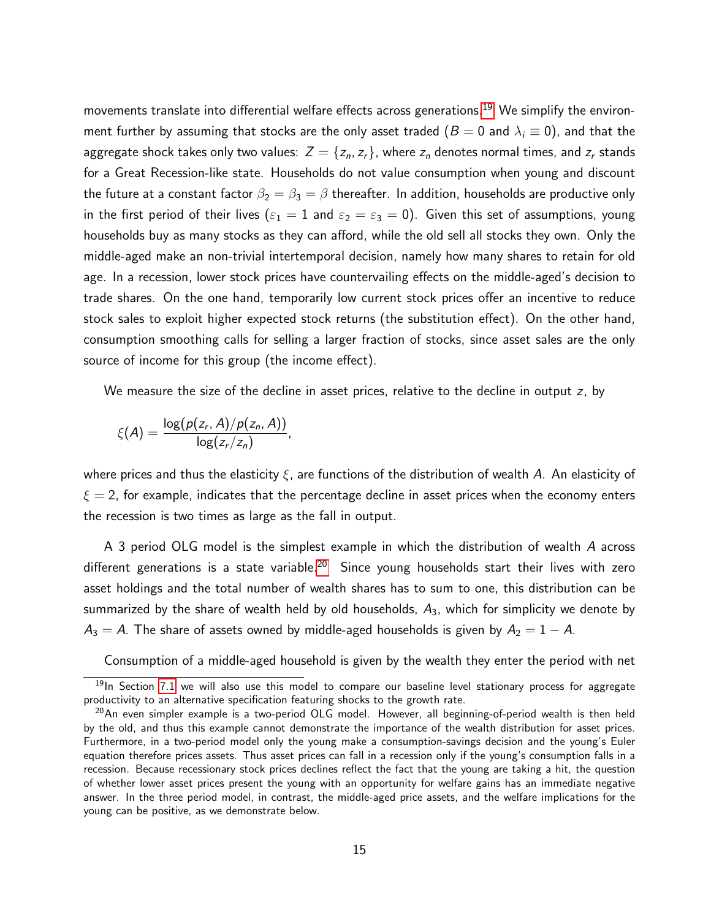movements translate into differential welfare effects across generations.[19] We simplify the environment further by assuming that stocks are the only asset traded ($B = 0$ and $\lambda_i \equiv 0$), and that the aggregate shock takes only two values: $Z = \{z_n, z_r\}$, where $z_n$ denotes normal times, and $z_r$ stands for a Great Recession-like state. Households do not value consumption when young and discount the future at a constant factor $\beta_2 = \beta_3 = \beta$ thereafter. In addition, households are productive only in the first period of their lives ($\varepsilon_1 = 1$ and $\varepsilon_2 = \varepsilon_3 = 0$). Given this set of assumptions, young households buy as many stocks as they can afford, while the old sell all stocks they own. Only the middle-aged make an non-trivial intertemporal decision, namely how many shares to retain for old age. In a recession, lower stock prices have countervailing effects on the middle-aged's decision to trade shares. On the one hand, temporarily low current stock prices offer an incentive to reduce stock sales to exploit higher expected stock returns (the substitution effect). On the other hand, consumption smoothing calls for selling a larger fraction of stocks, since asset sales are the only source of income for this group (the income effect).

We measure the size of the decline in asset prices, relative to the decline in output $z$, by

$$\xi(A) = \frac{\log(p(z_r, A)/p(z_n, A))}{\log(z_r/z_n)},$$

where prices and thus the elasticity $\xi$, are functions of the distribution of wealth $A$. An elasticity of $\xi = 2$, for example, indicates that the percentage decline in asset prices when the economy enters the recession is two times as large as the fall in output.

A 3 period OLG model is the simplest example in which the distribution of wealth $A$ across different generations is a state variable.[20] Since young households start their lives with zero asset holdings and the total number of wealth shares has to sum to one, this distribution can be summarized by the share of wealth held by old households, $A_3$, which for simplicity we denote by $A_3 = A$. The share of assets owned by middle-aged households is given by $A_2 = 1 - A$.

Consumption of a middle-aged household is given by the wealth they enter the period with net

[19] In Section 7.1 we will also use this model to compare our baseline level stationary process for aggregate productivity to an alternative specification featuring shocks to the growth rate.

[20] An even simpler example is a two-period OLG model. However, all beginning-of-period wealth is then held by the old, and thus this example cannot demonstrate the importance of the wealth distribution for asset prices. Furthermore, in a two-period model only the young make a consumption-savings decision and the young's Euler equation therefore prices assets. Thus asset prices can fall in a recession only if the young's consumption falls in a recession. Because recessionary stock prices declines reflect the fact that the young are taking a hit, the question of whether lower asset prices present the young with an opportunity for welfare gains has an immediate negative answer. In the three period model, in contrast, the middle-aged price assets, and the welfare implications for the young can be positive, as we demonstrate below.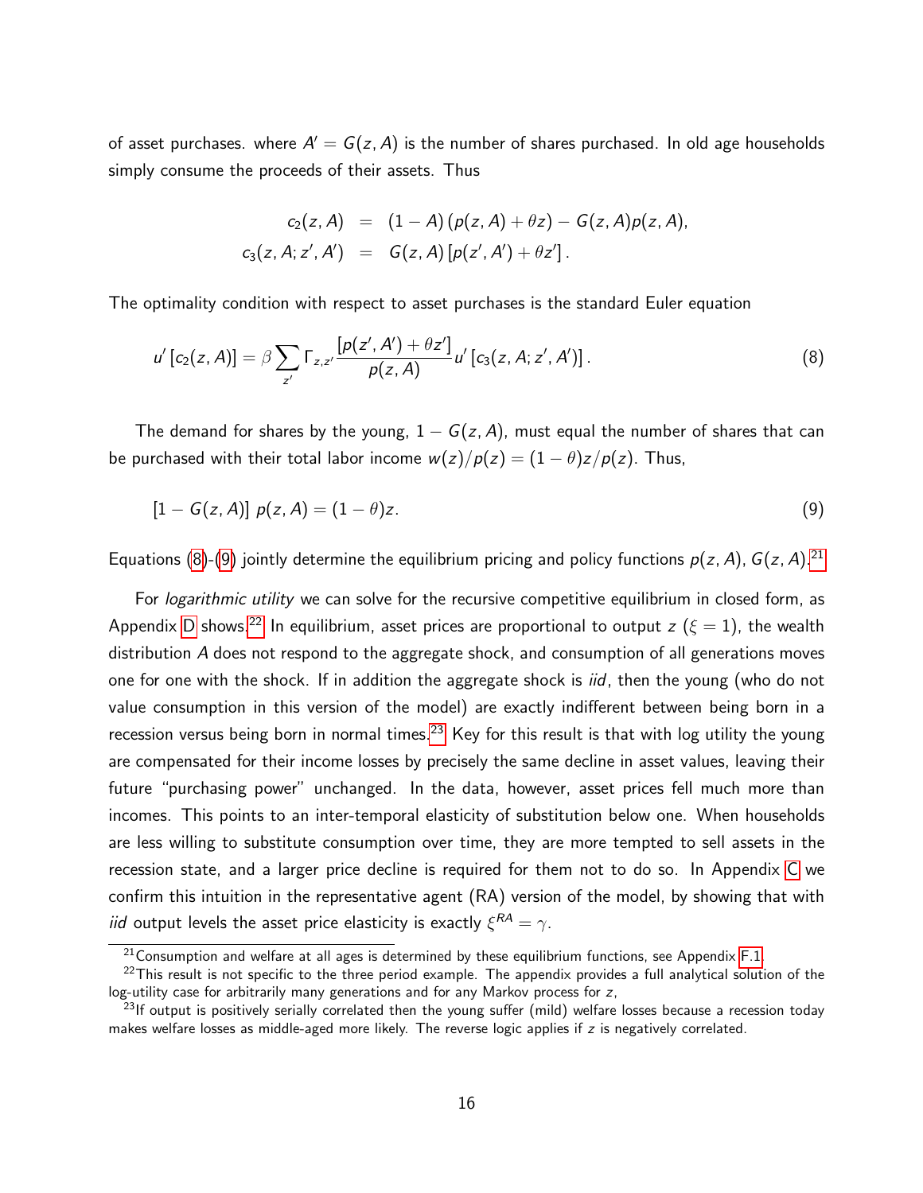of asset purchases. where $A' = G(z, A)$ is the number of shares purchased. In old age households simply consume the proceeds of their assets. Thus

$$
\begin{aligned}
c_2(z, A) &= (1 - A)\,(p(z, A) + \theta z) - G(z, A) p(z, A), \\
c_3(z, A; z', A') &= G(z, A)\,[p(z', A') + \theta z'] .
\end{aligned}
$$

The optimality condition with respect to asset purchases is the standard Euler equation

$$
u'\,[c_2(z, A)] = \beta \sum_{z'} \Gamma_{z,z'} \frac{[p(z', A') + \theta z']}{p(z, A)} u'\,[c_3(z, A; z', A')] . \tag{8}
$$

The demand for shares by the young, $1 - G(z, A)$, must equal the number of shares that can be purchased with their total labor income $w(z)/p(z) = (1 - \theta) z / p(z)$. Thus,

$$
[1 - G(z, A)]\; p(z, A) = (1 - \theta) z . \tag{9}
$$

Equations (8)-(9) jointly determine the equilibrium pricing and policy functions $p(z, A)$, $G(z, A)$.[21]

For *logarithmic utility* we can solve for the recursive competitive equilibrium in closed form, as Appendix D shows.[22] In equilibrium, asset prices are proportional to output $z$ ($\xi = 1$), the wealth distribution $A$ does not respond to the aggregate shock, and consumption of all generations moves one for one with the shock. If in addition the aggregate shock is *iid*, then the young (who do not value consumption in this version of the model) are exactly indifferent between being born in a recession versus being born in normal times.[23] Key for this result is that with log utility the young are compensated for their income losses by precisely the same decline in asset values, leaving their future "purchasing power" unchanged. In the data, however, asset prices fell much more than incomes. This points to an inter-temporal elasticity of substitution below one. When households are less willing to substitute consumption over time, they are more tempted to sell assets in the recession state, and a larger price decline is required for them not to do so. In Appendix C we confirm this intuition in the representative agent (RA) version of the model, by showing that with *iid* output levels the asset price elasticity is exactly $\xi^{RA} = \gamma$.

[21] Consumption and welfare at all ages is determined by these equilibrium functions, see Appendix F.1.

[22] This result is not specific to the three period example. The appendix provides a full analytical solution of the log-utility case for arbitrarily many generations and for any Markov process for $z$,

[23] If output is positively serially correlated then the young suffer (mild) welfare losses because a recession today makes welfare losses as middle-aged more likely. The reverse logic applies if $z$ is negatively correlated.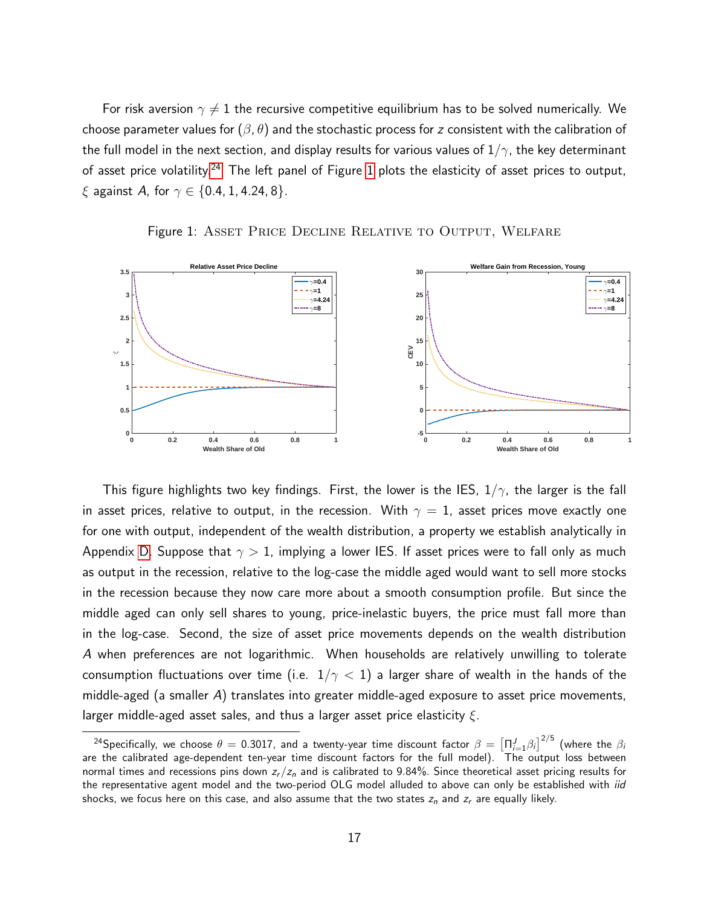For risk aversion $\gamma \neq 1$ the recursive competitive equilibrium has to be solved numerically. We choose parameter values for $(\beta, \theta)$ and the stochastic process for $z$ consistent with the calibration of the full model in the next section, and display results for various values of $1/\gamma$, the key determinant of asset price volatility.[24] The left panel of Figure 1 plots the elasticity of asset prices to output, $\xi$ against $A$, for $\gamma \in \{0.4, 1, 4.24, 8\}$.

Figure 1: Asset Price Decline Relative to Output, Welfare

Relative Asset Price Decline

γ=0.4
γ=1
γ=4.24
γ=8

ξ

3.5
3
2.5
2
1.5
1
0.5
0

0
0.2
0.4
0.6
0.8
1

Wealth Share of Old

Welfare Gain from Recession, Young

γ=0.4
γ=1
γ=4.24
γ=8

CEV

30
25
20
15
10
5
0
-5

0
0.2
0.4
0.6
0.8
1

Wealth Share of Old

This figure highlights two key findings. First, the lower is the IES, $1/\gamma$, the larger is the fall in asset prices, relative to output, in the recession. With $\gamma = 1$, asset prices move exactly one for one with output, independent of the wealth distribution, a property we establish analytically in Appendix D. Suppose that $\gamma > 1$, implying a lower IES. If asset prices were to fall only as much as output in the recession, relative to the log-case the middle aged would want to sell more stocks in the recession because they now care more about a smooth consumption profile. But since the middle aged can only sell shares to young, price-inelastic buyers, the price must fall more than in the log-case. Second, the size of asset price movements depends on the wealth distribution $A$ when preferences are not logarithmic. When households are relatively unwilling to tolerate consumption fluctuations over time (i.e. $1/\gamma < 1$) a larger share of wealth in the hands of the middle-aged (a smaller $A$) translates into greater middle-aged exposure to asset price movements, larger middle-aged asset sales, and thus a larger asset price elasticity $\xi$.

[24] Specifically, we choose $\theta = 0.3017$, and a twenty-year time discount factor $\beta = \left[\Pi_{i=1}^{J}\beta_i\right]^{2/5}$ (where the $\beta_i$ are the calibrated age-dependent ten-year time discount factors for the full model). The output loss between normal times and recessions pins down $z_r/z_n$ and is calibrated to 9.84%. Since theoretical asset pricing results for the representative agent model and the two-period OLG model alluded to above can only be established with *iid* shocks, we focus here on this case, and also assume that the two states $z_n$ and $z_r$ are equally likely.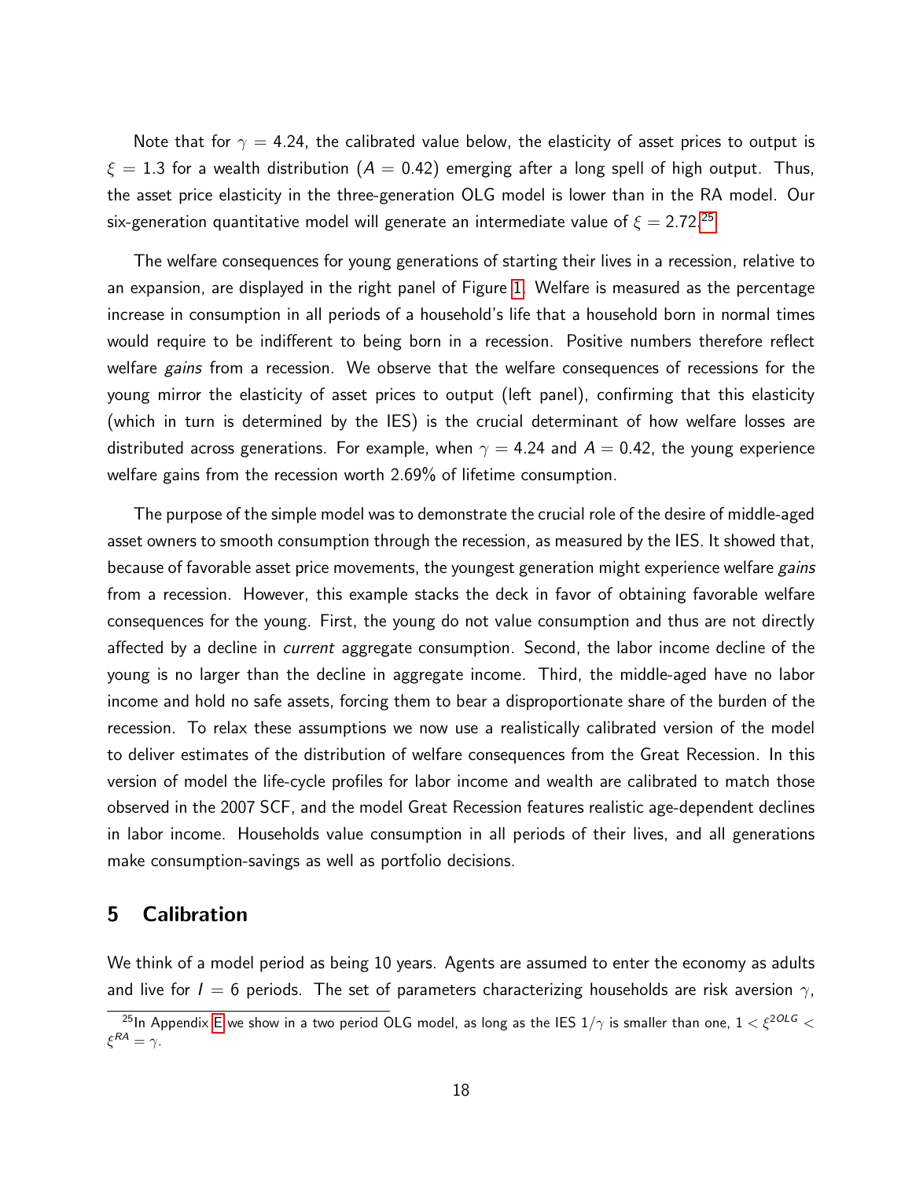Note that for $\gamma = 4.24$, the calibrated value below, the elasticity of asset prices to output is $\xi = 1.3$ for a wealth distribution ($A = 0.42$) emerging after a long spell of high output. Thus, the asset price elasticity in the three-generation OLG model is lower than in the RA model. Our six-generation quantitative model will generate an intermediate value of $\xi = 2.72$.[25]

The welfare consequences for young generations of starting their lives in a recession, relative to an expansion, are displayed in the right panel of Figure 1. Welfare is measured as the percentage increase in consumption in all periods of a household's life that a household born in normal times would require to be indifferent to being born in a recession. Positive numbers therefore reflect welfare *gains* from a recession. We observe that the welfare consequences of recessions for the young mirror the elasticity of asset prices to output (left panel), confirming that this elasticity (which in turn is determined by the IES) is the crucial determinant of how welfare losses are distributed across generations. For example, when $\gamma = 4.24$ and $A = 0.42$, the young experience welfare gains from the recession worth 2.69% of lifetime consumption.

The purpose of the simple model was to demonstrate the crucial role of the desire of middle-aged asset owners to smooth consumption through the recession, as measured by the IES. It showed that, because of favorable asset price movements, the youngest generation might experience welfare *gains* from a recession. However, this example stacks the deck in favor of obtaining favorable welfare consequences for the young. First, the young do not value consumption and thus are not directly affected by a decline in *current* aggregate consumption. Second, the labor income decline of the young is no larger than the decline in aggregate income. Third, the middle-aged have no labor income and hold no safe assets, forcing them to bear a disproportionate share of the burden of the recession. To relax these assumptions we now use a realistically calibrated version of the model to deliver estimates of the distribution of welfare consequences from the Great Recession. In this version of model the life-cycle profiles for labor income and wealth are calibrated to match those observed in the 2007 SCF, and the model Great Recession features realistic age-dependent declines in labor income. Households value consumption in all periods of their lives, and all generations make consumption-savings as well as portfolio decisions.

## 5 Calibration

We think of a model period as being 10 years. Agents are assumed to enter the economy as adults and live for $I = 6$ periods. The set of parameters characterizing households are risk aversion $\gamma$,

[25] In Appendix E we show in a two period OLG model, as long as the IES $1/\gamma$ is smaller than one, $1 < \xi^{2OLG} < \xi^{RA} = \gamma$.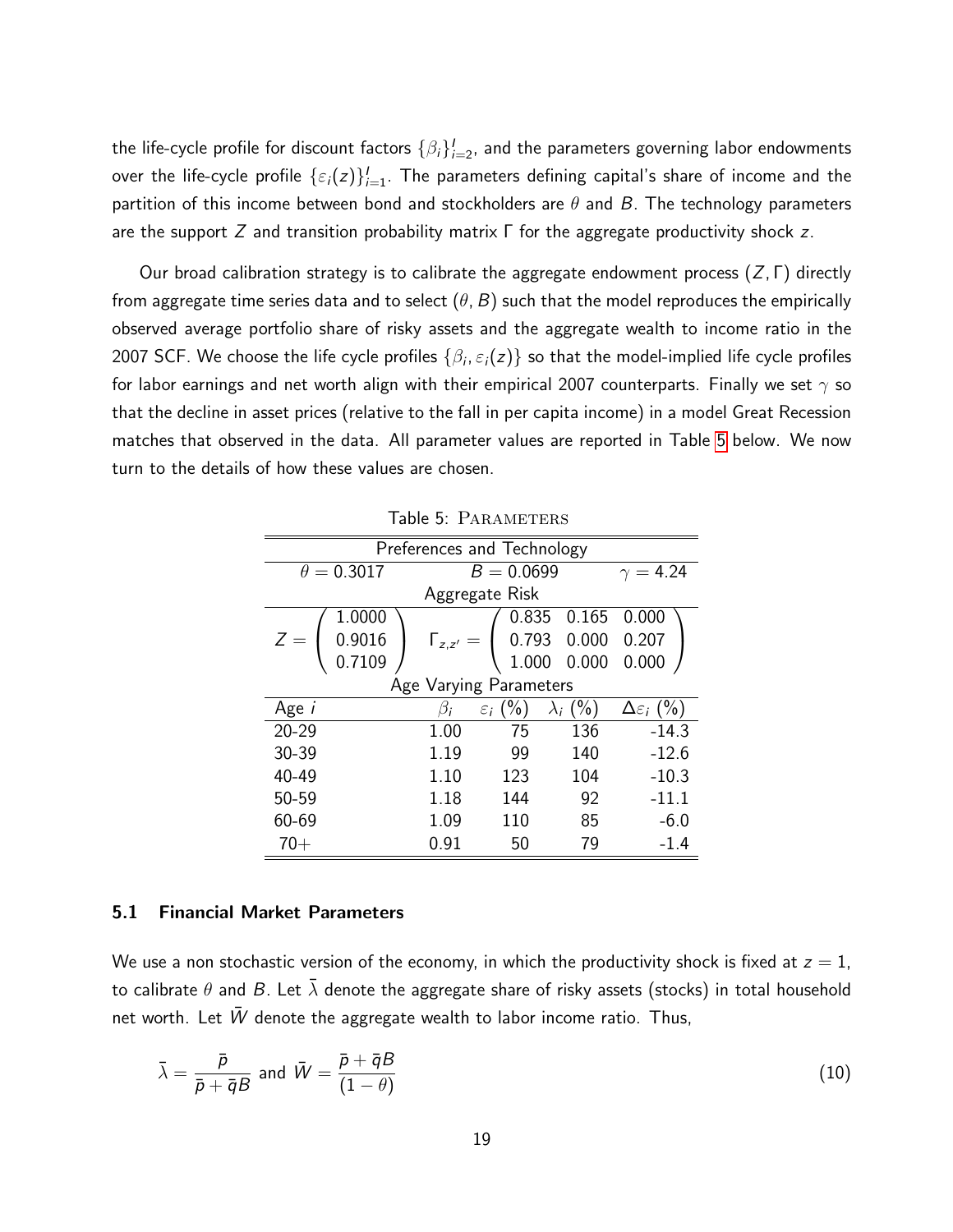the life-cycle profile for discount factors $\{\beta_i\}_{i=2}^{I}$, and the parameters governing labor endowments over the life-cycle profile $\{\varepsilon_i(z)\}_{i=1}^{I}$. The parameters defining capital's share of income and the partition of this income between bond and stockholders are $\theta$ and $B$. The technology parameters are the support $Z$ and transition probability matrix $\Gamma$ for the aggregate productivity shock $z$.

Our broad calibration strategy is to calibrate the aggregate endowment process $(Z, \Gamma)$ directly from aggregate time series data and to select $(\theta, B)$ such that the model reproduces the empirically observed average portfolio share of risky assets and the aggregate wealth to income ratio in the 2007 SCF. We choose the life cycle profiles $\{\beta_i, \varepsilon_i(z)\}$ so that the model-implied life cycle profiles for labor earnings and net worth align with their empirical 2007 counterparts. Finally we set $\gamma$ so that the decline in asset prices (relative to the fall in per capita income) in a model Great Recession matches that observed in the data. All parameter values are reported in Table 5 below. We now turn to the details of how these values are chosen.

Table 5: Parameters

Preferences and Technology

$\theta = 0.3017$ $\quad B = 0.0699$ $\quad \gamma = 4.24$

Aggregate Risk

$$Z = \begin{pmatrix} 1.0000 \\ 0.9016 \\ 0.7109 \end{pmatrix} \quad \Gamma_{z,z'} = \begin{pmatrix} 0.835 & 0.165 & 0.000 \\ 0.793 & 0.000 & 0.207 \\ 1.000 & 0.000 & 0.000 \end{pmatrix}$$

Age Varying Parameters

| Age $i$ | $\beta_i$ | $\varepsilon_i$ (%) | $\lambda_i$ (%) | $\Delta\varepsilon_i$ (%) |
|---|---|---|---|---|
| 20-29 | 1.00 | 75 | 136 | -14.3 |
| 30-39 | 1.19 | 99 | 140 | -12.6 |
| 40-49 | 1.10 | 123 | 104 | -10.3 |
| 50-59 | 1.18 | 144 | 92 | -11.1 |
| 60-69 | 1.09 | 110 | 85 | -6.0 |
| 70+ | 0.91 | 50 | 79 | -1.4 |

### 5.1 Financial Market Parameters

We use a non stochastic version of the economy, in which the productivity shock is fixed at $z = 1$, to calibrate $\theta$ and $B$. Let $\bar{\lambda}$ denote the aggregate share of risky assets (stocks) in total household net worth. Let $\bar{W}$ denote the aggregate wealth to labor income ratio. Thus,

$$\bar{\lambda} = \frac{\bar{p}}{\bar{p} + \bar{q}B} \text{ and } \bar{W} = \frac{\bar{p} + \bar{q}B}{(1-\theta)} \tag{10}$$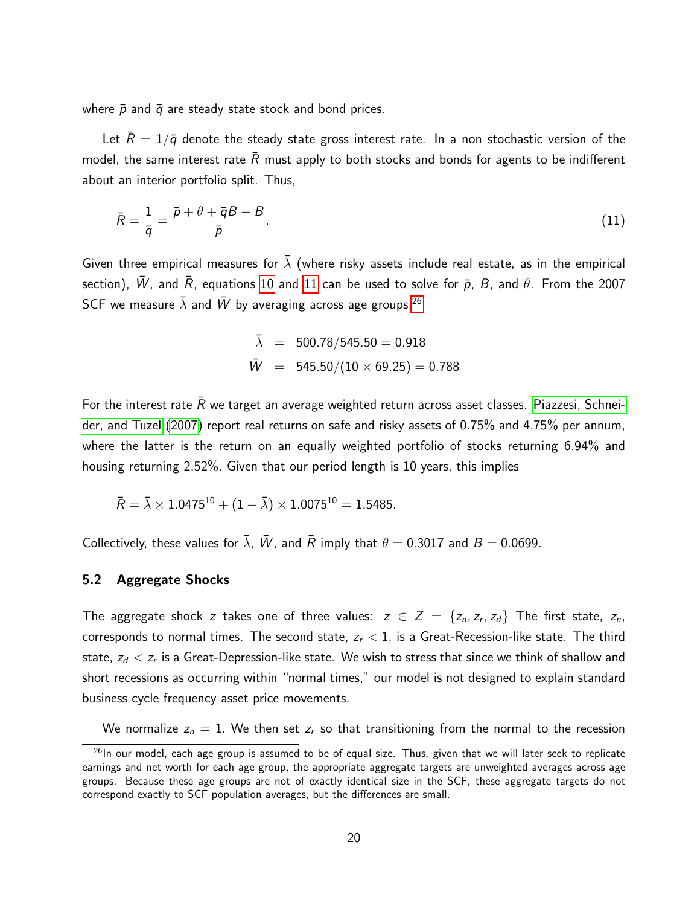where $\bar{p}$ and $\bar{q}$ are steady state stock and bond prices.

Let $\bar{R} = 1/\bar{q}$ denote the steady state gross interest rate. In a non stochastic version of the model, the same interest rate $\bar{R}$ must apply to both stocks and bonds for agents to be indifferent about an interior portfolio split. Thus,

$$\bar{R} = \frac{1}{\bar{q}} = \frac{\bar{p} + \theta + \bar{q}B - B}{\bar{p}}. \tag{11}$$

Given three empirical measures for $\bar{\lambda}$ (where risky assets include real estate, as in the empirical section), $\bar{W}$, and $\bar{R}$, equations 10 and 11 can be used to solve for $\bar{p}$, $B$, and $\theta$. From the 2007 SCF we measure $\bar{\lambda}$ and $\bar{W}$ by averaging across age groups.[26]

$$\begin{aligned}
\bar{\lambda} &= 500.78/545.50 = 0.918 \\
\bar{W} &= 545.50/(10 \times 69.25) = 0.788
\end{aligned}$$

For the interest rate $\bar{R}$ we target an average weighted return across asset classes. Piazzesi, Schneider, and Tuzel (2007) report real returns on safe and risky assets of 0.75% and 4.75% per annum, where the latter is the return on an equally weighted portfolio of stocks returning 6.94% and housing returning 2.52%. Given that our period length is 10 years, this implies

$$\bar{R} = \bar{\lambda} \times 1.0475^{10} + (1 - \bar{\lambda}) \times 1.0075^{10} = 1.5485.$$

Collectively, these values for $\bar{\lambda}$, $\bar{W}$, and $\bar{R}$ imply that $\theta = 0.3017$ and $B = 0.0699$.

### 5.2 Aggregate Shocks

The aggregate shock $z$ takes one of three values: $z \in Z = \{z_n, z_r, z_d\}$ The first state, $z_n$, corresponds to normal times. The second state, $z_r < 1$, is a Great-Recession-like state. The third state, $z_d < z_r$ is a Great-Depression-like state. We wish to stress that since we think of shallow and short recessions as occurring within "normal times," our model is not designed to explain standard business cycle frequency asset price movements.

We normalize $z_n = 1$. We then set $z_r$ so that transitioning from the normal to the recession

[26] In our model, each age group is assumed to be of equal size. Thus, given that we will later seek to replicate earnings and net worth for each age group, the appropriate aggregate targets are unweighted averages across age groups. Because these age groups are not of exactly identical size in the SCF, these aggregate targets do not correspond exactly to SCF population averages, but the differences are small.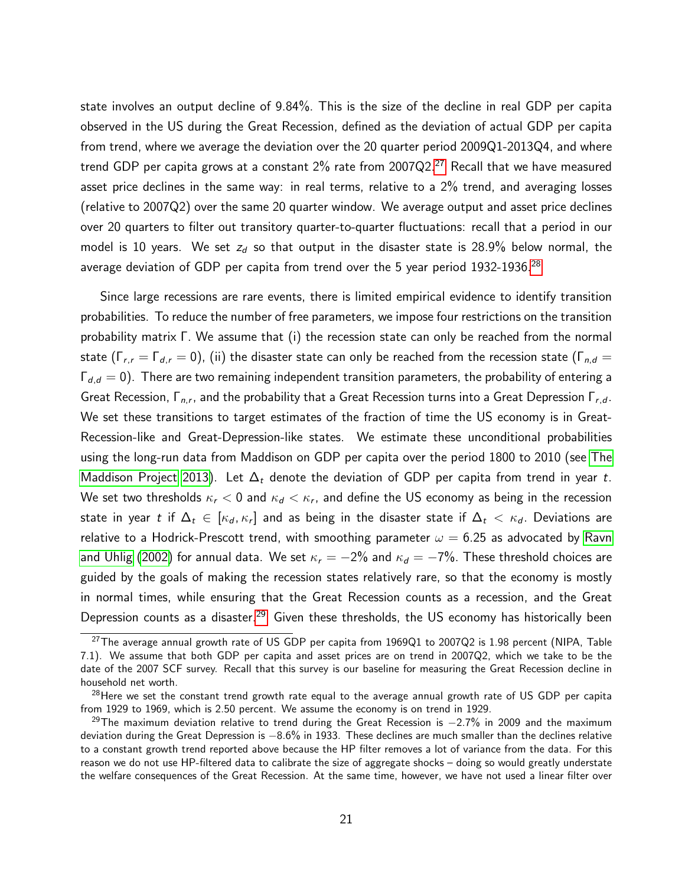state involves an output decline of 9.84%. This is the size of the decline in real GDP per capita observed in the US during the Great Recession, defined as the deviation of actual GDP per capita from trend, where we average the deviation over the 20 quarter period 2009Q1-2013Q4, and where trend GDP per capita grows at a constant 2% rate from 2007Q2.[27] Recall that we have measured asset price declines in the same way: in real terms, relative to a 2% trend, and averaging losses (relative to 2007Q2) over the same 20 quarter window. We average output and asset price declines over 20 quarters to filter out transitory quarter-to-quarter fluctuations: recall that a period in our model is 10 years. We set $z_d$ so that output in the disaster state is 28.9% below normal, the average deviation of GDP per capita from trend over the 5 year period 1932-1936.[28]

Since large recessions are rare events, there is limited empirical evidence to identify transition probabilities. To reduce the number of free parameters, we impose four restrictions on the transition probability matrix $\Gamma$. We assume that (i) the recession state can only be reached from the normal state ($\Gamma_{r,r} = \Gamma_{d,r} = 0$), (ii) the disaster state can only be reached from the recession state ($\Gamma_{n,d} = \Gamma_{d,d} = 0$). There are two remaining independent transition parameters, the probability of entering a Great Recession, $\Gamma_{n,r}$, and the probability that a Great Recession turns into a Great Depression $\Gamma_{r,d}$. We set these transitions to target estimates of the fraction of time the US economy is in Great-Recession-like and Great-Depression-like states. We estimate these unconditional probabilities using the long-run data from Maddison on GDP per capita over the period 1800 to 2010 (see The Maddison Project 2013). Let $\Delta_t$ denote the deviation of GDP per capita from trend in year $t$. We set two thresholds $\kappa_r < 0$ and $\kappa_d < \kappa_r$, and define the US economy as being in the recession state in year $t$ if $\Delta_t \in [\kappa_d, \kappa_r]$ and as being in the disaster state if $\Delta_t < \kappa_d$. Deviations are relative to a Hodrick-Prescott trend, with smoothing parameter $\omega = 6.25$ as advocated by Ravn and Uhlig (2002) for annual data. We set $\kappa_r = -2\%$ and $\kappa_d = -7\%$. These threshold choices are guided by the goals of making the recession states relatively rare, so that the economy is mostly in normal times, while ensuring that the Great Recession counts as a recession, and the Great Depression counts as a disaster.[29] Given these thresholds, the US economy has historically been

[27] The average annual growth rate of US GDP per capita from 1969Q1 to 2007Q2 is 1.98 percent (NIPA, Table 7.1). We assume that both GDP per capita and asset prices are on trend in 2007Q2, which we take to be the date of the 2007 SCF survey. Recall that this survey is our baseline for measuring the Great Recession decline in household net worth.

[28] Here we set the constant trend growth rate equal to the average annual growth rate of US GDP per capita from 1929 to 1969, which is 2.50 percent. We assume the economy is on trend in 1929.

[29] The maximum deviation relative to trend during the Great Recession is $-2.7\%$ in 2009 and the maximum deviation during the Great Depression is $-8.6\%$ in 1933. These declines are much smaller than the declines relative to a constant growth trend reported above because the HP filter removes a lot of variance from the data. For this reason we do not use HP-filtered data to calibrate the size of aggregate shocks – doing so would greatly understate the welfare consequences of the Great Recession. At the same time, however, we have not used a linear filter over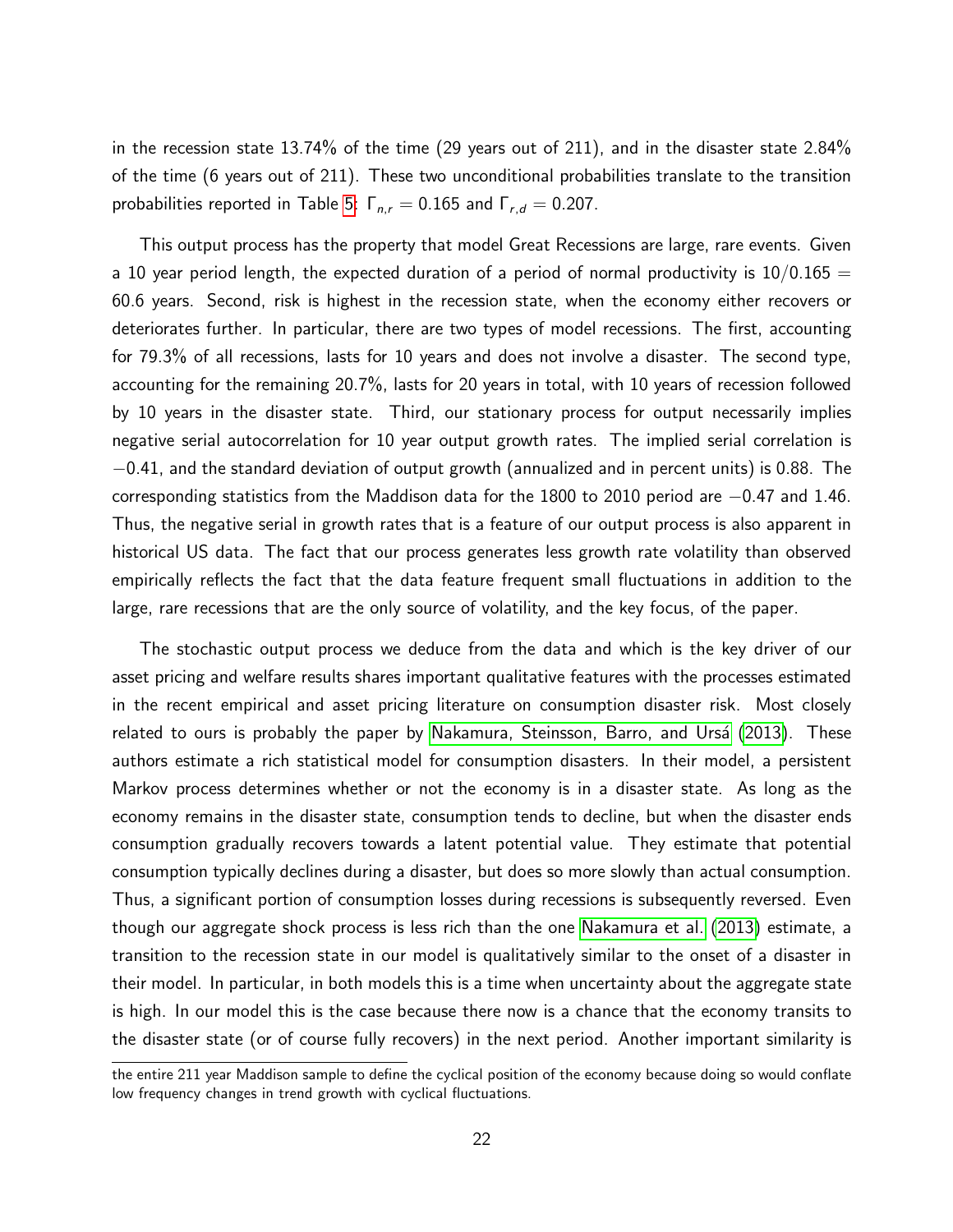in the recession state 13.74% of the time (29 years out of 211), and in the disaster state 2.84% of the time (6 years out of 211). These two unconditional probabilities translate to the transition probabilities reported in Table 5: $\Gamma_{n,r} = 0.165$ and $\Gamma_{r,d} = 0.207$.

This output process has the property that model Great Recessions are large, rare events. Given a 10 year period length, the expected duration of a period of normal productivity is $10/0.165 = 60.6$ years. Second, risk is highest in the recession state, when the economy either recovers or deteriorates further. In particular, there are two types of model recessions. The first, accounting for 79.3% of all recessions, lasts for 10 years and does not involve a disaster. The second type, accounting for the remaining 20.7%, lasts for 20 years in total, with 10 years of recession followed by 10 years in the disaster state. Third, our stationary process for output necessarily implies negative serial autocorrelation for 10 year output growth rates. The implied serial correlation is $-0.41$, and the standard deviation of output growth (annualized and in percent units) is 0.88. The corresponding statistics from the Maddison data for the 1800 to 2010 period are $-0.47$ and 1.46. Thus, the negative serial in growth rates that is a feature of our output process is also apparent in historical US data. The fact that our process generates less growth rate volatility than observed empirically reflects the fact that the data feature frequent small fluctuations in addition to the large, rare recessions that are the only source of volatility, and the key focus, of the paper.

The stochastic output process we deduce from the data and which is the key driver of our asset pricing and welfare results shares important qualitative features with the processes estimated in the recent empirical and asset pricing literature on consumption disaster risk. Most closely related to ours is probably the paper by Nakamura, Steinsson, Barro, and Ursá (2013). These authors estimate a rich statistical model for consumption disasters. In their model, a persistent Markov process determines whether or not the economy is in a disaster state. As long as the economy remains in the disaster state, consumption tends to decline, but when the disaster ends consumption gradually recovers towards a latent potential value. They estimate that potential consumption typically declines during a disaster, but does so more slowly than actual consumption. Thus, a significant portion of consumption losses during recessions is subsequently reversed. Even though our aggregate shock process is less rich than the one Nakamura et al. (2013) estimate, a transition to the recession state in our model is qualitatively similar to the onset of a disaster in their model. In particular, in both models this is a time when uncertainty about the aggregate state is high. In our model this is the case because there now is a chance that the economy transits to the disaster state (or of course fully recovers) in the next period. Another important similarity is

the entire 211 year Maddison sample to define the cyclical position of the economy because doing so would conflate low frequency changes in trend growth with cyclical fluctuations.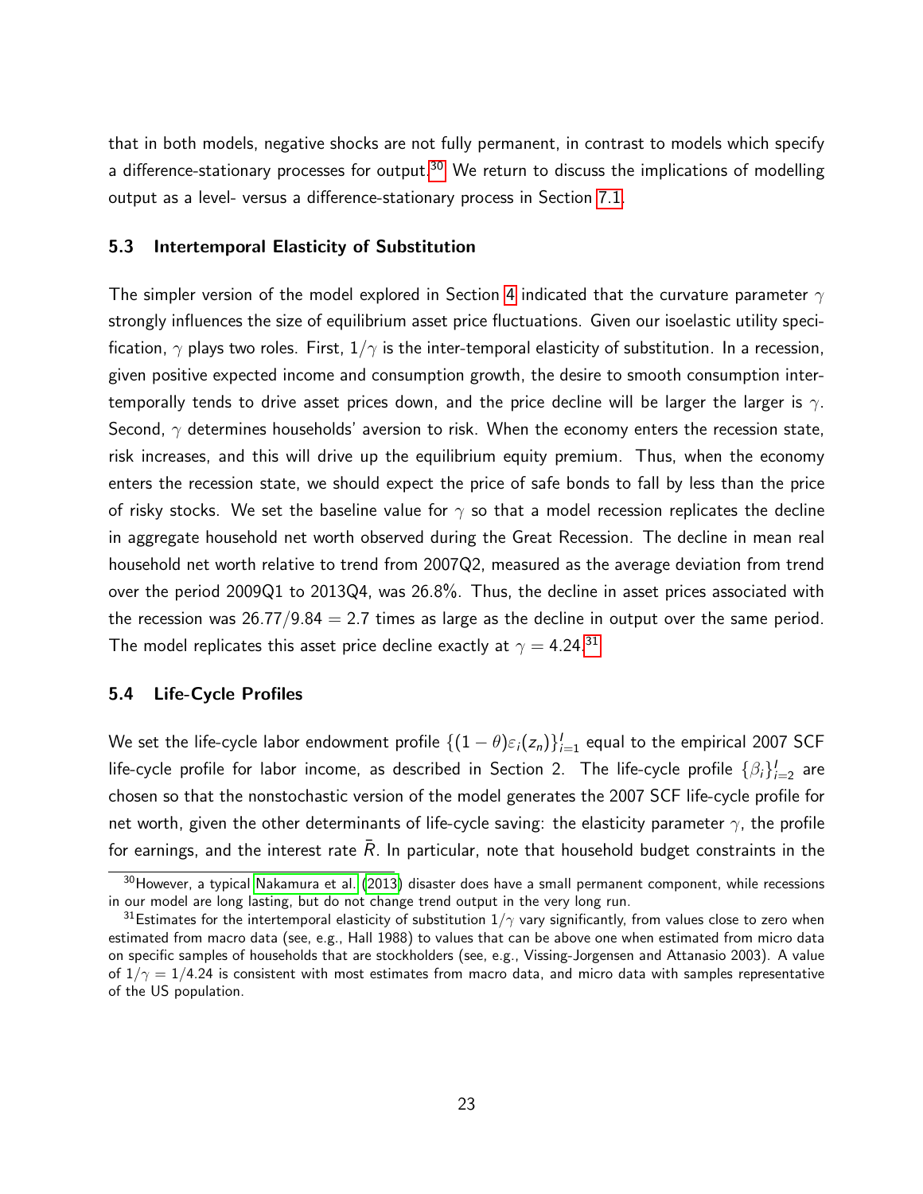that in both models, negative shocks are not fully permanent, in contrast to models which specify a difference-stationary processes for output.[30] We return to discuss the implications of modelling output as a level- versus a difference-stationary process in Section 7.1.

### 5.3 Intertemporal Elasticity of Substitution

The simpler version of the model explored in Section 4 indicated that the curvature parameter $\gamma$ strongly influences the size of equilibrium asset price fluctuations. Given our isoelastic utility specification, $\gamma$ plays two roles. First, $1/\gamma$ is the inter-temporal elasticity of substitution. In a recession, given positive expected income and consumption growth, the desire to smooth consumption intertemporally tends to drive asset prices down, and the price decline will be larger the larger is $\gamma$. Second, $\gamma$ determines households' aversion to risk. When the economy enters the recession state, risk increases, and this will drive up the equilibrium equity premium. Thus, when the economy enters the recession state, we should expect the price of safe bonds to fall by less than the price of risky stocks. We set the baseline value for $\gamma$ so that a model recession replicates the decline in aggregate household net worth observed during the Great Recession. The decline in mean real household net worth relative to trend from 2007Q2, measured as the average deviation from trend over the period 2009Q1 to 2013Q4, was 26.8%. Thus, the decline in asset prices associated with the recession was $26.77/9.84 = 2.7$ times as large as the decline in output over the same period. The model replicates this asset price decline exactly at $\gamma = 4.24$.[31]

### 5.4 Life-Cycle Profiles

We set the life-cycle labor endowment profile $\{(1-\theta)\varepsilon_i(z_n)\}_{i=1}^{I}$ equal to the empirical 2007 SCF life-cycle profile for labor income, as described in Section 2. The life-cycle profile $\{\beta_i\}_{i=2}^{I}$ are chosen so that the nonstochastic version of the model generates the 2007 SCF life-cycle profile for net worth, given the other determinants of life-cycle saving: the elasticity parameter $\gamma$, the profile for earnings, and the interest rate $\bar{R}$. In particular, note that household budget constraints in the

[30] However, a typical Nakamura et al. (2013) disaster does have a small permanent component, while recessions in our model are long lasting, but do not change trend output in the very long run.

[31] Estimates for the intertemporal elasticity of substitution $1/\gamma$ vary significantly, from values close to zero when estimated from macro data (see, e.g., Hall 1988) to values that can be above one when estimated from micro data on specific samples of households that are stockholders (see, e.g., Vissing-Jorgensen and Attanasio 2003). A value of $1/\gamma = 1/4.24$ is consistent with most estimates from macro data, and micro data with samples representative of the US population.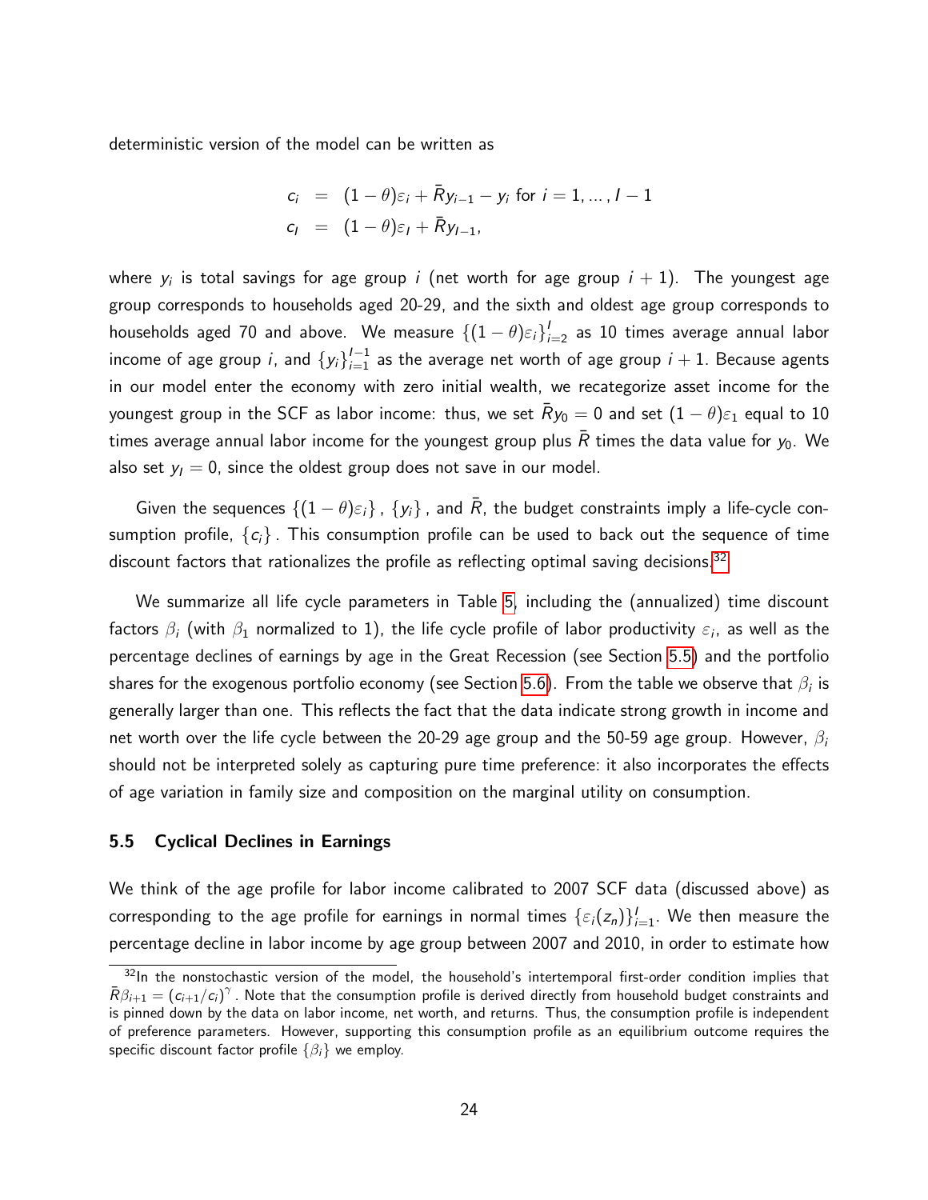deterministic version of the model can be written as

$$
\begin{aligned}
c_i &= (1-\theta)\varepsilon_i + \bar{R}y_{i-1} - y_i \text{ for } i = 1, \dots, I-1 \\
c_I &= (1-\theta)\varepsilon_I + \bar{R}y_{I-1},
\end{aligned}
$$

where $y_i$ is total savings for age group $i$ (net worth for age group $i+1$). The youngest age group corresponds to households aged 20-29, and the sixth and oldest age group corresponds to households aged 70 and above. We measure $\{(1-\theta)\varepsilon_i\}_{i=2}^{I}$ as 10 times average annual labor income of age group $i$, and $\{y_i\}_{i=1}^{I-1}$ as the average net worth of age group $i+1$. Because agents in our model enter the economy with zero initial wealth, we recategorize asset income for the youngest group in the SCF as labor income: thus, we set $\bar{R}y_0 = 0$ and set $(1-\theta)\varepsilon_1$ equal to 10 times average annual labor income for the youngest group plus $\bar{R}$ times the data value for $y_0$. We also set $y_I = 0$, since the oldest group does not save in our model.

Given the sequences $\{(1-\theta)\varepsilon_i\}$, $\{y_i\}$, and $\bar{R}$, the budget constraints imply a life-cycle consumption profile, $\{c_i\}$. This consumption profile can be used to back out the sequence of time discount factors that rationalizes the profile as reflecting optimal saving decisions.[32]

We summarize all life cycle parameters in Table 5, including the (annualized) time discount factors $\beta_i$ (with $\beta_1$ normalized to 1), the life cycle profile of labor productivity $\varepsilon_i$, as well as the percentage declines of earnings by age in the Great Recession (see Section 5.5) and the portfolio shares for the exogenous portfolio economy (see Section 5.6). From the table we observe that $\beta_i$ is generally larger than one. This reflects the fact that the data indicate strong growth in income and net worth over the life cycle between the 20-29 age group and the 50-59 age group. However, $\beta_i$ should not be interpreted solely as capturing pure time preference: it also incorporates the effects of age variation in family size and composition on the marginal utility on consumption.

### 5.5 Cyclical Declines in Earnings

We think of the age profile for labor income calibrated to 2007 SCF data (discussed above) as corresponding to the age profile for earnings in normal times $\{\varepsilon_i(z_n)\}_{i=1}^{I}$. We then measure the percentage decline in labor income by age group between 2007 and 2010, in order to estimate how

[32] In the nonstochastic version of the model, the household's intertemporal first-order condition implies that $\bar{R}\beta_{i+1} = (c_{i+1}/c_i)^{\gamma}$. Note that the consumption profile is derived directly from household budget constraints and is pinned down by the data on labor income, net worth, and returns. Thus, the consumption profile is independent of preference parameters. However, supporting this consumption profile as an equilibrium outcome requires the specific discount factor profile $\{\beta_i\}$ we employ.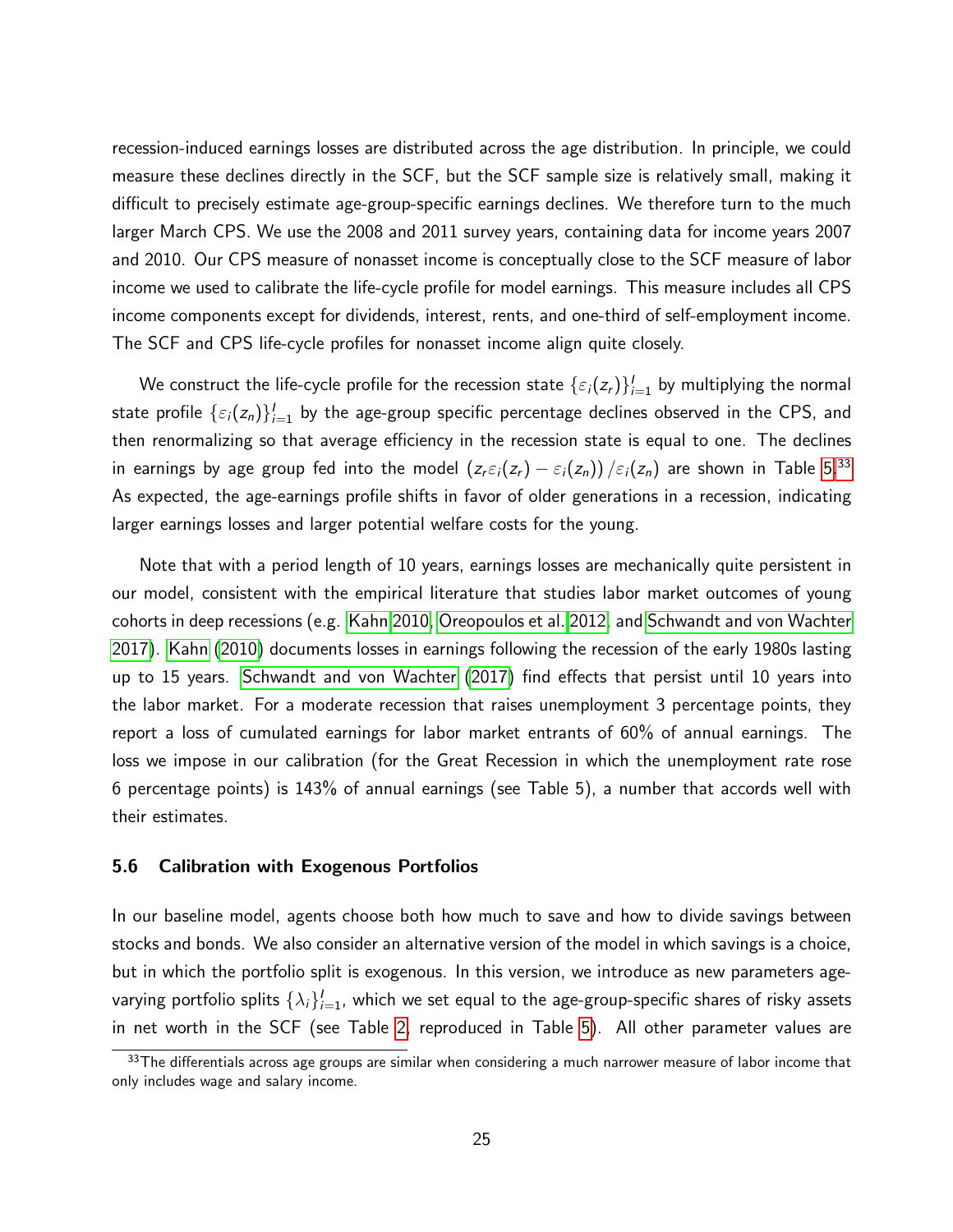recession-induced earnings losses are distributed across the age distribution. In principle, we could measure these declines directly in the SCF, but the SCF sample size is relatively small, making it difficult to precisely estimate age-group-specific earnings declines. We therefore turn to the much larger March CPS. We use the 2008 and 2011 survey years, containing data for income years 2007 and 2010. Our CPS measure of nonasset income is conceptually close to the SCF measure of labor income we used to calibrate the life-cycle profile for model earnings. This measure includes all CPS income components except for dividends, interest, rents, and one-third of self-employment income. The SCF and CPS life-cycle profiles for nonasset income align quite closely.

We construct the life-cycle profile for the recession state $\{\varepsilon_i(z_r)\}_{i=1}^{I}$ by multiplying the normal state profile $\{\varepsilon_i(z_n)\}_{i=1}^{I}$ by the age-group specific percentage declines observed in the CPS, and then renormalizing so that average efficiency in the recession state is equal to one. The declines in earnings by age group fed into the model $\left(z_r\varepsilon_i(z_r) - \varepsilon_i(z_n)\right)/\varepsilon_i(z_n)$ are shown in Table 5.[33] As expected, the age-earnings profile shifts in favor of older generations in a recession, indicating larger earnings losses and larger potential welfare costs for the young.

Note that with a period length of 10 years, earnings losses are mechanically quite persistent in our model, consistent with the empirical literature that studies labor market outcomes of young cohorts in deep recessions (e.g. Kahn 2010, Oreopoulos et al. 2012, and Schwandt and von Wachter 2017). Kahn (2010) documents losses in earnings following the recession of the early 1980s lasting up to 15 years. Schwandt and von Wachter (2017) find effects that persist until 10 years into the labor market. For a moderate recession that raises unemployment 3 percentage points, they report a loss of cumulated earnings for labor market entrants of 60% of annual earnings. The loss we impose in our calibration (for the Great Recession in which the unemployment rate rose 6 percentage points) is 143% of annual earnings (see Table 5), a number that accords well with their estimates.

### 5.6 Calibration with Exogenous Portfolios

In our baseline model, agents choose both how much to save and how to divide savings between stocks and bonds. We also consider an alternative version of the model in which savings is a choice, but in which the portfolio split is exogenous. In this version, we introduce as new parameters age-varying portfolio splits $\{\lambda_i\}_{i=1}^{I}$, which we set equal to the age-group-specific shares of risky assets in net worth in the SCF (see Table 2, reproduced in Table 5). All other parameter values are

[33] The differentials across age groups are similar when considering a much narrower measure of labor income that only includes wage and salary income.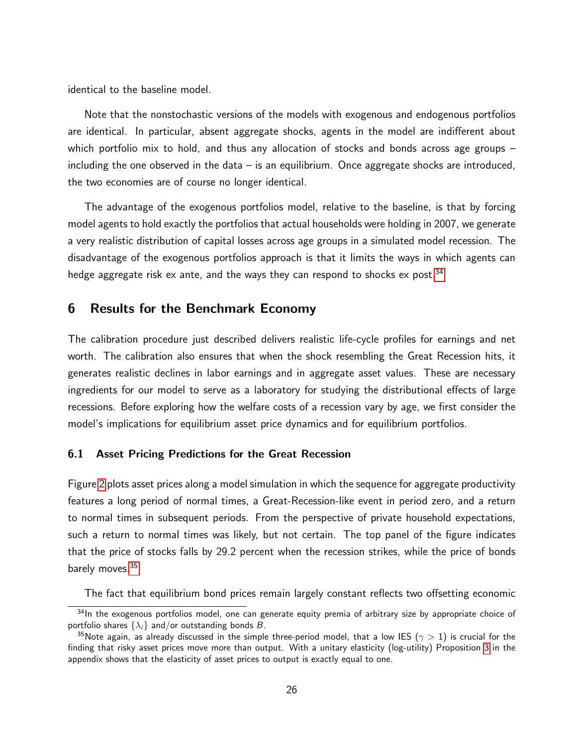identical to the baseline model.

Note that the nonstochastic versions of the models with exogenous and endogenous portfolios are identical. In particular, absent aggregate shocks, agents in the model are indifferent about which portfolio mix to hold, and thus any allocation of stocks and bonds across age groups – including the one observed in the data – is an equilibrium. Once aggregate shocks are introduced, the two economies are of course no longer identical.

The advantage of the exogenous portfolios model, relative to the baseline, is that by forcing model agents to hold exactly the portfolios that actual households were holding in 2007, we generate a very realistic distribution of capital losses across age groups in a simulated model recession. The disadvantage of the exogenous portfolios approach is that it limits the ways in which agents can hedge aggregate risk ex ante, and the ways they can respond to shocks ex post.[34]

# 6 Results for the Benchmark Economy

The calibration procedure just described delivers realistic life-cycle profiles for earnings and net worth. The calibration also ensures that when the shock resembling the Great Recession hits, it generates realistic declines in labor earnings and in aggregate asset values. These are necessary ingredients for our model to serve as a laboratory for studying the distributional effects of large recessions. Before exploring how the welfare costs of a recession vary by age, we first consider the model's implications for equilibrium asset price dynamics and for equilibrium portfolios.

## 6.1 Asset Pricing Predictions for the Great Recession

Figure 2 plots asset prices along a model simulation in which the sequence for aggregate productivity features a long period of normal times, a Great-Recession-like event in period zero, and a return to normal times in subsequent periods. From the perspective of private household expectations, such a return to normal times was likely, but not certain. The top panel of the figure indicates that the price of stocks falls by 29.2 percent when the recession strikes, while the price of bonds barely moves.[35]

The fact that equilibrium bond prices remain largely constant reflects two offsetting economic

[34] In the exogenous portfolios model, one can generate equity premia of arbitrary size by appropriate choice of portfolio shares $\{\lambda_i\}$ and/or outstanding bonds $B$.

[35] Note again, as already discussed in the simple three-period model, that a low IES ($\gamma > 1$) is crucial for the finding that risky asset prices move more than output. With a unitary elasticity (log-utility) Proposition 3 in the appendix shows that the elasticity of asset prices to output is exactly equal to one.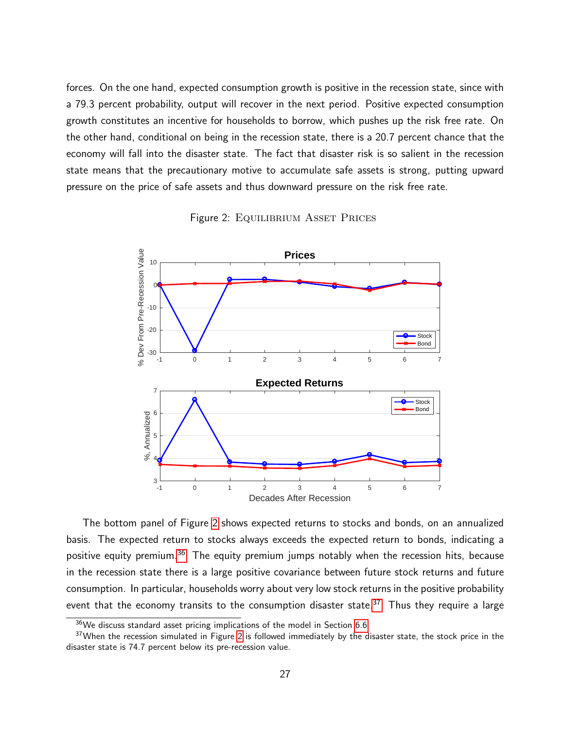forces. On the one hand, expected consumption growth is positive in the recession state, since with a 79.3 percent probability, output will recover in the next period. Positive expected consumption growth constitutes an incentive for households to borrow, which pushes up the risk free rate. On the other hand, conditional on being in the recession state, there is a 20.7 percent chance that the economy will fall into the disaster state. The fact that disaster risk is so salient in the recession state means that the precautionary motive to accumulate safe assets is strong, putting upward pressure on the price of safe assets and thus downward pressure on the risk free rate.

Figure 2: Equilibrium Asset Prices

Prices

% Dev From Pre-Recession Value

10
0
-10
-20
-30

-1 0 1 2 3 4 5 6 7

Stock
Bond

Expected Returns

%, Annualized

7
6
5
4
3

-1 0 1 2 3 4 5 6 7

Stock
Bond

Decades After Recession

The bottom panel of Figure 2 shows expected returns to stocks and bonds, on an annualized basis. The expected return to stocks always exceeds the expected return to bonds, indicating a positive equity premium.[36] The equity premium jumps notably when the recession hits, because in the recession state there is a large positive covariance between future stock returns and future consumption. In particular, households worry about very low stock returns in the positive probability event that the economy transits to the consumption disaster state.[37] Thus they require a large

[36] We discuss standard asset pricing implications of the model in Section 6.6

[37] When the recession simulated in Figure 2 is followed immediately by the disaster state, the stock price in the disaster state is 74.7 percent below its pre-recession value.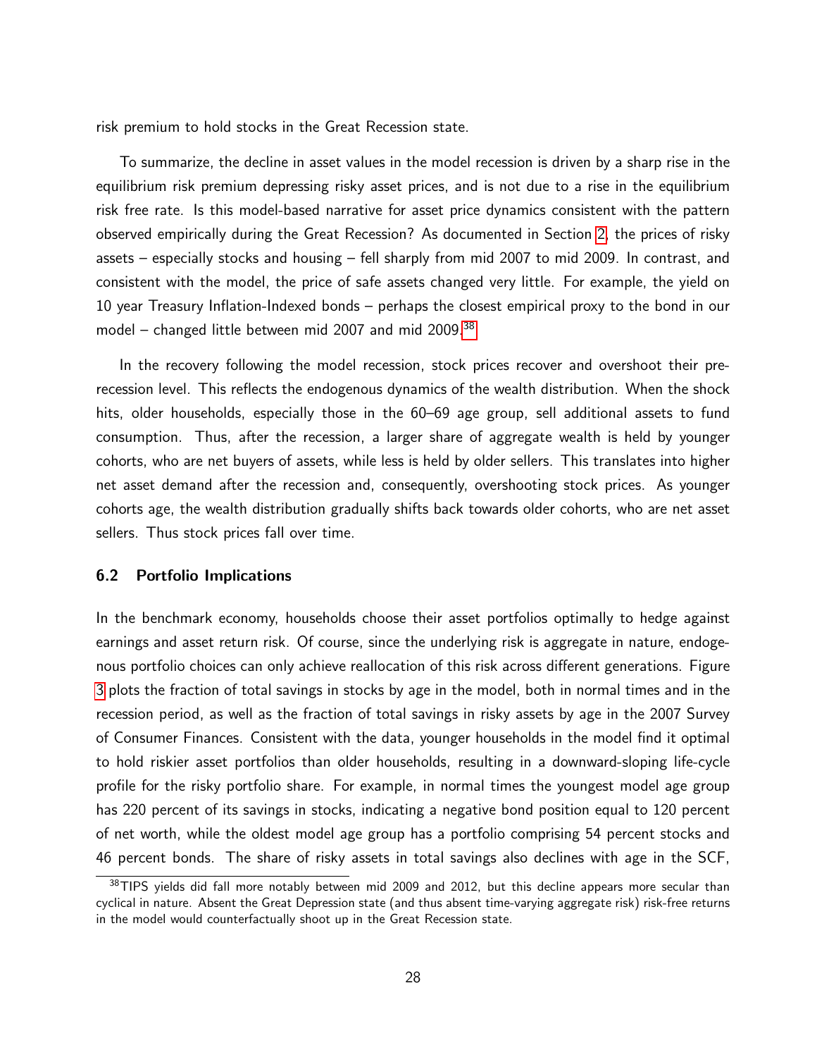risk premium to hold stocks in the Great Recession state.

To summarize, the decline in asset values in the model recession is driven by a sharp rise in the equilibrium risk premium depressing risky asset prices, and is not due to a rise in the equilibrium risk free rate. Is this model-based narrative for asset price dynamics consistent with the pattern observed empirically during the Great Recession? As documented in Section 2, the prices of risky assets – especially stocks and housing – fell sharply from mid 2007 to mid 2009. In contrast, and consistent with the model, the price of safe assets changed very little. For example, the yield on 10 year Treasury Inflation-Indexed bonds – perhaps the closest empirical proxy to the bond in our model – changed little between mid 2007 and mid 2009.[38]

In the recovery following the model recession, stock prices recover and overshoot their pre-recession level. This reflects the endogenous dynamics of the wealth distribution. When the shock hits, older households, especially those in the 60–69 age group, sell additional assets to fund consumption. Thus, after the recession, a larger share of aggregate wealth is held by younger cohorts, who are net buyers of assets, while less is held by older sellers. This translates into higher net asset demand after the recession and, consequently, overshooting stock prices. As younger cohorts age, the wealth distribution gradually shifts back towards older cohorts, who are net asset sellers. Thus stock prices fall over time.

### 6.2 Portfolio Implications

In the benchmark economy, households choose their asset portfolios optimally to hedge against earnings and asset return risk. Of course, since the underlying risk is aggregate in nature, endogenous portfolio choices can only achieve reallocation of this risk across different generations. Figure 3 plots the fraction of total savings in stocks by age in the model, both in normal times and in the recession period, as well as the fraction of total savings in risky assets by age in the 2007 Survey of Consumer Finances. Consistent with the data, younger households in the model find it optimal to hold riskier asset portfolios than older households, resulting in a downward-sloping life-cycle profile for the risky portfolio share. For example, in normal times the youngest model age group has 220 percent of its savings in stocks, indicating a negative bond position equal to 120 percent of net worth, while the oldest model age group has a portfolio comprising 54 percent stocks and 46 percent bonds. The share of risky assets in total savings also declines with age in the SCF,

[38] TIPS yields did fall more notably between mid 2009 and 2012, but this decline appears more secular than cyclical in nature. Absent the Great Depression state (and thus absent time-varying aggregate risk) risk-free returns in the model would counterfactually shoot up in the Great Recession state.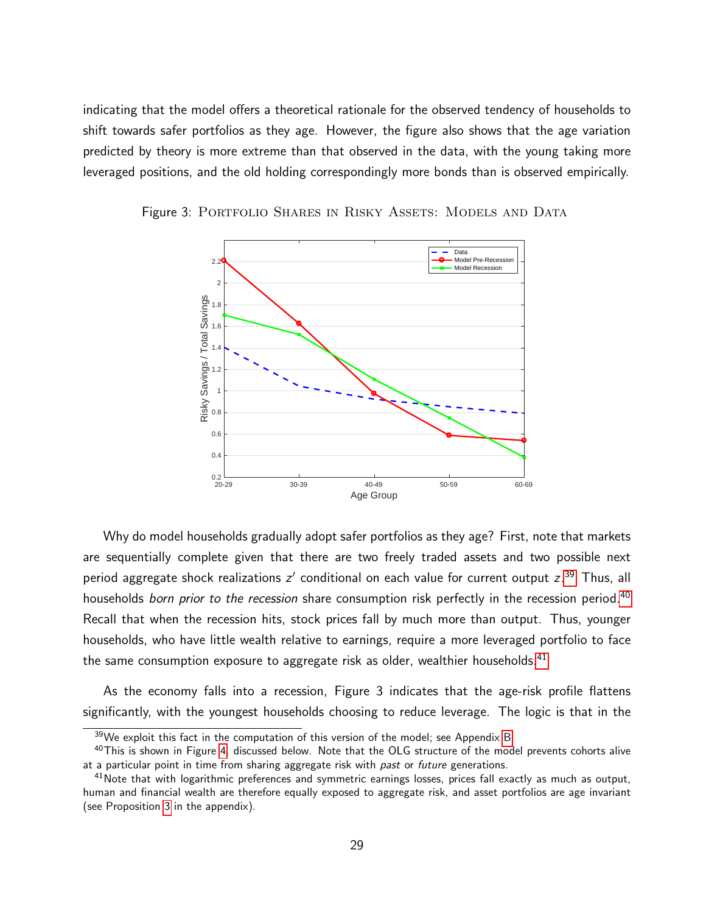indicating that the model offers a theoretical rationale for the observed tendency of households to shift towards safer portfolios as they age. However, the figure also shows that the age variation predicted by theory is more extreme than that observed in the data, with the young taking more leveraged positions, and the old holding correspondingly more bonds than is observed empirically.

Figure 3: Portfolio Shares in Risky Assets: Models and Data

Data
Model Pre-Recession
Model Recession

Risky Savings / Total Savings

0.2
0.4
0.6
0.8
1
1.2
1.4
1.6
1.8
2
2.2

20-29
30-39
40-49
50-59
60-69

Age Group

Why do model households gradually adopt safer portfolios as they age? First, note that markets are sequentially complete given that there are two freely traded assets and two possible next period aggregate shock realizations $z'$ conditional on each value for current output $z$.[39] Thus, all households *born prior to the recession* share consumption risk perfectly in the recession period.[40] Recall that when the recession hits, stock prices fall by much more than output. Thus, younger households, who have little wealth relative to earnings, require a more leveraged portfolio to face the same consumption exposure to aggregate risk as older, wealthier households.[41]

As the economy falls into a recession, Figure 3 indicates that the age-risk profile flattens significantly, with the youngest households choosing to reduce leverage. The logic is that in the

[39] We exploit this fact in the computation of this version of the model; see Appendix B.

[40] This is shown in Figure 4, discussed below. Note that the OLG structure of the model prevents cohorts alive at a particular point in time from sharing aggregate risk with *past* or *future* generations.

[41] Note that with logarithmic preferences and symmetric earnings losses, prices fall exactly as much as output, human and financial wealth are therefore equally exposed to aggregate risk, and asset portfolios are age invariant (see Proposition 3 in the appendix).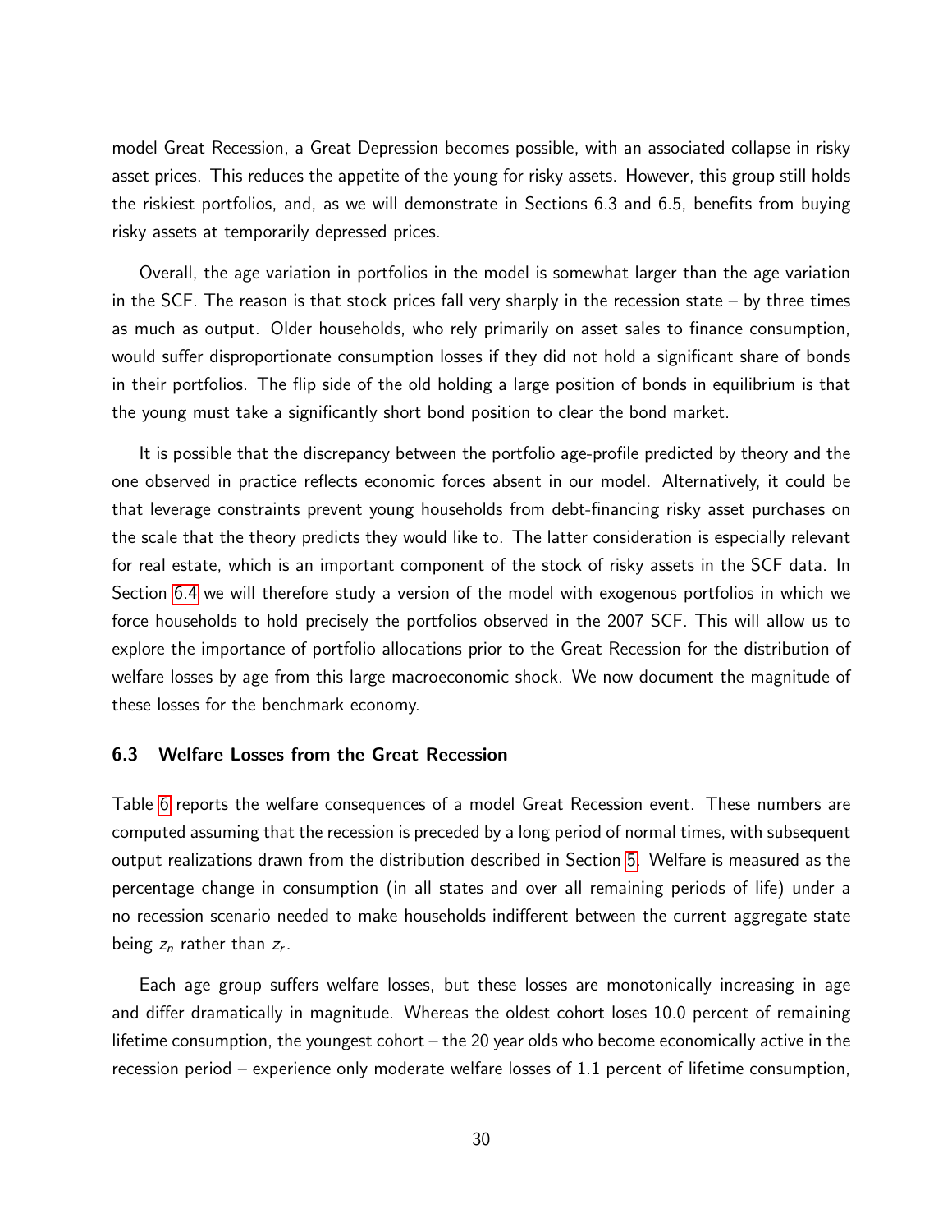model Great Recession, a Great Depression becomes possible, with an associated collapse in risky asset prices. This reduces the appetite of the young for risky assets. However, this group still holds the riskiest portfolios, and, as we will demonstrate in Sections 6.3 and 6.5, benefits from buying risky assets at temporarily depressed prices.

Overall, the age variation in portfolios in the model is somewhat larger than the age variation in the SCF. The reason is that stock prices fall very sharply in the recession state – by three times as much as output. Older households, who rely primarily on asset sales to finance consumption, would suffer disproportionate consumption losses if they did not hold a significant share of bonds in their portfolios. The flip side of the old holding a large position of bonds in equilibrium is that the young must take a significantly short bond position to clear the bond market.

It is possible that the discrepancy between the portfolio age-profile predicted by theory and the one observed in practice reflects economic forces absent in our model. Alternatively, it could be that leverage constraints prevent young households from debt-financing risky asset purchases on the scale that the theory predicts they would like to. The latter consideration is especially relevant for real estate, which is an important component of the stock of risky assets in the SCF data. In Section 6.4 we will therefore study a version of the model with exogenous portfolios in which we force households to hold precisely the portfolios observed in the 2007 SCF. This will allow us to explore the importance of portfolio allocations prior to the Great Recession for the distribution of welfare losses by age from this large macroeconomic shock. We now document the magnitude of these losses for the benchmark economy.

### 6.3 Welfare Losses from the Great Recession

Table 6 reports the welfare consequences of a model Great Recession event. These numbers are computed assuming that the recession is preceded by a long period of normal times, with subsequent output realizations drawn from the distribution described in Section 5. Welfare is measured as the percentage change in consumption (in all states and over all remaining periods of life) under a no recession scenario needed to make households indifferent between the current aggregate state being $z_n$ rather than $z_r$.

Each age group suffers welfare losses, but these losses are monotonically increasing in age and differ dramatically in magnitude. Whereas the oldest cohort loses 10.0 percent of remaining lifetime consumption, the youngest cohort – the 20 year olds who become economically active in the recession period – experience only moderate welfare losses of 1.1 percent of lifetime consumption,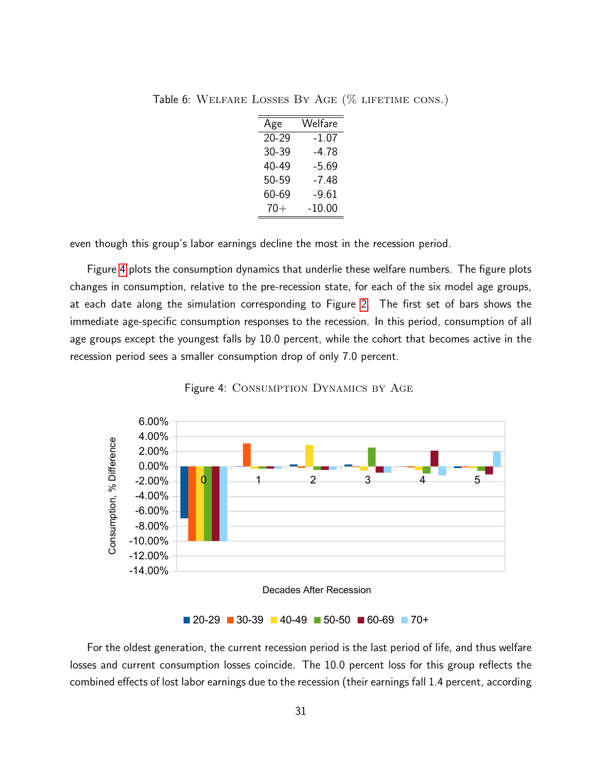Table 6: Welfare Losses By Age (% lifetime cons.)

| Age | Welfare |
|---|---|
| 20-29 | -1.07 |
| 30-39 | -4.78 |
| 40-49 | -5.69 |
| 50-59 | -7.48 |
| 60-69 | -9.61 |
| 70+ | -10.00 |

even though this group's labor earnings decline the most in the recession period.

Figure 4 plots the consumption dynamics that underlie these welfare numbers. The figure plots changes in consumption, relative to the pre-recession state, for each of the six model age groups, at each date along the simulation corresponding to Figure 2. The first set of bars shows the immediate age-specific consumption responses to the recession. In this period, consumption of all age groups except the youngest falls by 10.0 percent, while the cohort that becomes active in the recession period sees a smaller consumption drop of only 7.0 percent.

Figure 4: Consumption Dynamics by Age

Consumption, % Difference

6.00%
4.00%
2.00%
0.00%
-2.00%
-4.00%
-6.00%
-8.00%
-10.00%
-12.00%
-14.00%

0 1 2 3 4 5

Decades After Recession

20-29 30-39 40-49 50-50 60-69 70+

For the oldest generation, the current recession period is the last period of life, and thus welfare losses and current consumption losses coincide. The 10.0 percent loss for this group reflects the combined effects of lost labor earnings due to the recession (their earnings fall 1.4 percent, according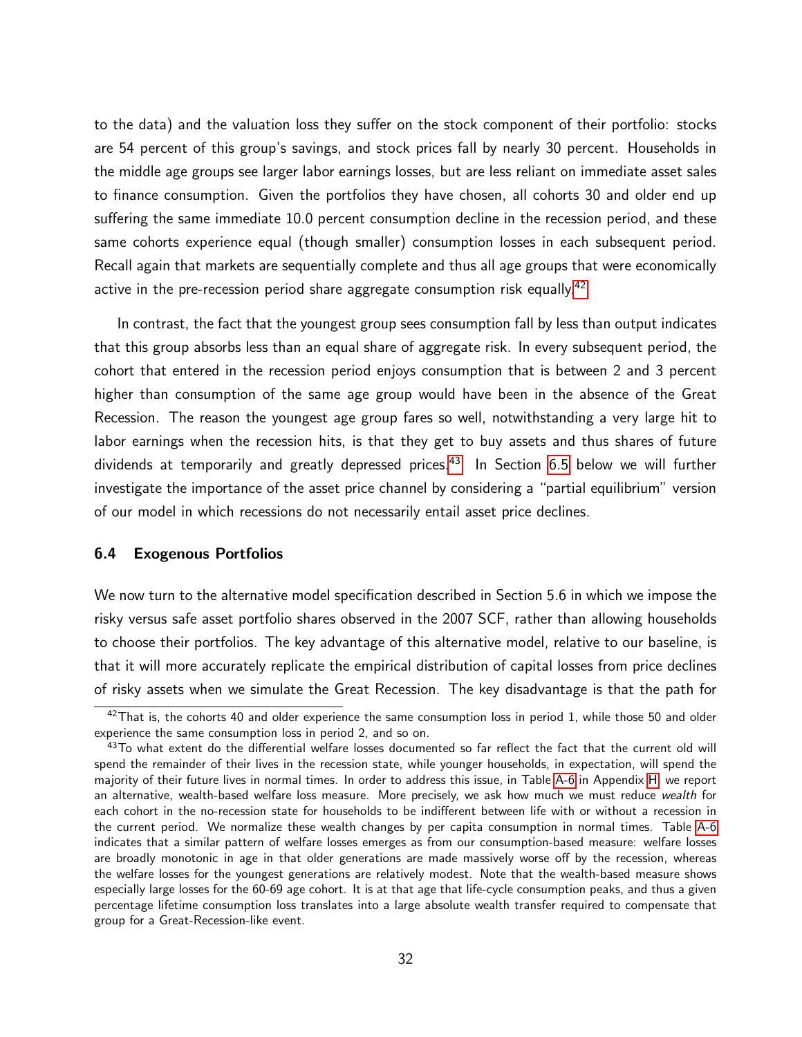to the data) and the valuation loss they suffer on the stock component of their portfolio: stocks are 54 percent of this group's savings, and stock prices fall by nearly 30 percent. Households in the middle age groups see larger labor earnings losses, but are less reliant on immediate asset sales to finance consumption. Given the portfolios they have chosen, all cohorts 30 and older end up suffering the same immediate 10.0 percent consumption decline in the recession period, and these same cohorts experience equal (though smaller) consumption losses in each subsequent period. Recall again that markets are sequentially complete and thus all age groups that were economically active in the pre-recession period share aggregate consumption risk equally.[42]

In contrast, the fact that the youngest group sees consumption fall by less than output indicates that this group absorbs less than an equal share of aggregate risk. In every subsequent period, the cohort that entered in the recession period enjoys consumption that is between 2 and 3 percent higher than consumption of the same age group would have been in the absence of the Great Recession. The reason the youngest age group fares so well, notwithstanding a very large hit to labor earnings when the recession hits, is that they get to buy assets and thus shares of future dividends at temporarily and greatly depressed prices.[43] In Section 6.5 below we will further investigate the importance of the asset price channel by considering a "partial equilibrium" version of our model in which recessions do not necessarily entail asset price declines.

### 6.4 Exogenous Portfolios

We now turn to the alternative model specification described in Section 5.6 in which we impose the risky versus safe asset portfolio shares observed in the 2007 SCF, rather than allowing households to choose their portfolios. The key advantage of this alternative model, relative to our baseline, is that it will more accurately replicate the empirical distribution of capital losses from price declines of risky assets when we simulate the Great Recession. The key disadvantage is that the path for

---

[42] That is, the cohorts 40 and older experience the same consumption loss in period 1, while those 50 and older experience the same consumption loss in period 2, and so on.

[43] To what extent do the differential welfare losses documented so far reflect the fact that the current old will spend the remainder of their lives in the recession state, while younger households, in expectation, will spend the majority of their future lives in normal times. In order to address this issue, in Table A-6 in Appendix H, we report an alternative, wealth-based welfare loss measure. More precisely, we ask how much we must reduce *wealth* for each cohort in the no-recession state for households to be indifferent between life with or without a recession in the current period. We normalize these wealth changes by per capita consumption in normal times. Table A-6 indicates that a similar pattern of welfare losses emerges as from our consumption-based measure: welfare losses are broadly monotonic in age in that older generations are made massively worse off by the recession, whereas the welfare losses for the youngest generations are relatively modest. Note that the wealth-based measure shows especially large losses for the 60-69 age cohort. It is at that age that life-cycle consumption peaks, and thus a given percentage lifetime consumption loss translates into a large absolute wealth transfer required to compensate that group for a Great-Recession-like event.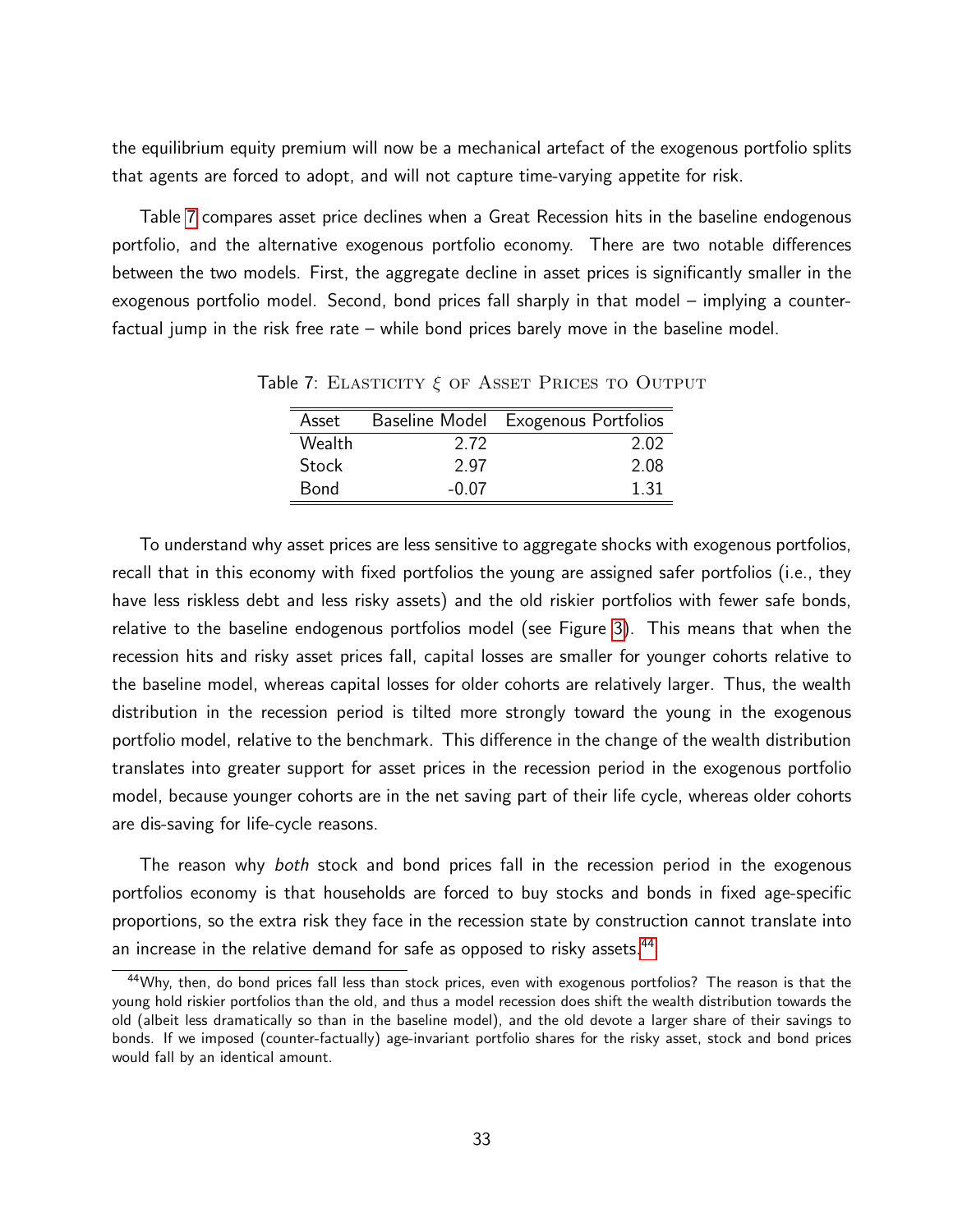the equilibrium equity premium will now be a mechanical artefact of the exogenous portfolio splits that agents are forced to adopt, and will not capture time-varying appetite for risk.

Table 7 compares asset price declines when a Great Recession hits in the baseline endogenous portfolio, and the alternative exogenous portfolio economy. There are two notable differences between the two models. First, the aggregate decline in asset prices is significantly smaller in the exogenous portfolio model. Second, bond prices fall sharply in that model – implying a counter-factual jump in the risk free rate – while bond prices barely move in the baseline model.

Table 7: Elasticity $\xi$ of Asset Prices to Output

| Asset | Baseline Model | Exogenous Portfolios |
|---|---|---|
| Wealth | 2.72 | 2.02 |
| Stock | 2.97 | 2.08 |
| Bond | -0.07 | 1.31 |

To understand why asset prices are less sensitive to aggregate shocks with exogenous portfolios, recall that in this economy with fixed portfolios the young are assigned safer portfolios (i.e., they have less riskless debt and less risky assets) and the old riskier portfolios with fewer safe bonds, relative to the baseline endogenous portfolios model (see Figure 3). This means that when the recession hits and risky asset prices fall, capital losses are smaller for younger cohorts relative to the baseline model, whereas capital losses for older cohorts are relatively larger. Thus, the wealth distribution in the recession period is tilted more strongly toward the young in the exogenous portfolio model, relative to the benchmark. This difference in the change of the wealth distribution translates into greater support for asset prices in the recession period in the exogenous portfolio model, because younger cohorts are in the net saving part of their life cycle, whereas older cohorts are dis-saving for life-cycle reasons.

The reason why *both* stock and bond prices fall in the recession period in the exogenous portfolios economy is that households are forced to buy stocks and bonds in fixed age-specific proportions, so the extra risk they face in the recession state by construction cannot translate into an increase in the relative demand for safe as opposed to risky assets.[44]

[44] Why, then, do bond prices fall less than stock prices, even with exogenous portfolios? The reason is that the young hold riskier portfolios than the old, and thus a model recession does shift the wealth distribution towards the old (albeit less dramatically so than in the baseline model), and the old devote a larger share of their savings to bonds. If we imposed (counter-factually) age-invariant portfolio shares for the risky asset, stock and bond prices would fall by an identical amount.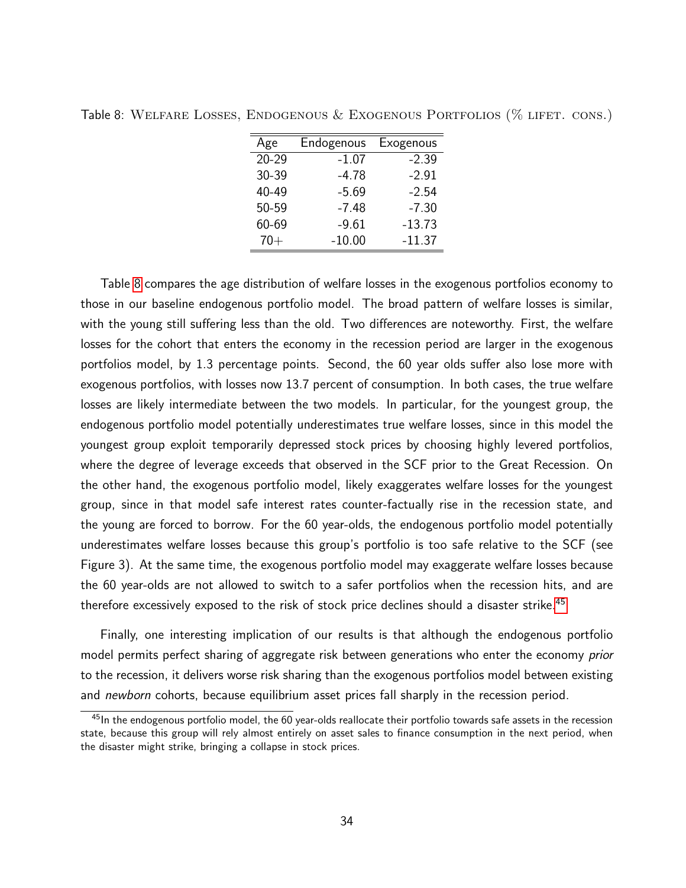Table 8: Welfare Losses, Endogenous & Exogenous Portfolios (% lifet. cons.)

| Age | Endogenous | Exogenous |
|---|---|---|
| 20-29 | -1.07 | -2.39 |
| 30-39 | -4.78 | -2.91 |
| 40-49 | -5.69 | -2.54 |
| 50-59 | -7.48 | -7.30 |
| 60-69 | -9.61 | -13.73 |
| 70+ | -10.00 | -11.37 |

Table 8 compares the age distribution of welfare losses in the exogenous portfolios economy to those in our baseline endogenous portfolio model. The broad pattern of welfare losses is similar, with the young still suffering less than the old. Two differences are noteworthy. First, the welfare losses for the cohort that enters the economy in the recession period are larger in the exogenous portfolios model, by 1.3 percentage points. Second, the 60 year olds suffer also lose more with exogenous portfolios, with losses now 13.7 percent of consumption. In both cases, the true welfare losses are likely intermediate between the two models. In particular, for the youngest group, the endogenous portfolio model potentially underestimates true welfare losses, since in this model the youngest group exploit temporarily depressed stock prices by choosing highly levered portfolios, where the degree of leverage exceeds that observed in the SCF prior to the Great Recession. On the other hand, the exogenous portfolio model, likely exaggerates welfare losses for the youngest group, since in that model safe interest rates counter-factually rise in the recession state, and the young are forced to borrow. For the 60 year-olds, the endogenous portfolio model potentially underestimates welfare losses because this group's portfolio is too safe relative to the SCF (see Figure 3). At the same time, the exogenous portfolio model may exaggerate welfare losses because the 60 year-olds are not allowed to switch to a safer portfolios when the recession hits, and are therefore excessively exposed to the risk of stock price declines should a disaster strike.[45]

Finally, one interesting implication of our results is that although the endogenous portfolio model permits perfect sharing of aggregate risk between generations who enter the economy *prior* to the recession, it delivers worse risk sharing than the exogenous portfolios model between existing and *newborn* cohorts, because equilibrium asset prices fall sharply in the recession period.

[45] In the endogenous portfolio model, the 60 year-olds reallocate their portfolio towards safe assets in the recession state, because this group will rely almost entirely on asset sales to finance consumption in the next period, when the disaster might strike, bringing a collapse in stock prices.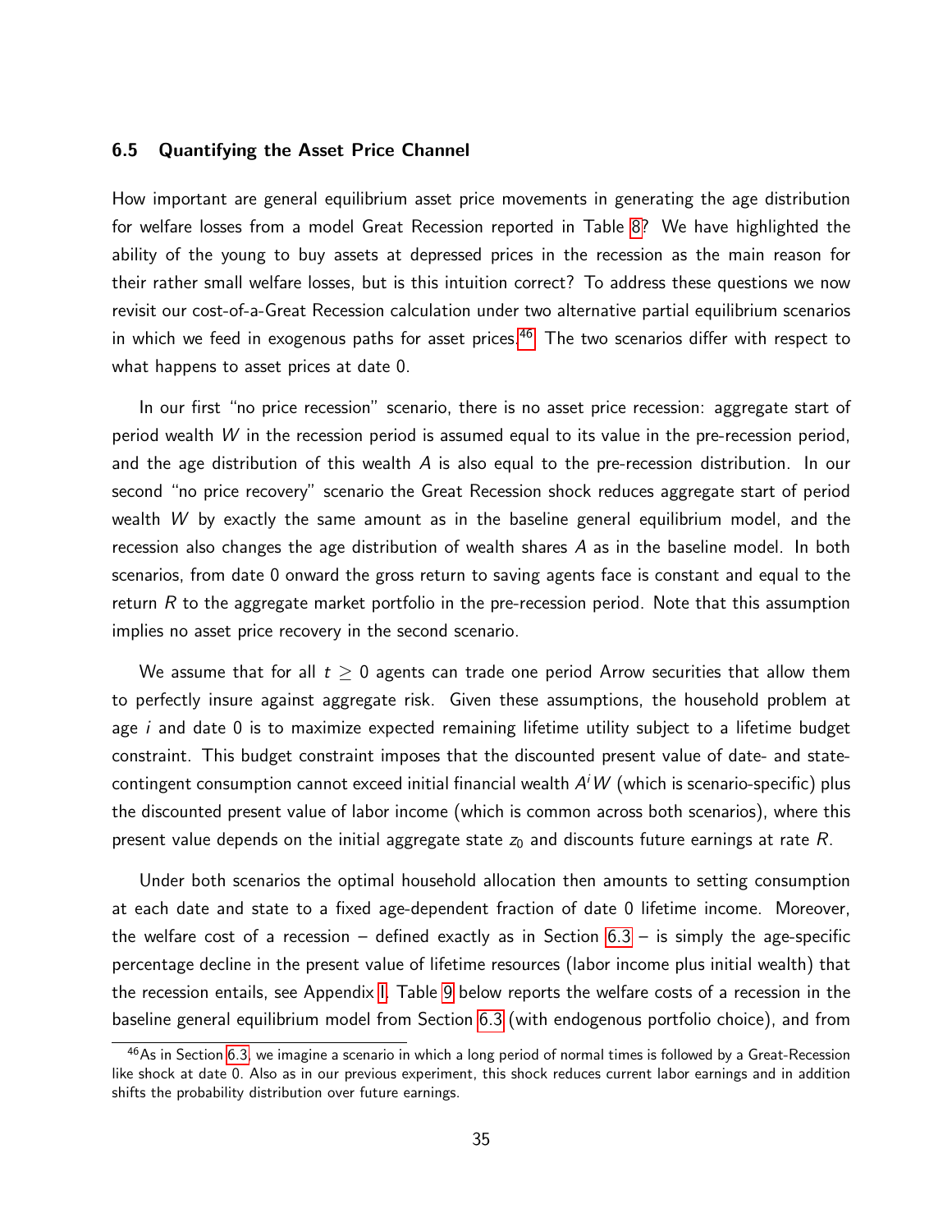### 6.5 Quantifying the Asset Price Channel

How important are general equilibrium asset price movements in generating the age distribution for welfare losses from a model Great Recession reported in Table 8? We have highlighted the ability of the young to buy assets at depressed prices in the recession as the main reason for their rather small welfare losses, but is this intuition correct? To address these questions we now revisit our cost-of-a-Great Recession calculation under two alternative partial equilibrium scenarios in which we feed in exogenous paths for asset prices.[46] The two scenarios differ with respect to what happens to asset prices at date 0.

In our first "no price recession" scenario, there is no asset price recession: aggregate start of period wealth $W$ in the recession period is assumed equal to its value in the pre-recession period, and the age distribution of this wealth $A$ is also equal to the pre-recession distribution. In our second "no price recovery" scenario the Great Recession shock reduces aggregate start of period wealth $W$ by exactly the same amount as in the baseline general equilibrium model, and the recession also changes the age distribution of wealth shares $A$ as in the baseline model. In both scenarios, from date 0 onward the gross return to saving agents face is constant and equal to the return $R$ to the aggregate market portfolio in the pre-recession period. Note that this assumption implies no asset price recovery in the second scenario.

We assume that for all $t \geq 0$ agents can trade one period Arrow securities that allow them to perfectly insure against aggregate risk. Given these assumptions, the household problem at age $i$ and date 0 is to maximize expected remaining lifetime utility subject to a lifetime budget constraint. This budget constraint imposes that the discounted present value of date- and state-contingent consumption cannot exceed initial financial wealth $A^i W$ (which is scenario-specific) plus the discounted present value of labor income (which is common across both scenarios), where this present value depends on the initial aggregate state $z_0$ and discounts future earnings at rate $R$.

Under both scenarios the optimal household allocation then amounts to setting consumption at each date and state to a fixed age-dependent fraction of date 0 lifetime income. Moreover, the welfare cost of a recession – defined exactly as in Section 6.3 – is simply the age-specific percentage decline in the present value of lifetime resources (labor income plus initial wealth) that the recession entails, see Appendix I. Table 9 below reports the welfare costs of a recession in the baseline general equilibrium model from Section 6.3 (with endogenous portfolio choice), and from

[46] As in Section 6.3, we imagine a scenario in which a long period of normal times is followed by a Great-Recession like shock at date 0. Also as in our previous experiment, this shock reduces current labor earnings and in addition shifts the probability distribution over future earnings.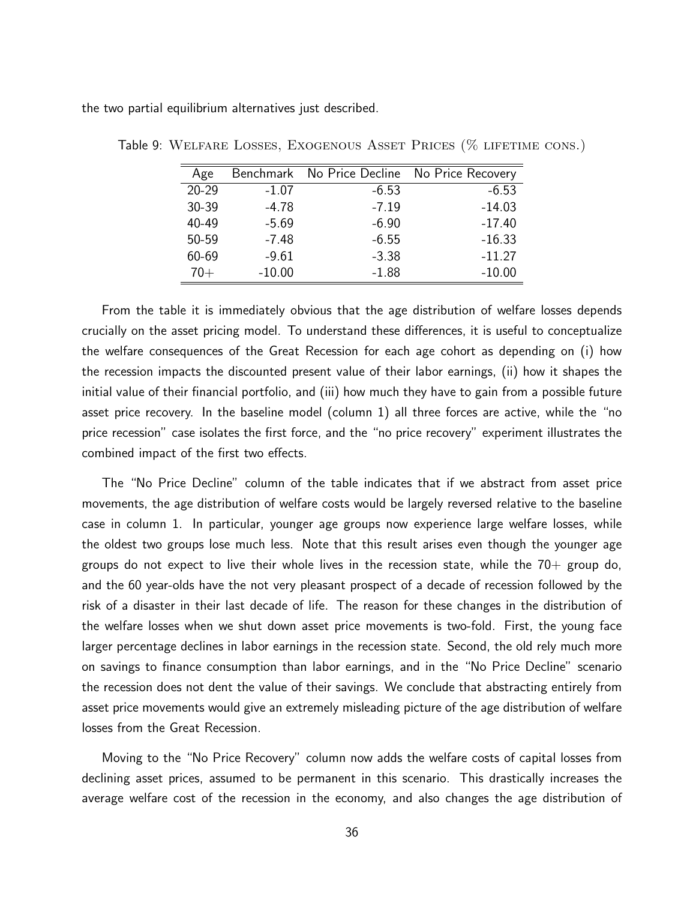the two partial equilibrium alternatives just described.

Table 9: Welfare Losses, Exogenous Asset Prices (% lifetime cons.)

| Age | Benchmark | No Price Decline | No Price Recovery |
|---|---|---|---|
| 20-29 | -1.07 | -6.53 | -6.53 |
| 30-39 | -4.78 | -7.19 | -14.03 |
| 40-49 | -5.69 | -6.90 | -17.40 |
| 50-59 | -7.48 | -6.55 | -16.33 |
| 60-69 | -9.61 | -3.38 | -11.27 |
| 70+ | -10.00 | -1.88 | -10.00 |

From the table it is immediately obvious that the age distribution of welfare losses depends crucially on the asset pricing model. To understand these differences, it is useful to conceptualize the welfare consequences of the Great Recession for each age cohort as depending on (i) how the recession impacts the discounted present value of their labor earnings, (ii) how it shapes the initial value of their financial portfolio, and (iii) how much they have to gain from a possible future asset price recovery. In the baseline model (column 1) all three forces are active, while the "no price recession" case isolates the first force, and the "no price recovery" experiment illustrates the combined impact of the first two effects.

The "No Price Decline" column of the table indicates that if we abstract from asset price movements, the age distribution of welfare costs would be largely reversed relative to the baseline case in column 1. In particular, younger age groups now experience large welfare losses, while the oldest two groups lose much less. Note that this result arises even though the younger age groups do not expect to live their whole lives in the recession state, while the 70+ group do, and the 60 year-olds have the not very pleasant prospect of a decade of recession followed by the risk of a disaster in their last decade of life. The reason for these changes in the distribution of the welfare losses when we shut down asset price movements is two-fold. First, the young face larger percentage declines in labor earnings in the recession state. Second, the old rely much more on savings to finance consumption than labor earnings, and in the "No Price Decline" scenario the recession does not dent the value of their savings. We conclude that abstracting entirely from asset price movements would give an extremely misleading picture of the age distribution of welfare losses from the Great Recession.

Moving to the "No Price Recovery" column now adds the welfare costs of capital losses from declining asset prices, assumed to be permanent in this scenario. This drastically increases the average welfare cost of the recession in the economy, and also changes the age distribution of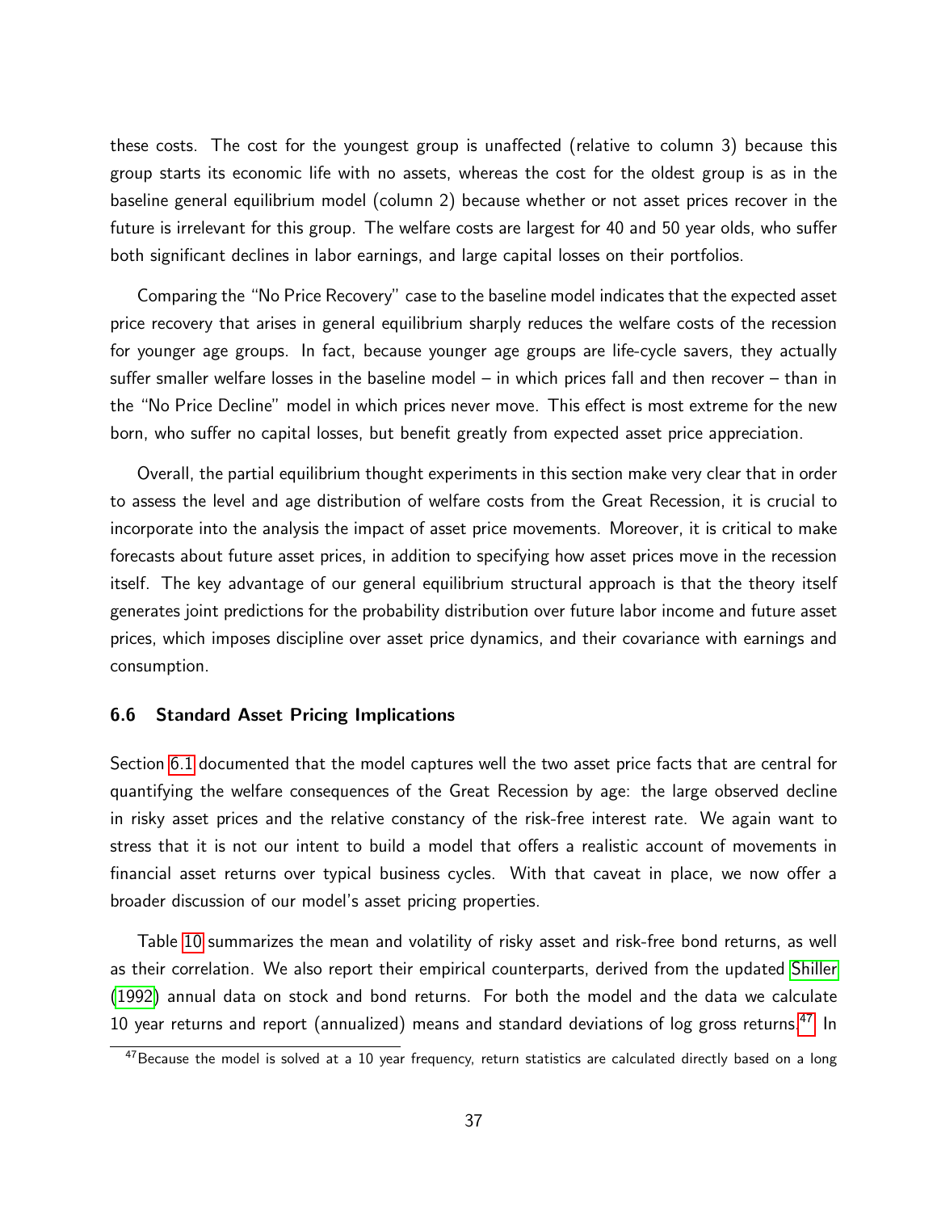these costs. The cost for the youngest group is unaffected (relative to column 3) because this group starts its economic life with no assets, whereas the cost for the oldest group is as in the baseline general equilibrium model (column 2) because whether or not asset prices recover in the future is irrelevant for this group. The welfare costs are largest for 40 and 50 year olds, who suffer both significant declines in labor earnings, and large capital losses on their portfolios.

Comparing the "No Price Recovery" case to the baseline model indicates that the expected asset price recovery that arises in general equilibrium sharply reduces the welfare costs of the recession for younger age groups. In fact, because younger age groups are life-cycle savers, they actually suffer smaller welfare losses in the baseline model – in which prices fall and then recover – than in the "No Price Decline" model in which prices never move. This effect is most extreme for the new born, who suffer no capital losses, but benefit greatly from expected asset price appreciation.

Overall, the partial equilibrium thought experiments in this section make very clear that in order to assess the level and age distribution of welfare costs from the Great Recession, it is crucial to incorporate into the analysis the impact of asset price movements. Moreover, it is critical to make forecasts about future asset prices, in addition to specifying how asset prices move in the recession itself. The key advantage of our general equilibrium structural approach is that the theory itself generates joint predictions for the probability distribution over future labor income and future asset prices, which imposes discipline over asset price dynamics, and their covariance with earnings and consumption.

### 6.6 Standard Asset Pricing Implications

Section 6.1 documented that the model captures well the two asset price facts that are central for quantifying the welfare consequences of the Great Recession by age: the large observed decline in risky asset prices and the relative constancy of the risk-free interest rate. We again want to stress that it is not our intent to build a model that offers a realistic account of movements in financial asset returns over typical business cycles. With that caveat in place, we now offer a broader discussion of our model's asset pricing properties.

Table 10 summarizes the mean and volatility of risky asset and risk-free bond returns, as well as their correlation. We also report their empirical counterparts, derived from the updated Shiller (1992) annual data on stock and bond returns. For both the model and the data we calculate 10 year returns and report (annualized) means and standard deviations of log gross returns.[47] In

[47] Because the model is solved at a 10 year frequency, return statistics are calculated directly based on a long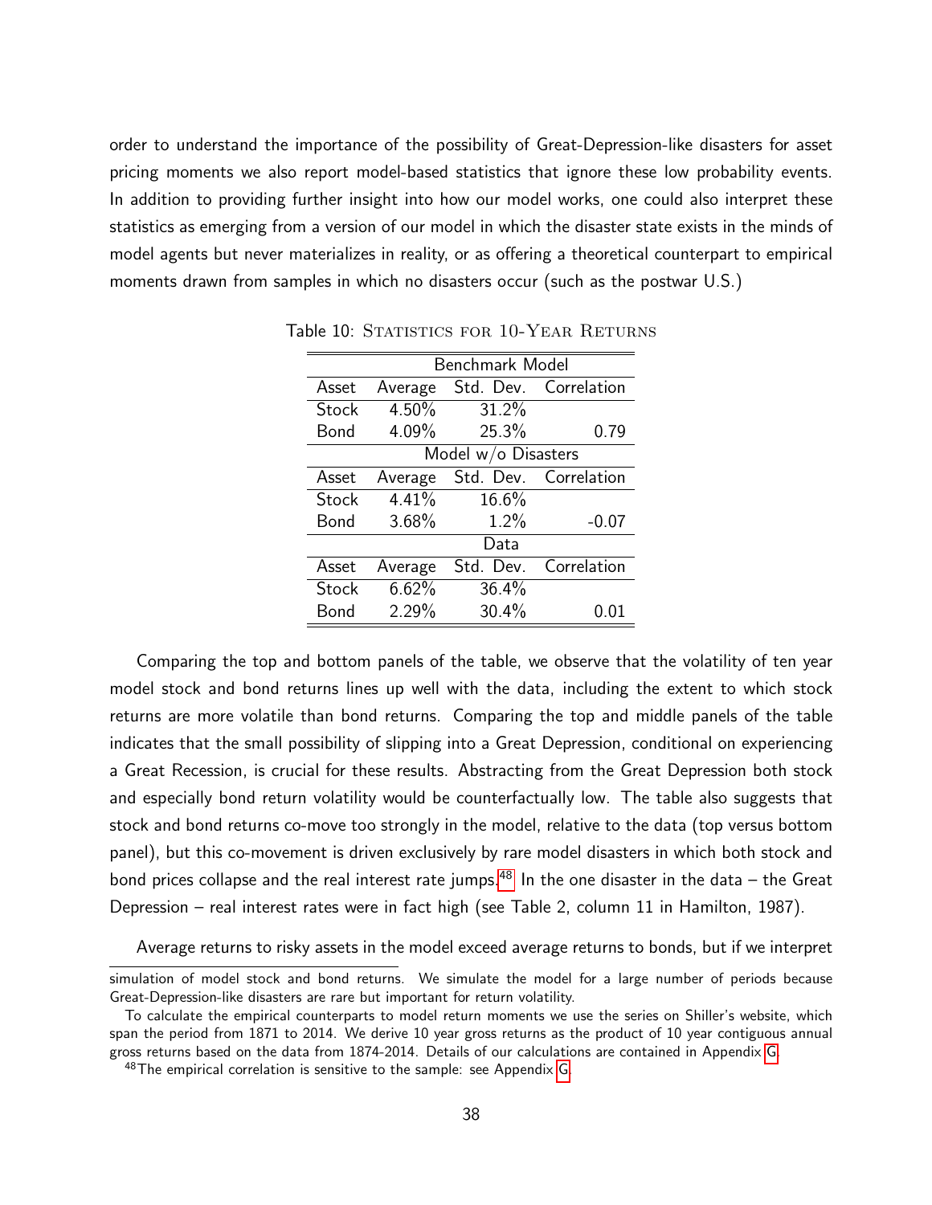order to understand the importance of the possibility of Great-Depression-like disasters for asset pricing moments we also report model-based statistics that ignore these low probability events. In addition to providing further insight into how our model works, one could also interpret these statistics as emerging from a version of our model in which the disaster state exists in the minds of model agents but never materializes in reality, or as offering a theoretical counterpart to empirical moments drawn from samples in which no disasters occur (such as the postwar U.S.)

Table 10: Statistics for 10-Year Returns

| Benchmark Model | | | |
|---|---|---|---|
| Asset | Average | Std. Dev. | Correlation |
| Stock | 4.50% | 31.2% | |
| Bond | 4.09% | 25.3% | 0.79 |
| **Model w/o Disasters** | | | |
| Asset | Average | Std. Dev. | Correlation |
| Stock | 4.41% | 16.6% | |
| Bond | 3.68% | 1.2% | -0.07 |
| **Data** | | | |
| Asset | Average | Std. Dev. | Correlation |
| Stock | 6.62% | 36.4% | |
| Bond | 2.29% | 30.4% | 0.01 |

Comparing the top and bottom panels of the table, we observe that the volatility of ten year model stock and bond returns lines up well with the data, including the extent to which stock returns are more volatile than bond returns. Comparing the top and middle panels of the table indicates that the small possibility of slipping into a Great Depression, conditional on experiencing a Great Recession, is crucial for these results. Abstracting from the Great Depression both stock and especially bond return volatility would be counterfactually low. The table also suggests that stock and bond returns co-move too strongly in the model, relative to the data (top versus bottom panel), but this co-movement is driven exclusively by rare model disasters in which both stock and bond prices collapse and the real interest rate jumps.[48] In the one disaster in the data – the Great Depression – real interest rates were in fact high (see Table 2, column 11 in Hamilton, 1987).

Average returns to risky assets in the model exceed average returns to bonds, but if we interpret

simulation of model stock and bond returns. We simulate the model for a large number of periods because Great-Depression-like disasters are rare but important for return volatility.

To calculate the empirical counterparts to model return moments we use the series on Shiller's website, which span the period from 1871 to 2014. We derive 10 year gross returns as the product of 10 year contiguous annual gross returns based on the data from 1874-2014. Details of our calculations are contained in Appendix G.

[48] The empirical correlation is sensitive to the sample: see Appendix G.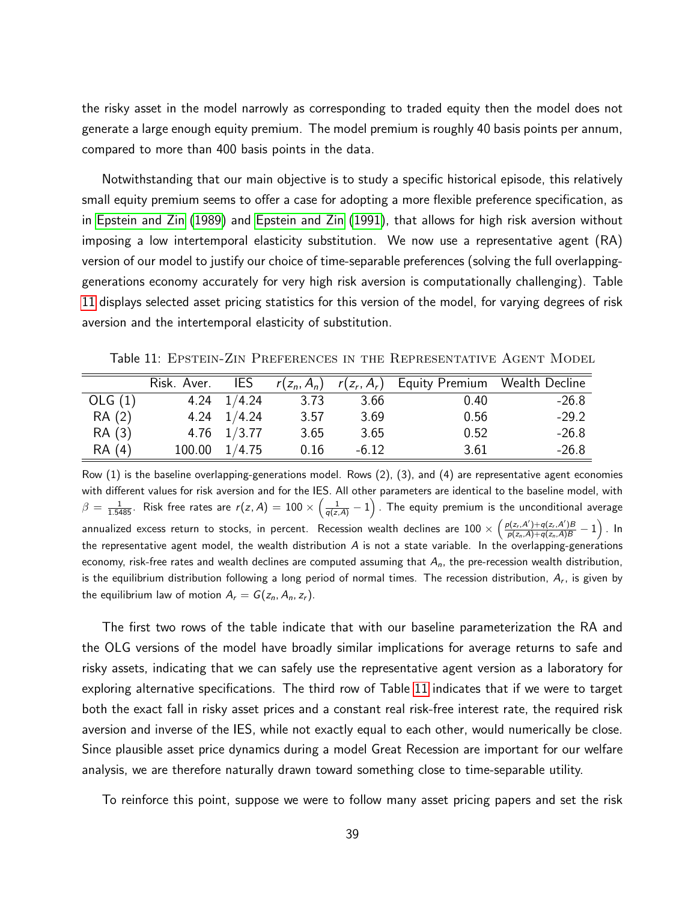the risky asset in the model narrowly as corresponding to traded equity then the model does not generate a large enough equity premium. The model premium is roughly 40 basis points per annum, compared to more than 400 basis points in the data.

Notwithstanding that our main objective is to study a specific historical episode, this relatively small equity premium seems to offer a case for adopting a more flexible preference specification, as in Epstein and Zin (1989) and Epstein and Zin (1991), that allows for high risk aversion without imposing a low intertemporal elasticity substitution. We now use a representative agent (RA) version of our model to justify our choice of time-separable preferences (solving the full overlapping-generations economy accurately for very high risk aversion is computationally challenging). Table 11 displays selected asset pricing statistics for this version of the model, for varying degrees of risk aversion and the intertemporal elasticity of substitution.

Table 11: Epstein-Zin Preferences in the Representative Agent Model

| | Risk. Aver. | IES | $r(z_n, A_n)$ | $r(z_r, A_r)$ | Equity Premium | Wealth Decline |
|---|---|---|---|---|---|---|
| OLG (1) | 4.24 | 1/4.24 | 3.73 | 3.66 | 0.40 | -26.8 |
| RA (2) | 4.24 | 1/4.24 | 3.57 | 3.69 | 0.56 | -29.2 |
| RA (3) | 4.76 | 1/3.77 | 3.65 | 3.65 | 0.52 | -26.8 |
| RA (4) | 100.00 | 1/4.75 | 0.16 | -6.12 | 3.61 | -26.8 |

Row (1) is the baseline overlapping-generations model. Rows (2), (3), and (4) are representative agent economies with different values for risk aversion and for the IES. All other parameters are identical to the baseline model, with $\beta = \frac{1}{1.5485}$. Risk free rates are $r(z, A) = 100 \times \left(\frac{1}{q(z,A)} - 1\right)$. The equity premium is the unconditional average annualized excess return to stocks, in percent. Recession wealth declines are $100 \times \left(\frac{p(z_r,A') + q(z_r,A')B}{p(z_n,A) + q(z_n,A)B} - 1\right)$. In the representative agent model, the wealth distribution $A$ is not a state variable. In the overlapping-generations economy, risk-free rates and wealth declines are computed assuming that $A_n$, the pre-recession wealth distribution, is the equilibrium distribution following a long period of normal times. The recession distribution, $A_r$, is given by the equilibrium law of motion $A_r = G(z_n, A_n, z_r)$.

The first two rows of the table indicate that with our baseline parameterization the RA and the OLG versions of the model have broadly similar implications for average returns to safe and risky assets, indicating that we can safely use the representative agent version as a laboratory for exploring alternative specifications. The third row of Table 11 indicates that if we were to target both the exact fall in risky asset prices and a constant real risk-free interest rate, the required risk aversion and inverse of the IES, while not exactly equal to each other, would numerically be close. Since plausible asset price dynamics during a model Great Recession are important for our welfare analysis, we are therefore naturally drawn toward something close to time-separable utility.

To reinforce this point, suppose we were to follow many asset pricing papers and set the risk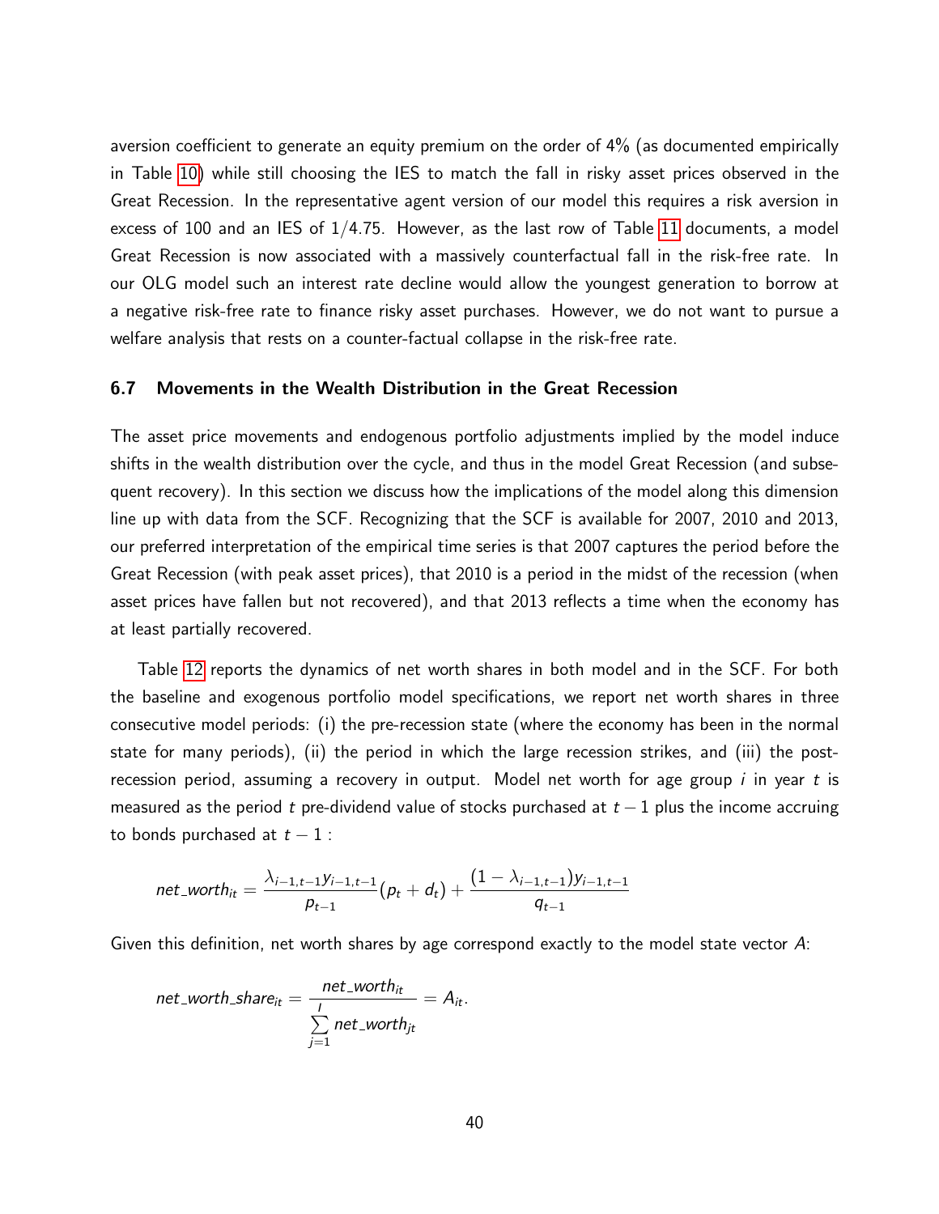aversion coefficient to generate an equity premium on the order of 4% (as documented empirically in Table 10) while still choosing the IES to match the fall in risky asset prices observed in the Great Recession. In the representative agent version of our model this requires a risk aversion in excess of 100 and an IES of $1/4.75$. However, as the last row of Table 11 documents, a model Great Recession is now associated with a massively counterfactual fall in the risk-free rate. In our OLG model such an interest rate decline would allow the youngest generation to borrow at a negative risk-free rate to finance risky asset purchases. However, we do not want to pursue a welfare analysis that rests on a counter-factual collapse in the risk-free rate.

### 6.7 Movements in the Wealth Distribution in the Great Recession

The asset price movements and endogenous portfolio adjustments implied by the model induce shifts in the wealth distribution over the cycle, and thus in the model Great Recession (and subsequent recovery). In this section we discuss how the implications of the model along this dimension line up with data from the SCF. Recognizing that the SCF is available for 2007, 2010 and 2013, our preferred interpretation of the empirical time series is that 2007 captures the period before the Great Recession (with peak asset prices), that 2010 is a period in the midst of the recession (when asset prices have fallen but not recovered), and that 2013 reflects a time when the economy has at least partially recovered.

Table 12 reports the dynamics of net worth shares in both model and in the SCF. For both the baseline and exogenous portfolio model specifications, we report net worth shares in three consecutive model periods: (i) the pre-recession state (where the economy has been in the normal state for many periods), (ii) the period in which the large recession strikes, and (iii) the post-recession period, assuming a recovery in output. Model net worth for age group $i$ in year $t$ is measured as the period $t$ pre-dividend value of stocks purchased at $t-1$ plus the income accruing to bonds purchased at $t-1$ :

$$net\_worth_{it} = \frac{\lambda_{i-1,t-1} y_{i-1,t-1}}{p_{t-1}}(p_t + d_t) + \frac{(1 - \lambda_{i-1,t-1}) y_{i-1,t-1}}{q_{t-1}}$$

Given this definition, net worth shares by age correspond exactly to the model state vector $A$:

$$net\_worth\_share_{it} = \frac{net\_worth_{it}}{\sum_{j=1}^{I} net\_worth_{jt}} = A_{it}.$$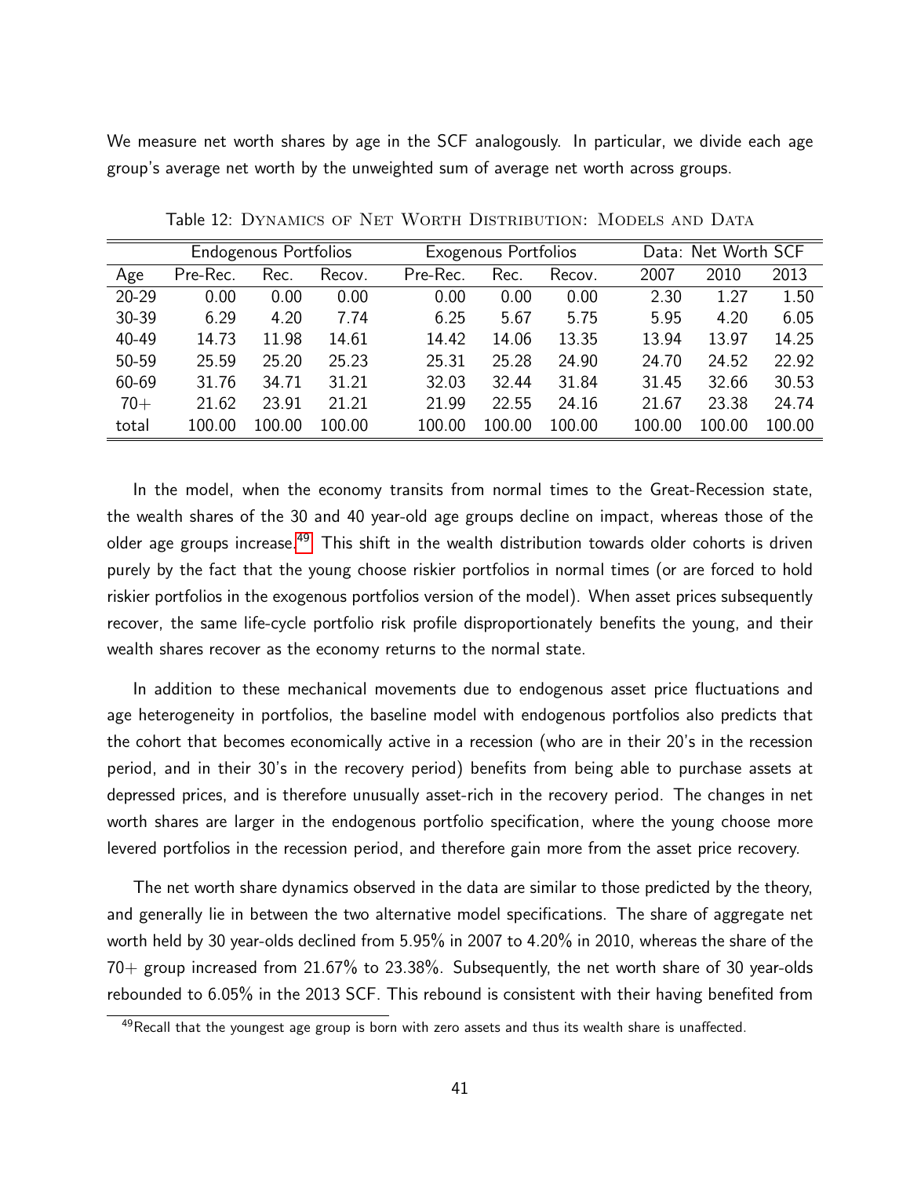We measure net worth shares by age in the SCF analogously. In particular, we divide each age group's average net worth by the unweighted sum of average net worth across groups.

Table 12: Dynamics of Net Worth Distribution: Models and Data

| | Endogenous Portfolios | | | Exogenous Portfolios | | | Data: Net Worth SCF | | |
|---|---|---|---|---|---|---|---|---|---|
| Age | Pre-Rec. | Rec. | Recov. | Pre-Rec. | Rec. | Recov. | 2007 | 2010 | 2013 |
| 20-29 | 0.00 | 0.00 | 0.00 | 0.00 | 0.00 | 0.00 | 2.30 | 1.27 | 1.50 |
| 30-39 | 6.29 | 4.20 | 7.74 | 6.25 | 5.67 | 5.75 | 5.95 | 4.20 | 6.05 |
| 40-49 | 14.73 | 11.98 | 14.61 | 14.42 | 14.06 | 13.35 | 13.94 | 13.97 | 14.25 |
| 50-59 | 25.59 | 25.20 | 25.23 | 25.31 | 25.28 | 24.90 | 24.70 | 24.52 | 22.92 |
| 60-69 | 31.76 | 34.71 | 31.21 | 32.03 | 32.44 | 31.84 | 31.45 | 32.66 | 30.53 |
| 70+ | 21.62 | 23.91 | 21.21 | 21.99 | 22.55 | 24.16 | 21.67 | 23.38 | 24.74 |
| total | 100.00 | 100.00 | 100.00 | 100.00 | 100.00 | 100.00 | 100.00 | 100.00 | 100.00 |

In the model, when the economy transits from normal times to the Great-Recession state, the wealth shares of the 30 and 40 year-old age groups decline on impact, whereas those of the older age groups increase.[49] This shift in the wealth distribution towards older cohorts is driven purely by the fact that the young choose riskier portfolios in normal times (or are forced to hold riskier portfolios in the exogenous portfolios version of the model). When asset prices subsequently recover, the same life-cycle portfolio risk profile disproportionately benefits the young, and their wealth shares recover as the economy returns to the normal state.

In addition to these mechanical movements due to endogenous asset price fluctuations and age heterogeneity in portfolios, the baseline model with endogenous portfolios also predicts that the cohort that becomes economically active in a recession (who are in their 20's in the recession period, and in their 30's in the recovery period) benefits from being able to purchase assets at depressed prices, and is therefore unusually asset-rich in the recovery period. The changes in net worth shares are larger in the endogenous portfolio specification, where the young choose more levered portfolios in the recession period, and therefore gain more from the asset price recovery.

The net worth share dynamics observed in the data are similar to those predicted by the theory, and generally lie in between the two alternative model specifications. The share of aggregate net worth held by 30 year-olds declined from 5.95% in 2007 to 4.20% in 2010, whereas the share of the 70+ group increased from 21.67% to 23.38%. Subsequently, the net worth share of 30 year-olds rebounded to 6.05% in the 2013 SCF. This rebound is consistent with their having benefited from

[49] Recall that the youngest age group is born with zero assets and thus its wealth share is unaffected.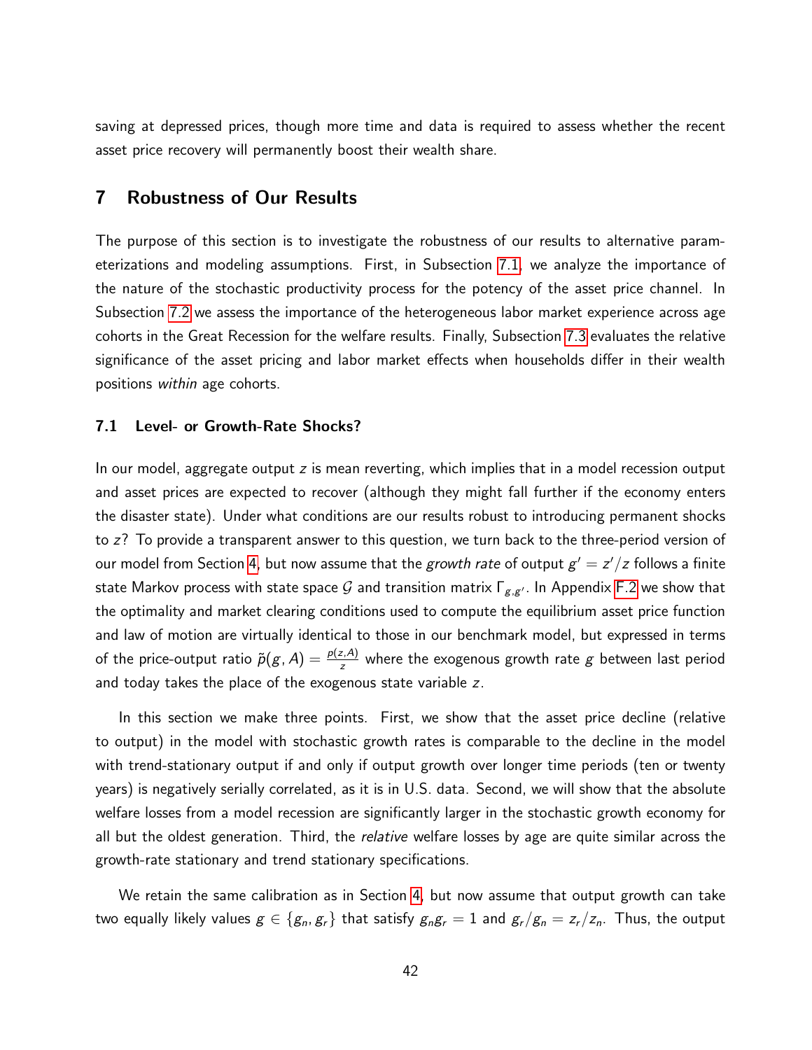saving at depressed prices, though more time and data is required to assess whether the recent asset price recovery will permanently boost their wealth share.

# 7 Robustness of Our Results

The purpose of this section is to investigate the robustness of our results to alternative parameterizations and modeling assumptions. First, in Subsection 7.1, we analyze the importance of the nature of the stochastic productivity process for the potency of the asset price channel. In Subsection 7.2 we assess the importance of the heterogeneous labor market experience across age cohorts in the Great Recession for the welfare results. Finally, Subsection 7.3 evaluates the relative significance of the asset pricing and labor market effects when households differ in their wealth positions *within* age cohorts.

## 7.1 Level- or Growth-Rate Shocks?

In our model, aggregate output $z$ is mean reverting, which implies that in a model recession output and asset prices are expected to recover (although they might fall further if the economy enters the disaster state). Under what conditions are our results robust to introducing permanent shocks to $z$? To provide a transparent answer to this question, we turn back to the three-period version of our model from Section 4, but now assume that the *growth rate* of output $g' = z'/z$ follows a finite state Markov process with state space $\mathcal{G}$ and transition matrix $\Gamma_{g,g'}$. In Appendix F.2 we show that the optimality and market clearing conditions used to compute the equilibrium asset price function and law of motion are virtually identical to those in our benchmark model, but expressed in terms of the price-output ratio $\tilde{p}(g, A) = \frac{p(z,A)}{z}$ where the exogenous growth rate $g$ between last period and today takes the place of the exogenous state variable $z$.

In this section we make three points. First, we show that the asset price decline (relative to output) in the model with stochastic growth rates is comparable to the decline in the model with trend-stationary output if and only if output growth over longer time periods (ten or twenty years) is negatively serially correlated, as it is in U.S. data. Second, we will show that the absolute welfare losses from a model recession are significantly larger in the stochastic growth economy for all but the oldest generation. Third, the *relative* welfare losses by age are quite similar across the growth-rate stationary and trend stationary specifications.

We retain the same calibration as in Section 4, but now assume that output growth can take two equally likely values $g \in \{g_n, g_r\}$ that satisfy $g_n g_r = 1$ and $g_r/g_n = z_r/z_n$. Thus, the output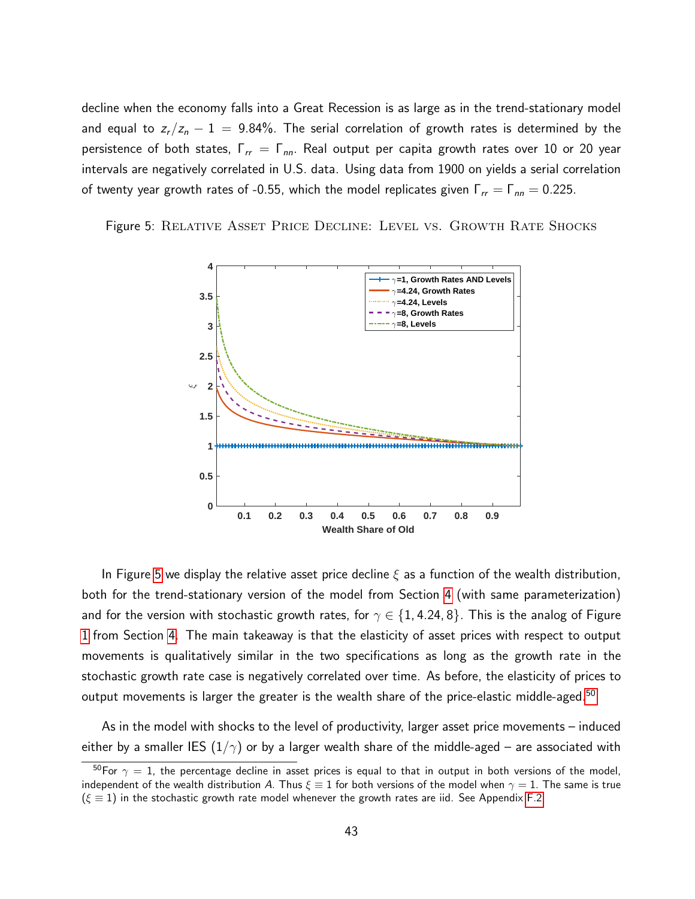decline when the economy falls into a Great Recession is as large as in the trend-stationary model and equal to $z_r/z_n - 1 = 9.84\%$. The serial correlation of growth rates is determined by the persistence of both states, $\Gamma_{rr} = \Gamma_{nn}$. Real output per capita growth rates over 10 or 20 year intervals are negatively correlated in U.S. data. Using data from 1900 on yields a serial correlation of twenty year growth rates of -0.55, which the model replicates given $\Gamma_{rr} = \Gamma_{nn} = 0.225$.

Figure 5: Relative Asset Price Decline: Level vs. Growth Rate Shocks

γ=1, Growth Rates AND Levels
γ=4.24, Growth Rates
γ=4.24, Levels
γ=8, Growth Rates
γ=8, Levels

ξ

0
0.5
1
1.5
2
2.5
3
3.5
4

0.1
0.2
0.3
0.4
0.5
0.6
0.7
0.8
0.9

Wealth Share of Old

In Figure 5 we display the relative asset price decline $\xi$ as a function of the wealth distribution, both for the trend-stationary version of the model from Section 4 (with same parameterization) and for the version with stochastic growth rates, for $\gamma \in \{1, 4.24, 8\}$. This is the analog of Figure 1 from Section 4. The main takeaway is that the elasticity of asset prices with respect to output movements is qualitatively similar in the two specifications as long as the growth rate in the stochastic growth rate case is negatively correlated over time. As before, the elasticity of prices to output movements is larger the greater is the wealth share of the price-elastic middle-aged.[50]

As in the model with shocks to the level of productivity, larger asset price movements – induced either by a smaller IES $(1/\gamma)$ or by a larger wealth share of the middle-aged – are associated with

[50] For $\gamma = 1$, the percentage decline in asset prices is equal to that in output in both versions of the model, independent of the wealth distribution $A$. Thus $\xi \equiv 1$ for both versions of the model when $\gamma = 1$. The same is true $(\xi \equiv 1)$ in the stochastic growth rate model whenever the growth rates are iid. See Appendix F.2.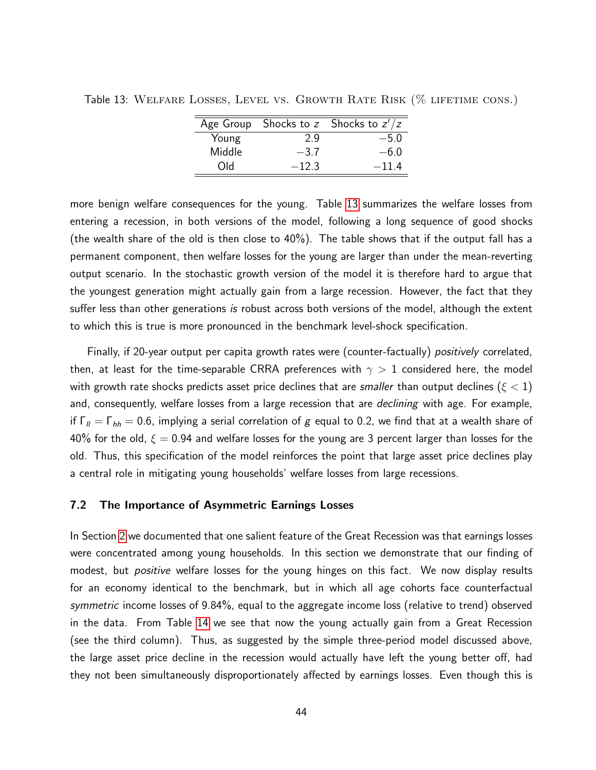Table 13: Welfare Losses, Level vs. Growth Rate Risk (% lifetime cons.)

| Age Group | Shocks to $z$ | Shocks to $z'/z$ |
|---|---|---|
| Young | 2.9 | $-5.0$ |
| Middle | $-3.7$ | $-6.0$ |
| Old | $-12.3$ | $-11.4$ |

more benign welfare consequences for the young. Table 13 summarizes the welfare losses from entering a recession, in both versions of the model, following a long sequence of good shocks (the wealth share of the old is then close to 40%). The table shows that if the output fall has a permanent component, then welfare losses for the young are larger than under the mean-reverting output scenario. In the stochastic growth version of the model it is therefore hard to argue that the youngest generation might actually gain from a large recession. However, the fact that they suffer less than other generations *is* robust across both versions of the model, although the extent to which this is true is more pronounced in the benchmark level-shock specification.

Finally, if 20-year output per capita growth rates were (counter-factually) *positively* correlated, then, at least for the time-separable CRRA preferences with $\gamma > 1$ considered here, the model with growth rate shocks predicts asset price declines that are *smaller* than output declines ($\xi < 1$) and, consequently, welfare losses from a large recession that are *declining* with age. For example, if $\Gamma_{ll} = \Gamma_{hh} = 0.6$, implying a serial correlation of $g$ equal to 0.2, we find that at a wealth share of 40% for the old, $\xi = 0.94$ and welfare losses for the young are 3 percent larger than losses for the old. Thus, this specification of the model reinforces the point that large asset price declines play a central role in mitigating young households' welfare losses from large recessions.

### 7.2 The Importance of Asymmetric Earnings Losses

In Section 2 we documented that one salient feature of the Great Recession was that earnings losses were concentrated among young households. In this section we demonstrate that our finding of modest, but *positive* welfare losses for the young hinges on this fact. We now display results for an economy identical to the benchmark, but in which all age cohorts face counterfactual *symmetric* income losses of 9.84%, equal to the aggregate income loss (relative to trend) observed in the data. From Table 14 we see that now the young actually gain from a Great Recession (see the third column). Thus, as suggested by the simple three-period model discussed above, the large asset price decline in the recession would actually have left the young better off, had they not been simultaneously disproportionately affected by earnings losses. Even though this is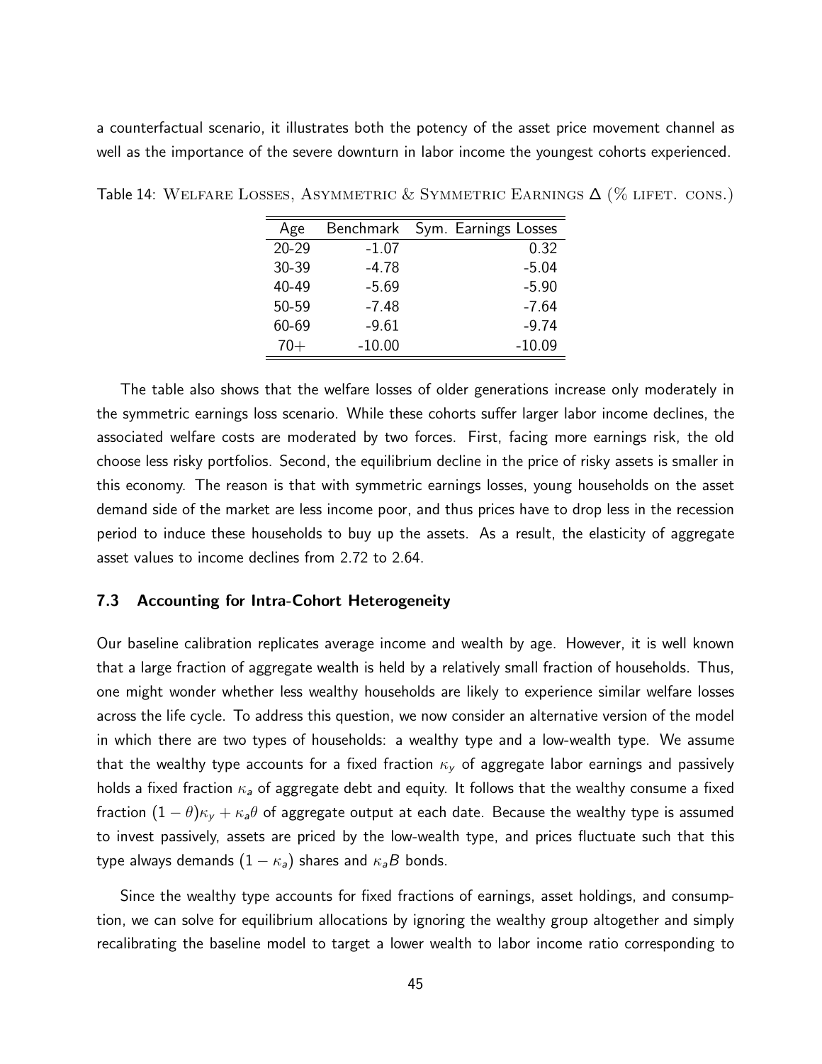a counterfactual scenario, it illustrates both the potency of the asset price movement channel as well as the importance of the severe downturn in labor income the youngest cohorts experienced.

Table 14: WELFARE LOSSES, ASYMMETRIC & SYMMETRIC EARNINGS $\Delta$ (% LIFET. CONS.)

| Age | Benchmark | Sym. Earnings Losses |
|---|---|---|
| 20-29 | -1.07 | 0.32 |
| 30-39 | -4.78 | -5.04 |
| 40-49 | -5.69 | -5.90 |
| 50-59 | -7.48 | -7.64 |
| 60-69 | -9.61 | -9.74 |
| 70+ | -10.00 | -10.09 |

The table also shows that the welfare losses of older generations increase only moderately in the symmetric earnings loss scenario. While these cohorts suffer larger labor income declines, the associated welfare costs are moderated by two forces. First, facing more earnings risk, the old choose less risky portfolios. Second, the equilibrium decline in the price of risky assets is smaller in this economy. The reason is that with symmetric earnings losses, young households on the asset demand side of the market are less income poor, and thus prices have to drop less in the recession period to induce these households to buy up the assets. As a result, the elasticity of aggregate asset values to income declines from 2.72 to 2.64.

### 7.3 Accounting for Intra-Cohort Heterogeneity

Our baseline calibration replicates average income and wealth by age. However, it is well known that a large fraction of aggregate wealth is held by a relatively small fraction of households. Thus, one might wonder whether less wealthy households are likely to experience similar welfare losses across the life cycle. To address this question, we now consider an alternative version of the model in which there are two types of households: a wealthy type and a low-wealth type. We assume that the wealthy type accounts for a fixed fraction $\kappa_y$ of aggregate labor earnings and passively holds a fixed fraction $\kappa_a$ of aggregate debt and equity. It follows that the wealthy consume a fixed fraction $(1-\theta)\kappa_y + \kappa_a\theta$ of aggregate output at each date. Because the wealthy type is assumed to invest passively, assets are priced by the low-wealth type, and prices fluctuate such that this type always demands $(1-\kappa_a)$ shares and $\kappa_a B$ bonds.

Since the wealthy type accounts for fixed fractions of earnings, asset holdings, and consumption, we can solve for equilibrium allocations by ignoring the wealthy group altogether and simply recalibrating the baseline model to target a lower wealth to labor income ratio corresponding to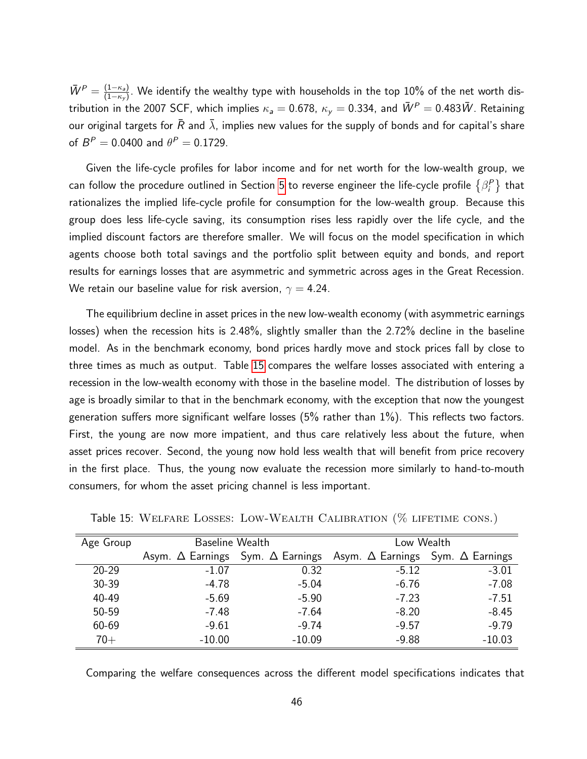$\bar{W}^P = \frac{(1-\kappa_a)}{(1-\kappa_y)}$. We identify the wealthy type with households in the top 10% of the net worth distribution in the 2007 SCF, which implies $\kappa_a = 0.678$, $\kappa_y = 0.334$, and $\bar{W}^P = 0.483\bar{W}$. Retaining our original targets for $\bar{R}$ and $\bar{\lambda}$, implies new values for the supply of bonds and for capital's share of $B^P = 0.0400$ and $\theta^P = 0.1729$.

Given the life-cycle profiles for labor income and for net worth for the low-wealth group, we can follow the procedure outlined in Section 5 to reverse engineer the life-cycle profile $\{\beta_i^P\}$ that rationalizes the implied life-cycle profile for consumption for the low-wealth group. Because this group does less life-cycle saving, its consumption rises less rapidly over the life cycle, and the implied discount factors are therefore smaller. We will focus on the model specification in which agents choose both total savings and the portfolio split between equity and bonds, and report results for earnings losses that are asymmetric and symmetric across ages in the Great Recession. We retain our baseline value for risk aversion, $\gamma = 4.24$.

The equilibrium decline in asset prices in the new low-wealth economy (with asymmetric earnings losses) when the recession hits is 2.48%, slightly smaller than the 2.72% decline in the baseline model. As in the benchmark economy, bond prices hardly move and stock prices fall by close to three times as much as output. Table 15 compares the welfare losses associated with entering a recession in the low-wealth economy with those in the baseline model. The distribution of losses by age is broadly similar to that in the benchmark economy, with the exception that now the youngest generation suffers more significant welfare losses (5% rather than 1%). This reflects two factors. First, the young are now more impatient, and thus care relatively less about the future, when asset prices recover. Second, the young now hold less wealth that will benefit from price recovery in the first place. Thus, the young now evaluate the recession more similarly to hand-to-mouth consumers, for whom the asset pricing channel is less important.

Table 15: Welfare Losses: Low-Wealth Calibration (% lifetime cons.)

| Age Group | Baseline Wealth | | Low Wealth | |
|---|---|---|---|---|
| | Asym. Δ Earnings | Sym. Δ Earnings | Asym. Δ Earnings | Sym. Δ Earnings |
| 20-29 | -1.07 | 0.32 | -5.12 | -3.01 |
| 30-39 | -4.78 | -5.04 | -6.76 | -7.08 |
| 40-49 | -5.69 | -5.90 | -7.23 | -7.51 |
| 50-59 | -7.48 | -7.64 | -8.20 | -8.45 |
| 60-69 | -9.61 | -9.74 | -9.57 | -9.79 |
| 70+ | -10.00 | -10.09 | -9.88 | -10.03 |

Comparing the welfare consequences across the different model specifications indicates that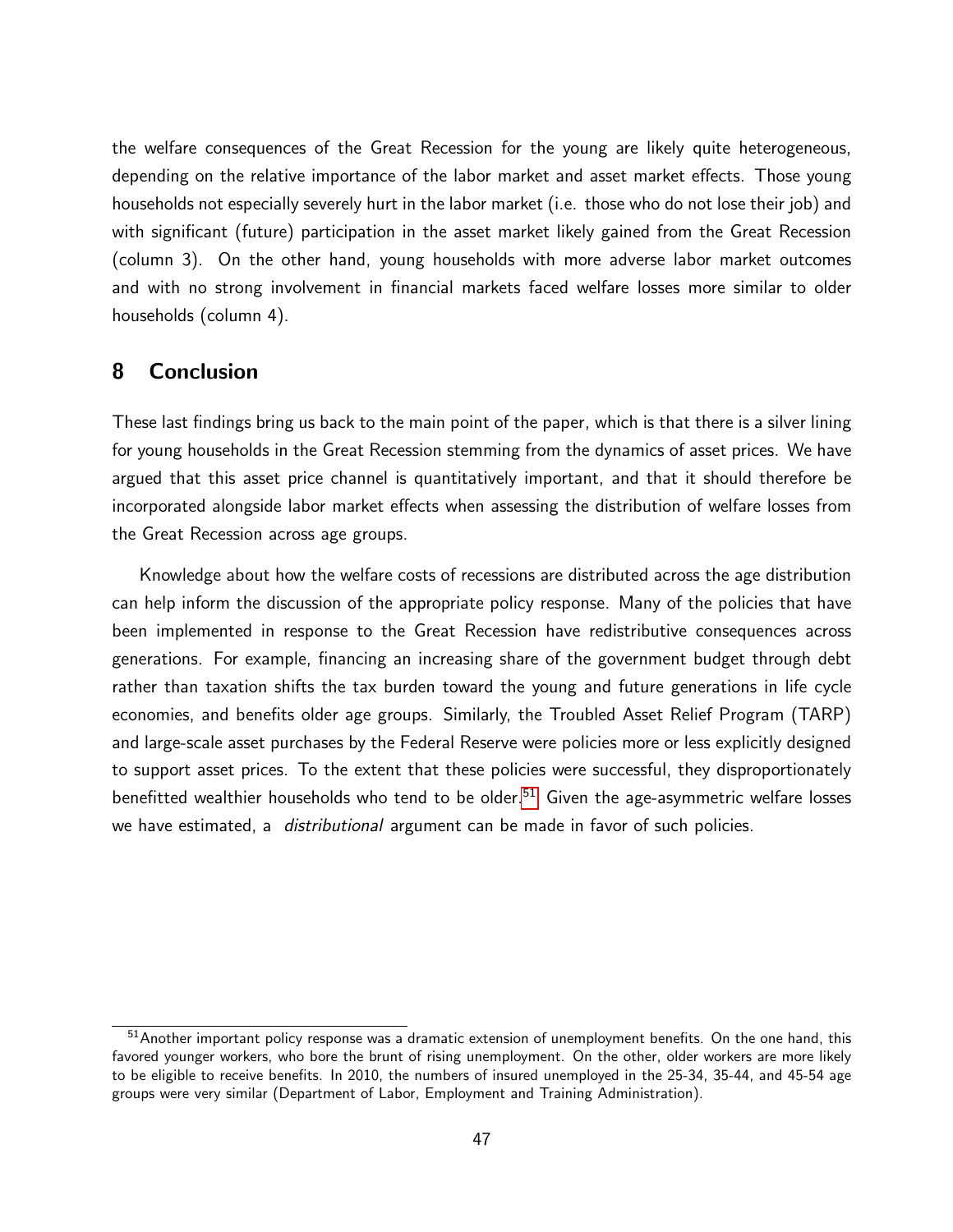the welfare consequences of the Great Recession for the young are likely quite heterogeneous, depending on the relative importance of the labor market and asset market effects. Those young households not especially severely hurt in the labor market (i.e. those who do not lose their job) and with significant (future) participation in the asset market likely gained from the Great Recession (column 3). On the other hand, young households with more adverse labor market outcomes and with no strong involvement in financial markets faced welfare losses more similar to older households (column 4).

## 8 Conclusion

These last findings bring us back to the main point of the paper, which is that there is a silver lining for young households in the Great Recession stemming from the dynamics of asset prices. We have argued that this asset price channel is quantitatively important, and that it should therefore be incorporated alongside labor market effects when assessing the distribution of welfare losses from the Great Recession across age groups.

Knowledge about how the welfare costs of recessions are distributed across the age distribution can help inform the discussion of the appropriate policy response. Many of the policies that have been implemented in response to the Great Recession have redistributive consequences across generations. For example, financing an increasing share of the government budget through debt rather than taxation shifts the tax burden toward the young and future generations in life cycle economies, and benefits older age groups. Similarly, the Troubled Asset Relief Program (TARP) and large-scale asset purchases by the Federal Reserve were policies more or less explicitly designed to support asset prices. To the extent that these policies were successful, they disproportionately benefitted wealthier households who tend to be older.[51] Given the age-asymmetric welfare losses we have estimated, a *distributional* argument can be made in favor of such policies.

[51] Another important policy response was a dramatic extension of unemployment benefits. On the one hand, this favored younger workers, who bore the brunt of rising unemployment. On the other, older workers are more likely to be eligible to receive benefits. In 2010, the numbers of insured unemployed in the 25-34, 35-44, and 45-54 age groups were very similar (Department of Labor, Employment and Training Administration).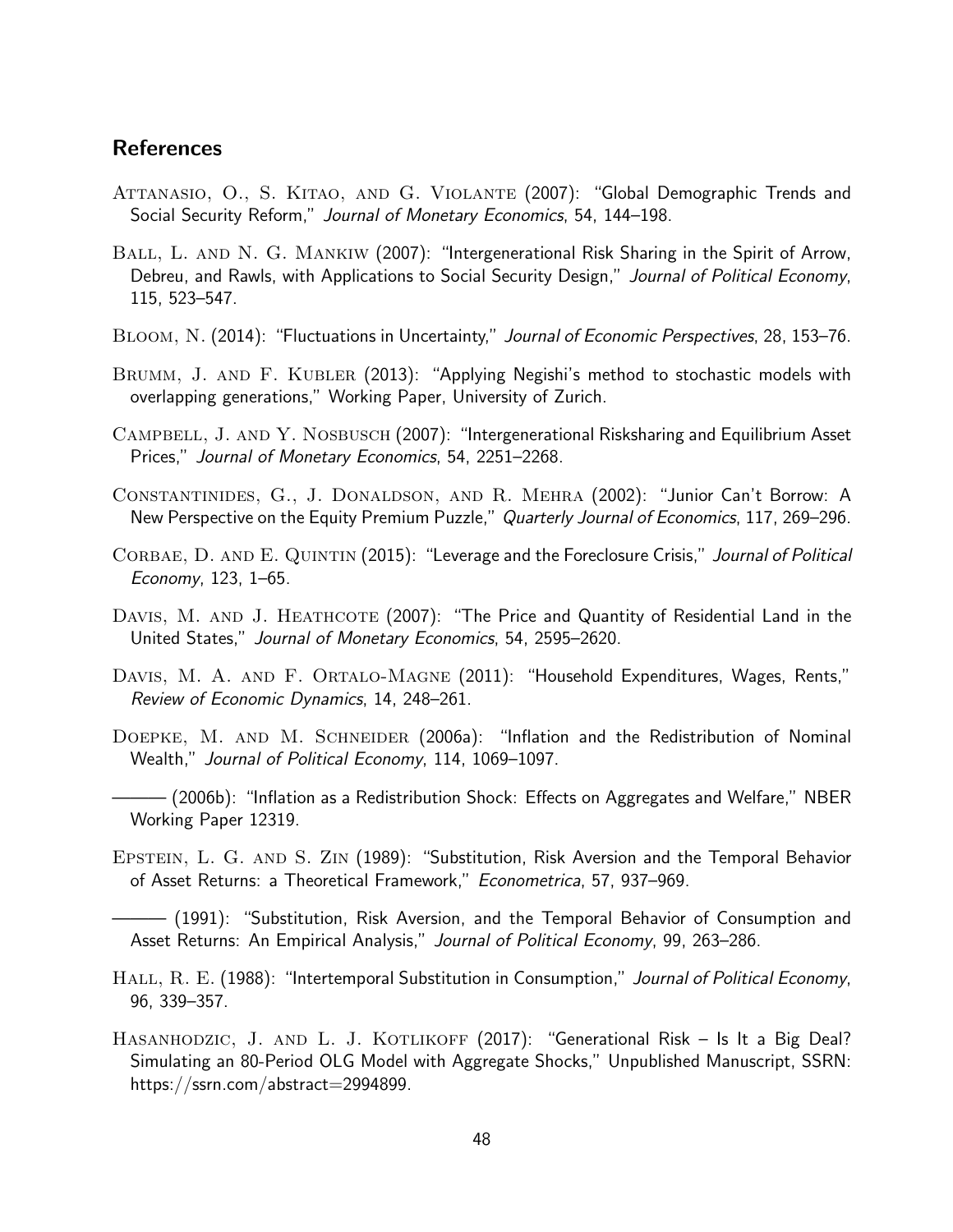## References

Attanasio, O., S. Kitao, and G. Violante (2007): "Global Demographic Trends and Social Security Reform," *Journal of Monetary Economics*, 54, 144–198.

Ball, L. and N. G. Mankiw (2007): "Intergenerational Risk Sharing in the Spirit of Arrow, Debreu, and Rawls, with Applications to Social Security Design," *Journal of Political Economy*, 115, 523–547.

Bloom, N. (2014): "Fluctuations in Uncertainty," *Journal of Economic Perspectives*, 28, 153–76.

Brumm, J. and F. Kubler (2013): "Applying Negishi's method to stochastic models with overlapping generations," Working Paper, University of Zurich.

Campbell, J. and Y. Nosbusch (2007): "Intergenerational Risksharing and Equilibrium Asset Prices," *Journal of Monetary Economics*, 54, 2251–2268.

Constantinides, G., J. Donaldson, and R. Mehra (2002): "Junior Can't Borrow: A New Perspective on the Equity Premium Puzzle," *Quarterly Journal of Economics*, 117, 269–296.

Corbae, D. and E. Quintin (2015): "Leverage and the Foreclosure Crisis," *Journal of Political Economy*, 123, 1–65.

Davis, M. and J. Heathcote (2007): "The Price and Quantity of Residential Land in the United States," *Journal of Monetary Economics*, 54, 2595–2620.

Davis, M. A. and F. Ortalo-Magne (2011): "Household Expenditures, Wages, Rents," *Review of Economic Dynamics*, 14, 248–261.

Doepke, M. and M. Schneider (2006a): "Inflation and the Redistribution of Nominal Wealth," *Journal of Political Economy*, 114, 1069–1097.

——— (2006b): "Inflation as a Redistribution Shock: Effects on Aggregates and Welfare," NBER Working Paper 12319.

Epstein, L. G. and S. Zin (1989): "Substitution, Risk Aversion and the Temporal Behavior of Asset Returns: a Theoretical Framework," *Econometrica*, 57, 937–969.

——— (1991): "Substitution, Risk Aversion, and the Temporal Behavior of Consumption and Asset Returns: An Empirical Analysis," *Journal of Political Economy*, 99, 263–286.

Hall, R. E. (1988): "Intertemporal Substitution in Consumption," *Journal of Political Economy*, 96, 339–357.

Hasanhodzic, J. and L. J. Kotlikoff (2017): "Generational Risk – Is It a Big Deal? Simulating an 80-Period OLG Model with Aggregate Shocks," Unpublished Manuscript, SSRN: https://ssrn.com/abstract=2994899.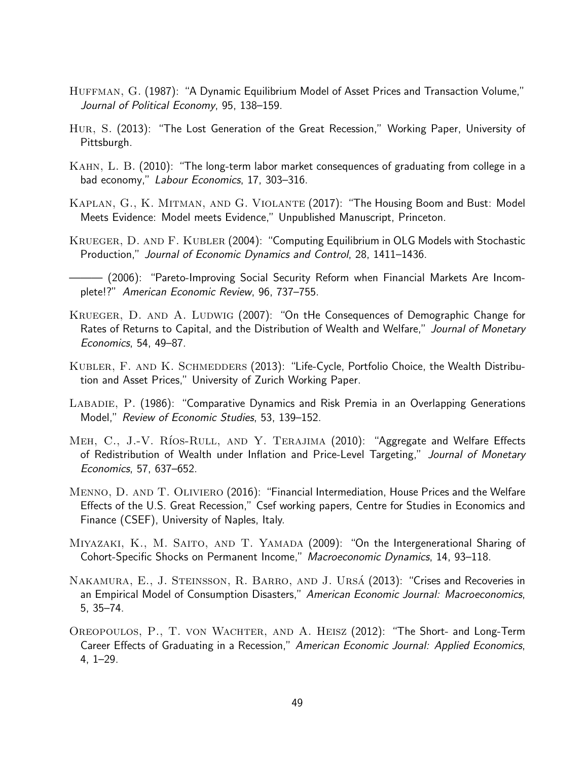Huffman, G. (1987): "A Dynamic Equilibrium Model of Asset Prices and Transaction Volume," *Journal of Political Economy*, 95, 138–159.

Hur, S. (2013): "The Lost Generation of the Great Recession," Working Paper, University of Pittsburgh.

Kahn, L. B. (2010): "The long-term labor market consequences of graduating from college in a bad economy," *Labour Economics*, 17, 303–316.

Kaplan, G., K. Mitman, and G. Violante (2017): "The Housing Boom and Bust: Model Meets Evidence: Model meets Evidence," Unpublished Manuscript, Princeton.

Krueger, D. and F. Kubler (2004): "Computing Equilibrium in OLG Models with Stochastic Production," *Journal of Economic Dynamics and Control*, 28, 1411–1436.

——— (2006): "Pareto-Improving Social Security Reform when Financial Markets Are Incomplete!?" *American Economic Review*, 96, 737–755.

Krueger, D. and A. Ludwig (2007): "On tHe Consequences of Demographic Change for Rates of Returns to Capital, and the Distribution of Wealth and Welfare," *Journal of Monetary Economics*, 54, 49–87.

Kubler, F. and K. Schmedders (2013): "Life-Cycle, Portfolio Choice, the Wealth Distribution and Asset Prices," University of Zurich Working Paper.

Labadie, P. (1986): "Comparative Dynamics and Risk Premia in an Overlapping Generations Model," *Review of Economic Studies*, 53, 139–152.

Meh, C., J.-V. Ríos-Rull, and Y. Terajima (2010): "Aggregate and Welfare Effects of Redistribution of Wealth under Inflation and Price-Level Targeting," *Journal of Monetary Economics*, 57, 637–652.

Menno, D. and T. Oliviero (2016): "Financial Intermediation, House Prices and the Welfare Effects of the U.S. Great Recession," Csef working papers, Centre for Studies in Economics and Finance (CSEF), University of Naples, Italy.

Miyazaki, K., M. Saito, and T. Yamada (2009): "On the Intergenerational Sharing of Cohort-Specific Shocks on Permanent Income," *Macroeconomic Dynamics*, 14, 93–118.

Nakamura, E., J. Steinsson, R. Barro, and J. Ursá (2013): "Crises and Recoveries in an Empirical Model of Consumption Disasters," *American Economic Journal: Macroeconomics*, 5, 35–74.

Oreopoulos, P., T. von Wachter, and A. Heisz (2012): "The Short- and Long-Term Career Effects of Graduating in a Recession," *American Economic Journal: Applied Economics*, 4, 1–29.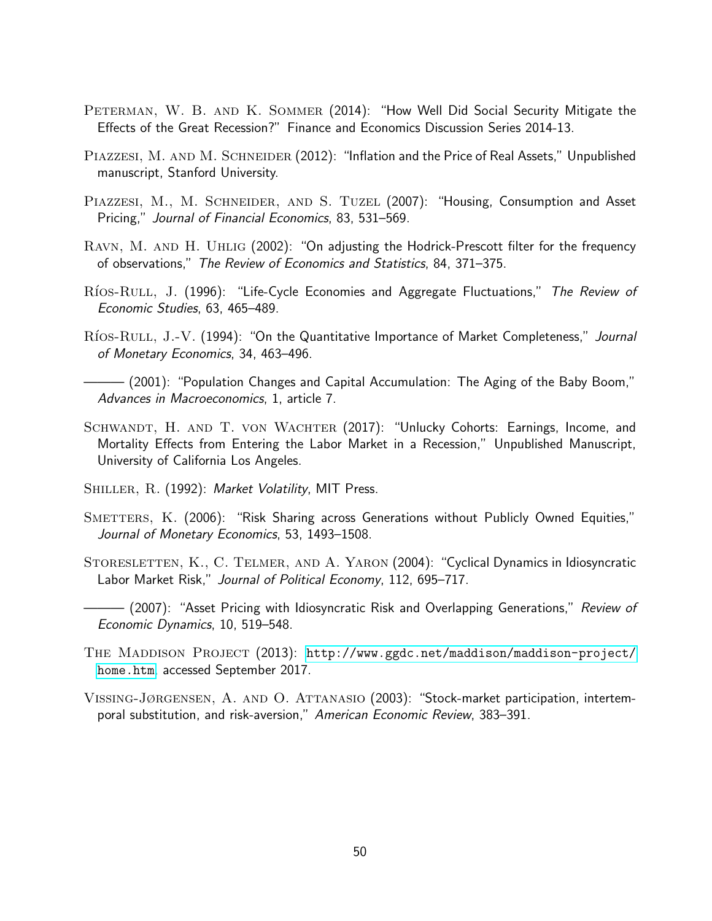Peterman, W. B. and K. Sommer (2014): "How Well Did Social Security Mitigate the Effects of the Great Recession?" Finance and Economics Discussion Series 2014-13.

Piazzesi, M. and M. Schneider (2012): "Inflation and the Price of Real Assets," Unpublished manuscript, Stanford University.

Piazzesi, M., M. Schneider, and S. Tuzel (2007): "Housing, Consumption and Asset Pricing," *Journal of Financial Economics*, 83, 531–569.

Ravn, M. and H. Uhlig (2002): "On adjusting the Hodrick-Prescott filter for the frequency of observations," *The Review of Economics and Statistics*, 84, 371–375.

Ríos-Rull, J. (1996): "Life-Cycle Economies and Aggregate Fluctuations," *The Review of Economic Studies*, 63, 465–489.

Ríos-Rull, J.-V. (1994): "On the Quantitative Importance of Market Completeness," *Journal of Monetary Economics*, 34, 463–496.

——— (2001): "Population Changes and Capital Accumulation: The Aging of the Baby Boom," *Advances in Macroeconomics*, 1, article 7.

Schwandt, H. and T. von Wachter (2017): "Unlucky Cohorts: Earnings, Income, and Mortality Effects from Entering the Labor Market in a Recession," Unpublished Manuscript, University of California Los Angeles.

Shiller, R. (1992): *Market Volatility*, MIT Press.

Smetters, K. (2006): "Risk Sharing across Generations without Publicly Owned Equities," *Journal of Monetary Economics*, 53, 1493–1508.

Storesletten, K., C. Telmer, and A. Yaron (2004): "Cyclical Dynamics in Idiosyncratic Labor Market Risk," *Journal of Political Economy*, 112, 695–717.

——— (2007): "Asset Pricing with Idiosyncratic Risk and Overlapping Generations," *Review of Economic Dynamics*, 10, 519–548.

The Maddison Project (2013): http://www.ggdc.net/maddison/maddison-project/home.htm, accessed September 2017.

Vissing-Jørgensen, A. and O. Attanasio (2003): "Stock-market participation, intertemporal substitution, and risk-aversion," *American Economic Review*, 383–391.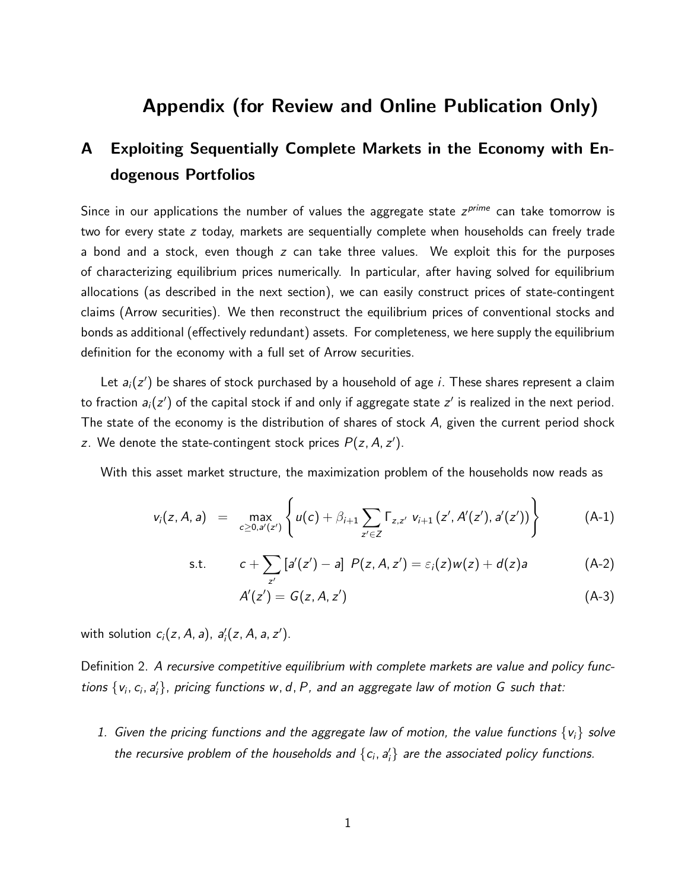# Appendix (for Review and Online Publication Only)

## A Exploiting Sequentially Complete Markets in the Economy with Endogenous Portfolios

Since in our applications the number of values the aggregate state $z^{prime}$ can take tomorrow is two for every state $z$ today, markets are sequentially complete when households can freely trade a bond and a stock, even though $z$ can take three values. We exploit this for the purposes of characterizing equilibrium prices numerically. In particular, after having solved for equilibrium allocations (as described in the next section), we can easily construct prices of state-contingent claims (Arrow securities). We then reconstruct the equilibrium prices of conventional stocks and bonds as additional (effectively redundant) assets. For completeness, we here supply the equilibrium definition for the economy with a full set of Arrow securities.

Let $a_i(z')$ be shares of stock purchased by a household of age $i$. These shares represent a claim to fraction $a_i(z')$ of the capital stock if and only if aggregate state $z'$ is realized in the next period. The state of the economy is the distribution of shares of stock $A$, given the current period shock $z$. We denote the state-contingent stock prices $P(z, A, z')$.

With this asset market structure, the maximization problem of the households now reads as

$$v_i(z, A, a) \quad = \quad \max_{c \geq 0, a'(z')} \left\{ u(c) + \beta_{i+1} \sum_{z' \in Z} \Gamma_{z,z'} \; v_{i+1}\left(z', A'(z'), a'(z')\right) \right\} \tag{A-1}$$

$$\text{s.t.} \qquad c + \sum_{z'} \left[a'(z') - a\right] \; P(z, A, z') = \varepsilon_i(z) w(z) + d(z) a \tag{A-2}$$

$$A'(z') = G(z, A, z') \tag{A-3}$$

with solution $c_i(z, A, a)$, $a_i'(z, A, a, z')$.

Definition 2. *A recursive competitive equilibrium with complete markets are value and policy functions $\{v_i, c_i, a_i'\}$, pricing functions $w, d, P$, and an aggregate law of motion $G$ such that:*

1. *Given the pricing functions and the aggregate law of motion, the value functions $\{v_i\}$ solve the recursive problem of the households and $\{c_i, a_i'\}$ are the associated policy functions.*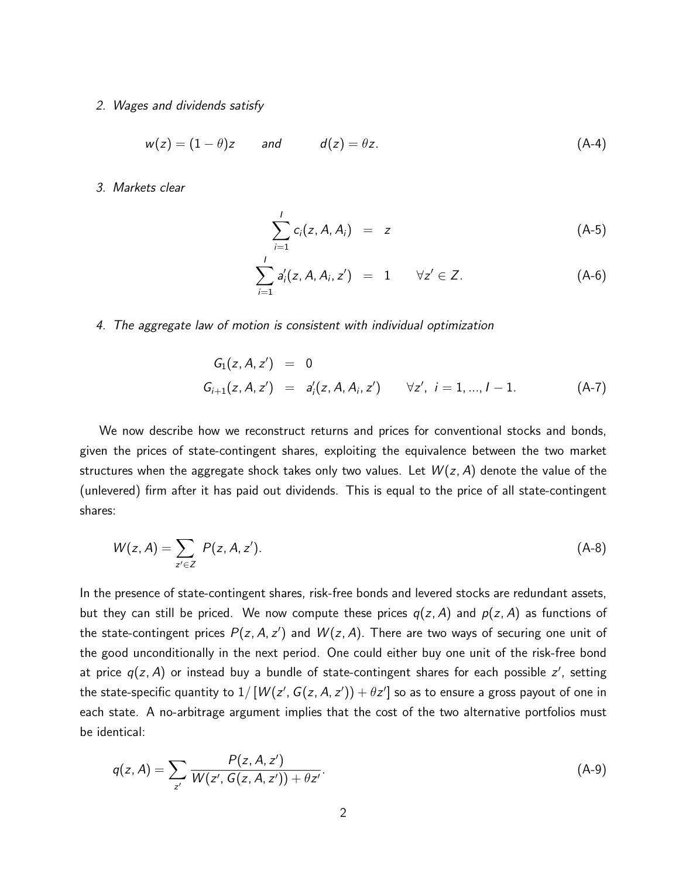2. *Wages and dividends satisfy*

$$w(z) = (1-\theta)z \qquad \text{and} \qquad d(z) = \theta z. \tag{A-4}$$

3. *Markets clear*

$$\sum_{i=1}^{I} c_i(z, A, A_i) \;=\; z \tag{A-5}$$

$$\sum_{i=1}^{I} a_i'(z, A, A_i, z') \;=\; 1 \qquad \forall z' \in Z. \tag{A-6}$$

4. *The aggregate law of motion is consistent with individual optimization*

$$\begin{aligned} G_1(z, A, z') &= 0 \\ G_{i+1}(z, A, z') &= a_i'(z, A, A_i, z') \qquad \forall z',\; i = 1, ..., I-1. \end{aligned} \tag{A-7}$$

We now describe how we reconstruct returns and prices for conventional stocks and bonds, given the prices of state-contingent shares, exploiting the equivalence between the two market structures when the aggregate shock takes only two values. Let $W(z, A)$ denote the value of the (unlevered) firm after it has paid out dividends. This is equal to the price of all state-contingent shares:

$$W(z, A) = \sum_{z' \in Z} P(z, A, z'). \tag{A-8}$$

In the presence of state-contingent shares, risk-free bonds and levered stocks are redundant assets, but they can still be priced. We now compute these prices $q(z, A)$ and $p(z, A)$ as functions of the state-contingent prices $P(z, A, z')$ and $W(z, A)$. There are two ways of securing one unit of the good unconditionally in the next period. One could either buy one unit of the risk-free bond at price $q(z, A)$ or instead buy a bundle of state-contingent shares for each possible $z'$, setting the state-specific quantity to $1/\left[W(z', G(z, A, z')) + \theta z'\right]$ so as to ensure a gross payout of one in each state. A no-arbitrage argument implies that the cost of the two alternative portfolios must be identical:

$$q(z, A) = \sum_{z'} \frac{P(z, A, z')}{W(z', G(z, A, z')) + \theta z'}. \tag{A-9}$$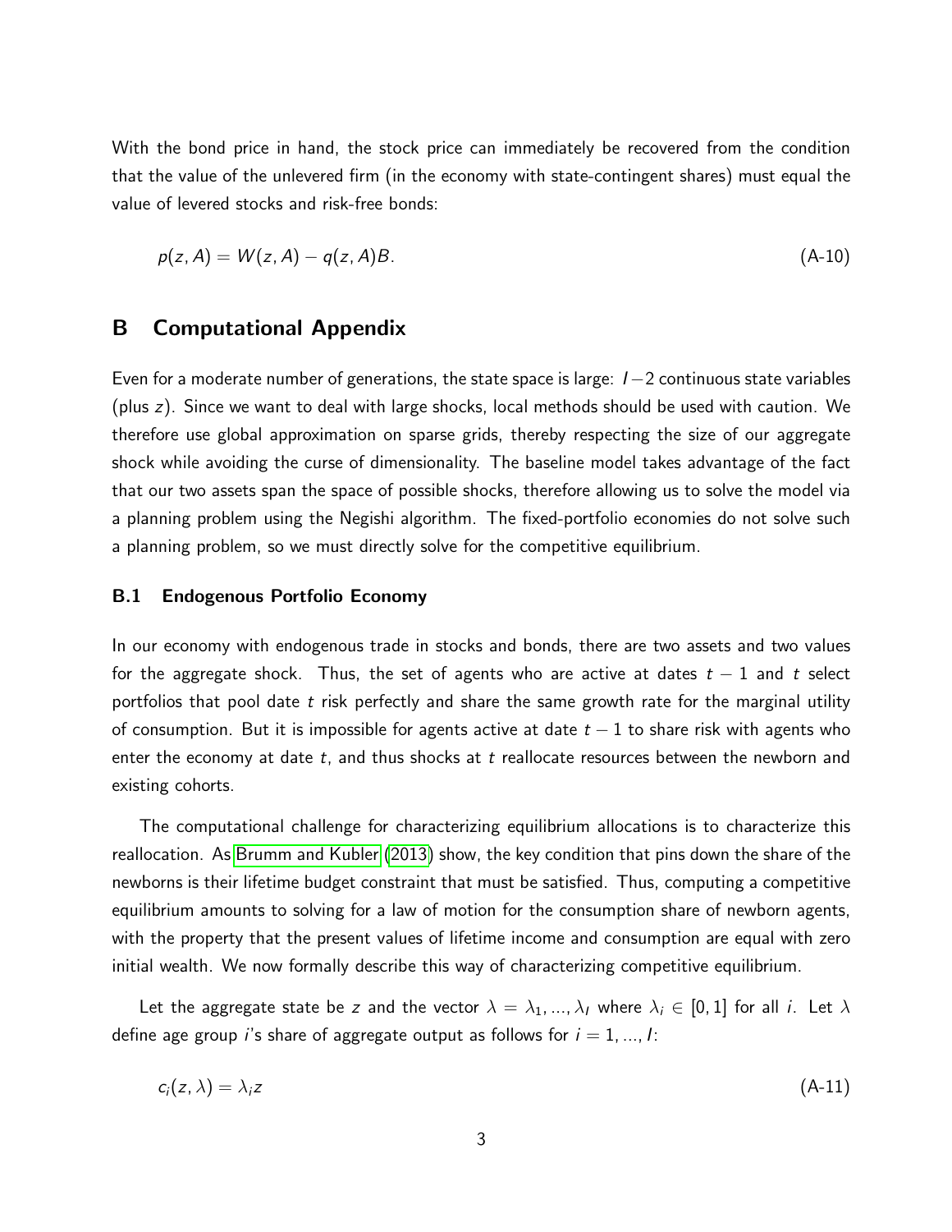With the bond price in hand, the stock price can immediately be recovered from the condition that the value of the unlevered firm (in the economy with state-contingent shares) must equal the value of levered stocks and risk-free bonds:

$$p(z, A) = W(z, A) - q(z, A)B. \tag{A-10}$$

# B Computational Appendix

Even for a moderate number of generations, the state space is large: $I-2$ continuous state variables (plus $z$). Since we want to deal with large shocks, local methods should be used with caution. We therefore use global approximation on sparse grids, thereby respecting the size of our aggregate shock while avoiding the curse of dimensionality. The baseline model takes advantage of the fact that our two assets span the space of possible shocks, therefore allowing us to solve the model via a planning problem using the Negishi algorithm. The fixed-portfolio economies do not solve such a planning problem, so we must directly solve for the competitive equilibrium.

## B.1 Endogenous Portfolio Economy

In our economy with endogenous trade in stocks and bonds, there are two assets and two values for the aggregate shock. Thus, the set of agents who are active at dates $t-1$ and $t$ select portfolios that pool date $t$ risk perfectly and share the same growth rate for the marginal utility of consumption. But it is impossible for agents active at date $t-1$ to share risk with agents who enter the economy at date $t$, and thus shocks at $t$ reallocate resources between the newborn and existing cohorts.

The computational challenge for characterizing equilibrium allocations is to characterize this reallocation. As Brumm and Kubler (2013) show, the key condition that pins down the share of the newborns is their lifetime budget constraint that must be satisfied. Thus, computing a competitive equilibrium amounts to solving for a law of motion for the consumption share of newborn agents, with the property that the present values of lifetime income and consumption are equal with zero initial wealth. We now formally describe this way of characterizing competitive equilibrium.

Let the aggregate state be $z$ and the vector $\lambda = \lambda_1, ..., \lambda_I$ where $\lambda_i \in [0, 1]$ for all $i$. Let $\lambda$ define age group $i$'s share of aggregate output as follows for $i = 1, ..., I$:

$$c_i(z, \lambda) = \lambda_i z \tag{A-11}$$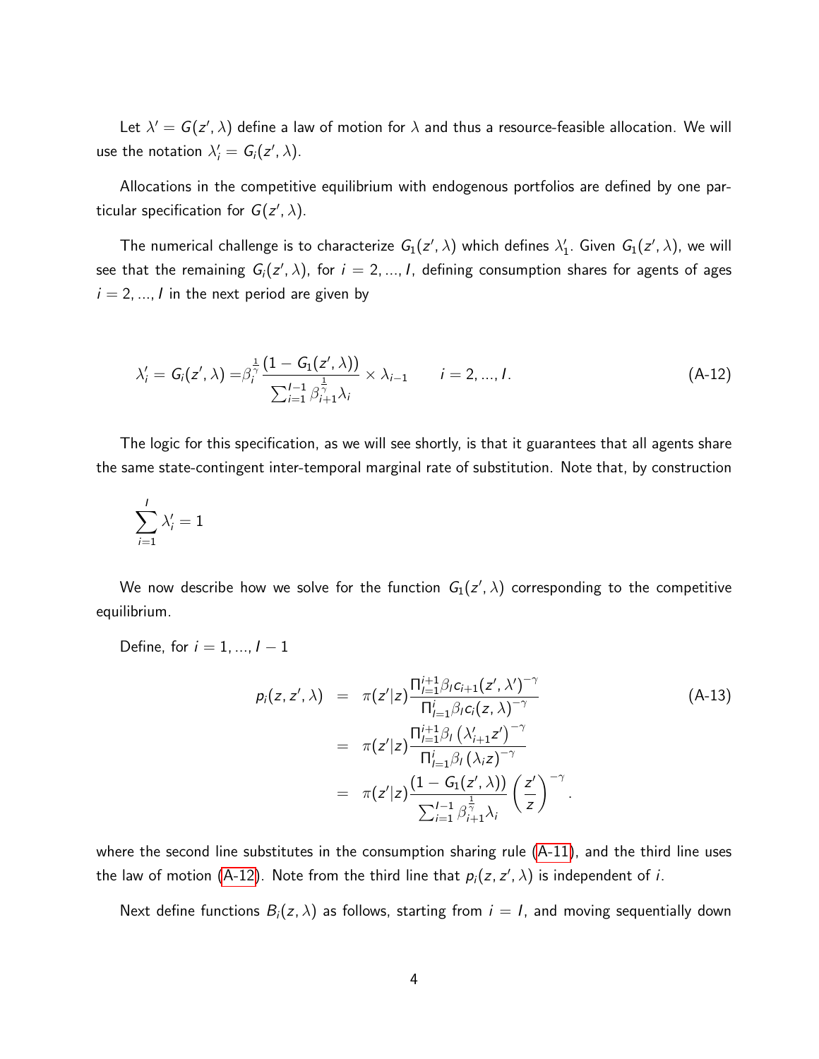Let $\lambda' = G(z', \lambda)$ define a law of motion for $\lambda$ and thus a resource-feasible allocation. We will use the notation $\lambda_i' = G_i(z', \lambda)$.

Allocations in the competitive equilibrium with endogenous portfolios are defined by one particular specification for $G(z', \lambda)$.

The numerical challenge is to characterize $G_1(z', \lambda)$ which defines $\lambda_1'$. Given $G_1(z', \lambda)$, we will see that the remaining $G_i(z', \lambda)$, for $i = 2, ..., I$, defining consumption shares for agents of ages $i = 2, ..., I$ in the next period are given by

$$\lambda_i' = G_i(z', \lambda) = \beta_i^{\frac{1}{\gamma}} \frac{(1 - G_1(z', \lambda))}{\sum_{i=1}^{I-1} \beta_{i+1}^{\frac{1}{\gamma}} \lambda_i} \times \lambda_{i-1} \qquad i = 2, ..., I. \tag{A-12}$$

The logic for this specification, as we will see shortly, is that it guarantees that all agents share the same state-contingent inter-temporal marginal rate of substitution. Note that, by construction

$$\sum_{i=1}^{I} \lambda_i' = 1$$

We now describe how we solve for the function $G_1(z', \lambda)$ corresponding to the competitive equilibrium.

Define, for $i = 1, ..., I-1$

$$\begin{aligned} p_i(z, z', \lambda) &= \pi(z'|z) \frac{\prod_{l=1}^{i+1} \beta_l c_{i+1}(z', \lambda')^{-\gamma}}{\prod_{l=1}^{i} \beta_l c_i(z, \lambda)^{-\gamma}} \\ &= \pi(z'|z) \frac{\prod_{l=1}^{i+1} \beta_l \left(\lambda_{i+1}' z'\right)^{-\gamma}}{\prod_{l=1}^{i} \beta_l \left(\lambda_i z\right)^{-\gamma}} \\ &= \pi(z'|z) \frac{(1 - G_1(z', \lambda))}{\sum_{i=1}^{I-1} \beta_{i+1}^{\frac{1}{\gamma}} \lambda_i} \left(\frac{z'}{z}\right)^{-\gamma}. \end{aligned} \tag{A-13}$$

where the second line substitutes in the consumption sharing rule (A-11), and the third line uses the law of motion (A-12). Note from the third line that $p_i(z, z', \lambda)$ is independent of $i$.

Next define functions $B_i(z, \lambda)$ as follows, starting from $i = I$, and moving sequentially down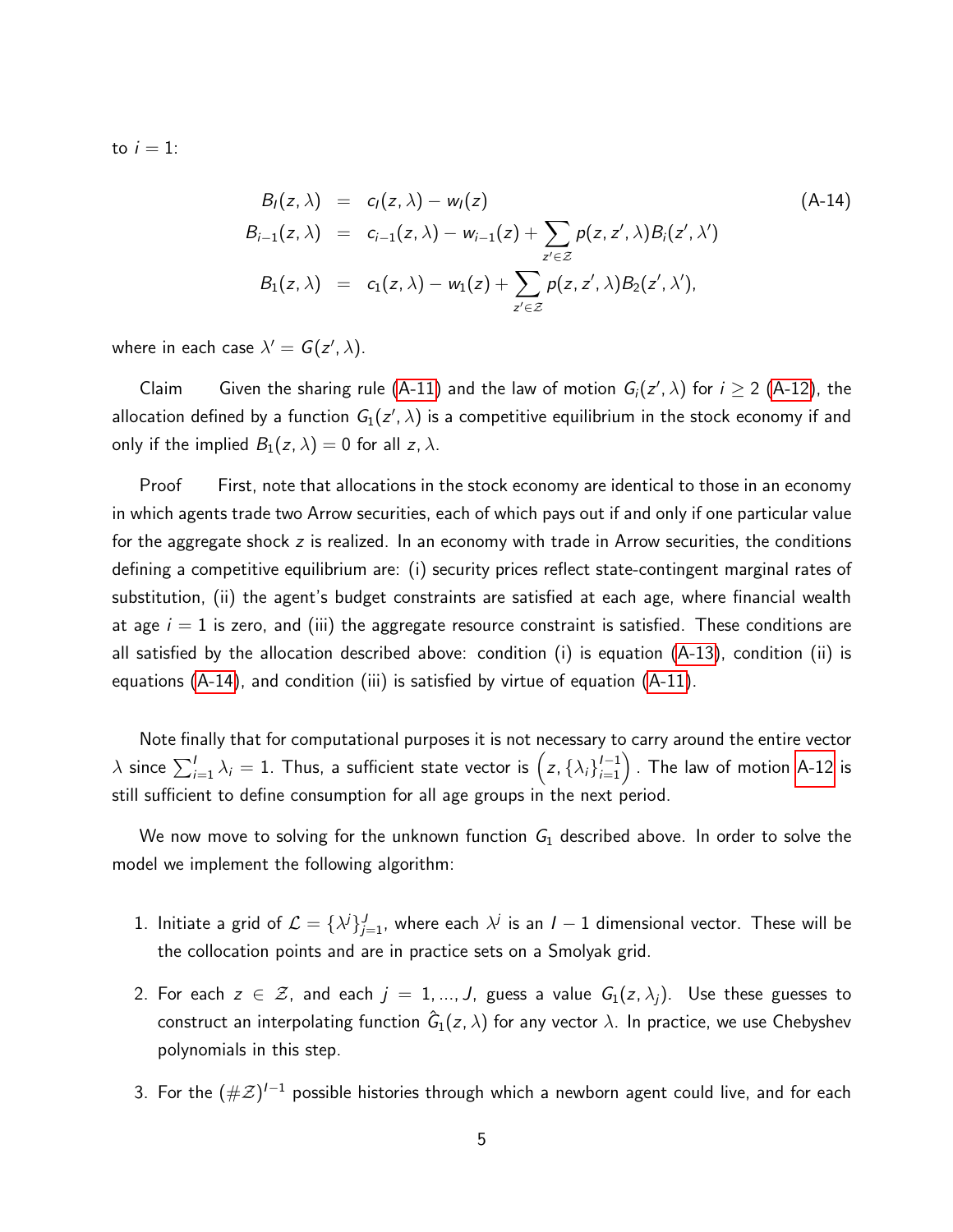to $i = 1$:

$$
\begin{aligned}
B_I(z, \lambda) &= c_I(z, \lambda) - w_I(z) \\
B_{i-1}(z, \lambda) &= c_{i-1}(z, \lambda) - w_{i-1}(z) + \sum_{z' \in \mathcal{Z}} p(z, z', \lambda) B_i(z', \lambda') \\
B_1(z, \lambda) &= c_1(z, \lambda) - w_1(z) + \sum_{z' \in \mathcal{Z}} p(z, z', \lambda) B_2(z', \lambda'),
\end{aligned}
\tag{A-14}
$$

where in each case $\lambda' = G(z', \lambda)$.

Claim Given the sharing rule (A-11) and the law of motion $G_i(z', \lambda)$ for $i \geq 2$ (A-12), the allocation defined by a function $G_1(z', \lambda)$ is a competitive equilibrium in the stock economy if and only if the implied $B_1(z, \lambda) = 0$ for all $z, \lambda$.

Proof First, note that allocations in the stock economy are identical to those in an economy in which agents trade two Arrow securities, each of which pays out if and only if one particular value for the aggregate shock $z$ is realized. In an economy with trade in Arrow securities, the conditions defining a competitive equilibrium are: (i) security prices reflect state-contingent marginal rates of substitution, (ii) the agent's budget constraints are satisfied at each age, where financial wealth at age $i = 1$ is zero, and (iii) the aggregate resource constraint is satisfied. These conditions are all satisfied by the allocation described above: condition (i) is equation (A-13), condition (ii) is equations (A-14), and condition (iii) is satisfied by virtue of equation (A-11).

Note finally that for computational purposes it is not necessary to carry around the entire vector $\lambda$ since $\sum_{i=1}^{I} \lambda_i = 1$. Thus, a sufficient state vector is $\left(z, \{\lambda_i\}_{i=1}^{I-1}\right)$. The law of motion A-12 is still sufficient to define consumption for all age groups in the next period.

We now move to solving for the unknown function $G_1$ described above. In order to solve the model we implement the following algorithm:

1. Initiate a grid of $\mathcal{L} = \{\lambda^j\}_{j=1}^{J}$, where each $\lambda^j$ is an $I - 1$ dimensional vector. These will be the collocation points and are in practice sets on a Smolyak grid.

2. For each $z \in \mathcal{Z}$, and each $j = 1, ..., J$, guess a value $G_1(z, \lambda_j)$. Use these guesses to construct an interpolating function $\hat{G}_1(z, \lambda)$ for any vector $\lambda$. In practice, we use Chebyshev polynomials in this step.

3. For the $(\#\mathcal{Z})^{I-1}$ possible histories through which a newborn agent could live, and for each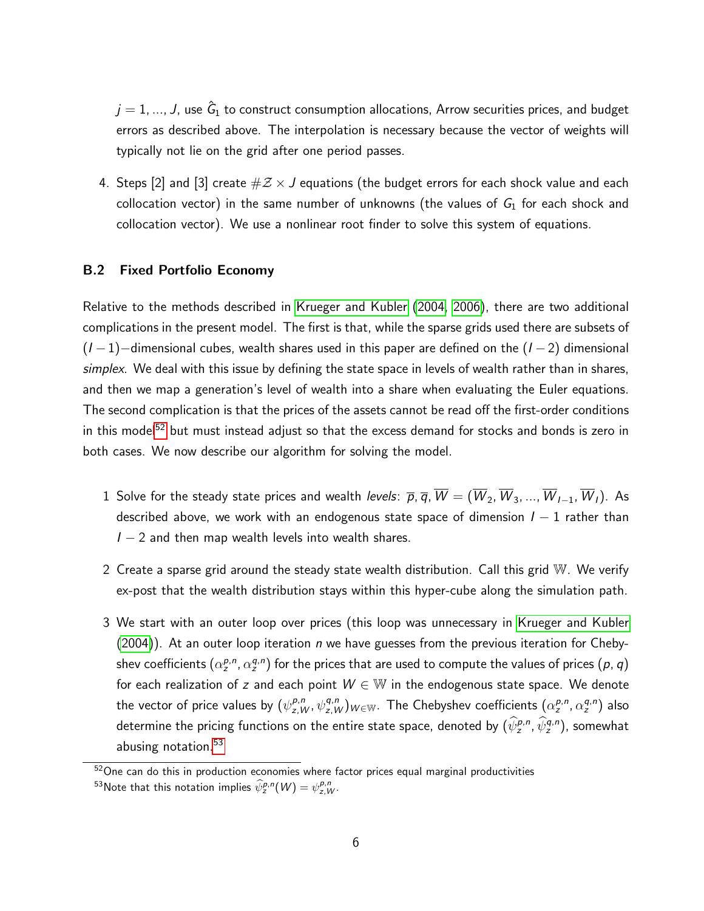$j = 1, ..., J$, use $\hat{G}_1$ to construct consumption allocations, Arrow securities prices, and budget errors as described above. The interpolation is necessary because the vector of weights will typically not lie on the grid after one period passes.

4. Steps [2] and [3] create $\#\mathcal{Z} \times J$ equations (the budget errors for each shock value and each collocation vector) in the same number of unknowns (the values of $G_1$ for each shock and collocation vector). We use a nonlinear root finder to solve this system of equations.

### B.2 Fixed Portfolio Economy

Relative to the methods described in Krueger and Kubler (2004, 2006), there are two additional complications in the present model. The first is that, while the sparse grids used there are subsets of $(I-1)-$dimensional cubes, wealth shares used in this paper are defined on the $(I-2)$ dimensional *simplex*. We deal with this issue by defining the state space in levels of wealth rather than in shares, and then we map a generation's level of wealth into a share when evaluating the Euler equations. The second complication is that the prices of the assets cannot be read off the first-order conditions in this model[52] but must instead adjust so that the excess demand for stocks and bonds is zero in both cases. We now describe our algorithm for solving the model.

1 Solve for the steady state prices and wealth *levels*: $\overline{p}, \overline{q}, \overline{W} = (\overline{W}_2, \overline{W}_3, ..., \overline{W}_{I-1}, \overline{W}_I)$. As described above, we work with an endogenous state space of dimension $I-1$ rather than $I-2$ and then map wealth levels into wealth shares.

2 Create a sparse grid around the steady state wealth distribution. Call this grid $\mathbb{W}$. We verify ex-post that the wealth distribution stays within this hyper-cube along the simulation path.

3 We start with an outer loop over prices (this loop was unnecessary in Krueger and Kubler (2004)). At an outer loop iteration $n$ we have guesses from the previous iteration for Chebyshev coefficients $(\alpha_z^{p,n}, \alpha_z^{q,n})$ for the prices that are used to compute the values of prices $(p, q)$ for each realization of $z$ and each point $W \in \mathbb{W}$ in the endogenous state space. We denote the vector of price values by $(\psi_{z,W}^{p,n}, \psi_{z,W}^{q,n})_{W\in\mathbb{W}}$. The Chebyshev coefficients $(\alpha_z^{p,n}, \alpha_z^{q,n})$ also determine the pricing functions on the entire state space, denoted by $(\widehat{\psi}_z^{p,n}, \widehat{\psi}_z^{q,n})$, somewhat abusing notation.[53]

[52] One can do this in production economies where factor prices equal marginal productivities

[53] Note that this notation implies $\widehat{\psi}_z^{p,n}(W) = \psi_{z,W}^{p,n}$.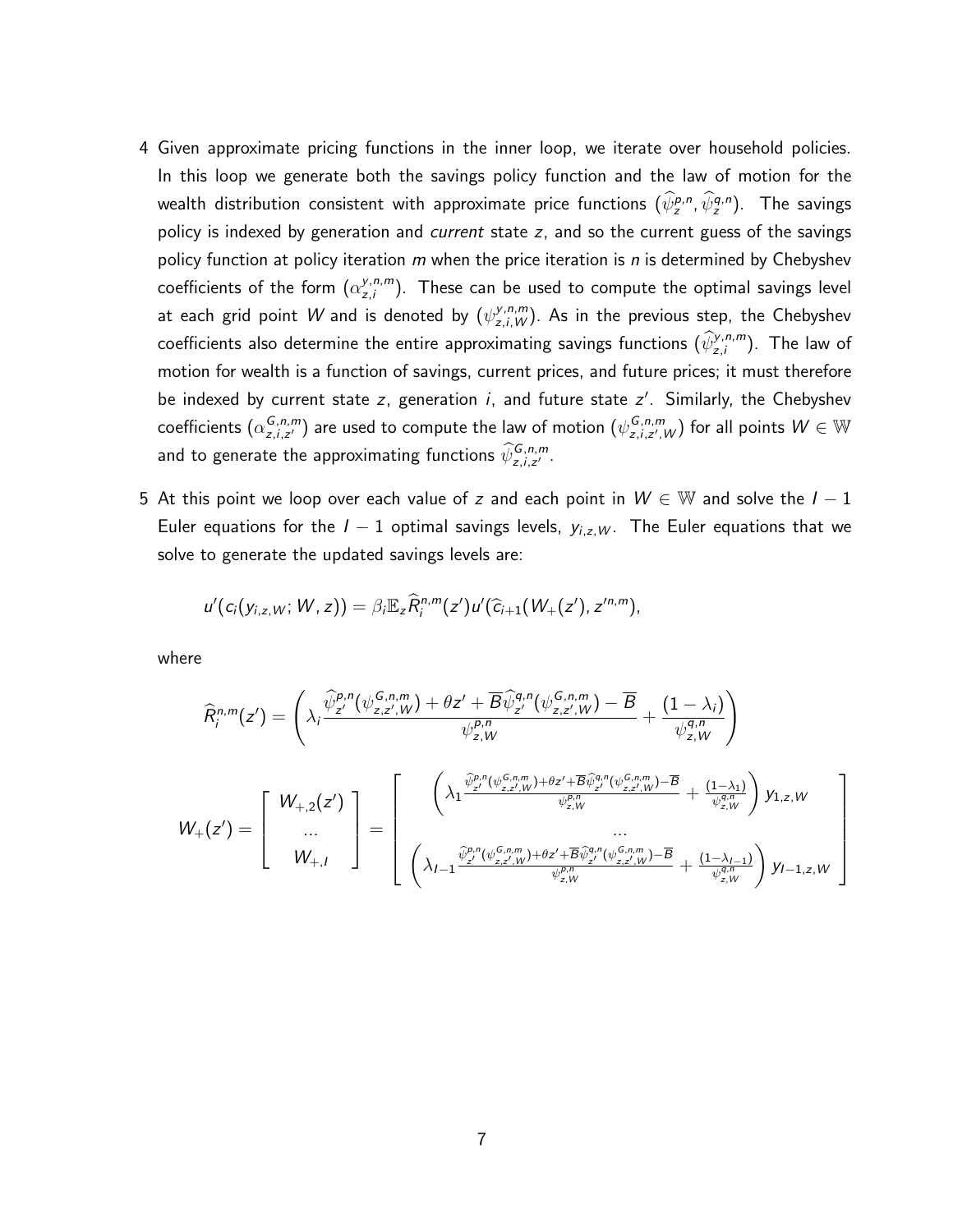4. Given approximate pricing functions in the inner loop, we iterate over household policies. In this loop we generate both the savings policy function and the law of motion for the wealth distribution consistent with approximate price functions $(\widehat{\psi}_z^{p,n}, \widehat{\psi}_z^{q,n})$. The savings policy is indexed by generation and *current* state $z$, and so the current guess of the savings policy function at policy iteration $m$ when the price iteration is $n$ is determined by Chebyshev coefficients of the form $(\alpha_{z,i}^{y,n,m})$. These can be used to compute the optimal savings level at each grid point $W$ and is denoted by $(\psi_{z,i,W}^{y,n,m})$. As in the previous step, the Chebyshev coefficients also determine the entire approximating savings functions $(\widehat{\psi}_{z,i}^{y,n,m})$. The law of motion for wealth is a function of savings, current prices, and future prices; it must therefore be indexed by current state $z$, generation $i$, and future state $z'$. Similarly, the Chebyshev coefficients $(\alpha_{z,i,z'}^{G,n,m})$ are used to compute the law of motion $(\psi_{z,i,z',W}^{G,n,m})$ for all points $W \in \mathbb{W}$ and to generate the approximating functions $\widehat{\psi}_{z,i,z'}^{G,n,m}$.

5. At this point we loop over each value of $z$ and each point in $W \in \mathbb{W}$ and solve the $I-1$ Euler equations for the $I-1$ optimal savings levels, $y_{i,z,W}$. The Euler equations that we solve to generate the updated savings levels are:

$$u'(c_i(y_{i,z,W}; W, z)) = \beta_i \mathbb{E}_z \widehat{R}_i^{n,m}(z') u'(\widehat{c}_{i+1}(W_+(z'), z'^{n,m}),$$

where

$$\widehat{R}_i^{n,m}(z') = \left( \lambda_i \frac{\widehat{\psi}_{z'}^{p,n}(\psi_{z,z',W}^{G,n,m}) + \theta z' + \overline{B}\widehat{\psi}_{z'}^{q,n}(\psi_{z,z',W}^{G,n,m}) - \overline{B}}{\psi_{z,W}^{p,n}} + \frac{(1-\lambda_i)}{\psi_{z,W}^{q,n}} \right)$$

$$W_+(z') = \begin{bmatrix} W_{+,2}(z') \\ \ldots \\ W_{+,I} \end{bmatrix} = \begin{bmatrix} \left( \lambda_1 \frac{\widehat{\psi}_{z'}^{p,n}(\psi_{z,z',W}^{G,n,m}) + \theta z' + \overline{B}\widehat{\psi}_{z'}^{q,n}(\psi_{z,z',W}^{G,n,m}) - \overline{B}}{\psi_{z,W}^{p,n}} + \frac{(1-\lambda_1)}{\psi_{z,W}^{q,n}} \right) y_{1,z,W} \\ \ldots \\ \left( \lambda_{I-1} \frac{\widehat{\psi}_{z'}^{p,n}(\psi_{z,z',W}^{G,n,m}) + \theta z' + \overline{B}\widehat{\psi}_{z'}^{q,n}(\psi_{z,z',W}^{G,n,m}) - \overline{B}}{\psi_{z,W}^{p,n}} + \frac{(1-\lambda_{I-1})}{\psi_{z,W}^{q,n}} \right) y_{I-1,z,W} \end{bmatrix}$$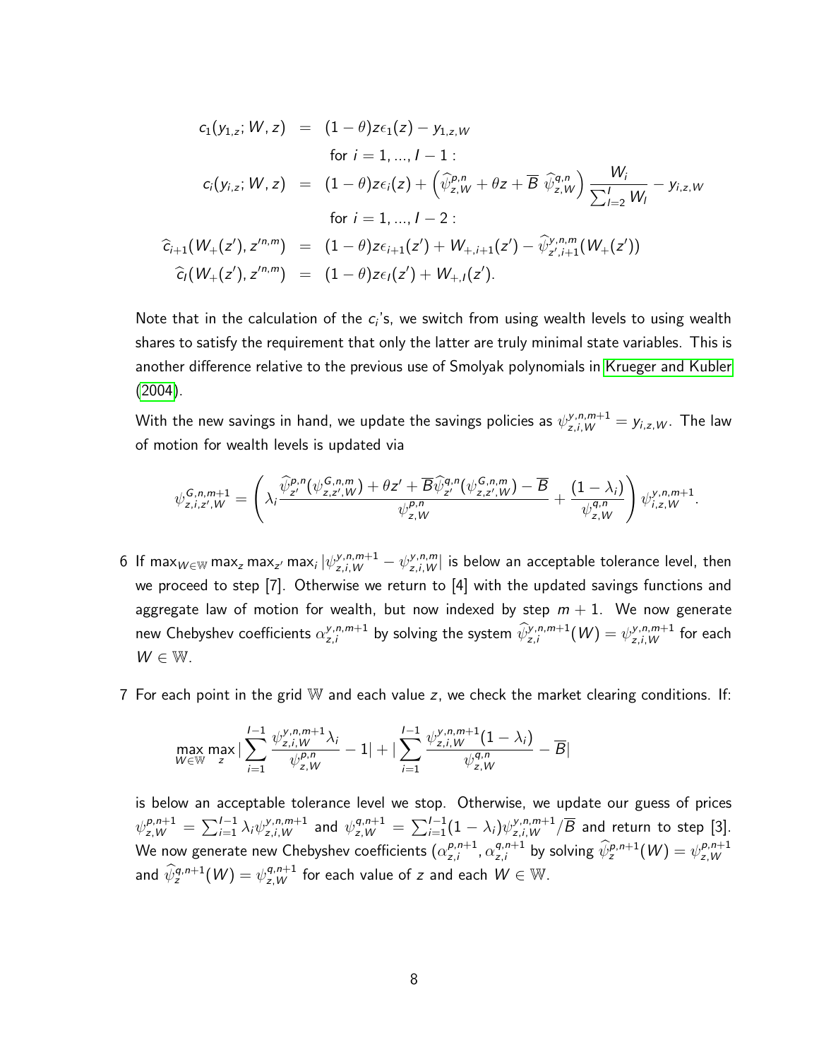$$
\begin{aligned}
c_1(y_{1,z}; W, z) &= (1-\theta) z \epsilon_1(z) - y_{1,z,W} \\
& \quad \text{for } i = 1, ..., I-1: \\
c_i(y_{i,z}; W, z) &= (1-\theta) z \epsilon_i(z) + \left( \widehat{\psi}^{p,n}_{z,W} + \theta z + \overline{B}\ \widehat{\psi}^{q,n}_{z,W} \right) \frac{W_i}{\sum_{l=2}^{I} W_l} - y_{i,z,W} \\
& \quad \text{for } i = 1, ..., I-2: \\
\widehat{c}_{i+1}(W_+(z'), z'^{n,m}) &= (1-\theta) z \epsilon_{i+1}(z') + W_{+,i+1}(z') - \widehat{\psi}^{y,n,m}_{z',i+1}(W_+(z')) \\
\widehat{c}_I(W_+(z'), z'^{n,m}) &= (1-\theta) z \epsilon_I(z') + W_{+,I}(z').
\end{aligned}
$$

Note that in the calculation of the $c_i$'s, we switch from using wealth levels to using wealth shares to satisfy the requirement that only the latter are truly minimal state variables. This is another difference relative to the previous use of Smolyak polynomials in Krueger and Kubler (2004).

With the new savings in hand, we update the savings policies as $\psi^{y,n,m+1}_{z,i,W} = y_{i,z,W}$. The law of motion for wealth levels is updated via

$$
\psi^{G,n,m+1}_{z,i,z',W} = \left( \lambda_i \frac{\widehat{\psi}^{p,n}_{z'}(\psi^{G,n,m}_{z,z',W}) + \theta z' + \overline{B}\widehat{\psi}^{q,n}_{z'}(\psi^{G,n,m}_{z,z',W}) - \overline{B}}{\psi^{p,n}_{z,W}} + \frac{(1-\lambda_i)}{\psi^{q,n}_{z,W}} \right) \psi^{y,n,m+1}_{i,z,W}.
$$

6 If $\max_{W \in \mathbb{W}} \max_z \max_{z'} \max_i |\psi^{y,n,m+1}_{z,i,W} - \psi^{y,n,m}_{z,i,W}|$ is below an acceptable tolerance level, then we proceed to step [7]. Otherwise we return to [4] with the updated savings functions and aggregate law of motion for wealth, but now indexed by step $m+1$. We now generate new Chebyshev coefficients $\alpha^{y,n,m+1}_{z,i}$ by solving the system $\widehat{\psi}^{y,n,m+1}_{z,i}(W) = \psi^{y,n,m+1}_{z,i,W}$ for each $W \in \mathbb{W}$.

7 For each point in the grid $\mathbb{W}$ and each value $z$, we check the market clearing conditions. If:

$$
\max_{W \in \mathbb{W}} \max_z |\sum_{i=1}^{I-1} \frac{\psi^{y,n,m+1}_{z,i,W} \lambda_i}{\psi^{p,n}_{z,W}} - 1| + |\sum_{i=1}^{I-1} \frac{\psi^{y,n,m+1}_{z,i,W}(1-\lambda_i)}{\psi^{q,n}_{z,W}} - \overline{B}|
$$

is below an acceptable tolerance level we stop. Otherwise, we update our guess of prices $\psi^{p,n+1}_{z,W} = \sum_{i=1}^{I-1} \lambda_i \psi^{y,n,m+1}_{z,i,W}$ and $\psi^{q,n+1}_{z,W} = \sum_{i=1}^{I-1}(1-\lambda_i)\psi^{y,n,m+1}_{z,i,W}/\overline{B}$ and return to step [3]. We now generate new Chebyshev coefficients $(\alpha^{p,n+1}_{z,i}, \alpha^{q,n+1}_{z,i}$ by solving $\widehat{\psi}^{p,n+1}_z(W) = \psi^{p,n+1}_{z,W}$ and $\widehat{\psi}^{q,n+1}_z(W) = \psi^{q,n+1}_{z,W}$ for each value of $z$ and each $W \in \mathbb{W}$.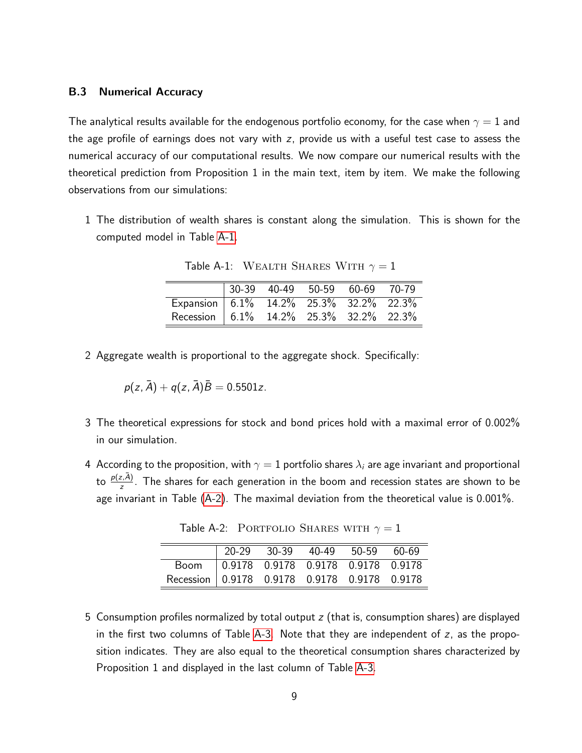### B.3 Numerical Accuracy

The analytical results available for the endogenous portfolio economy, for the case when $\gamma = 1$ and the age profile of earnings does not vary with $z$, provide us with a useful test case to assess the numerical accuracy of our computational results. We now compare our numerical results with the theoretical prediction from Proposition 1 in the main text, item by item. We make the following observations from our simulations:

1 The distribution of wealth shares is constant along the simulation. This is shown for the computed model in Table A-1.

Table A-1: Wealth Shares With $\gamma = 1$

| | 30-39 | 40-49 | 50-59 | 60-69 | 70-79 |
|---|---|---|---|---|---|
| Expansion | 6.1% | 14.2% | 25.3% | 32.2% | 22.3% |
| Recession | 6.1% | 14.2% | 25.3% | 32.2% | 22.3% |

2 Aggregate wealth is proportional to the aggregate shock. Specifically:

$$p(z, \bar{A}) + q(z, \bar{A})\bar{B} = 0.5501z.$$

3 The theoretical expressions for stock and bond prices hold with a maximal error of 0.002% in our simulation.

4 According to the proposition, with $\gamma = 1$ portfolio shares $\lambda_i$ are age invariant and proportional to $\frac{p(z,\bar{A})}{z}$. The shares for each generation in the boom and recession states are shown to be age invariant in Table (A-2). The maximal deviation from the theoretical value is 0.001%.

Table A-2: Portfolio Shares with $\gamma = 1$

| | 20-29 | 30-39 | 40-49 | 50-59 | 60-69 |
|---|---|---|---|---|---|
| Boom | 0.9178 | 0.9178 | 0.9178 | 0.9178 | 0.9178 |
| Recession | 0.9178 | 0.9178 | 0.9178 | 0.9178 | 0.9178 |

5 Consumption profiles normalized by total output $z$ (that is, consumption shares) are displayed in the first two columns of Table A-3. Note that they are independent of $z$, as the proposition indicates. They are also equal to the theoretical consumption shares characterized by Proposition 1 and displayed in the last column of Table A-3.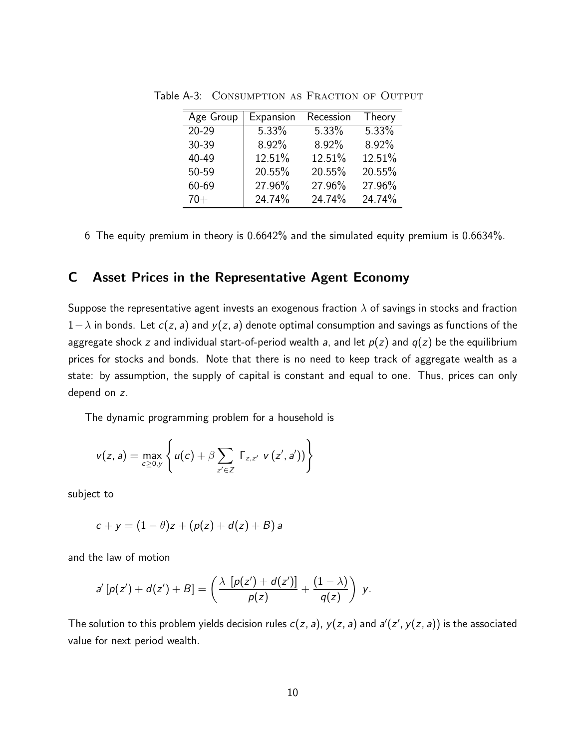Table A-3: Consumption as Fraction of Output

| Age Group | Expansion | Recession | Theory |
|---|---|---|---|
| 20-29 | 5.33% | 5.33% | 5.33% |
| 30-39 | 8.92% | 8.92% | 8.92% |
| 40-49 | 12.51% | 12.51% | 12.51% |
| 50-59 | 20.55% | 20.55% | 20.55% |
| 60-69 | 27.96% | 27.96% | 27.96% |
| 70+ | 24.74% | 24.74% | 24.74% |

6 The equity premium in theory is 0.6642% and the simulated equity premium is 0.6634%.

## C Asset Prices in the Representative Agent Economy

Suppose the representative agent invests an exogenous fraction $\lambda$ of savings in stocks and fraction $1-\lambda$ in bonds. Let $c(z,a)$ and $y(z,a)$ denote optimal consumption and savings as functions of the aggregate shock $z$ and individual start-of-period wealth $a$, and let $p(z)$ and $q(z)$ be the equilibrium prices for stocks and bonds. Note that there is no need to keep track of aggregate wealth as a state: by assumption, the supply of capital is constant and equal to one. Thus, prices can only depend on $z$.

The dynamic programming problem for a household is

$$v(z,a) = \max_{c \geq 0, y} \left\{ u(c) + \beta \sum_{z' \in Z} \Gamma_{z,z'} \; v\left(z', a'\right)\right\}$$

subject to

$$c + y = (1-\theta)z + \left(p(z) + d(z) + B\right) a$$

and the law of motion

$$a' \left[p(z') + d(z') + B\right] = \left( \frac{\lambda \; \left[p(z') + d(z')\right]}{p(z)} + \frac{(1-\lambda)}{q(z)} \right) \; y.$$

The solution to this problem yields decision rules $c(z,a)$, $y(z,a)$ and $a'(z', y(z,a))$ is the associated value for next period wealth.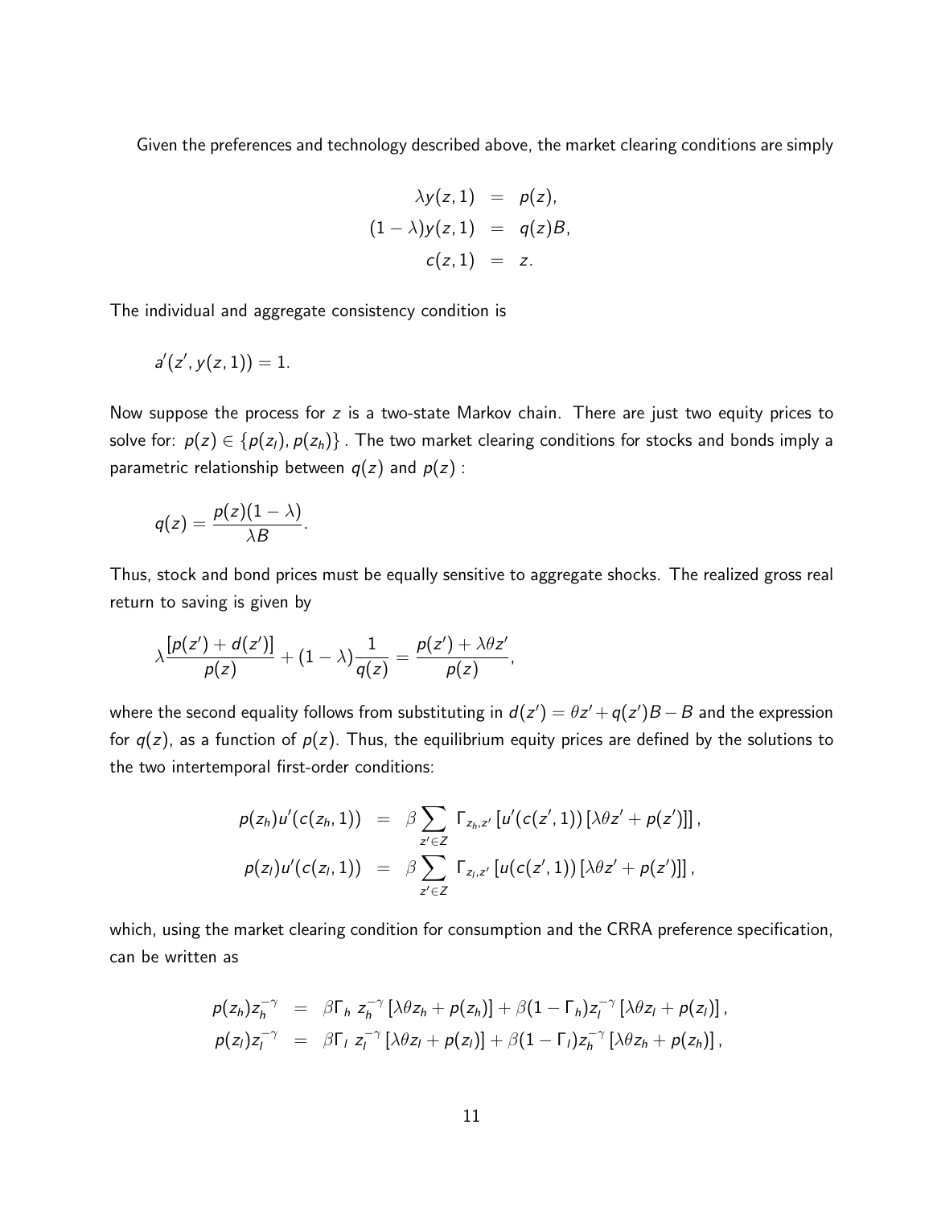Given the preferences and technology described above, the market clearing conditions are simply

$$
\begin{aligned}
\lambda y(z,1) &= p(z), \\
(1-\lambda) y(z,1) &= q(z) B, \\
c(z,1) &= z.
\end{aligned}
$$

The individual and aggregate consistency condition is

$$
a'(z', y(z,1)) = 1.
$$

Now suppose the process for $z$ is a two-state Markov chain. There are just two equity prices to solve for: $p(z) \in \{p(z_l), p(z_h)\}$. The two market clearing conditions for stocks and bonds imply a parametric relationship between $q(z)$ and $p(z)$ :

$$
q(z) = \frac{p(z)(1-\lambda)}{\lambda B}.
$$

Thus, stock and bond prices must be equally sensitive to aggregate shocks. The realized gross real return to saving is given by

$$
\lambda \frac{[p(z') + d(z')]}{p(z)} + (1-\lambda)\frac{1}{q(z)} = \frac{p(z') + \lambda \theta z'}{p(z)},
$$

where the second equality follows from substituting in $d(z') = \theta z' + q(z')B - B$ and the expression for $q(z)$, as a function of $p(z)$. Thus, the equilibrium equity prices are defined by the solutions to the two intertemporal first-order conditions:

$$
\begin{aligned}
p(z_h) u'(c(z_h,1)) &= \beta \sum_{z' \in Z} \Gamma_{z_h, z'} \left[ u'(c(z',1)) \left[ \lambda \theta z' + p(z') \right] \right], \\
p(z_l) u'(c(z_l,1)) &= \beta \sum_{z' \in Z} \Gamma_{z_l, z'} \left[ u(c(z',1)) \left[ \lambda \theta z' + p(z') \right] \right],
\end{aligned}
$$

which, using the market clearing condition for consumption and the CRRA preference specification, can be written as

$$
\begin{aligned}
p(z_h) z_h^{-\gamma} &= \beta \Gamma_h \, z_h^{-\gamma} \left[ \lambda \theta z_h + p(z_h) \right] + \beta (1 - \Gamma_h) z_l^{-\gamma} \left[ \lambda \theta z_l + p(z_l) \right], \\
p(z_l) z_l^{-\gamma} &= \beta \Gamma_l \, z_l^{-\gamma} \left[ \lambda \theta z_l + p(z_l) \right] + \beta (1 - \Gamma_l) z_h^{-\gamma} \left[ \lambda \theta z_h + p(z_h) \right],
\end{aligned}
$$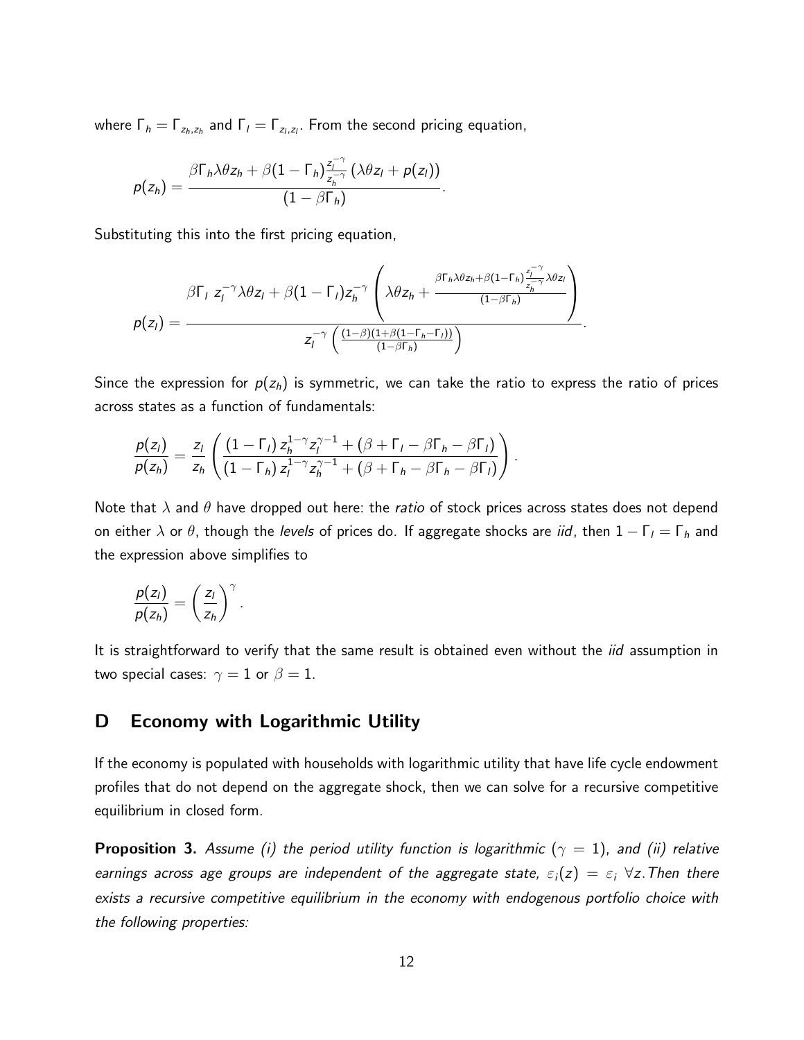where $\Gamma_h = \Gamma_{z_h,z_h}$ and $\Gamma_l = \Gamma_{z_l,z_l}$. From the second pricing equation,

$$p(z_h) = \frac{\beta\Gamma_h\lambda\theta z_h + \beta(1-\Gamma_h)\frac{z_l^{-\gamma}}{z_h^{-\gamma}}\left(\lambda\theta z_l + p(z_l)\right)}{(1-\beta\Gamma_h)}.$$

Substituting this into the first pricing equation,

$$p(z_l) = \frac{\beta\Gamma_l\ z_l^{-\gamma}\lambda\theta z_l + \beta(1-\Gamma_l)z_h^{-\gamma}\left(\lambda\theta z_h + \frac{\beta\Gamma_h\lambda\theta z_h + \beta(1-\Gamma_h)\frac{z_l^{-\gamma}}{z_h^{-\gamma}}\lambda\theta z_l}{(1-\beta\Gamma_h)}\right)}{z_l^{-\gamma}\left(\frac{(1-\beta)(1+\beta(1-\Gamma_h-\Gamma_l))}{(1-\beta\Gamma_h)}\right)}.$$

Since the expression for $p(z_h)$ is symmetric, we can take the ratio to express the ratio of prices across states as a function of fundamentals:

$$\frac{p(z_l)}{p(z_h)} = \frac{z_l}{z_h}\left(\frac{(1-\Gamma_l)\,z_h^{1-\gamma}z_l^{\gamma-1} + (\beta+\Gamma_l-\beta\Gamma_h-\beta\Gamma_l)}{(1-\Gamma_h)\,z_l^{1-\gamma}z_h^{\gamma-1} + (\beta+\Gamma_h-\beta\Gamma_h-\beta\Gamma_l)}\right).$$

Note that $\lambda$ and $\theta$ have dropped out here: the *ratio* of stock prices across states does not depend on either $\lambda$ or $\theta$, though the *levels* of prices do. If aggregate shocks are *iid*, then $1-\Gamma_l = \Gamma_h$ and the expression above simplifies to

$$\frac{p(z_l)}{p(z_h)} = \left(\frac{z_l}{z_h}\right)^{\gamma}.$$

It is straightforward to verify that the same result is obtained even without the *iid* assumption in two special cases: $\gamma = 1$ or $\beta = 1$.

## D Economy with Logarithmic Utility

If the economy is populated with households with logarithmic utility that have life cycle endowment profiles that do not depend on the aggregate shock, then we can solve for a recursive competitive equilibrium in closed form.

**Proposition 3.** *Assume (i) the period utility function is logarithmic ($\gamma = 1$), and (ii) relative earnings across age groups are independent of the aggregate state, $\varepsilon_i(z) = \varepsilon_i\ \forall z$. Then there exists a recursive competitive equilibrium in the economy with endogenous portfolio choice with the following properties:*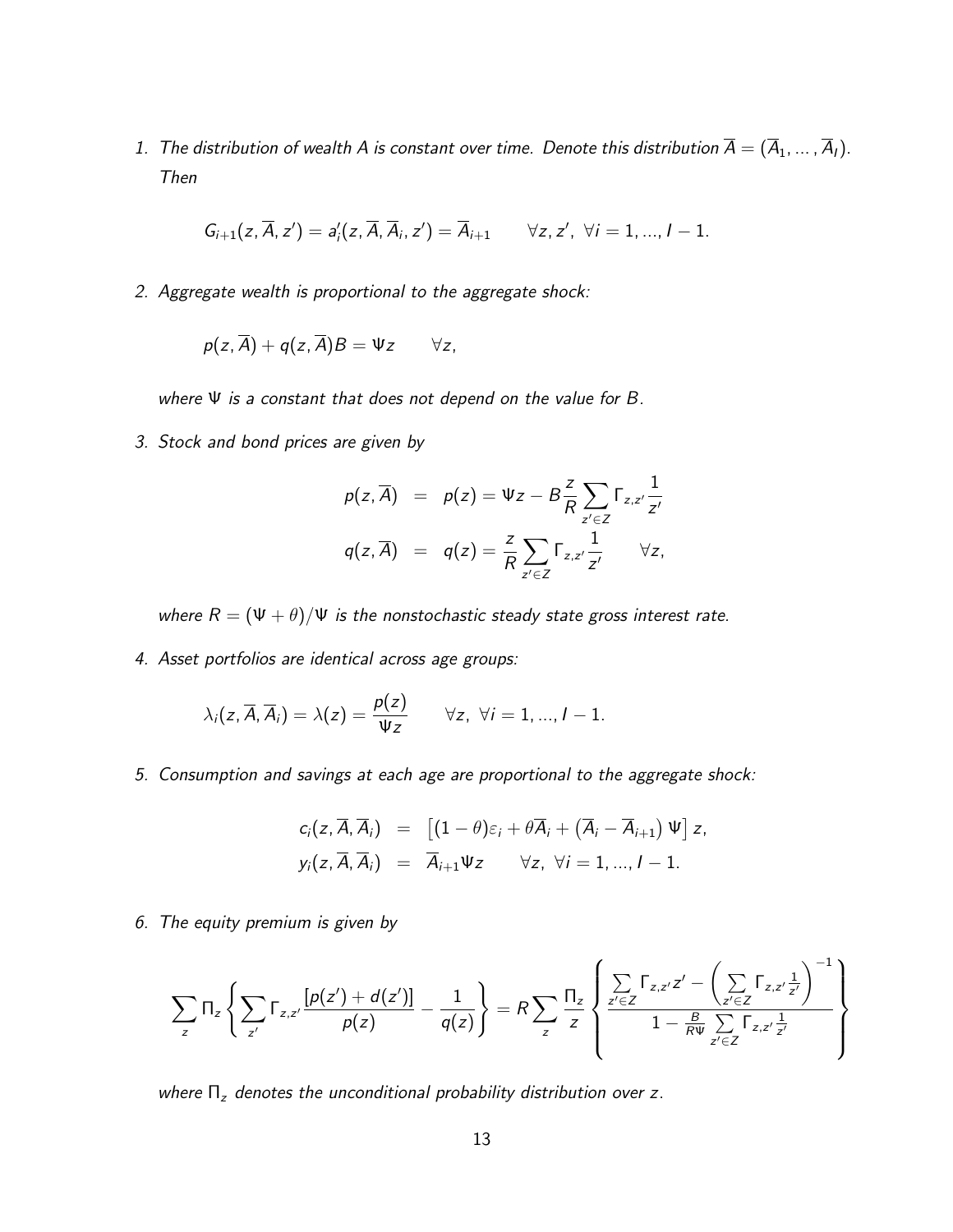1. *The distribution of wealth $A$ is constant over time. Denote this distribution $\overline{A} = (\overline{A}_1, \ldots, \overline{A}_I)$. Then*

$$G_{i+1}(z, \overline{A}, z') = a_i'(z, \overline{A}, \overline{A}_i, z') = \overline{A}_{i+1} \qquad \forall z, z', \ \forall i = 1, ..., I-1.$$

2. *Aggregate wealth is proportional to the aggregate shock:*

$$p(z, \overline{A}) + q(z, \overline{A})B = \Psi z \qquad \forall z,$$

*where $\Psi$ is a constant that does not depend on the value for $B$.*

3. *Stock and bond prices are given by*

$$\begin{aligned} p(z, \overline{A}) &= p(z) = \Psi z - B \frac{z}{R} \sum_{z' \in Z} \Gamma_{z,z'} \frac{1}{z'} \\ q(z, \overline{A}) &= q(z) = \frac{z}{R} \sum_{z' \in Z} \Gamma_{z,z'} \frac{1}{z'} \qquad \forall z, \end{aligned}$$

*where $R = (\Psi + \theta)/\Psi$ is the nonstochastic steady state gross interest rate.*

4. *Asset portfolios are identical across age groups:*

$$\lambda_i(z, \overline{A}, \overline{A}_i) = \lambda(z) = \frac{p(z)}{\Psi z} \qquad \forall z, \ \forall i = 1, ..., I-1.$$

5. *Consumption and savings at each age are proportional to the aggregate shock:*

$$\begin{aligned} c_i(z, \overline{A}, \overline{A}_i) &= \left[(1-\theta)\varepsilon_i + \theta \overline{A}_i + \left(\overline{A}_i - \overline{A}_{i+1}\right)\Psi\right] z, \\ y_i(z, \overline{A}, \overline{A}_i) &= \overline{A}_{i+1} \Psi z \qquad \forall z, \ \forall i = 1, ..., I-1. \end{aligned}$$

6. *The equity premium is given by*

$$\sum_z \Pi_z \left\{ \sum_{z'} \Gamma_{z,z'} \frac{[p(z') + d(z')]}{p(z)} - \frac{1}{q(z)} \right\} = R \sum_z \frac{\Pi_z}{z} \left\{ \frac{\sum_{z' \in Z} \Gamma_{z,z'} z' - \left( \sum_{z' \in Z} \Gamma_{z,z'} \frac{1}{z'} \right)^{-1}}{1 - \frac{B}{R\Psi} \sum_{z' \in Z} \Gamma_{z,z'} \frac{1}{z'}} \right\}$$

*where $\Pi_z$ denotes the unconditional probability distribution over $z$.*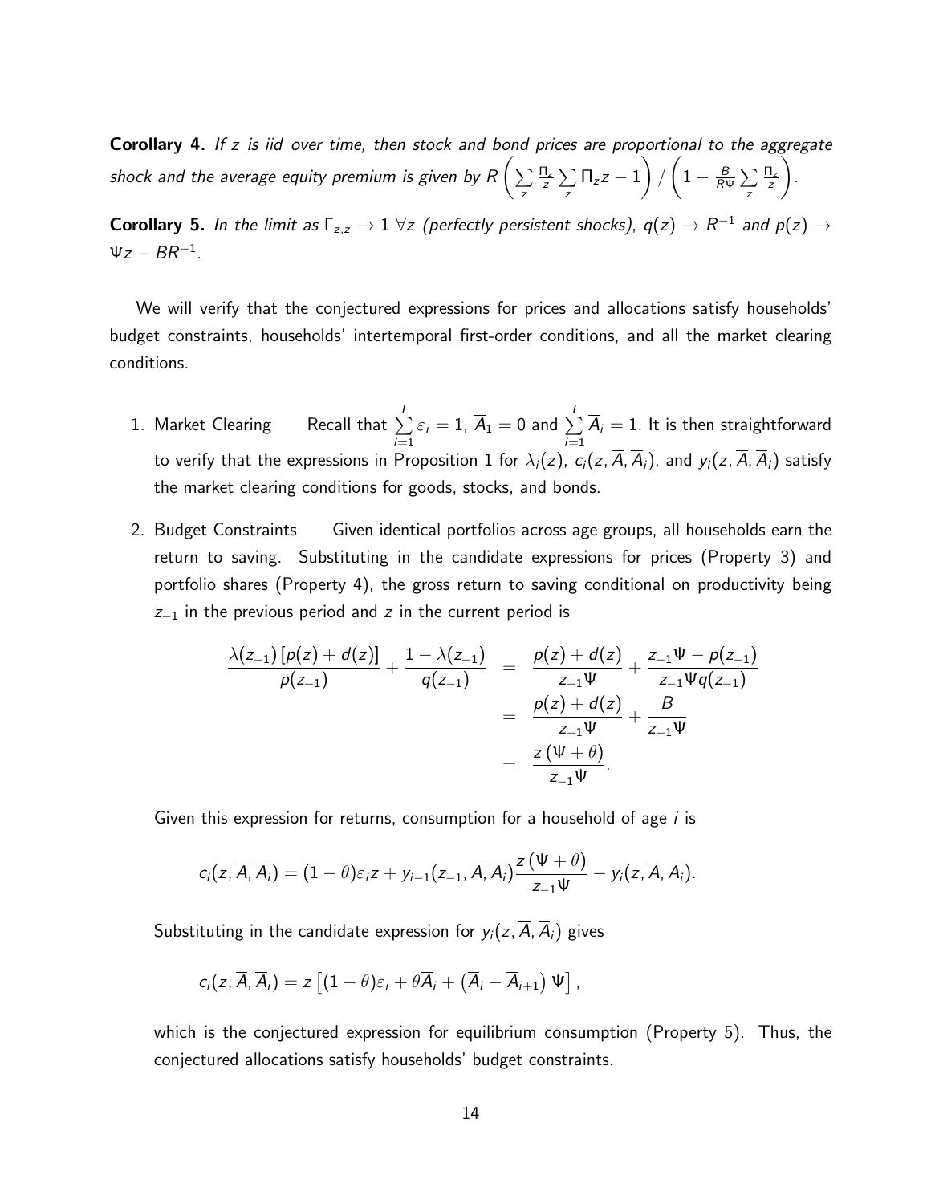**Corollary 4.** *If $z$ is iid over time, then stock and bond prices are proportional to the aggregate shock and the average equity premium is given by $R\left(\sum_z \frac{\Pi_z}{z}\sum_z \Pi_z z - 1\right) / \left(1 - \frac{B}{R\Psi}\sum_z \frac{\Pi_z}{z}\right)$.*

**Corollary 5.** *In the limit as $\Gamma_{z,z} \to 1\ \forall z$ (perfectly persistent shocks), $q(z) \to R^{-1}$ and $p(z) \to \Psi z - BR^{-1}$.*

We will verify that the conjectured expressions for prices and allocations satisfy households' budget constraints, households' intertemporal first-order conditions, and all the market clearing conditions.

1. Market Clearing  Recall that $\sum_{i=1}^{I} \varepsilon_i = 1$, $\overline{A}_1 = 0$ and $\sum_{i=1}^{I} \overline{A}_i = 1$. It is then straightforward to verify that the expressions in Proposition 1 for $\lambda_i(z)$, $c_i(z, \overline{A}, \overline{A}_i)$, and $y_i(z, \overline{A}, \overline{A}_i)$ satisfy the market clearing conditions for goods, stocks, and bonds.

2. Budget Constraints  Given identical portfolios across age groups, all households earn the return to saving. Substituting in the candidate expressions for prices (Property 3) and portfolio shares (Property 4), the gross return to saving conditional on productivity being $z_{-1}$ in the previous period and $z$ in the current period is

$$\begin{aligned}
\frac{\lambda(z_{-1})\left[p(z) + d(z)\right]}{p(z_{-1})} + \frac{1 - \lambda(z_{-1})}{q(z_{-1})} &= \frac{p(z) + d(z)}{z_{-1}\Psi} + \frac{z_{-1}\Psi - p(z_{-1})}{z_{-1}\Psi q(z_{-1})} \\
&= \frac{p(z) + d(z)}{z_{-1}\Psi} + \frac{B}{z_{-1}\Psi} \\
&= \frac{z\left(\Psi + \theta\right)}{z_{-1}\Psi}.
\end{aligned}$$

Given this expression for returns, consumption for a household of age $i$ is

$$c_i(z, \overline{A}, \overline{A}_i) = (1-\theta)\varepsilon_i z + y_{i-1}(z_{-1}, \overline{A}, \overline{A}_i)\frac{z\left(\Psi + \theta\right)}{z_{-1}\Psi} - y_i(z, \overline{A}, \overline{A}_i).$$

Substituting in the candidate expression for $y_i(z, \overline{A}, \overline{A}_i)$ gives

$$c_i(z, \overline{A}, \overline{A}_i) = z\left[(1-\theta)\varepsilon_i + \theta\overline{A}_i + \left(\overline{A}_i - \overline{A}_{i+1}\right)\Psi\right],$$

which is the conjectured expression for equilibrium consumption (Property 5). Thus, the conjectured allocations satisfy households' budget constraints.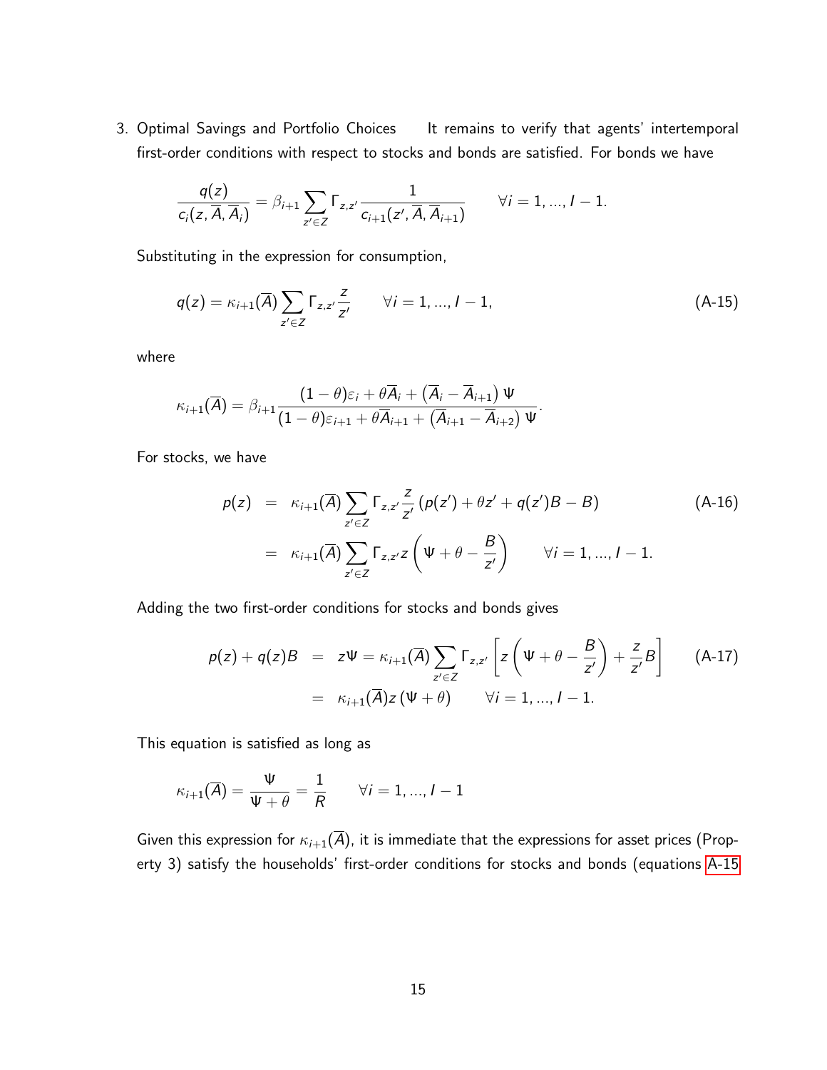3. Optimal Savings and Portfolio Choices  It remains to verify that agents' intertemporal first-order conditions with respect to stocks and bonds are satisfied. For bonds we have

$$\frac{q(z)}{c_i(z,\overline{A},\overline{A}_i)} = \beta_{i+1}\sum_{z'\in Z}\Gamma_{z,z'}\frac{1}{c_{i+1}(z',\overline{A},\overline{A}_{i+1})} \qquad \forall i = 1,...,I-1.$$

Substituting in the expression for consumption,

$$q(z) = \kappa_{i+1}(\overline{A})\sum_{z'\in Z}\Gamma_{z,z'}\frac{z}{z'} \qquad \forall i = 1,...,I-1, \tag{A-15}$$

where

$$\kappa_{i+1}(\overline{A}) = \beta_{i+1}\frac{(1-\theta)\varepsilon_i + \theta\overline{A}_i + \left(\overline{A}_i - \overline{A}_{i+1}\right)\Psi}{(1-\theta)\varepsilon_{i+1} + \theta\overline{A}_{i+1} + \left(\overline{A}_{i+1} - \overline{A}_{i+2}\right)\Psi}.$$

For stocks, we have

$$\begin{aligned} p(z) &= \kappa_{i+1}(\overline{A})\sum_{z'\in Z}\Gamma_{z,z'}\frac{z}{z'}\left(p(z') + \theta z' + q(z')B - B\right) \qquad \text{(A-16)} \\ &= \kappa_{i+1}(\overline{A})\sum_{z'\in Z}\Gamma_{z,z'}z\left(\Psi + \theta - \frac{B}{z'}\right) \qquad \forall i = 1,...,I-1. \end{aligned}$$

Adding the two first-order conditions for stocks and bonds gives

$$\begin{aligned} p(z) + q(z)B &= z\Psi = \kappa_{i+1}(\overline{A})\sum_{z'\in Z}\Gamma_{z,z'}\left[z\left(\Psi + \theta - \frac{B}{z'}\right) + \frac{z}{z'}B\right] \qquad \text{(A-17)} \\ &= \kappa_{i+1}(\overline{A})z\left(\Psi + \theta\right) \qquad \forall i = 1,...,I-1. \end{aligned}$$

This equation is satisfied as long as

$$\kappa_{i+1}(\overline{A}) = \frac{\Psi}{\Psi + \theta} = \frac{1}{R} \qquad \forall i = 1,...,I-1$$

Given this expression for $\kappa_{i+1}(\overline{A})$, it is immediate that the expressions for asset prices (Property 3) satisfy the households' first-order conditions for stocks and bonds (equations A-15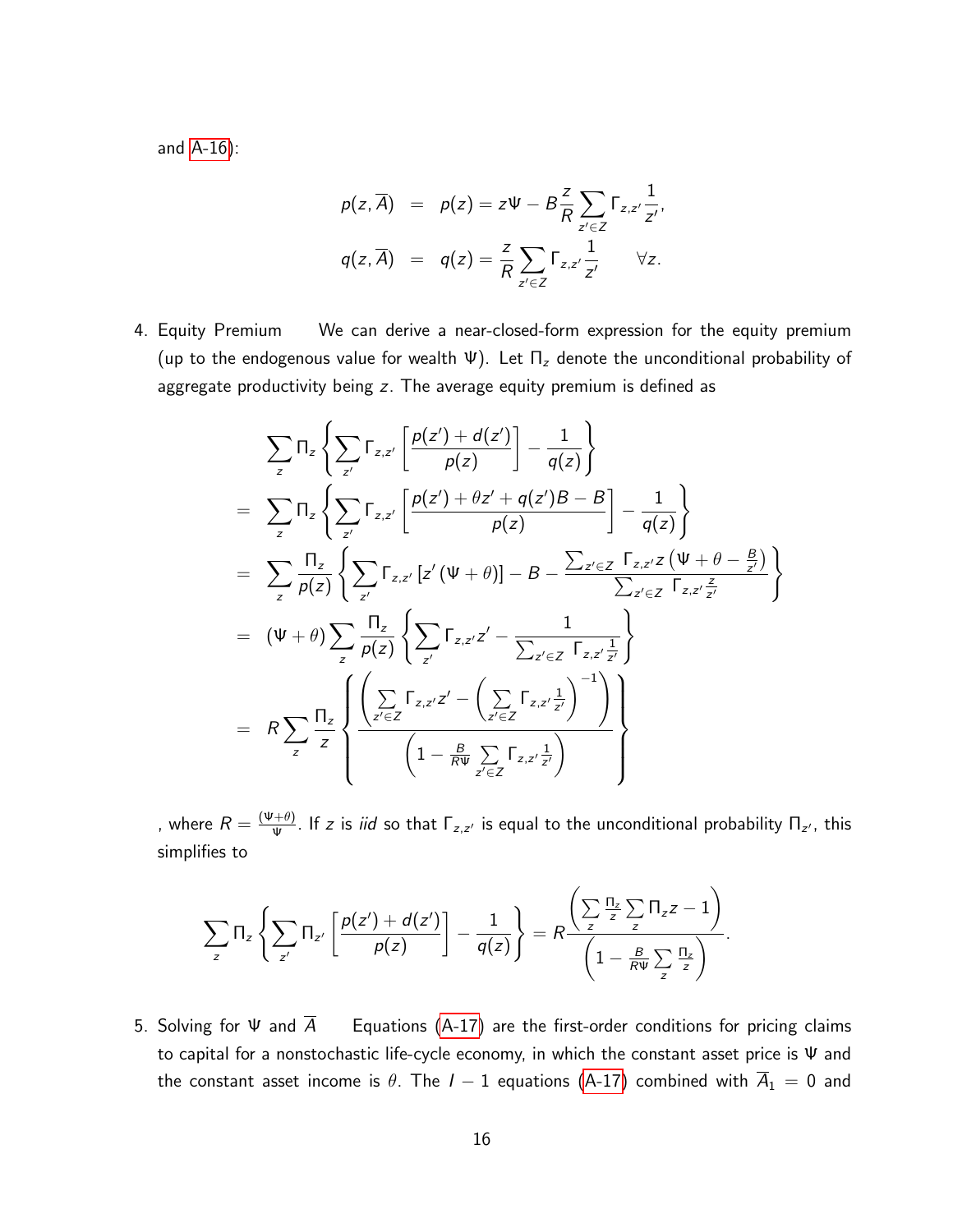and (A-16)):

$$
\begin{aligned}
p(z, \overline{A}) &= p(z) = z\Psi - B\frac{z}{R}\sum_{z' \in Z}\Gamma_{z,z'}\frac{1}{z'}, \\
q(z, \overline{A}) &= q(z) = \frac{z}{R}\sum_{z' \in Z}\Gamma_{z,z'}\frac{1}{z'} \qquad \forall z.
\end{aligned}
$$

4. Equity Premium  We can derive a near-closed-form expression for the equity premium (up to the endogenous value for wealth $\Psi$). Let $\Pi_z$ denote the unconditional probability of aggregate productivity being $z$. The average equity premium is defined as

$$
\begin{aligned}
& \sum_z \Pi_z \left\{ \sum_{z'} \Gamma_{z,z'} \left[ \frac{p(z') + d(z')}{p(z)} \right] - \frac{1}{q(z)} \right\} \\
= & \sum_z \Pi_z \left\{ \sum_{z'} \Gamma_{z,z'} \left[ \frac{p(z') + \theta z' + q(z')B - B}{p(z)} \right] - \frac{1}{q(z)} \right\} \\
= & \sum_z \frac{\Pi_z}{p(z)} \left\{ \sum_{z'} \Gamma_{z,z'} \left[ z' (\Psi + \theta) \right] - B - \frac{\sum_{z' \in Z} \Gamma_{z,z'} z \left( \Psi + \theta - \frac{B}{z'} \right)}{\sum_{z' \in Z} \Gamma_{z,z'} \frac{z}{z'}} \right\} \\
= & (\Psi + \theta) \sum_z \frac{\Pi_z}{p(z)} \left\{ \sum_{z'} \Gamma_{z,z'} z' - \frac{1}{\sum_{z' \in Z} \Gamma_{z,z'} \frac{1}{z'}} \right\} \\
= & R \sum_z \frac{\Pi_z}{z} \left\{ \frac{\left( \sum_{z' \in Z} \Gamma_{z,z'} z' - \left( \sum_{z' \in Z} \Gamma_{z,z'} \frac{1}{z'} \right)^{-1} \right)}{\left( 1 - \frac{B}{R\Psi} \sum_{z' \in Z} \Gamma_{z,z'} \frac{1}{z'} \right)} \right\}
\end{aligned}
$$

, where $R = \frac{(\Psi+\theta)}{\Psi}$. If $z$ is *iid* so that $\Gamma_{z,z'}$ is equal to the unconditional probability $\Pi_{z'}$, this simplifies to

$$
\sum_z \Pi_z \left\{ \sum_{z'} \Pi_{z'} \left[ \frac{p(z') + d(z')}{p(z)} \right] - \frac{1}{q(z)} \right\} = R \frac{\left( \sum_z \frac{\Pi_z}{z} \sum_z \Pi_z z - 1 \right)}{\left( 1 - \frac{B}{R\Psi} \sum_z \frac{\Pi_z}{z} \right)}.
$$

5. Solving for $\Psi$ and $\overline{A}$  Equations (A-17) are the first-order conditions for pricing claims to capital for a nonstochastic life-cycle economy, in which the constant asset price is $\Psi$ and the constant asset income is $\theta$. The $I-1$ equations (A-17) combined with $\overline{A}_1 = 0$ and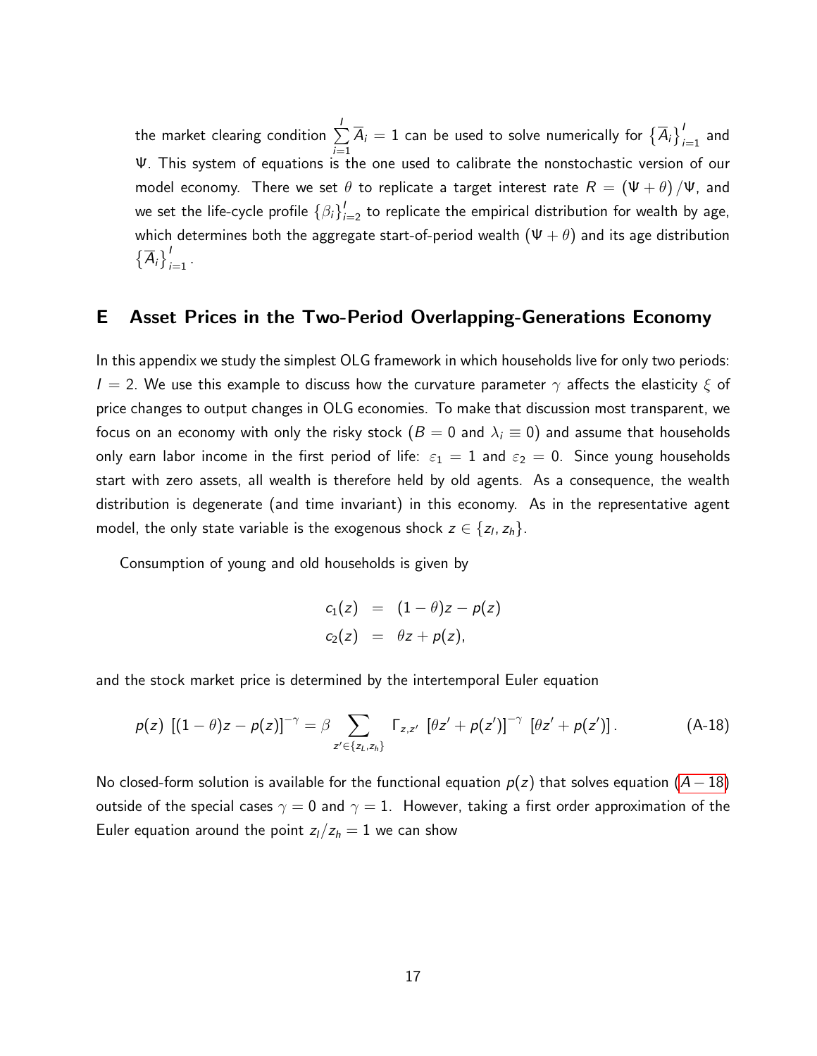the market clearing condition $\sum_{i=1}^{I} \overline{A}_i = 1$ can be used to solve numerically for $\{\overline{A}_i\}_{i=1}^{I}$ and $\Psi$. This system of equations is the one used to calibrate the nonstochastic version of our model economy. There we set $\theta$ to replicate a target interest rate $R = (\Psi + \theta)/\Psi$, and we set the life-cycle profile $\{\beta_i\}_{i=2}^{I}$ to replicate the empirical distribution for wealth by age, which determines both the aggregate start-of-period wealth $(\Psi + \theta)$ and its age distribution $\{\overline{A}_i\}_{i=1}^{I}$.

## E Asset Prices in the Two-Period Overlapping-Generations Economy

In this appendix we study the simplest OLG framework in which households live for only two periods: $I = 2$. We use this example to discuss how the curvature parameter $\gamma$ affects the elasticity $\xi$ of price changes to output changes in OLG economies. To make that discussion most transparent, we focus on an economy with only the risky stock ($B = 0$ and $\lambda_i \equiv 0$) and assume that households only earn labor income in the first period of life: $\varepsilon_1 = 1$ and $\varepsilon_2 = 0$. Since young households start with zero assets, all wealth is therefore held by old agents. As a consequence, the wealth distribution is degenerate (and time invariant) in this economy. As in the representative agent model, the only state variable is the exogenous shock $z \in \{z_l, z_h\}$.

Consumption of young and old households is given by

$$
\begin{aligned}
c_1(z) &= (1-\theta)z - p(z) \\
c_2(z) &= \theta z + p(z),
\end{aligned}
$$

and the stock market price is determined by the intertemporal Euler equation

$$
p(z)\ [(1-\theta)z - p(z)]^{-\gamma} = \beta \sum_{z' \in \{z_L, z_h\}} \Gamma_{z,z'}\ [\theta z' + p(z')]^{-\gamma}\ [\theta z' + p(z')] \,. \tag{A-18}
$$

No closed-form solution is available for the functional equation $p(z)$ that solves equation ($A-18$) outside of the special cases $\gamma = 0$ and $\gamma = 1$. However, taking a first order approximation of the Euler equation around the point $z_l/z_h = 1$ we can show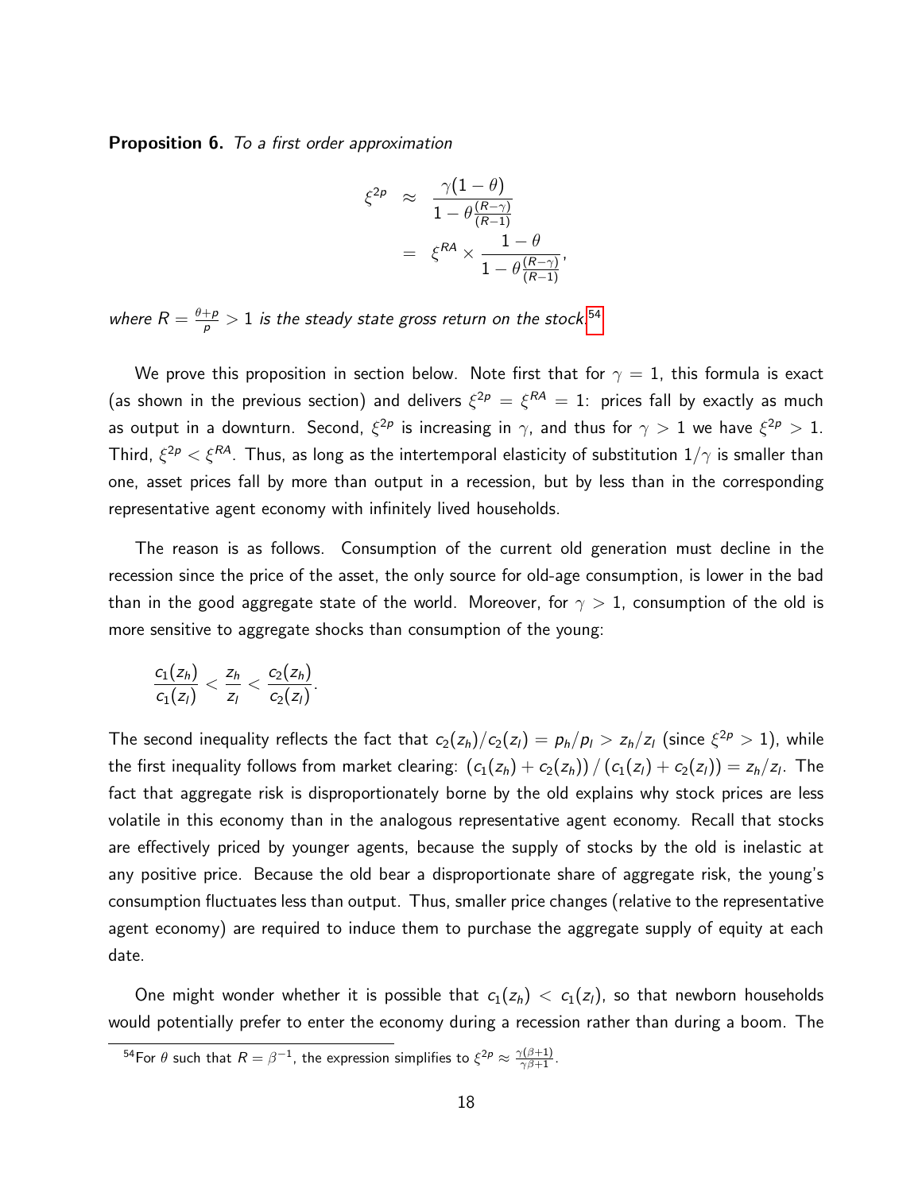**Proposition 6.** *To a first order approximation*

$$\begin{aligned}
\xi^{2p} &\approx \frac{\gamma(1-\theta)}{1-\theta\frac{(R-\gamma)}{(R-1)}} \\
&= \xi^{RA} \times \frac{1-\theta}{1-\theta\frac{(R-\gamma)}{(R-1)}},
\end{aligned}$$

*where $R = \frac{\theta+p}{p} > 1$ is the steady state gross return on the stock.*[54]

We prove this proposition in section below. Note first that for $\gamma = 1$, this formula is exact (as shown in the previous section) and delivers $\xi^{2p} = \xi^{RA} = 1$: prices fall by exactly as much as output in a downturn. Second, $\xi^{2p}$ is increasing in $\gamma$, and thus for $\gamma > 1$ we have $\xi^{2p} > 1$. Third, $\xi^{2p} < \xi^{RA}$. Thus, as long as the intertemporal elasticity of substitution $1/\gamma$ is smaller than one, asset prices fall by more than output in a recession, but by less than in the corresponding representative agent economy with infinitely lived households.

The reason is as follows. Consumption of the current old generation must decline in the recession since the price of the asset, the only source for old-age consumption, is lower in the bad than in the good aggregate state of the world. Moreover, for $\gamma > 1$, consumption of the old is more sensitive to aggregate shocks than consumption of the young:

$$\frac{c_1(z_h)}{c_1(z_l)} < \frac{z_h}{z_l} < \frac{c_2(z_h)}{c_2(z_l)}.$$

The second inequality reflects the fact that $c_2(z_h)/c_2(z_l) = p_h/p_l > z_h/z_l$ (since $\xi^{2p} > 1$), while the first inequality follows from market clearing: $(c_1(z_h) + c_2(z_h)) / (c_1(z_l) + c_2(z_l)) = z_h/z_l$. The fact that aggregate risk is disproportionately borne by the old explains why stock prices are less volatile in this economy than in the analogous representative agent economy. Recall that stocks are effectively priced by younger agents, because the supply of stocks by the old is inelastic at any positive price. Because the old bear a disproportionate share of aggregate risk, the young's consumption fluctuates less than output. Thus, smaller price changes (relative to the representative agent economy) are required to induce them to purchase the aggregate supply of equity at each date.

One might wonder whether it is possible that $c_1(z_h) < c_1(z_l)$, so that newborn households would potentially prefer to enter the economy during a recession rather than during a boom. The

[54] For $\theta$ such that $R = \beta^{-1}$, the expression simplifies to $\xi^{2p} \approx \frac{\gamma(\beta+1)}{\gamma\beta+1}$.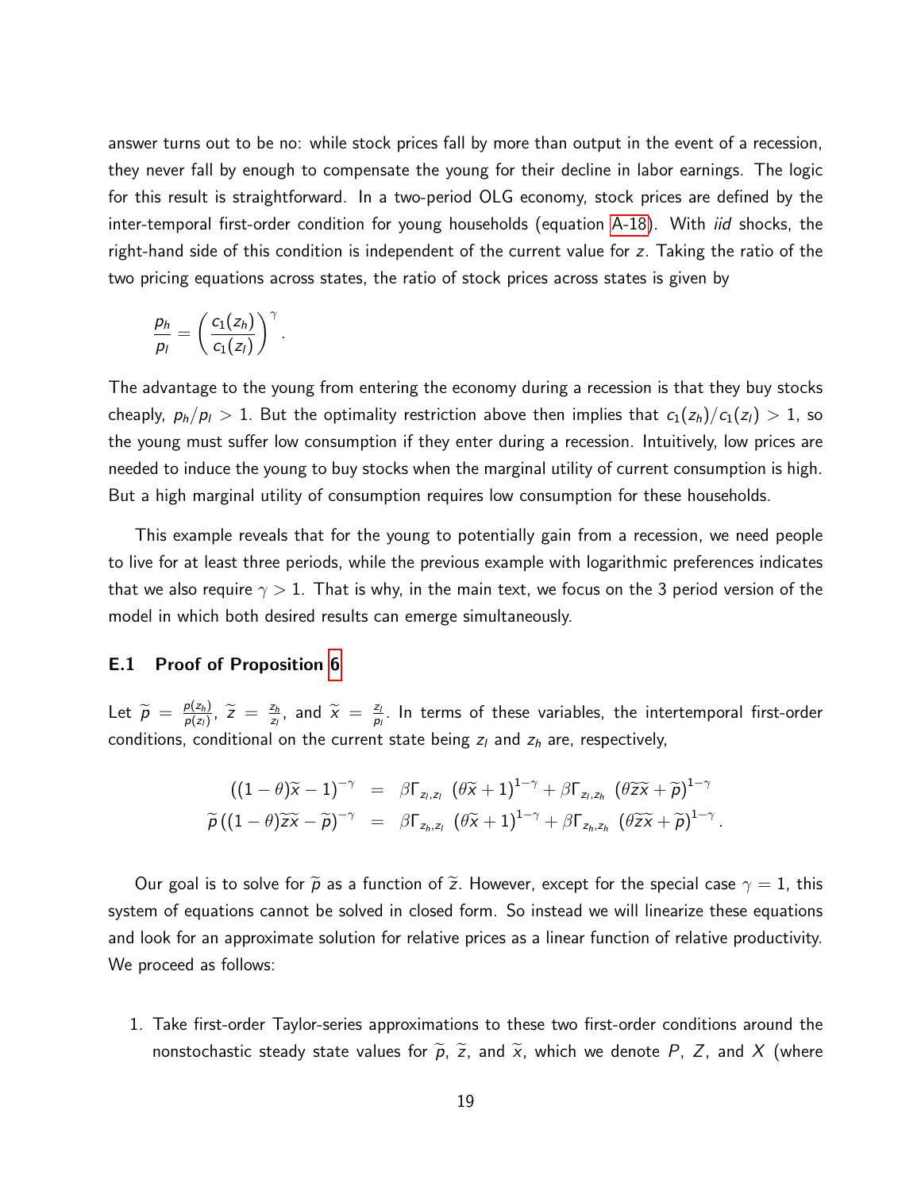answer turns out to be no: while stock prices fall by more than output in the event of a recession, they never fall by enough to compensate the young for their decline in labor earnings. The logic for this result is straightforward. In a two-period OLG economy, stock prices are defined by the inter-temporal first-order condition for young households (equation A-18). With *iid* shocks, the right-hand side of this condition is independent of the current value for $z$. Taking the ratio of the two pricing equations across states, the ratio of stock prices across states is given by

$$\frac{p_h}{p_l} = \left(\frac{c_1(z_h)}{c_1(z_l)}\right)^{\gamma}.$$

The advantage to the young from entering the economy during a recession is that they buy stocks cheaply, $p_h/p_l > 1$. But the optimality restriction above then implies that $c_1(z_h)/c_1(z_l) > 1$, so the young must suffer low consumption if they enter during a recession. Intuitively, low prices are needed to induce the young to buy stocks when the marginal utility of current consumption is high. But a high marginal utility of consumption requires low consumption for these households.

This example reveals that for the young to potentially gain from a recession, we need people to live for at least three periods, while the previous example with logarithmic preferences indicates that we also require $\gamma > 1$. That is why, in the main text, we focus on the 3 period version of the model in which both desired results can emerge simultaneously.

### E.1 Proof of Proposition 6

Let $\widetilde{p} = \frac{p(z_h)}{p(z_l)}$, $\widetilde{z} = \frac{z_h}{z_l}$, and $\widetilde{x} = \frac{z_l}{p_l}$. In terms of these variables, the intertemporal first-order conditions, conditional on the current state being $z_l$ and $z_h$ are, respectively,

$$\begin{aligned}
((1-\theta)\widetilde{x} - 1)^{-\gamma} &= \beta\Gamma_{z_l,z_l}\ (\theta\widetilde{x} + 1)^{1-\gamma} + \beta\Gamma_{z_l,z_h}\ (\theta\widetilde{z}\widetilde{x} + \widetilde{p})^{1-\gamma} \\
\widetilde{p}\,((1-\theta)\widetilde{z}\widetilde{x} - \widetilde{p})^{-\gamma} &= \beta\Gamma_{z_h,z_l}\ (\theta\widetilde{x} + 1)^{1-\gamma} + \beta\Gamma_{z_h,z_h}\ (\theta\widetilde{z}\widetilde{x} + \widetilde{p})^{1-\gamma}.
\end{aligned}$$

Our goal is to solve for $\widetilde{p}$ as a function of $\widetilde{z}$. However, except for the special case $\gamma = 1$, this system of equations cannot be solved in closed form. So instead we will linearize these equations and look for an approximate solution for relative prices as a linear function of relative productivity. We proceed as follows:

1. Take first-order Taylor-series approximations to these two first-order conditions around the nonstochastic steady state values for $\widetilde{p}$, $\widetilde{z}$, and $\widetilde{x}$, which we denote $P$, $Z$, and $X$ (where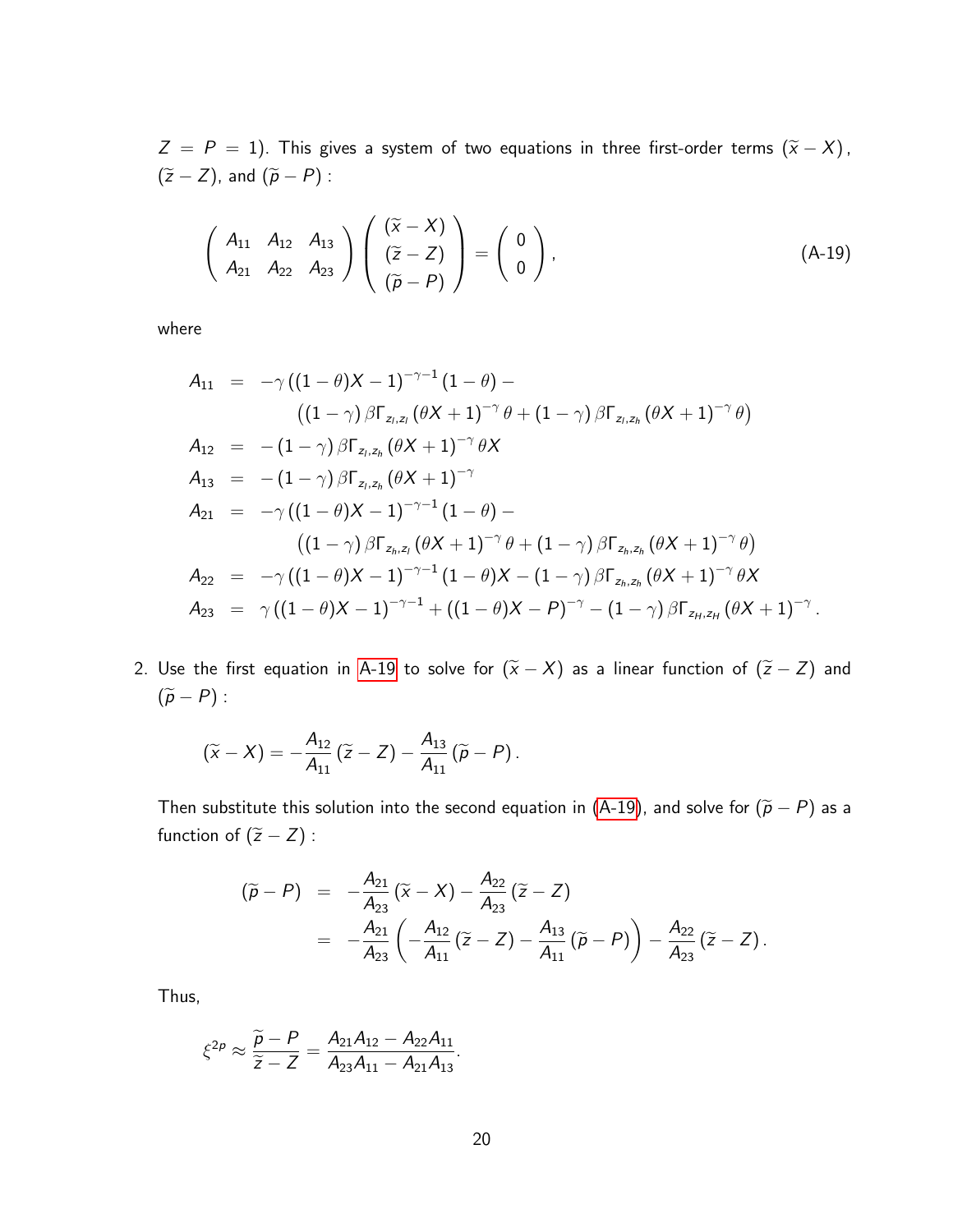$Z = P = 1$). This gives a system of two equations in three first-order terms $(\widetilde{x} - X)$, $(\widetilde{z} - Z)$, and $(\widetilde{p} - P)$ :

$$
\begin{pmatrix} A_{11} & A_{12} & A_{13} \\ A_{21} & A_{22} & A_{23} \end{pmatrix} \begin{pmatrix} (\widetilde{x} - X) \\ (\widetilde{z} - Z) \\ (\widetilde{p} - P) \end{pmatrix} = \begin{pmatrix} 0 \\ 0 \end{pmatrix}, \tag{A-19}
$$

where

$$
\begin{aligned}
A_{11} &= -\gamma \left((1-\theta)X - 1\right)^{-\gamma-1}(1-\theta) - \\
&\qquad \left((1-\gamma)\beta\Gamma_{z_l,z_l}(\theta X + 1)^{-\gamma}\theta + (1-\gamma)\beta\Gamma_{z_l,z_h}(\theta X + 1)^{-\gamma}\theta\right) \\
A_{12} &= -(1-\gamma)\beta\Gamma_{z_l,z_h}(\theta X + 1)^{-\gamma}\theta X \\
A_{13} &= -(1-\gamma)\beta\Gamma_{z_l,z_h}(\theta X + 1)^{-\gamma} \\
A_{21} &= -\gamma \left((1-\theta)X - 1\right)^{-\gamma-1}(1-\theta) - \\
&\qquad \left((1-\gamma)\beta\Gamma_{z_h,z_l}(\theta X + 1)^{-\gamma}\theta + (1-\gamma)\beta\Gamma_{z_h,z_h}(\theta X + 1)^{-\gamma}\theta\right) \\
A_{22} &= -\gamma \left((1-\theta)X - 1\right)^{-\gamma-1}(1-\theta)X - (1-\gamma)\beta\Gamma_{z_h,z_h}(\theta X + 1)^{-\gamma}\theta X \\
A_{23} &= \gamma \left((1-\theta)X - 1\right)^{-\gamma-1} + \left((1-\theta)X - P\right)^{-\gamma} - (1-\gamma)\beta\Gamma_{z_H,z_H}(\theta X + 1)^{-\gamma}.
\end{aligned}
$$

2. Use the first equation in A-19 to solve for $(\widetilde{x} - X)$ as a linear function of $(\widetilde{z} - Z)$ and $(\widetilde{p} - P)$ :

$$
(\widetilde{x} - X) = -\frac{A_{12}}{A_{11}}(\widetilde{z} - Z) - \frac{A_{13}}{A_{11}}(\widetilde{p} - P).
$$

Then substitute this solution into the second equation in (A-19), and solve for $(\widetilde{p} - P)$ as a function of $(\widetilde{z} - Z)$ :

$$
\begin{aligned}
(\widetilde{p} - P) &= -\frac{A_{21}}{A_{23}}(\widetilde{x} - X) - \frac{A_{22}}{A_{23}}(\widetilde{z} - Z) \\
&= -\frac{A_{21}}{A_{23}}\left(-\frac{A_{12}}{A_{11}}(\widetilde{z} - Z) - \frac{A_{13}}{A_{11}}(\widetilde{p} - P)\right) - \frac{A_{22}}{A_{23}}(\widetilde{z} - Z).
\end{aligned}
$$

Thus,

$$
\xi^{2p} \approx \frac{\widetilde{p} - P}{\widetilde{z} - Z} = \frac{A_{21}A_{12} - A_{22}A_{11}}{A_{23}A_{11} - A_{21}A_{13}}.
$$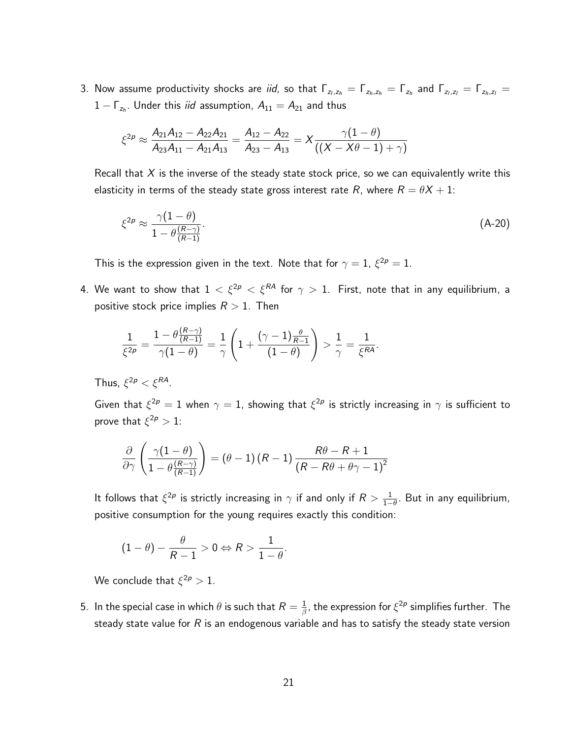3. Now assume productivity shocks are *iid*, so that $\Gamma_{z_l,z_h} = \Gamma_{z_h,z_h} = \Gamma_{z_h}$ and $\Gamma_{z_l,z_l} = \Gamma_{z_h,z_l} = 1 - \Gamma_{z_h}$. Under this *iid* assumption, $A_{11} = A_{21}$ and thus

$$\xi^{2p} \approx \frac{A_{21}A_{12} - A_{22}A_{21}}{A_{23}A_{11} - A_{21}A_{13}} = \frac{A_{12} - A_{22}}{A_{23} - A_{13}} = X\frac{\gamma(1-\theta)}{((X - X\theta - 1) + \gamma)}$$

Recall that $X$ is the inverse of the steady state stock price, so we can equivalently write this elasticity in terms of the steady state gross interest rate $R$, where $R = \theta X + 1$:

$$\xi^{2p} \approx \frac{\gamma(1-\theta)}{1 - \theta\frac{(R-\gamma)}{(R-1)}}. \tag{A-20}$$

This is the expression given in the text. Note that for $\gamma = 1$, $\xi^{2p} = 1$.

4. We want to show that $1 < \xi^{2p} < \xi^{RA}$ for $\gamma > 1$. First, note that in any equilibrium, a positive stock price implies $R > 1$. Then

$$\frac{1}{\xi^{2p}} = \frac{1 - \theta\frac{(R-\gamma)}{(R-1)}}{\gamma(1-\theta)} = \frac{1}{\gamma}\left(1 + \frac{(\gamma-1)\frac{\theta}{R-1}}{(1-\theta)}\right) > \frac{1}{\gamma} = \frac{1}{\xi^{RA}}.$$

Thus, $\xi^{2p} < \xi^{RA}$.

Given that $\xi^{2p} = 1$ when $\gamma = 1$, showing that $\xi^{2p}$ is strictly increasing in $\gamma$ is sufficient to prove that $\xi^{2p} > 1$:

$$\frac{\partial}{\partial\gamma}\left(\frac{\gamma(1-\theta)}{1 - \theta\frac{(R-\gamma)}{(R-1)}}\right) = (\theta - 1)(R - 1)\frac{R\theta - R + 1}{(R - R\theta + \theta\gamma - 1)^2}$$

It follows that $\xi^{2p}$ is strictly increasing in $\gamma$ if and only if $R > \frac{1}{1-\theta}$. But in any equilibrium, positive consumption for the young requires exactly this condition:

$$(1-\theta) - \frac{\theta}{R-1} > 0 \Leftrightarrow R > \frac{1}{1-\theta}.$$

We conclude that $\xi^{2p} > 1$.

5. In the special case in which $\theta$ is such that $R = \frac{1}{\beta}$, the expression for $\xi^{2p}$ simplifies further. The steady state value for $R$ is an endogenous variable and has to satisfy the steady state version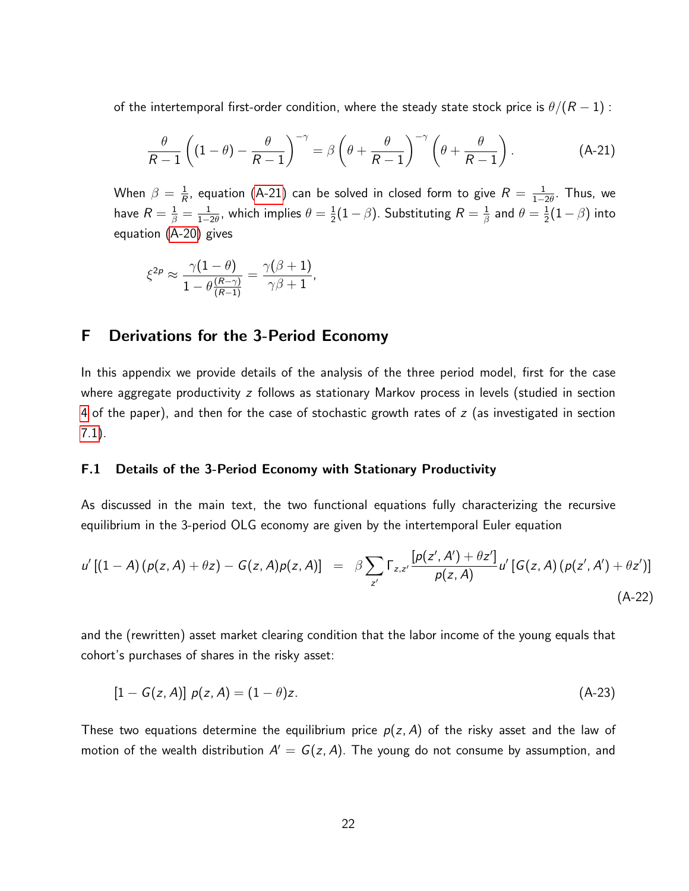of the intertemporal first-order condition, where the steady state stock price is $\theta/(R-1)$ :

$$\frac{\theta}{R-1}\left((1-\theta)-\frac{\theta}{R-1}\right)^{-\gamma}=\beta\left(\theta+\frac{\theta}{R-1}\right)^{-\gamma}\left(\theta+\frac{\theta}{R-1}\right). \tag{A-21}$$

When $\beta=\frac{1}{R}$, equation (A-21) can be solved in closed form to give $R=\frac{1}{1-2\theta}$. Thus, we have $R=\frac{1}{\beta}=\frac{1}{1-2\theta}$, which implies $\theta=\frac{1}{2}(1-\beta)$. Substituting $R=\frac{1}{\beta}$ and $\theta=\frac{1}{2}(1-\beta)$ into equation (A-20) gives

$$\xi^{2p}\approx\frac{\gamma(1-\theta)}{1-\theta\frac{(R-\gamma)}{(R-1)}}=\frac{\gamma(\beta+1)}{\gamma\beta+1},$$

## F Derivations for the 3-Period Economy

In this appendix we provide details of the analysis of the three period model, first for the case where aggregate productivity $z$ follows as stationary Markov process in levels (studied in section 4 of the paper), and then for the case of stochastic growth rates of $z$ (as investigated in section 7.1).

### F.1 Details of the 3-Period Economy with Stationary Productivity

As discussed in the main text, the two functional equations fully characterizing the recursive equilibrium in the 3-period OLG economy are given by the intertemporal Euler equation

$$u'\left[(1-A)\left(p(z,A)+\theta z\right)-G(z,A)p(z,A)\right] \;=\; \beta\sum_{z'}\Gamma_{z,z'}\frac{[p(z',A')+\theta z']}{p(z,A)}u'\left[G(z,A)\left(p(z',A')+\theta z'\right)\right] \tag{A-22}$$

and the (rewritten) asset market clearing condition that the labor income of the young equals that cohort's purchases of shares in the risky asset:

$$\left[1-G(z,A)\right]p(z,A)=(1-\theta)z. \tag{A-23}$$

These two equations determine the equilibrium price $p(z,A)$ of the risky asset and the law of motion of the wealth distribution $A'=G(z,A)$. The young do not consume by assumption, and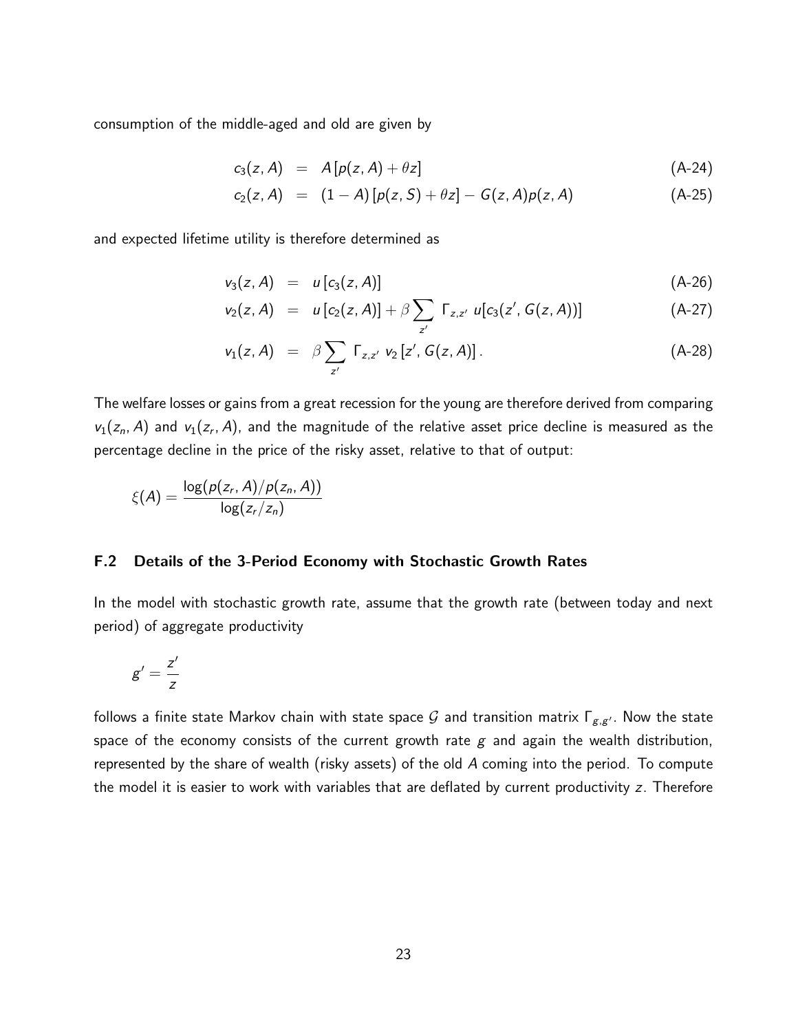consumption of the middle-aged and old are given by

$$c_3(z, A) = A\left[p(z, A) + \theta z\right] \tag{A-24}$$

$$c_2(z, A) = (1 - A)\left[p(z, S) + \theta z\right] - G(z, A)p(z, A) \tag{A-25}$$

and expected lifetime utility is therefore determined as

$$v_3(z, A) = u\left[c_3(z, A)\right] \tag{A-26}$$

$$v_2(z, A) = u\left[c_2(z, A)\right] + \beta \sum_{z'} \Gamma_{z,z'} \, u[c_3(z', G(z, A))] \tag{A-27}$$

$$v_1(z, A) = \beta \sum_{z'} \Gamma_{z,z'} \, v_2\left[z', G(z, A)\right]. \tag{A-28}$$

The welfare losses or gains from a great recession for the young are therefore derived from comparing $v_1(z_n, A)$ and $v_1(z_r, A)$, and the magnitude of the relative asset price decline is measured as the percentage decline in the price of the risky asset, relative to that of output:

$$\xi(A) = \frac{\log(p(z_r, A)/p(z_n, A))}{\log(z_r/z_n)}$$

### F.2 Details of the 3-Period Economy with Stochastic Growth Rates

In the model with stochastic growth rate, assume that the growth rate (between today and next period) of aggregate productivity

$$g' = \frac{z'}{z}$$

follows a finite state Markov chain with state space $\mathcal{G}$ and transition matrix $\Gamma_{g,g'}$. Now the state space of the economy consists of the current growth rate $g$ and again the wealth distribution, represented by the share of wealth (risky assets) of the old $A$ coming into the period. To compute the model it is easier to work with variables that are deflated by current productivity $z$. Therefore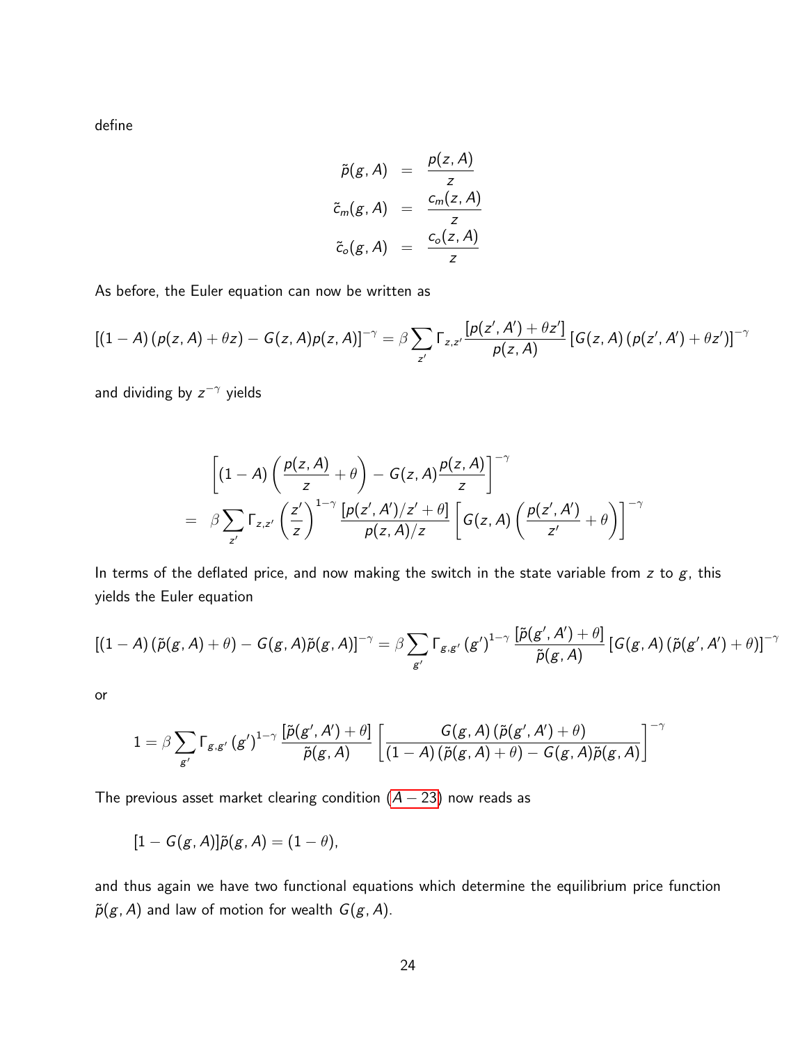define

$$
\begin{aligned}
\tilde{p}(g, A) &= \frac{p(z, A)}{z} \\
\tilde{c}_m(g, A) &= \frac{c_m(z, A)}{z} \\
\tilde{c}_o(g, A) &= \frac{c_o(z, A)}{z}
\end{aligned}
$$

As before, the Euler equation can now be written as

$$
[(1-A)(p(z,A)+\theta z) - G(z,A)p(z,A)]^{-\gamma} = \beta \sum_{z'} \Gamma_{z,z'} \frac{[p(z',A')+\theta z']}{p(z,A)} [G(z,A)(p(z',A')+\theta z')]^{-\gamma}
$$

and dividing by $z^{-\gamma}$ yields

$$
\begin{aligned}
& \left[(1-A)\left(\frac{p(z,A)}{z}+\theta\right) - G(z,A)\frac{p(z,A)}{z}\right]^{-\gamma} \\
= \; & \beta \sum_{z'} \Gamma_{z,z'} \left(\frac{z'}{z}\right)^{1-\gamma} \frac{[p(z',A')/z'+\theta]}{p(z,A)/z} \left[G(z,A)\left(\frac{p(z',A')}{z'}+\theta\right)\right]^{-\gamma}
\end{aligned}
$$

In terms of the deflated price, and now making the switch in the state variable from $z$ to $g$, this yields the Euler equation

$$
[(1-A)(\tilde{p}(g,A)+\theta) - G(g,A)\tilde{p}(g,A)]^{-\gamma} = \beta \sum_{g'} \Gamma_{g,g'} (g')^{1-\gamma} \frac{[\tilde{p}(g',A')+\theta]}{\tilde{p}(g,A)} [G(g,A)(\tilde{p}(g',A')+\theta)]^{-\gamma}
$$

or

$$
1 = \beta \sum_{g'} \Gamma_{g,g'} (g')^{1-\gamma} \frac{[\tilde{p}(g',A')+\theta]}{\tilde{p}(g,A)} \left[\frac{G(g,A)(\tilde{p}(g',A')+\theta)}{(1-A)(\tilde{p}(g,A)+\theta) - G(g,A)\tilde{p}(g,A)}\right]^{-\gamma}
$$

The previous asset market clearing condition ($A-23$) now reads as

$$
[1 - G(g,A)]\tilde{p}(g,A) = (1-\theta),
$$

and thus again we have two functional equations which determine the equilibrium price function $\tilde{p}(g,A)$ and law of motion for wealth $G(g,A)$.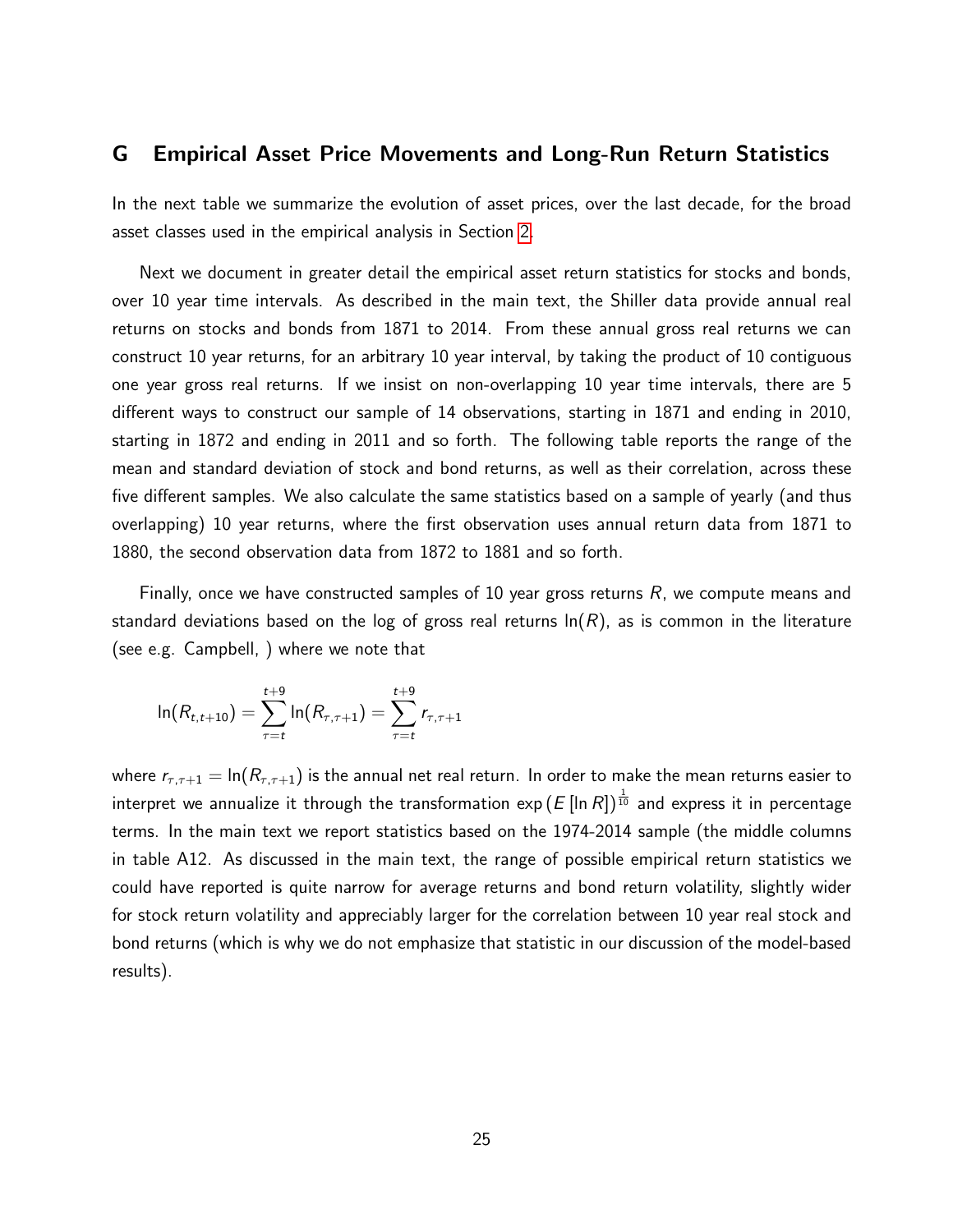## G Empirical Asset Price Movements and Long-Run Return Statistics

In the next table we summarize the evolution of asset prices, over the last decade, for the broad asset classes used in the empirical analysis in Section 2.

Next we document in greater detail the empirical asset return statistics for stocks and bonds, over 10 year time intervals. As described in the main text, the Shiller data provide annual real returns on stocks and bonds from 1871 to 2014. From these annual gross real returns we can construct 10 year returns, for an arbitrary 10 year interval, by taking the product of 10 contiguous one year gross real returns. If we insist on non-overlapping 10 year time intervals, there are 5 different ways to construct our sample of 14 observations, starting in 1871 and ending in 2010, starting in 1872 and ending in 2011 and so forth. The following table reports the range of the mean and standard deviation of stock and bond returns, as well as their correlation, across these five different samples. We also calculate the same statistics based on a sample of yearly (and thus overlapping) 10 year returns, where the first observation uses annual return data from 1871 to 1880, the second observation data from 1872 to 1881 and so forth.

Finally, once we have constructed samples of 10 year gross returns $R$, we compute means and standard deviations based on the log of gross real returns $\ln(R)$, as is common in the literature (see e.g. Campbell, ) where we note that

$$\ln(R_{t,t+10}) = \sum_{\tau=t}^{t+9} \ln(R_{\tau,\tau+1}) = \sum_{\tau=t}^{t+9} r_{\tau,\tau+1}$$

where $r_{\tau,\tau+1} = \ln(R_{\tau,\tau+1})$ is the annual net real return. In order to make the mean returns easier to interpret we annualize it through the transformation $\exp\left(E\left[\ln R\right]\right)^{\frac{1}{10}}$ and express it in percentage terms. In the main text we report statistics based on the 1974-2014 sample (the middle columns in table A12. As discussed in the main text, the range of possible empirical return statistics we could have reported is quite narrow for average returns and bond return volatility, slightly wider for stock return volatility and appreciably larger for the correlation between 10 year real stock and bond returns (which is why we do not emphasize that statistic in our discussion of the model-based results).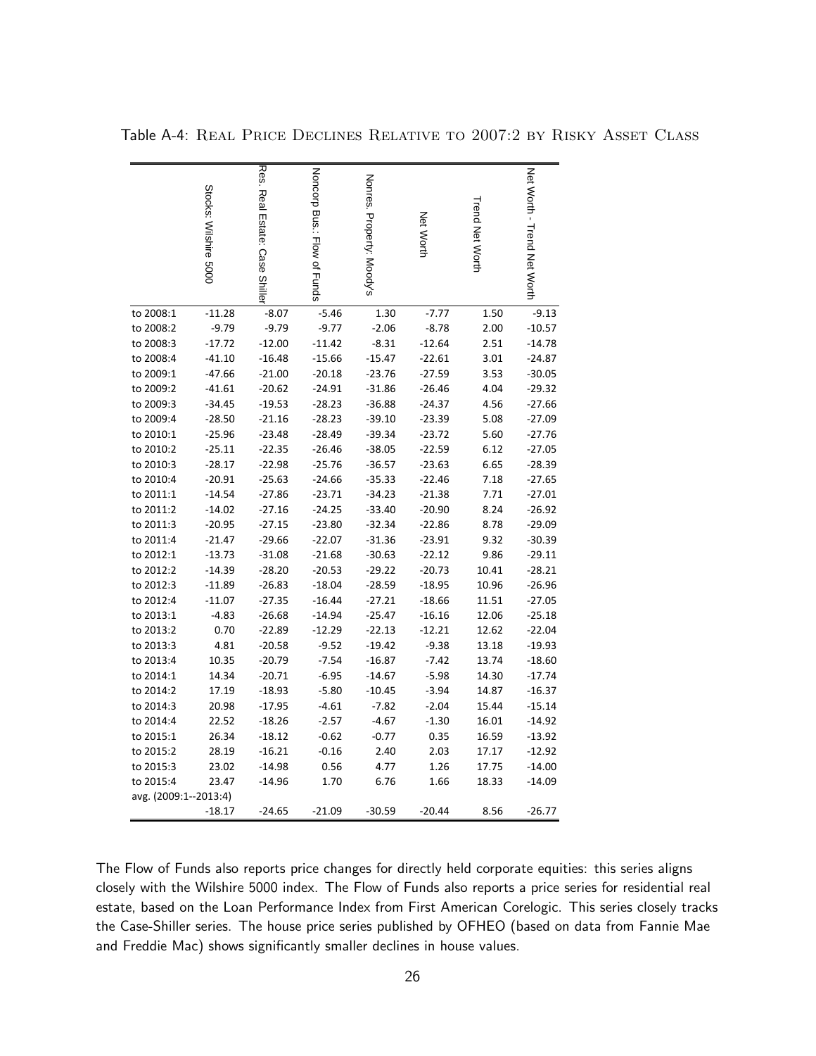Table A-4: Real Price Declines Relative to 2007:2 by Risky Asset Class

| | Stocks: Wilshire 5000 | Res. Real Estate: Case Shiller | Noncorp Bus.: Flow of Funds | Nonres. Property: Moody's | Net Worth | Trend Net Worth | Net Worth - Trend Net Worth |
|---|---|---|---|---|---|---|---|
| to 2008:1 | -11.28 | -8.07 | -5.46 | 1.30 | -7.77 | 1.50 | -9.13 |
| to 2008:2 | -9.79 | -9.79 | -9.77 | -2.06 | -8.78 | 2.00 | -10.57 |
| to 2008:3 | -17.72 | -12.00 | -11.42 | -8.31 | -12.64 | 2.51 | -14.78 |
| to 2008:4 | -41.10 | -16.48 | -15.66 | -15.47 | -22.61 | 3.01 | -24.87 |
| to 2009:1 | -47.66 | -21.00 | -20.18 | -23.76 | -27.59 | 3.53 | -30.05 |
| to 2009:2 | -41.61 | -20.62 | -24.91 | -31.86 | -26.46 | 4.04 | -29.32 |
| to 2009:3 | -34.45 | -19.53 | -28.23 | -36.88 | -24.37 | 4.56 | -27.66 |
| to 2009:4 | -28.50 | -21.16 | -28.23 | -39.10 | -23.39 | 5.08 | -27.09 |
| to 2010:1 | -25.96 | -23.48 | -28.49 | -39.34 | -23.72 | 5.60 | -27.76 |
| to 2010:2 | -25.11 | -22.35 | -26.46 | -38.05 | -22.59 | 6.12 | -27.05 |
| to 2010:3 | -28.17 | -22.98 | -25.76 | -36.57 | -23.63 | 6.65 | -28.39 |
| to 2010:4 | -20.91 | -25.63 | -24.66 | -35.33 | -22.46 | 7.18 | -27.65 |
| to 2011:1 | -14.54 | -27.86 | -23.71 | -34.23 | -21.38 | 7.71 | -27.01 |
| to 2011:2 | -14.02 | -27.16 | -24.25 | -33.40 | -20.90 | 8.24 | -26.92 |
| to 2011:3 | -20.95 | -27.15 | -23.80 | -32.34 | -22.86 | 8.78 | -29.09 |
| to 2011:4 | -21.47 | -29.66 | -22.07 | -31.36 | -23.91 | 9.32 | -30.39 |
| to 2012:1 | -13.73 | -31.08 | -21.68 | -30.63 | -22.12 | 9.86 | -29.11 |
| to 2012:2 | -14.39 | -28.20 | -20.53 | -29.22 | -20.73 | 10.41 | -28.21 |
| to 2012:3 | -11.89 | -26.83 | -18.04 | -28.59 | -18.95 | 10.96 | -26.96 |
| to 2012:4 | -11.07 | -27.35 | -16.44 | -27.21 | -18.66 | 11.51 | -27.05 |
| to 2013:1 | -4.83 | -26.68 | -14.94 | -25.47 | -16.16 | 12.06 | -25.18 |
| to 2013:2 | 0.70 | -22.89 | -12.29 | -22.13 | -12.21 | 12.62 | -22.04 |
| to 2013:3 | 4.81 | -20.58 | -9.52 | -19.42 | -9.38 | 13.18 | -19.93 |
| to 2013:4 | 10.35 | -20.79 | -7.54 | -16.87 | -7.42 | 13.74 | -18.60 |
| to 2014:1 | 14.34 | -20.71 | -6.95 | -14.67 | -5.98 | 14.30 | -17.74 |
| to 2014:2 | 17.19 | -18.93 | -5.80 | -10.45 | -3.94 | 14.87 | -16.37 |
| to 2014:3 | 20.98 | -17.95 | -4.61 | -7.82 | -2.04 | 15.44 | -15.14 |
| to 2014:4 | 22.52 | -18.26 | -2.57 | -4.67 | -1.30 | 16.01 | -14.92 |
| to 2015:1 | 26.34 | -18.12 | -0.62 | -0.77 | 0.35 | 16.59 | -13.92 |
| to 2015:2 | 28.19 | -16.21 | -0.16 | 2.40 | 2.03 | 17.17 | -12.92 |
| to 2015:3 | 23.02 | -14.98 | 0.56 | 4.77 | 1.26 | 17.75 | -14.00 |
| to 2015:4 | 23.47 | -14.96 | 1.70 | 6.76 | 1.66 | 18.33 | -14.09 |
| avg. (2009:1--2013:4) | -18.17 | -24.65 | -21.09 | -30.59 | -20.44 | 8.56 | -26.77 |

The Flow of Funds also reports price changes for directly held corporate equities: this series aligns closely with the Wilshire 5000 index. The Flow of Funds also reports a price series for residential real estate, based on the Loan Performance Index from First American Corelogic. This series closely tracks the Case-Shiller series. The house price series published by OFHEO (based on data from Fannie Mae and Freddie Mac) shows significantly smaller declines in house values.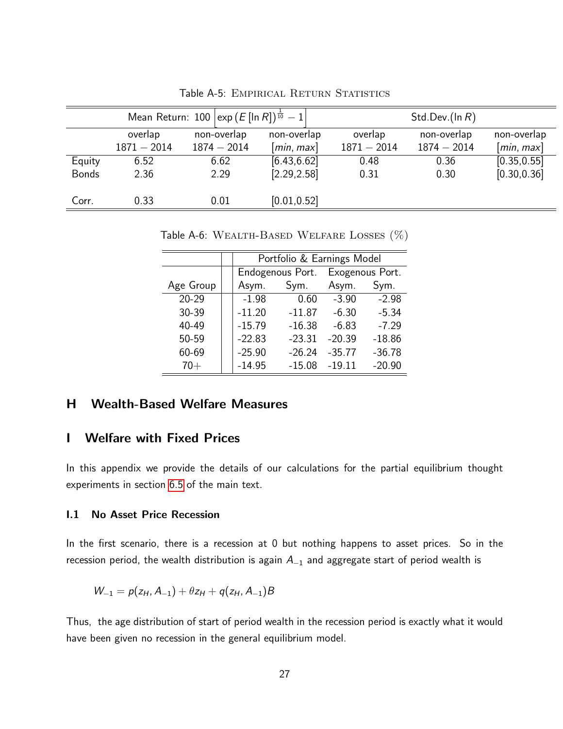Table A-5: Empirical Return Statistics

| | Mean Return: $100\left[\exp\left(E\left[\ln R\right]\right)^{\frac{1}{10}}-1\right]$ | | | Std.Dev.($\ln R$) | | |
|---|---|---|---|---|---|---|
| | overlap $1871-2014$ | non-overlap $1874-2014$ | non-overlap [*min, max*] | overlap $1871-2014$ | non-overlap $1874-2014$ | non-overlap [*min, max*] |
| Equity | 6.52 | 6.62 | [6.43,6.62] | 0.48 | 0.36 | [0.35,0.55] |
| Bonds | 2.36 | 2.29 | [2.29,2.58] | 0.31 | 0.30 | [0.30,0.36] |
| Corr. | 0.33 | 0.01 | [0.01,0.52] | | | |

Table A-6: Wealth-Based Welfare Losses (%)

| | Portfolio & Earnings Model | | | |
|---|---|---|---|---|
| | Endogenous Port. | | Exogenous Port. | |
| Age Group | Asym. | Sym. | Asym. | Sym. |
| 20-29 | -1.98 | 0.60 | -3.90 | -2.98 |
| 30-39 | -11.20 | -11.87 | -6.30 | -5.34 |
| 40-49 | -15.79 | -16.38 | -6.83 | -7.29 |
| 50-59 | -22.83 | -23.31 | -20.39 | -18.86 |
| 60-69 | -25.90 | -26.24 | -35.77 | -36.78 |
| 70+ | -14.95 | -15.08 | -19.11 | -20.90 |

# H Wealth-Based Welfare Measures

# I Welfare with Fixed Prices

In this appendix we provide the details of our calculations for the partial equilibrium thought experiments in section 6.5 of the main text.

## I.1 No Asset Price Recession

In the first scenario, there is a recession at 0 but nothing happens to asset prices. So in the recession period, the wealth distribution is again $A_{-1}$ and aggregate start of period wealth is

$$W_{-1} = p(z_H, A_{-1}) + \theta z_H + q(z_H, A_{-1})B$$

Thus, the age distribution of start of period wealth in the recession period is exactly what it would have been given no recession in the general equilibrium model.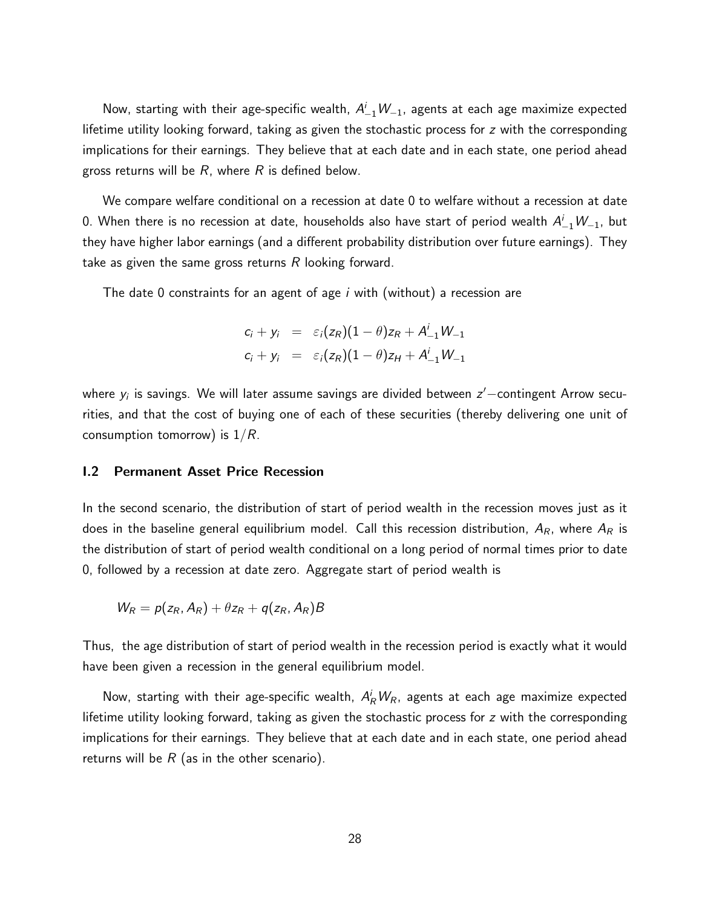Now, starting with their age-specific wealth, $A^i_{-1}W_{-1}$, agents at each age maximize expected lifetime utility looking forward, taking as given the stochastic process for $z$ with the corresponding implications for their earnings. They believe that at each date and in each state, one period ahead gross returns will be $R$, where $R$ is defined below.

We compare welfare conditional on a recession at date 0 to welfare without a recession at date 0. When there is no recession at date, households also have start of period wealth $A^i_{-1}W_{-1}$, but they have higher labor earnings (and a different probability distribution over future earnings). They take as given the same gross returns $R$ looking forward.

The date 0 constraints for an agent of age $i$ with (without) a recession are

$$
\begin{aligned}
c_i + y_i &= \varepsilon_i(z_R)(1-\theta)z_R + A^i_{-1}W_{-1} \\
c_i + y_i &= \varepsilon_i(z_R)(1-\theta)z_H + A^i_{-1}W_{-1}
\end{aligned}
$$

where $y_i$ is savings. We will later assume savings are divided between $z'-$contingent Arrow securities, and that the cost of buying one of each of these securities (thereby delivering one unit of consumption tomorrow) is $1/R$.

### I.2 Permanent Asset Price Recession

In the second scenario, the distribution of start of period wealth in the recession moves just as it does in the baseline general equilibrium model. Call this recession distribution, $A_R$, where $A_R$ is the distribution of start of period wealth conditional on a long period of normal times prior to date 0, followed by a recession at date zero. Aggregate start of period wealth is

$$
W_R = p(z_R, A_R) + \theta z_R + q(z_R, A_R)B
$$

Thus, the age distribution of start of period wealth in the recession period is exactly what it would have been given a recession in the general equilibrium model.

Now, starting with their age-specific wealth, $A^i_R W_R$, agents at each age maximize expected lifetime utility looking forward, taking as given the stochastic process for $z$ with the corresponding implications for their earnings. They believe that at each date and in each state, one period ahead returns will be $R$ (as in the other scenario).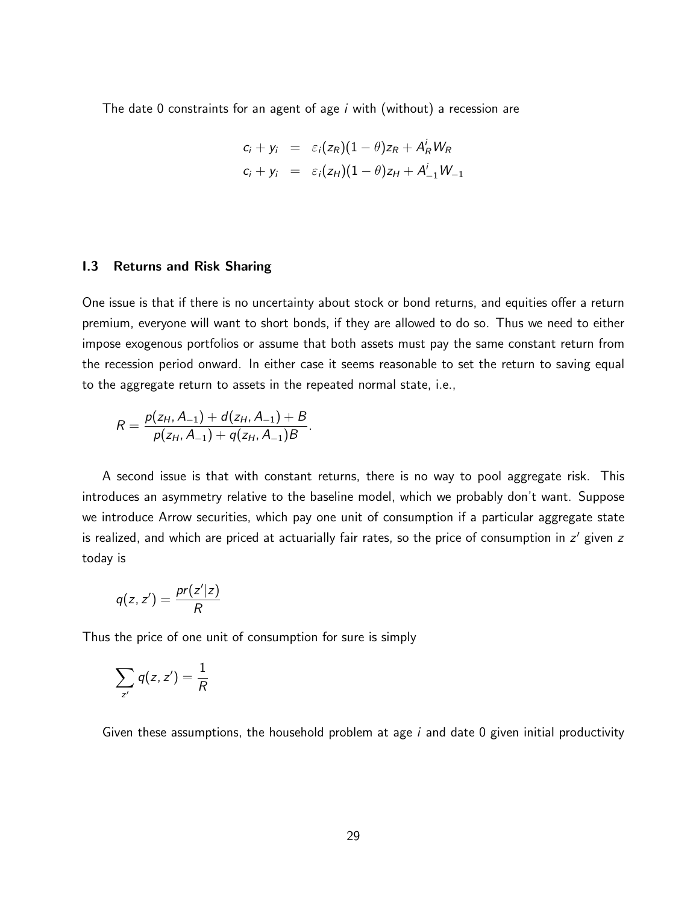The date 0 constraints for an agent of age $i$ with (without) a recession are

$$
\begin{aligned}
c_i + y_i &= \varepsilon_i(z_R)(1-\theta)z_R + A_R^i W_R \\
c_i + y_i &= \varepsilon_i(z_H)(1-\theta)z_H + A_{-1}^i W_{-1}
\end{aligned}
$$

### I.3 Returns and Risk Sharing

One issue is that if there is no uncertainty about stock or bond returns, and equities offer a return premium, everyone will want to short bonds, if they are allowed to do so. Thus we need to either impose exogenous portfolios or assume that both assets must pay the same constant return from the recession period onward. In either case it seems reasonable to set the return to saving equal to the aggregate return to assets in the repeated normal state, i.e.,

$$
R = \frac{p(z_H, A_{-1}) + d(z_H, A_{-1}) + B}{p(z_H, A_{-1}) + q(z_H, A_{-1})B}.
$$

A second issue is that with constant returns, there is no way to pool aggregate risk. This introduces an asymmetry relative to the baseline model, which we probably don't want. Suppose we introduce Arrow securities, which pay one unit of consumption if a particular aggregate state is realized, and which are priced at actuarially fair rates, so the price of consumption in $z'$ given $z$ today is

$$
q(z, z') = \frac{pr(z'|z)}{R}
$$

Thus the price of one unit of consumption for sure is simply

$$
\sum_{z'} q(z, z') = \frac{1}{R}
$$

Given these assumptions, the household problem at age $i$ and date 0 given initial productivity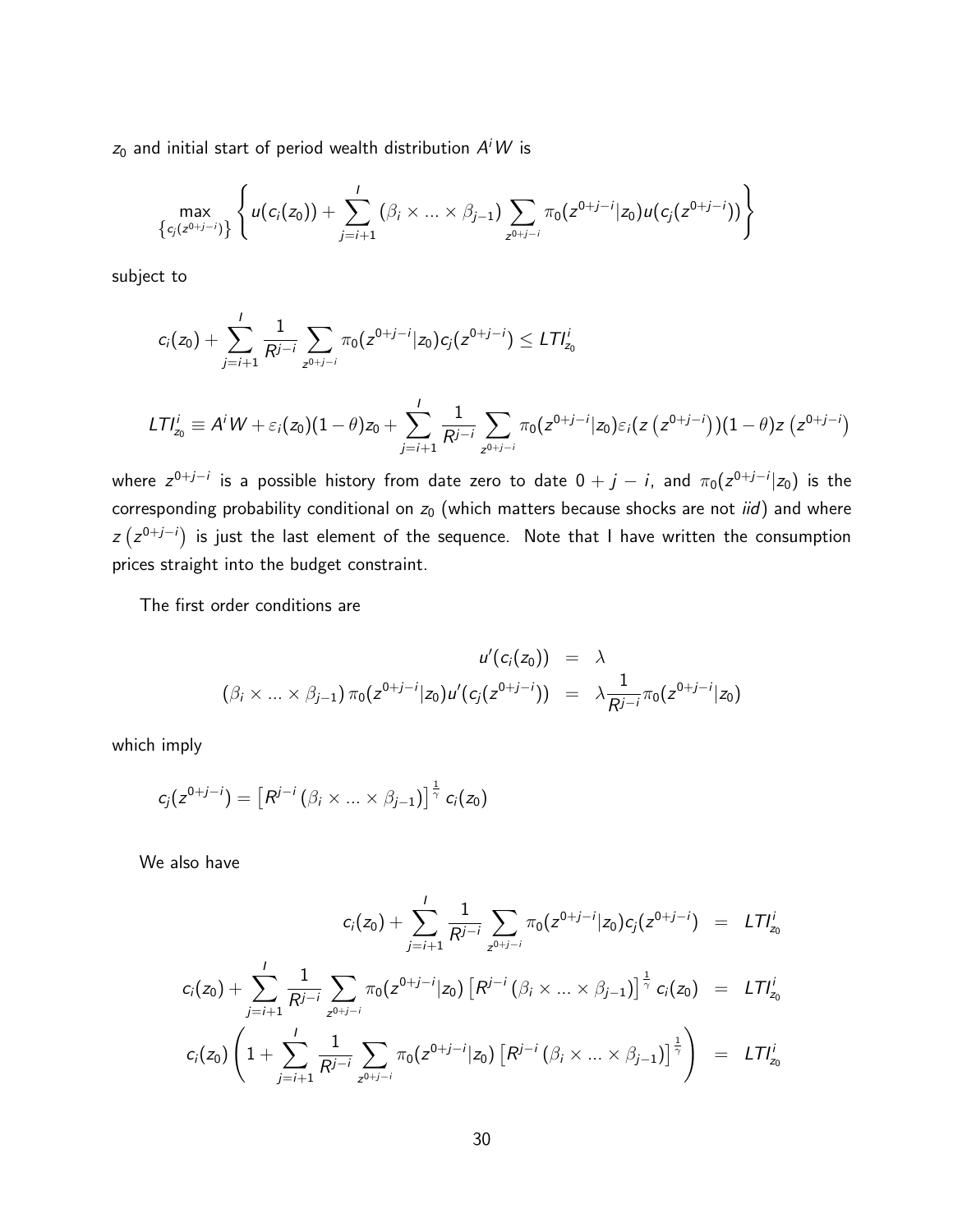$z_0$ and initial start of period wealth distribution $A^i W$ is

$$\max_{\left\{c_j(z^{0+j-i})\right\}} \left\{ u(c_i(z_0)) + \sum_{j=i+1}^{I} \left(\beta_i \times ... \times \beta_{j-1}\right) \sum_{z^{0+j-i}} \pi_0(z^{0+j-i}|z_0) u(c_j(z^{0+j-i})) \right\}$$

subject to

$$c_i(z_0) + \sum_{j=i+1}^{I} \frac{1}{R^{j-i}} \sum_{z^{0+j-i}} \pi_0(z^{0+j-i}|z_0) c_j(z^{0+j-i}) \leq LTI^i_{z_0}$$

$$LTI^i_{z_0} \equiv A^i W + \varepsilon_i(z_0)(1-\theta)z_0 + \sum_{j=i+1}^{I} \frac{1}{R^{j-i}} \sum_{z^{0+j-i}} \pi_0(z^{0+j-i}|z_0) \varepsilon_i(z\left(z^{0+j-i}\right))(1-\theta) z\left(z^{0+j-i}\right)$$

where $z^{0+j-i}$ is a possible history from date zero to date $0+j-i$, and $\pi_0(z^{0+j-i}|z_0)$ is the corresponding probability conditional on $z_0$ (which matters because shocks are not *iid*) and where $z\left(z^{0+j-i}\right)$ is just the last element of the sequence. Note that I have written the consumption prices straight into the budget constraint.

The first order conditions are

$$\begin{aligned} u'(c_i(z_0)) &= \lambda \\ \left(\beta_i \times ... \times \beta_{j-1}\right) \pi_0(z^{0+j-i}|z_0) u'(c_j(z^{0+j-i})) &= \lambda \frac{1}{R^{j-i}} \pi_0(z^{0+j-i}|z_0) \end{aligned}$$

which imply

$$c_j(z^{0+j-i}) = \left[R^{j-i}\left(\beta_i \times ... \times \beta_{j-1}\right)\right]^{\frac{1}{\gamma}} c_i(z_0)$$

We also have

$$\begin{aligned} c_i(z_0) + \sum_{j=i+1}^{I} \frac{1}{R^{j-i}} \sum_{z^{0+j-i}} \pi_0(z^{0+j-i}|z_0) c_j(z^{0+j-i}) &= LTI^i_{z_0} \\ c_i(z_0) + \sum_{j=i+1}^{I} \frac{1}{R^{j-i}} \sum_{z^{0+j-i}} \pi_0(z^{0+j-i}|z_0) \left[R^{j-i}\left(\beta_i \times ... \times \beta_{j-1}\right)\right]^{\frac{1}{\gamma}} c_i(z_0) &= LTI^i_{z_0} \\ c_i(z_0)\left(1 + \sum_{j=i+1}^{I} \frac{1}{R^{j-i}} \sum_{z^{0+j-i}} \pi_0(z^{0+j-i}|z_0) \left[R^{j-i}\left(\beta_i \times ... \times \beta_{j-1}\right)\right]^{\frac{1}{\gamma}}\right) &= LTI^i_{z_0} \end{aligned}$$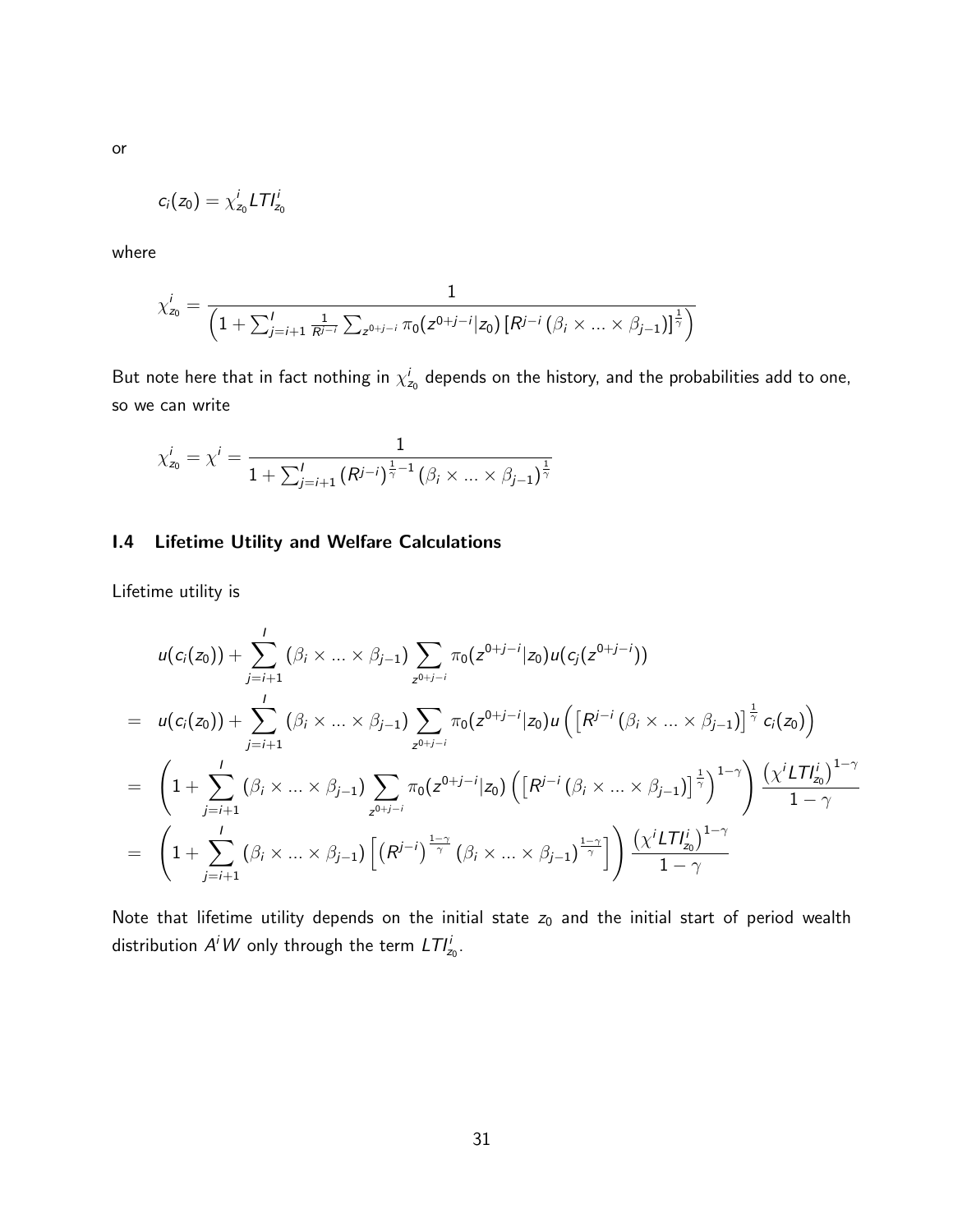or

$$c_i(z_0) = \chi^i_{z_0} LTI^i_{z_0}$$

where

$$\chi^i_{z_0} = \frac{1}{\left(1 + \sum_{j=i+1}^{I} \frac{1}{R^{j-i}} \sum_{z^{0+j-i}} \pi_0(z^{0+j-i}|z_0) \left[R^{j-i} \left(\beta_i \times ... \times \beta_{j-1}\right)\right]^{\frac{1}{\gamma}}\right)}$$

But note here that in fact nothing in $\chi^i_{z_0}$ depends on the history, and the probabilities add to one, so we can write

$$\chi^i_{z_0} = \chi^i = \frac{1}{1 + \sum_{j=i+1}^{I} (R^{j-i})^{\frac{1}{\gamma}-1} \left(\beta_i \times ... \times \beta_{j-1}\right)^{\frac{1}{\gamma}}}$$

### I.4 Lifetime Utility and Welfare Calculations

Lifetime utility is

$$\begin{aligned}
& u(c_i(z_0)) + \sum_{j=i+1}^{I} \left(\beta_i \times ... \times \beta_{j-1}\right) \sum_{z^{0+j-i}} \pi_0(z^{0+j-i}|z_0) u(c_j(z^{0+j-i})) \\
= \; & u(c_i(z_0)) + \sum_{j=i+1}^{I} \left(\beta_i \times ... \times \beta_{j-1}\right) \sum_{z^{0+j-i}} \pi_0(z^{0+j-i}|z_0) u\left(\left[R^{j-i} \left(\beta_i \times ... \times \beta_{j-1}\right)\right]^{\frac{1}{\gamma}} c_i(z_0)\right) \\
= \; & \left(1 + \sum_{j=i+1}^{I} \left(\beta_i \times ... \times \beta_{j-1}\right) \sum_{z^{0+j-i}} \pi_0(z^{0+j-i}|z_0) \left(\left[R^{j-i} \left(\beta_i \times ... \times \beta_{j-1}\right)\right]^{\frac{1}{\gamma}}\right)^{1-\gamma}\right) \frac{\left(\chi^i LTI^i_{z_0}\right)^{1-\gamma}}{1-\gamma} \\
= \; & \left(1 + \sum_{j=i+1}^{I} \left(\beta_i \times ... \times \beta_{j-1}\right) \left[\left(R^{j-i}\right)^{\frac{1-\gamma}{\gamma}} \left(\beta_i \times ... \times \beta_{j-1}\right)^{\frac{1-\gamma}{\gamma}}\right]\right) \frac{\left(\chi^i LTI^i_{z_0}\right)^{1-\gamma}}{1-\gamma}
\end{aligned}$$

Note that lifetime utility depends on the initial state $z_0$ and the initial start of period wealth distribution $A^i W$ only through the term $LTI^i_{z_0}$.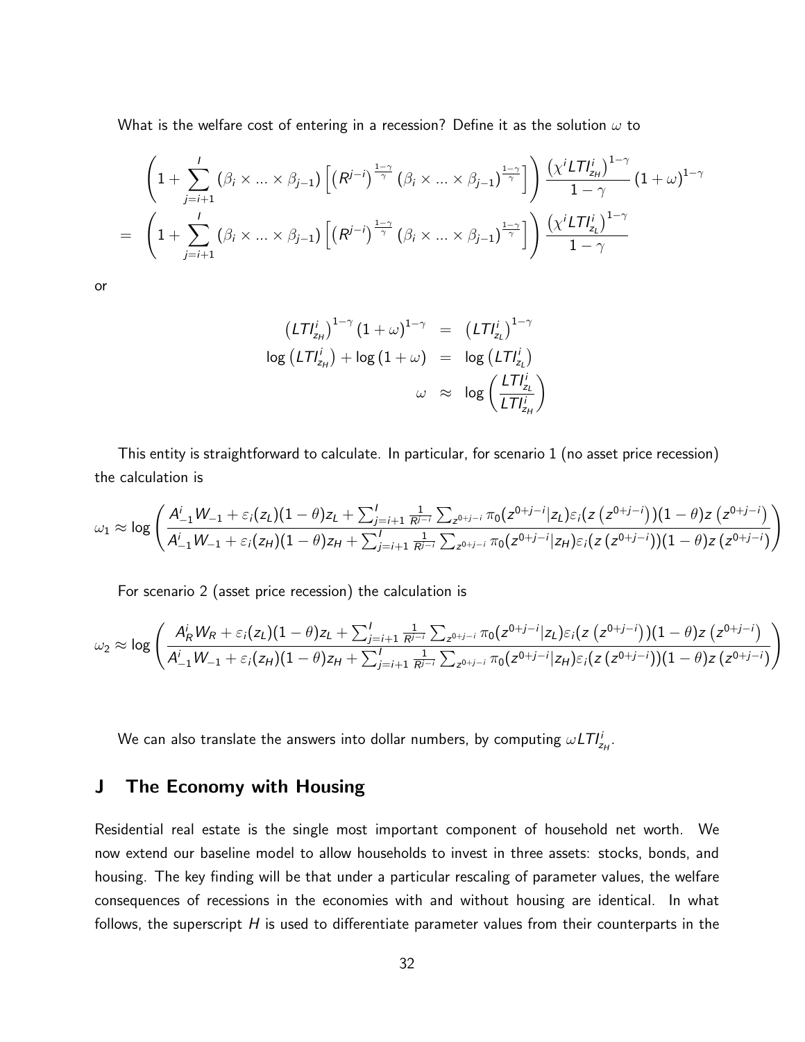What is the welfare cost of entering in a recession? Define it as the solution $\omega$ to

$$
\begin{aligned}
& \left(1+\sum_{j=i+1}^{I}\left(\beta_i \times \ldots \times \beta_{j-1}\right)\left[\left(R^{j-i}\right)^{\frac{1-\gamma}{\gamma}}\left(\beta_i \times \ldots \times \beta_{j-1}\right)^{\frac{1-\gamma}{\gamma}}\right]\right) \frac{\left(\chi^i LTI_{z_H}^i\right)^{1-\gamma}}{1-\gamma}(1+\omega)^{1-\gamma} \\
= & \left(1+\sum_{j=i+1}^{I}\left(\beta_i \times \ldots \times \beta_{j-1}\right)\left[\left(R^{j-i}\right)^{\frac{1-\gamma}{\gamma}}\left(\beta_i \times \ldots \times \beta_{j-1}\right)^{\frac{1-\gamma}{\gamma}}\right]\right) \frac{\left(\chi^i LTI_{z_L}^i\right)^{1-\gamma}}{1-\gamma}
\end{aligned}
$$

or

$$
\begin{aligned}
\left(LTI_{z_H}^i\right)^{1-\gamma}(1+\omega)^{1-\gamma} &= \left(LTI_{z_L}^i\right)^{1-\gamma} \\
\log\left(LTI_{z_H}^i\right)+\log(1+\omega) &= \log\left(LTI_{z_L}^i\right) \\
\omega &\approx \log\left(\frac{LTI_{z_L}^i}{LTI_{z_H}^i}\right)
\end{aligned}
$$

This entity is straightforward to calculate. In particular, for scenario 1 (no asset price recession) the calculation is

$$
\omega_1 \approx \log\left(\frac{A_{-1}^i W_{-1}+\varepsilon_i(z_L)(1-\theta) z_L+\sum_{j=i+1}^{I} \frac{1}{R^{j-i}} \sum_{z^{0+j-i}} \pi_0(z^{0+j-i}|z_L) \varepsilon_i(z\left(z^{0+j-i}\right))(1-\theta) z\left(z^{0+j-i}\right)}{A_{-1}^i W_{-1}+\varepsilon_i(z_H)(1-\theta) z_H+\sum_{j=i+1}^{I} \frac{1}{R^{j-i}} \sum_{z^{0+j-i}} \pi_0(z^{0+j-i}|z_H) \varepsilon_i(z\left(z^{0+j-i}\right))(1-\theta) z\left(z^{0+j-i}\right)}\right)
$$

For scenario 2 (asset price recession) the calculation is

$$
\omega_2 \approx \log\left(\frac{A_R^i W_R+\varepsilon_i(z_L)(1-\theta) z_L+\sum_{j=i+1}^{I} \frac{1}{R^{j-i}} \sum_{z^{0+j-i}} \pi_0(z^{0+j-i}|z_L) \varepsilon_i(z\left(z^{0+j-i}\right))(1-\theta) z\left(z^{0+j-i}\right)}{A_{-1}^i W_{-1}+\varepsilon_i(z_H)(1-\theta) z_H+\sum_{j=i+1}^{I} \frac{1}{R^{j-i}} \sum_{z^{0+j-i}} \pi_0(z^{0+j-i}|z_H) \varepsilon_i(z\left(z^{0+j-i}\right))(1-\theta) z\left(z^{0+j-i}\right)}\right)
$$

We can also translate the answers into dollar numbers, by computing $\omega LTI_{z_H}^i$.

## J The Economy with Housing

Residential real estate is the single most important component of household net worth. We now extend our baseline model to allow households to invest in three assets: stocks, bonds, and housing. The key finding will be that under a particular rescaling of parameter values, the welfare consequences of recessions in the economies with and without housing are identical. In what follows, the superscript $H$ is used to differentiate parameter values from their counterparts in the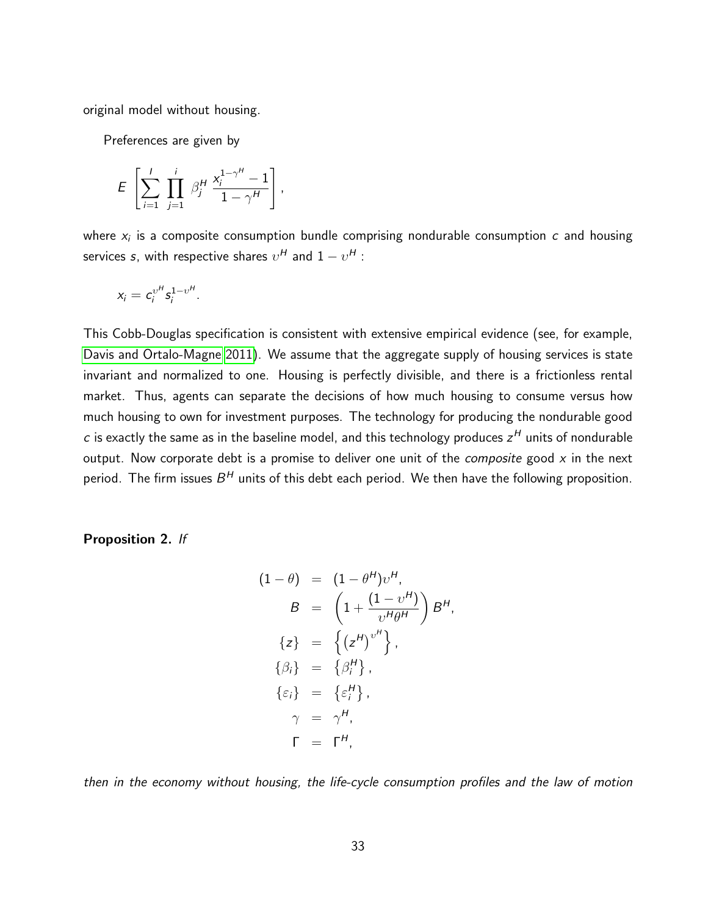original model without housing.

Preferences are given by

$$E\left[\sum_{i=1}^{I}\prod_{j=1}^{i}\beta_j^H\,\frac{x_i^{1-\gamma^H}-1}{1-\gamma^H}\right],$$

where $x_i$ is a composite consumption bundle comprising nondurable consumption $c$ and housing services $s$, with respective shares $\upsilon^H$ and $1-\upsilon^H$ :

$$x_i = c_i^{\upsilon^H} s_i^{1-\upsilon^H}.$$

This Cobb-Douglas specification is consistent with extensive empirical evidence (see, for example, Davis and Ortalo-Magne 2011). We assume that the aggregate supply of housing services is state invariant and normalized to one. Housing is perfectly divisible, and there is a frictionless rental market. Thus, agents can separate the decisions of how much housing to consume versus how much housing to own for investment purposes. The technology for producing the nondurable good $c$ is exactly the same as in the baseline model, and this technology produces $z^H$ units of nondurable output. Now corporate debt is a promise to deliver one unit of the *composite* good $x$ in the next period. The firm issues $B^H$ units of this debt each period. We then have the following proposition.

**Proposition 2.** *If*

$$\begin{aligned}
(1-\theta) &= (1-\theta^H)\upsilon^H, \\
B &= \left(1+\frac{(1-\upsilon^H)}{\upsilon^H\theta^H}\right)B^H, \\
\{z\} &= \left\{\left(z^H\right)^{\upsilon^H}\right\}, \\
\{\beta_i\} &= \left\{\beta_i^H\right\}, \\
\{\varepsilon_i\} &= \left\{\varepsilon_i^H\right\}, \\
\gamma &= \gamma^H, \\
\Gamma &= \Gamma^H,
\end{aligned}$$

*then in the economy without housing, the life-cycle consumption profiles and the law of motion*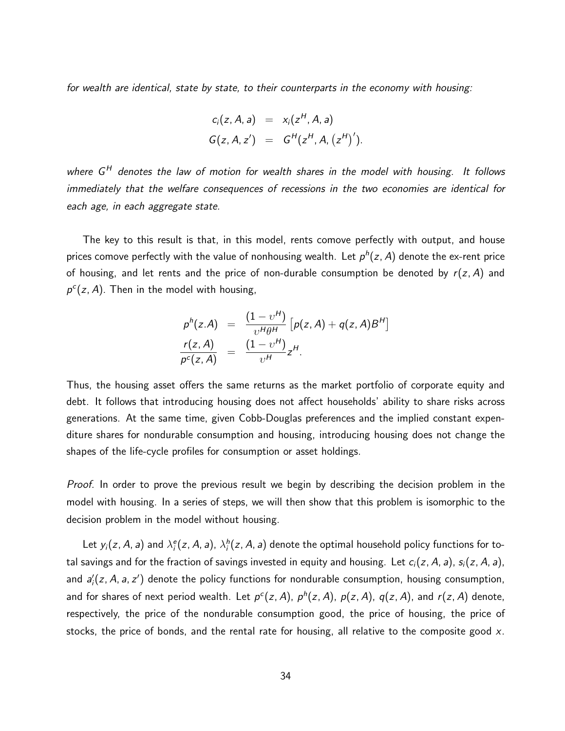*for wealth are identical, state by state, to their counterparts in the economy with housing:*

$$
\begin{aligned}
c_i(z, A, a) &= x_i(z^H, A, a) \\
G(z, A, z') &= G^H(z^H, A, (z^H)').
\end{aligned}
$$

*where $G^H$ denotes the law of motion for wealth shares in the model with housing. It follows immediately that the welfare consequences of recessions in the two economies are identical for each age, in each aggregate state.*

The key to this result is that, in this model, rents comove perfectly with output, and house prices comove perfectly with the value of nonhousing wealth. Let $p^h(z, A)$ denote the ex-rent price of housing, and let rents and the price of non-durable consumption be denoted by $r(z, A)$ and $p^c(z, A)$. Then in the model with housing,

$$
\begin{aligned}
p^h(z.A) &= \frac{(1 - \upsilon^H)}{\upsilon^H \theta^H} \left[ p(z, A) + q(z, A) B^H \right] \\
\frac{r(z, A)}{p^c(z, A)} &= \frac{(1 - \upsilon^H)}{\upsilon^H} z^H.
\end{aligned}
$$

Thus, the housing asset offers the same returns as the market portfolio of corporate equity and debt. It follows that introducing housing does not affect households' ability to share risks across generations. At the same time, given Cobb-Douglas preferences and the implied constant expenditure shares for nondurable consumption and housing, introducing housing does not change the shapes of the life-cycle profiles for consumption or asset holdings.

*Proof.* In order to prove the previous result we begin by describing the decision problem in the model with housing. In a series of steps, we will then show that this problem is isomorphic to the decision problem in the model without housing.

Let $y_i(z, A, a)$ and $\lambda_i^e(z, A, a)$, $\lambda_i^h(z, A, a)$ denote the optimal household policy functions for total savings and for the fraction of savings invested in equity and housing. Let $c_i(z, A, a)$, $s_i(z, A, a)$, and $a_i'(z, A, a, z')$ denote the policy functions for nondurable consumption, housing consumption, and for shares of next period wealth. Let $p^c(z, A)$, $p^h(z, A)$, $p(z, A)$, $q(z, A)$, and $r(z, A)$ denote, respectively, the price of the nondurable consumption good, the price of housing, the price of stocks, the price of bonds, and the rental rate for housing, all relative to the composite good $x$.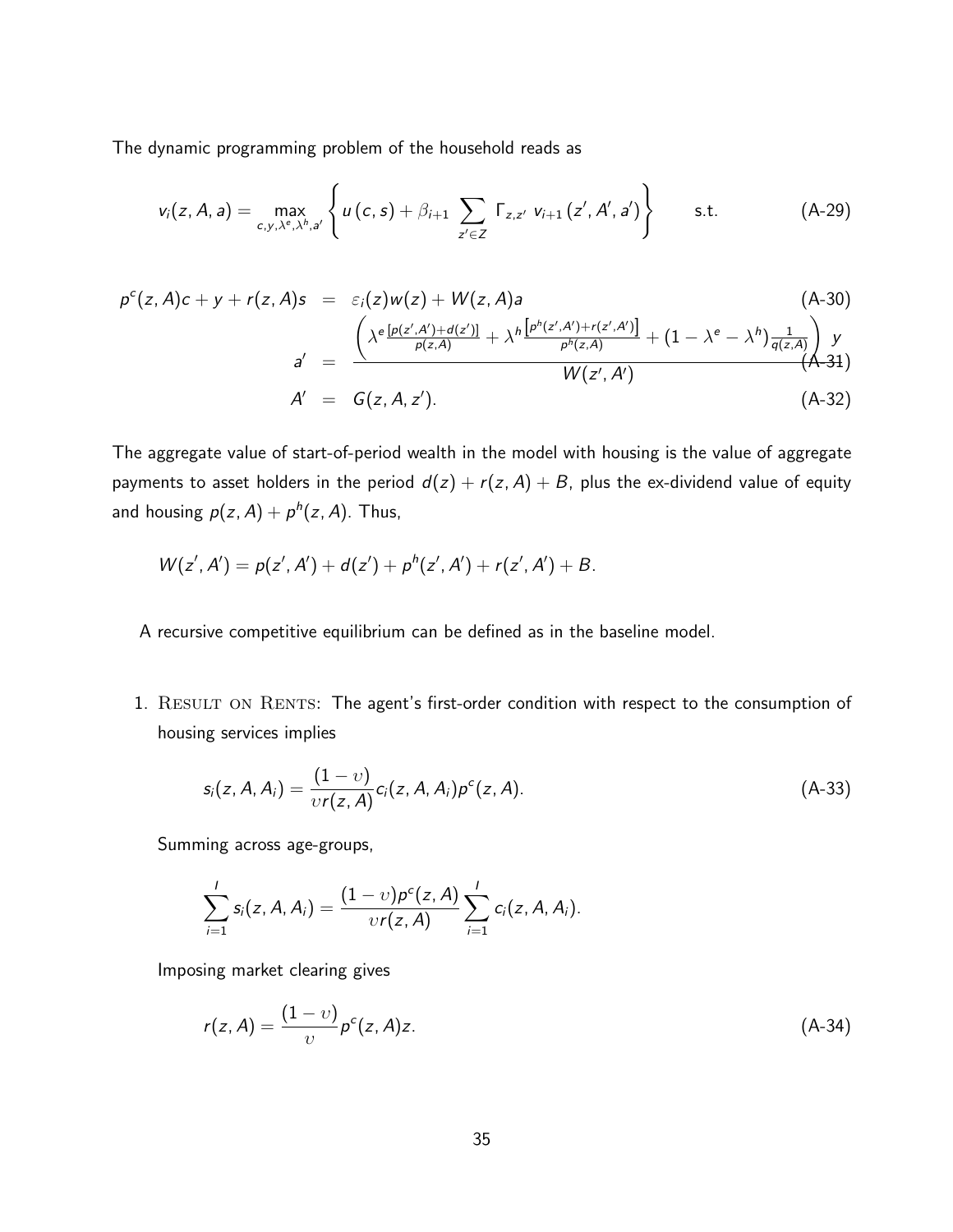The dynamic programming problem of the household reads as

$$v_i(z, A, a) = \max_{c,y,\lambda^e,\lambda^h,a'} \left\{ u(c, s) + \beta_{i+1} \sum_{z' \in Z} \Gamma_{z,z'} \, v_{i+1}(z', A', a') \right\} \qquad \text{s.t.} \tag{A-29}$$

$$p^c(z, A)c + y + r(z, A)s = \varepsilon_i(z)w(z) + W(z, A)a \tag{A-30}$$

$$a' = \frac{\left( \lambda^e \frac{[p(z',A')+d(z')]}{p(z,A)} + \lambda^h \frac{\left[p^h(z',A')+r(z',A')\right]}{p^h(z,A)} + (1 - \lambda^e - \lambda^h)\frac{1}{q(z,A)} \right) y}{W(z', A')} \tag{A-31}$$

$$A' = G(z, A, z'). \tag{A-32}$$

The aggregate value of start-of-period wealth in the model with housing is the value of aggregate payments to asset holders in the period $d(z) + r(z, A) + B$, plus the ex-dividend value of equity and housing $p(z, A) + p^h(z, A)$. Thus,

$$W(z', A') = p(z', A') + d(z') + p^h(z', A') + r(z', A') + B.$$

A recursive competitive equilibrium can be defined as in the baseline model.

1. Result on Rents: The agent's first-order condition with respect to the consumption of housing services implies

$$s_i(z, A, A_i) = \frac{(1 - \upsilon)}{\upsilon r(z, A)} c_i(z, A, A_i) p^c(z, A). \tag{A-33}$$

Summing across age-groups,

$$\sum_{i=1}^{I} s_i(z, A, A_i) = \frac{(1 - \upsilon)p^c(z, A)}{\upsilon r(z, A)} \sum_{i=1}^{I} c_i(z, A, A_i).$$

Imposing market clearing gives

$$r(z, A) = \frac{(1 - \upsilon)}{\upsilon} p^c(z, A) z. \tag{A-34}$$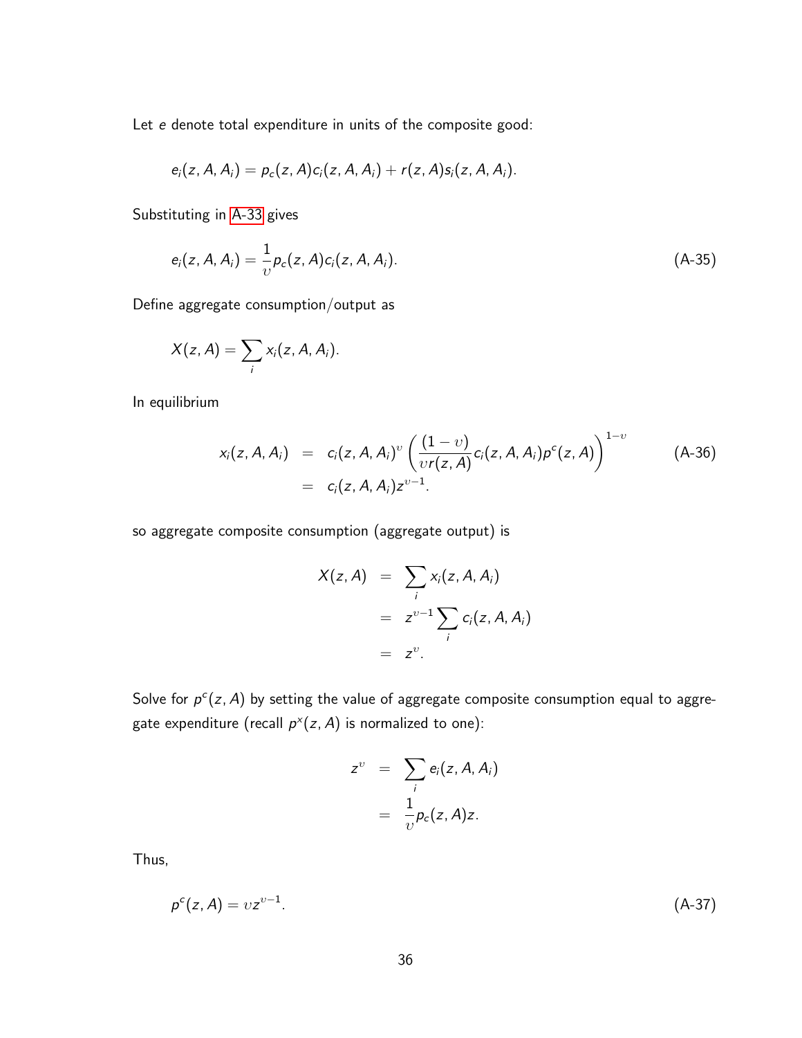Let $e$ denote total expenditure in units of the composite good:

$$e_i(z, A, A_i) = p_c(z, A)c_i(z, A, A_i) + r(z, A)s_i(z, A, A_i).$$

Substituting in A-33 gives

$$e_i(z, A, A_i) = \frac{1}{\upsilon} p_c(z, A)c_i(z, A, A_i). \tag{A-35}$$

Define aggregate consumption/output as

$$X(z, A) = \sum_i x_i(z, A, A_i).$$

In equilibrium

$$\begin{aligned} x_i(z, A, A_i) &= c_i(z, A, A_i)^{\upsilon} \left( \frac{(1-\upsilon)}{\upsilon r(z, A)} c_i(z, A, A_i) p^c(z, A) \right)^{1-\upsilon} \\ &= c_i(z, A, A_i) z^{\upsilon - 1}. \end{aligned} \tag{A-36}$$

so aggregate composite consumption (aggregate output) is

$$\begin{aligned} X(z, A) &= \sum_i x_i(z, A, A_i) \\ &= z^{\upsilon-1} \sum_i c_i(z, A, A_i) \\ &= z^{\upsilon}. \end{aligned}$$

Solve for $p^c(z, A)$ by setting the value of aggregate composite consumption equal to aggregate expenditure (recall $p^x(z, A)$ is normalized to one):

$$\begin{aligned} z^{\upsilon} &= \sum_i e_i(z, A, A_i) \\ &= \frac{1}{\upsilon} p_c(z, A) z. \end{aligned}$$

Thus,

$$p^c(z, A) = \upsilon z^{\upsilon - 1}. \tag{A-37}$$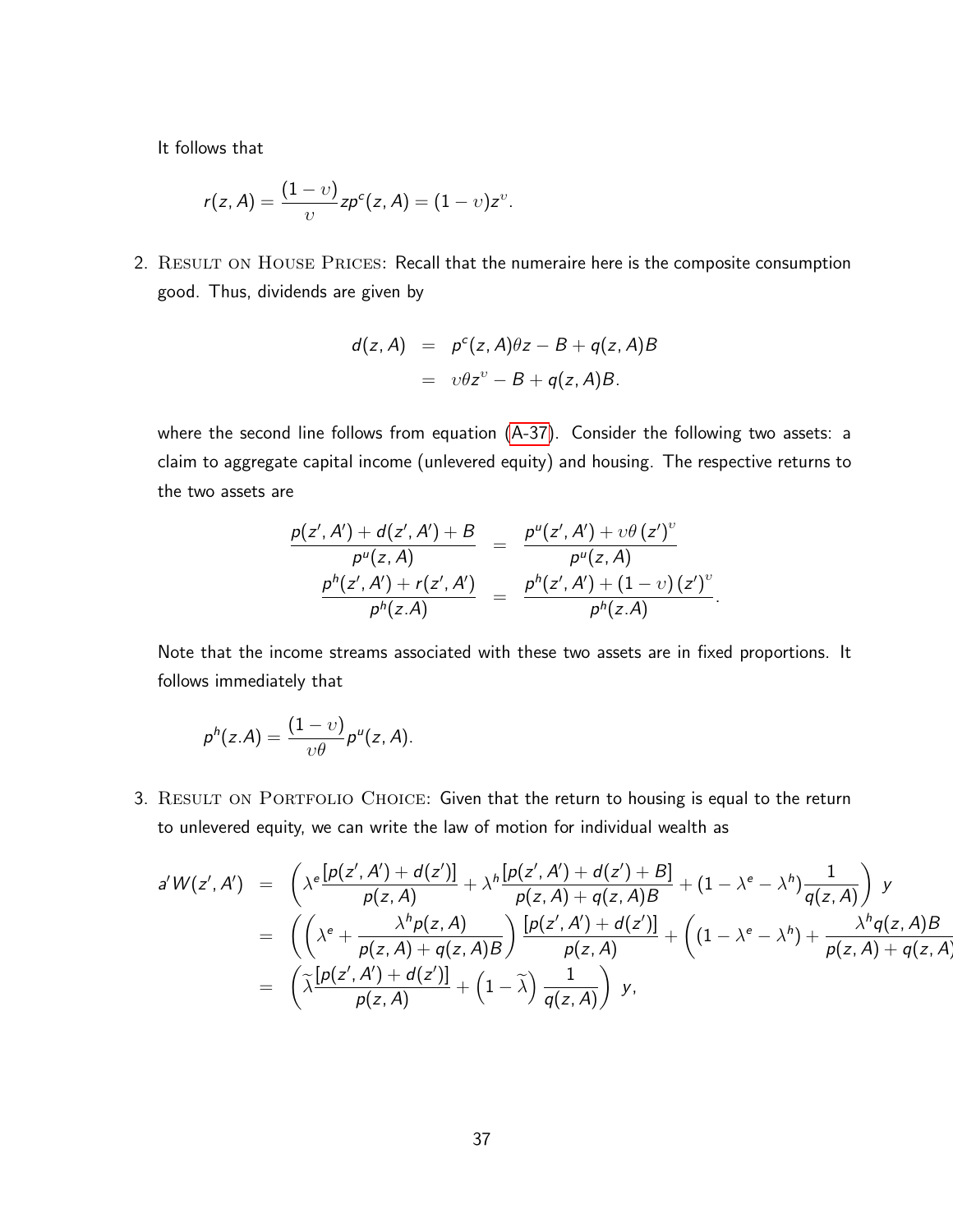It follows that

$$r(z, A) = \frac{(1-\upsilon)}{\upsilon} z p^c(z, A) = (1-\upsilon) z^{\upsilon}.$$

2. Result on House Prices: Recall that the numeraire here is the composite consumption good. Thus, dividends are given by

$$\begin{aligned} d(z, A) &= p^c(z, A)\theta z - B + q(z, A)B \\ &= \upsilon \theta z^{\upsilon} - B + q(z, A)B. \end{aligned}$$

where the second line follows from equation (A-37). Consider the following two assets: a claim to aggregate capital income (unlevered equity) and housing. The respective returns to the two assets are

$$\begin{aligned} \frac{p(z', A') + d(z', A') + B}{p^u(z, A)} &= \frac{p^u(z', A') + \upsilon \theta (z')^{\upsilon}}{p^u(z, A)} \\ \frac{p^h(z', A') + r(z', A')}{p^h(z.A)} &= \frac{p^h(z', A') + (1-\upsilon)(z')^{\upsilon}}{p^h(z.A)}. \end{aligned}$$

Note that the income streams associated with these two assets are in fixed proportions. It follows immediately that

$$p^h(z.A) = \frac{(1-\upsilon)}{\upsilon \theta} p^u(z, A).$$

3. Result on Portfolio Choice: Given that the return to housing is equal to the return to unlevered equity, we can write the law of motion for individual wealth as

$$\begin{aligned} a' W(z', A') &= \left( \lambda^e \frac{[p(z', A') + d(z')]}{p(z, A)} + \lambda^h \frac{[p(z', A') + d(z') + B]}{p(z, A) + q(z, A)B} + (1 - \lambda^e - \lambda^h) \frac{1}{q(z, A)} \right) y \\ &= \left( \left( \lambda^e + \frac{\lambda^h p(z, A)}{p(z, A) + q(z, A)B} \right) \frac{[p(z', A') + d(z')]}{p(z, A)} + \left( (1 - \lambda^e - \lambda^h) + \frac{\lambda^h q(z, A)B}{p(z, A) + q(z, A)B} \right) \right. \\ &= \left( \widetilde{\lambda} \frac{[p(z', A') + d(z')]}{p(z, A)} + \left(1 - \widetilde{\lambda}\right) \frac{1}{q(z, A)} \right) y, \end{aligned}$$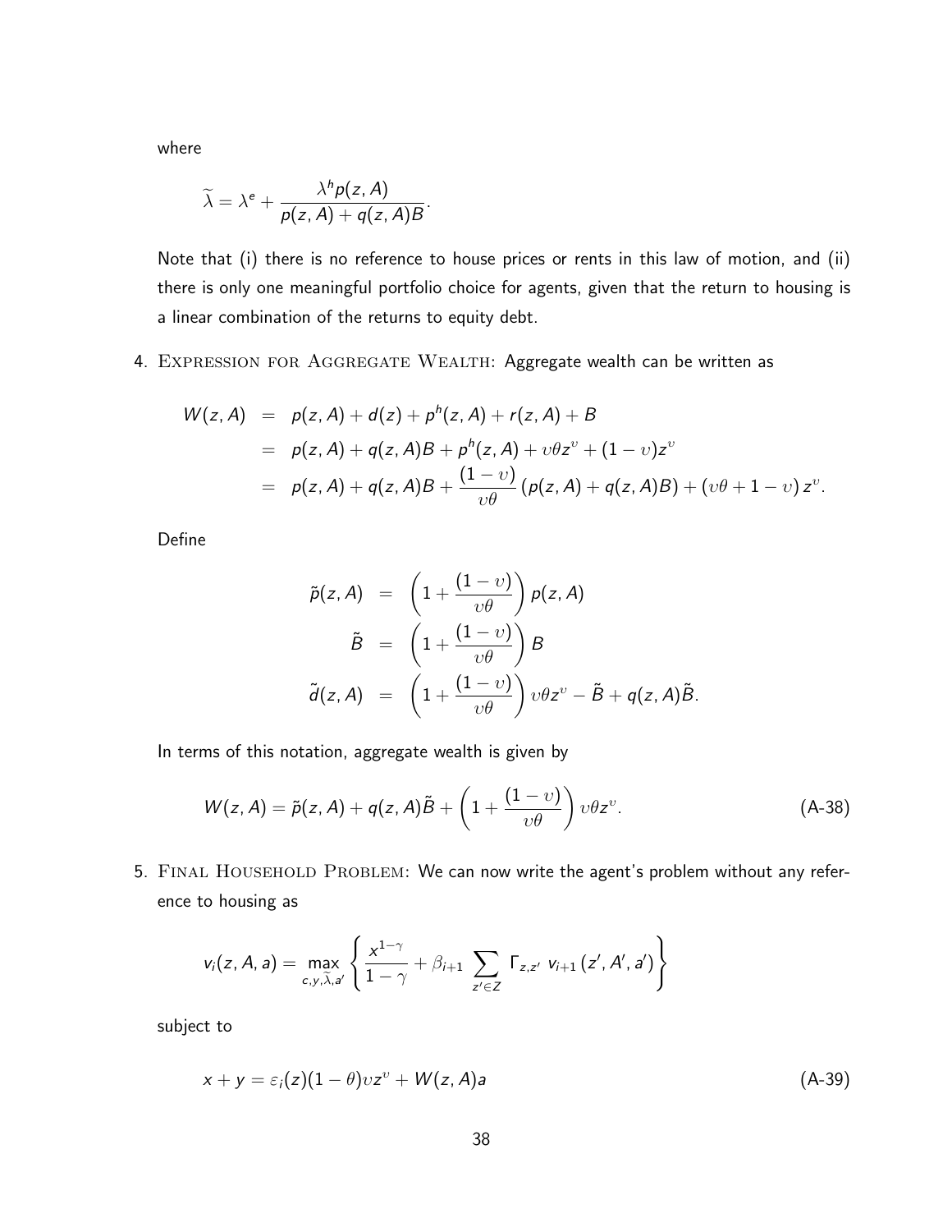where

$$\widetilde{\lambda} = \lambda^e + \frac{\lambda^h p(z,A)}{p(z,A) + q(z,A)B}.$$

Note that (i) there is no reference to house prices or rents in this law of motion, and (ii) there is only one meaningful portfolio choice for agents, given that the return to housing is a linear combination of the returns to equity debt.

4. Expression for Aggregate Wealth: Aggregate wealth can be written as

$$\begin{aligned}
W(z,A) &= p(z,A) + d(z) + p^h(z,A) + r(z,A) + B \\
&= p(z,A) + q(z,A)B + p^h(z,A) + \upsilon\theta z^{\upsilon} + (1-\upsilon)z^{\upsilon} \\
&= p(z,A) + q(z,A)B + \frac{(1-\upsilon)}{\upsilon\theta}\left(p(z,A) + q(z,A)B\right) + \left(\upsilon\theta + 1 - \upsilon\right) z^{\upsilon}.
\end{aligned}$$

Define

$$\begin{aligned}
\tilde{p}(z,A) &= \left(1 + \frac{(1-\upsilon)}{\upsilon\theta}\right) p(z,A) \\
\tilde{B} &= \left(1 + \frac{(1-\upsilon)}{\upsilon\theta}\right) B \\
\tilde{d}(z,A) &= \left(1 + \frac{(1-\upsilon)}{\upsilon\theta}\right) \upsilon\theta z^{\upsilon} - \tilde{B} + q(z,A)\tilde{B}.
\end{aligned}$$

In terms of this notation, aggregate wealth is given by

$$W(z,A) = \tilde{p}(z,A) + q(z,A)\tilde{B} + \left(1 + \frac{(1-\upsilon)}{\upsilon\theta}\right)\upsilon\theta z^{\upsilon}. \tag{A-38}$$

5. Final Household Problem: We can now write the agent's problem without any reference to housing as

$$v_i(z,A,a) = \max_{c,y,\widetilde{\lambda},a'} \left\{ \frac{x^{1-\gamma}}{1-\gamma} + \beta_{i+1} \sum_{z' \in Z} \Gamma_{z,z'}\; v_{i+1}\left(z', A', a'\right) \right\}$$

subject to

$$x + y = \varepsilon_i(z)(1-\theta)\upsilon z^{\upsilon} + W(z,A)a \tag{A-39}$$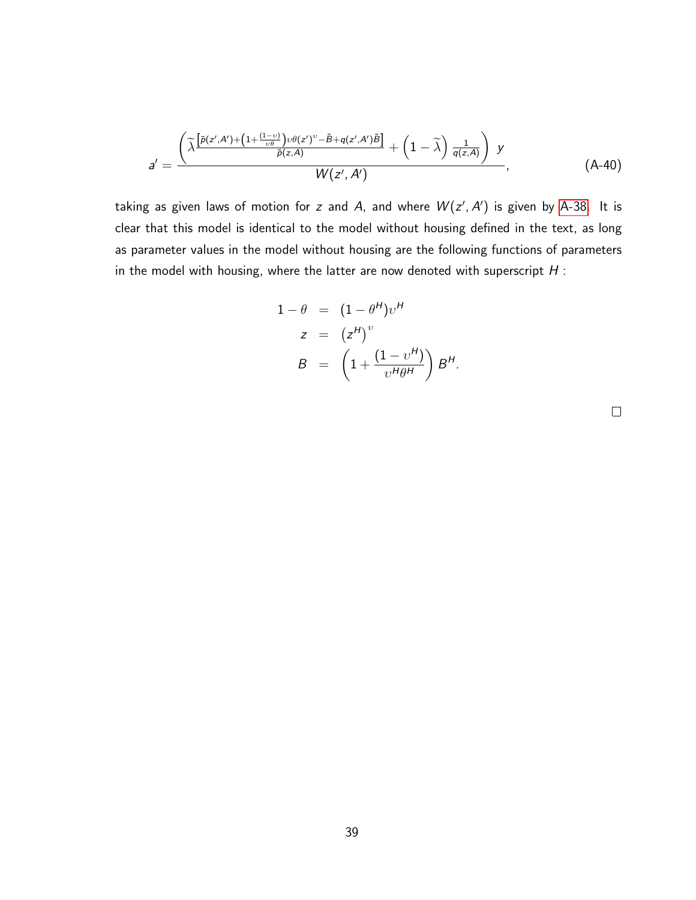$$a' = \frac{\left( \widetilde{\lambda} \frac{\left[ \tilde{p}(z', A') + \left(1 + \frac{(1-\upsilon)}{\upsilon\theta}\right)\upsilon\theta(z')^{\upsilon} - \tilde{B} + q(z', A')\tilde{B} \right]}{\tilde{p}(z, A)} + \left(1 - \widetilde{\lambda}\right) \frac{1}{q(z, A)} \right) \; y}{W(z', A')}, \tag{A-40}$$

taking as given laws of motion for $z$ and $A$, and where $W(z', A')$ is given by A-38. It is clear that this model is identical to the model without housing defined in the text, as long as parameter values in the model without housing are the following functions of parameters in the model with housing, where the latter are now denoted with superscript $H$ :

$$\begin{aligned}
1 - \theta &= (1 - \theta^H)\upsilon^H \\
z &= \left(z^H\right)^{\upsilon} \\
B &= \left(1 + \frac{(1 - \upsilon^H)}{\upsilon^H \theta^H}\right) B^H.
\end{aligned}$$

□